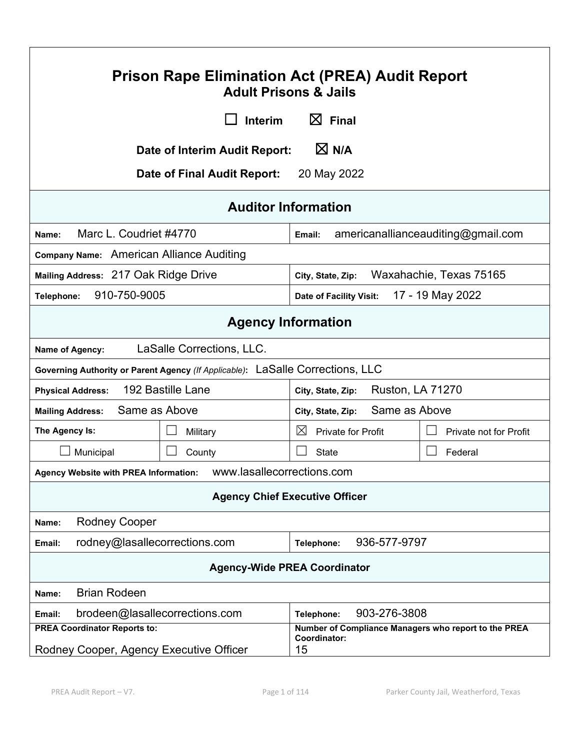# Prison Rape Elimination Act (PREA) Audit Report

## Adult Prisons & Jails

☐ Interim ☒ Final

**Date of Interim Audit Report:** ☒ N/A

**Date of Final Audit Report:** 20 May 2022

## Auditor Information

| | |
|---|---|
| **Name:** Marc L. Coudriet #4770 | **Email:** americanallianceauditing@gmail.com |
| **Company Name:** American Alliance Auditing | |
| **Mailing Address:** 217 Oak Ridge Drive | **City, State, Zip:** Waxahachie, Texas 75165 |
| **Telephone:** 910-750-9005 | **Date of Facility Visit:** 17 - 19 May 2022 |

## Agency Information

**Name of Agency:** LaSalle Corrections, LLC.

**Governing Authority or Parent Agency** *(If Applicable)*: LaSalle Corrections, LLC

| | |
|---|---|
| **Physical Address:** 192 Bastille Lane | **City, State, Zip:** Ruston, LA 71270 |
| **Mailing Address:** Same as Above | **City, State, Zip:** Same as Above |

| **The Agency Is:** | ☐ Military | ☒ Private for Profit | ☐ Private not for Profit |
|---|---|---|---|
| ☐ Municipal | ☐ County | ☐ State | ☐ Federal |

**Agency Website with PREA Information:** www.lasallecorrections.com

### Agency Chief Executive Officer

**Name:** Rodney Cooper

| | |
|---|---|
| **Email:** rodney@lasallecorrections.com | **Telephone:** 936-577-9797 |

### Agency-Wide PREA Coordinator

**Name:** Brian Rodeen

| | |
|---|---|
| **Email:** brodeen@lasallecorrections.com | **Telephone:** 903-276-3808 |
| **PREA Coordinator Reports to:** Rodney Cooper, Agency Executive Officer | **Number of Compliance Managers who report to the PREA Coordinator:** 15 |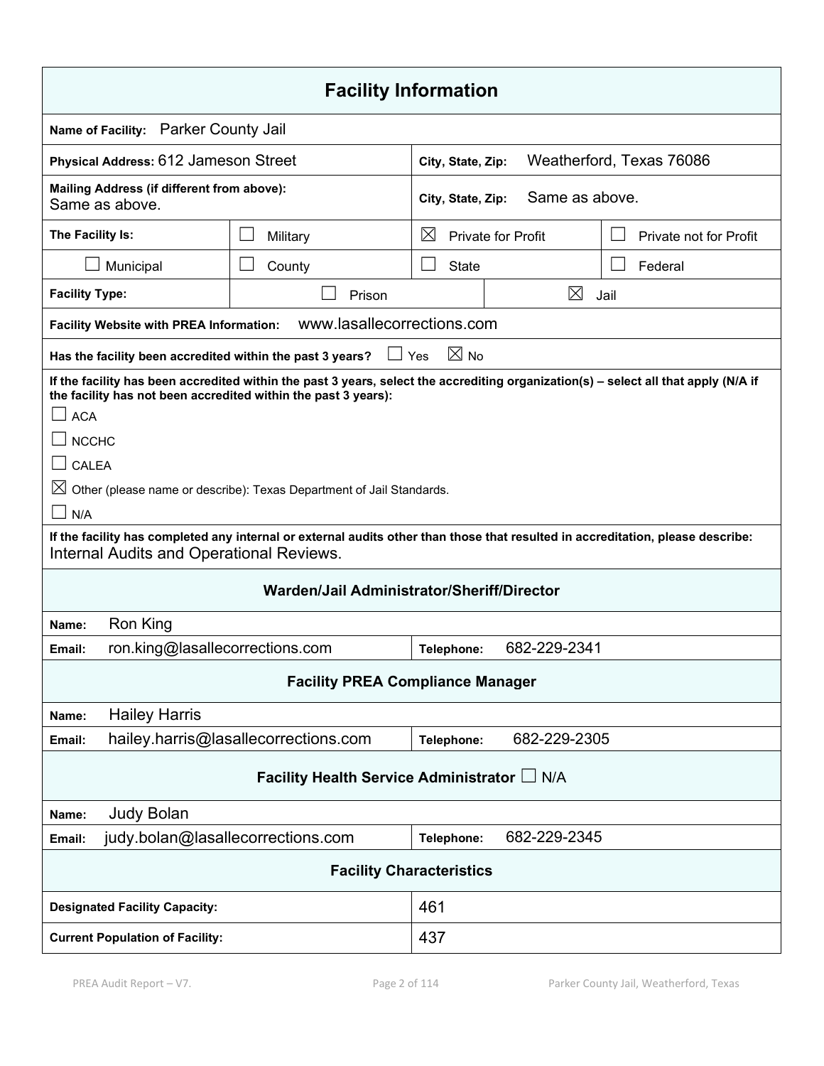## Facility Information

| | |
|---|---|
| **Name of Facility:** | Parker County Jail |
| **Physical Address:** 612 Jameson Street | **City, State, Zip:** Weatherford, Texas 76086 |
| **Mailing Address (if different from above):** Same as above. | **City, State, Zip:** Same as above. |

| **The Facility Is:** | ☐ Military | ☒ Private for Profit | ☐ Private not for Profit |
|---|---|---|---|
| ☐ Municipal | ☐ County | ☐ State | ☐ Federal |

| **Facility Type:** | ☐ Prison | ☒ Jail |
|---|---|---|

**Facility Website with PREA Information:** www.lasallecorrections.com

**Has the facility been accredited within the past 3 years?** ☐ Yes ☒ No

**If the facility has been accredited within the past 3 years, select the accrediting organization(s) – select all that apply (N/A if the facility has not been accredited within the past 3 years):**

☐ ACA

☐ NCCHC

☐ CALEA

☒ Other (please name or describe): Texas Department of Jail Standards.

☐ N/A

**If the facility has completed any internal or external audits other than those that resulted in accreditation, please describe:**
Internal Audits and Operational Reviews.

### Warden/Jail Administrator/Sheriff/Director

| | | | |
|---|---|---|---|
| **Name:** | Ron King | | |
| **Email:** | ron.king@lasallecorrections.com | **Telephone:** | 682-229-2341 |

### Facility PREA Compliance Manager

| | | | |
|---|---|---|---|
| **Name:** | Hailey Harris | | |
| **Email:** | hailey.harris@lasallecorrections.com | **Telephone:** | 682-229-2305 |

### Facility Health Service Administrator ☐ N/A

| | | | |
|---|---|---|---|
| **Name:** | Judy Bolan | | |
| **Email:** | judy.bolan@lasallecorrections.com | **Telephone:** | 682-229-2345 |

### Facility Characteristics

| | |
|---|---|
| **Designated Facility Capacity:** | 461 |
| **Current Population of Facility:** | 437 |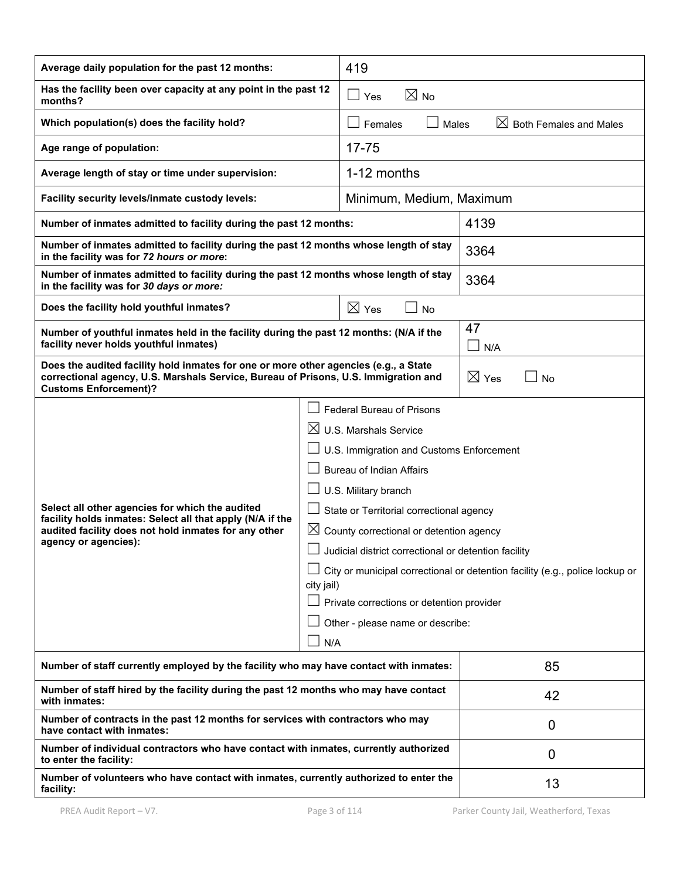| | |
|---|---|
| **Average daily population for the past 12 months:** | 419 |
| **Has the facility been over capacity at any point in the past 12 months?** | ☐ Yes ☒ No |
| **Which population(s) does the facility hold?** | ☐ Females ☐ Males ☒ Both Females and Males |
| **Age range of population:** | 17-75 |
| **Average length of stay or time under supervision:** | 1-12 months |
| **Facility security levels/inmate custody levels:** | Minimum, Medium, Maximum |
| **Number of inmates admitted to facility during the past 12 months:** | 4139 |
| **Number of inmates admitted to facility during the past 12 months whose length of stay in the facility was for *72 hours or more*:** | 3364 |
| **Number of inmates admitted to facility during the past 12 months whose length of stay in the facility was for *30 days or more:*** | 3364 |
| **Does the facility hold youthful inmates?** | ☒ Yes ☐ No |
| **Number of youthful inmates held in the facility during the past 12 months: (N/A if the facility never holds youthful inmates)** | 47 ☐ N/A |
| **Does the audited facility hold inmates for one or more other agencies (e.g., a State correctional agency, U.S. Marshals Service, Bureau of Prisons, U.S. Immigration and Customs Enforcement)?** | ☒ Yes ☐ No |
| **Select all other agencies for which the audited facility holds inmates: Select all that apply (N/A if the audited facility does not hold inmates for any other agency or agencies):** | ☐ Federal Bureau of Prisons<br>☒ U.S. Marshals Service<br>☐ U.S. Immigration and Customs Enforcement<br>☐ Bureau of Indian Affairs<br>☐ U.S. Military branch<br>☐ State or Territorial correctional agency<br>☒ County correctional or detention agency<br>☐ Judicial district correctional or detention facility<br>☐ City or municipal correctional or detention facility (e.g., police lockup or city jail)<br>☐ Private corrections or detention provider<br>☐ Other - please name or describe:<br>☐ N/A |
| **Number of staff currently employed by the facility who may have contact with inmates:** | 85 |
| **Number of staff hired by the facility during the past 12 months who may have contact with inmates:** | 42 |
| **Number of contracts in the past 12 months for services with contractors who may have contact with inmates:** | 0 |
| **Number of individual contractors who have contact with inmates, currently authorized to enter the facility:** | 0 |
| **Number of volunteers who have contact with inmates, currently authorized to enter the facility:** | 13 |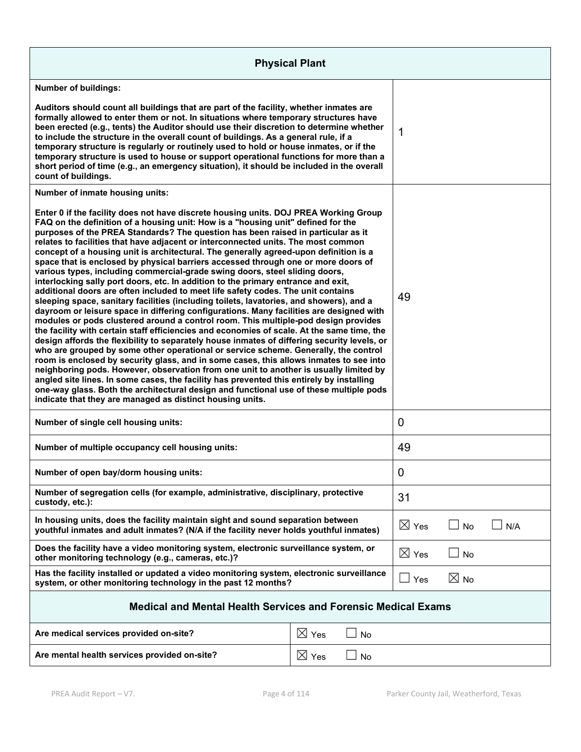## Physical Plant

| Physical Plant | |
|---|---|
| **Number of buildings:**<br><br>**Auditors should count all buildings that are part of the facility, whether inmates are formally allowed to enter them or not. In situations where temporary structures have been erected (e.g., tents) the Auditor should use their discretion to determine whether to include the structure in the overall count of buildings. As a general rule, if a temporary structure is regularly or routinely used to hold or house inmates, or if the temporary structure is used to house or support operational functions for more than a short period of time (e.g., an emergency situation), it should be included in the overall count of buildings.** | 1 |
| **Number of inmate housing units:**<br><br>**Enter 0 if the facility does not have discrete housing units. DOJ PREA Working Group FAQ on the definition of a housing unit: How is a "housing unit" defined for the purposes of the PREA Standards? The question has been raised in particular as it relates to facilities that have adjacent or interconnected units. The most common concept of a housing unit is architectural. The generally agreed-upon definition is a space that is enclosed by physical barriers accessed through one or more doors of various types, including commercial-grade swing doors, steel sliding doors, interlocking sally port doors, etc. In addition to the primary entrance and exit, additional doors are often included to meet life safety codes. The unit contains sleeping space, sanitary facilities (including toilets, lavatories, and showers), and a dayroom or leisure space in differing configurations. Many facilities are designed with modules or pods clustered around a control room. This multiple-pod design provides the facility with certain staff efficiencies and economies of scale. At the same time, the design affords the flexibility to separately house inmates of differing security levels, or who are grouped by some other operational or service scheme. Generally, the control room is enclosed by security glass, and in some cases, this allows inmates to see into neighboring pods. However, observation from one unit to another is usually limited by angled site lines. In some cases, the facility has prevented this entirely by installing one-way glass. Both the architectural design and functional use of these multiple pods indicate that they are managed as distinct housing units.** | 49 |
| **Number of single cell housing units:** | 0 |
| **Number of multiple occupancy cell housing units:** | 49 |
| **Number of open bay/dorm housing units:** | 0 |
| **Number of segregation cells (for example, administrative, disciplinary, protective custody, etc.):** | 31 |
| **In housing units, does the facility maintain sight and sound separation between youthful inmates and adult inmates? (N/A if the facility never holds youthful inmates)** | ☒ Yes ☐ No ☐ N/A |
| **Does the facility have a video monitoring system, electronic surveillance system, or other monitoring technology (e.g., cameras, etc.)?** | ☒ Yes ☐ No |
| **Has the facility installed or updated a video monitoring system, electronic surveillance system, or other monitoring technology in the past 12 months?** | ☐ Yes ☒ No |

## Medical and Mental Health Services and Forensic Medical Exams

| Medical and Mental Health Services and Forensic Medical Exams | |
|---|---|
| **Are medical services provided on-site?** | ☒ Yes ☐ No |
| **Are mental health services provided on-site?** | ☒ Yes ☐ No |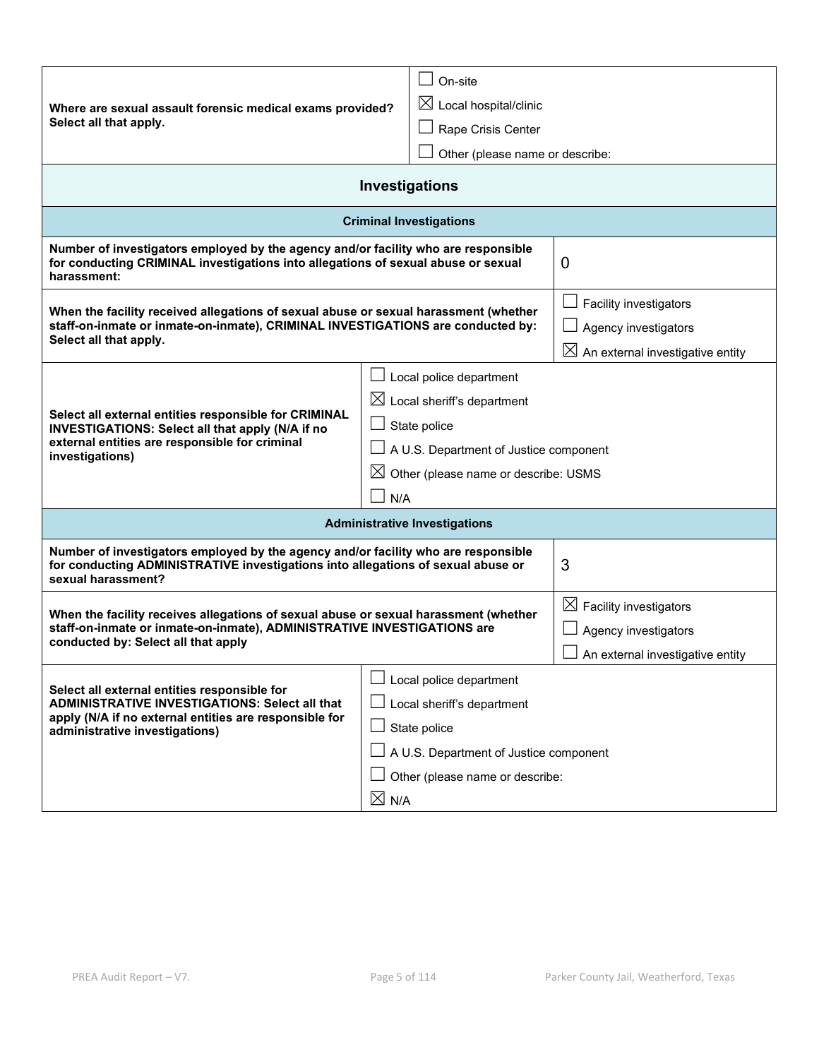| Question | Response |
| --- | --- |
| **Where are sexual assault forensic medical exams provided? Select all that apply.** | ☐ On-site<br>☒ Local hospital/clinic<br>☐ Rape Crisis Center<br>☐ Other (please name or describe: |

## Investigations

### Criminal Investigations

| Question | Response |
| --- | --- |
| **Number of investigators employed by the agency and/or facility who are responsible for conducting CRIMINAL investigations into allegations of sexual abuse or sexual harassment:** | 0 |
| **When the facility received allegations of sexual abuse or sexual harassment (whether staff-on-inmate or inmate-on-inmate), CRIMINAL INVESTIGATIONS are conducted by: Select all that apply.** | ☐ Facility investigators<br>☐ Agency investigators<br>☒ An external investigative entity |
| **Select all external entities responsible for CRIMINAL INVESTIGATIONS: Select all that apply (N/A if no external entities are responsible for criminal investigations)** | ☐ Local police department<br>☒ Local sheriff's department<br>☐ State police<br>☐ A U.S. Department of Justice component<br>☒ Other (please name or describe: USMS<br>☐ N/A |

### Administrative Investigations

| Question | Response |
| --- | --- |
| **Number of investigators employed by the agency and/or facility who are responsible for conducting ADMINISTRATIVE investigations into allegations of sexual abuse or sexual harassment?** | 3 |
| **When the facility receives allegations of sexual abuse or sexual harassment (whether staff-on-inmate or inmate-on-inmate), ADMINISTRATIVE INVESTIGATIONS are conducted by: Select all that apply** | ☒ Facility investigators<br>☐ Agency investigators<br>☐ An external investigative entity |
| **Select all external entities responsible for ADMINISTRATIVE INVESTIGATIONS: Select all that apply (N/A if no external entities are responsible for administrative investigations)** | ☐ Local police department<br>☐ Local sheriff's department<br>☐ State police<br>☐ A U.S. Department of Justice component<br>☐ Other (please name or describe:<br>☒ N/A |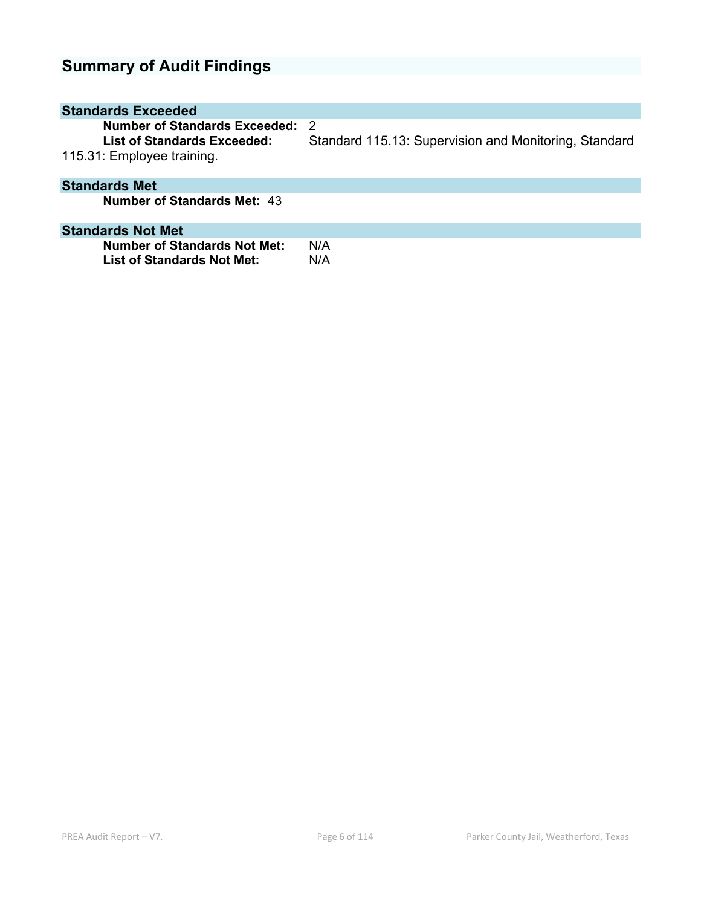## Summary of Audit Findings

### Standards Exceeded

**Number of Standards Exceeded:** 2

**List of Standards Exceeded:** Standard 115.13: Supervision and Monitoring, Standard 115.31: Employee training.

### Standards Met

**Number of Standards Met:** 43

### Standards Not Met

**Number of Standards Not Met:** N/A

**List of Standards Not Met:** N/A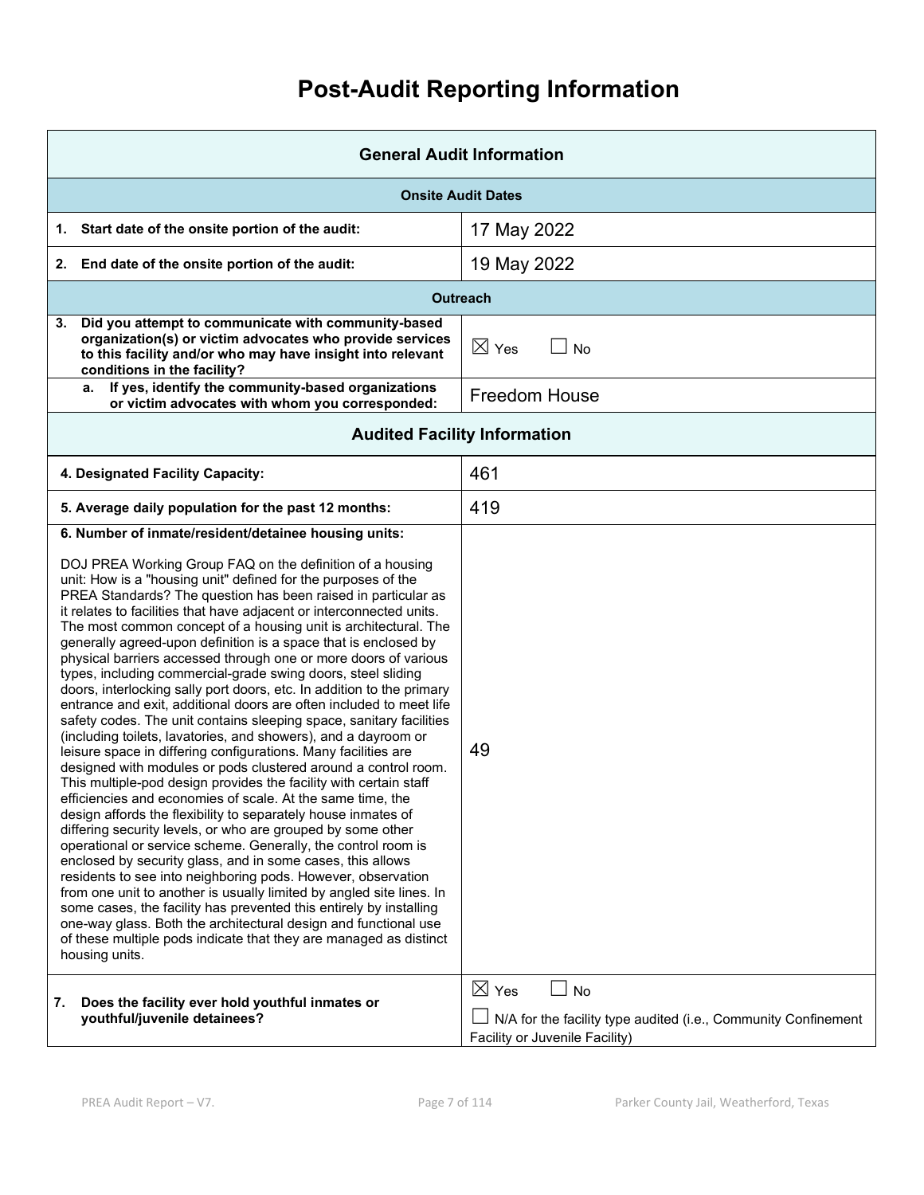# Post-Audit Reporting Information

| General Audit Information | |
|---|---|
| **Onsite Audit Dates** | |
| **1. Start date of the onsite portion of the audit:** | 17 May 2022 |
| **2. End date of the onsite portion of the audit:** | 19 May 2022 |
| **Outreach** | |
| **3. Did you attempt to communicate with community-based organization(s) or victim advocates who provide services to this facility and/or who may have insight into relevant conditions in the facility?** | ☒ Yes ☐ No |
| **a. If yes, identify the community-based organizations or victim advocates with whom you corresponded:** | Freedom House |
| **Audited Facility Information** | |
| **4. Designated Facility Capacity:** | 461 |
| **5. Average daily population for the past 12 months:** | 419 |
| **6. Number of inmate/resident/detainee housing units:**<br><br>DOJ PREA Working Group FAQ on the definition of a housing unit: How is a "housing unit" defined for the purposes of the PREA Standards? The question has been raised in particular as it relates to facilities that have adjacent or interconnected units. The most common concept of a housing unit is architectural. The generally agreed-upon definition is a space that is enclosed by physical barriers accessed through one or more doors of various types, including commercial-grade swing doors, steel sliding doors, interlocking sally port doors, etc. In addition to the primary entrance and exit, additional doors are often included to meet life safety codes. The unit contains sleeping space, sanitary facilities (including toilets, lavatories, and showers), and a dayroom or leisure space in differing configurations. Many facilities are designed with modules or pods clustered around a control room. This multiple-pod design provides the facility with certain staff efficiencies and economies of scale. At the same time, the design affords the flexibility to separately house inmates of differing security levels, or who are grouped by some other operational or service scheme. Generally, the control room is enclosed by security glass, and in some cases, this allows residents to see into neighboring pods. However, observation from one unit to another is usually limited by angled site lines. In some cases, the facility has prevented this entirely by installing one-way glass. Both the architectural design and functional use of these multiple pods indicate that they are managed as distinct housing units. | 49 |
| **7. Does the facility ever hold youthful inmates or youthful/juvenile detainees?** | ☒ Yes ☐ No<br><br>☐ N/A for the facility type audited (i.e., Community Confinement Facility or Juvenile Facility) |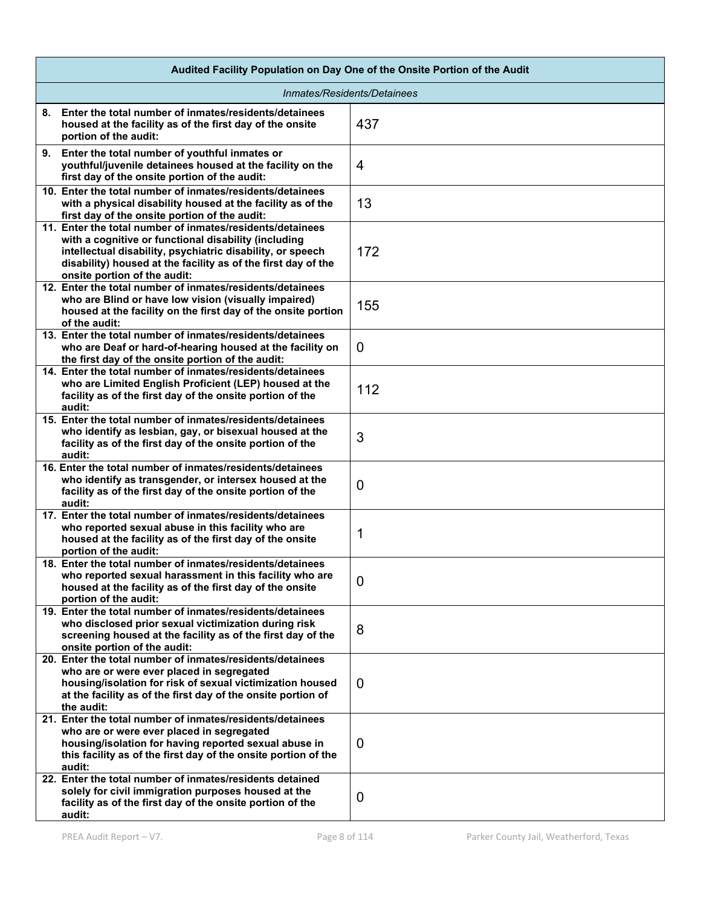| Audited Facility Population on Day One of the Onsite Portion of the Audit | |
|---|---|
| *Inmates/Residents/Detainees* | |
| **8. Enter the total number of inmates/residents/detainees housed at the facility as of the first day of the onsite portion of the audit:** | 437 |
| **9. Enter the total number of youthful inmates or youthful/juvenile detainees housed at the facility on the first day of the onsite portion of the audit:** | 4 |
| **10. Enter the total number of inmates/residents/detainees with a physical disability housed at the facility as of the first day of the onsite portion of the audit:** | 13 |
| **11. Enter the total number of inmates/residents/detainees with a cognitive or functional disability (including intellectual disability, psychiatric disability, or speech disability) housed at the facility as of the first day of the onsite portion of the audit:** | 172 |
| **12. Enter the total number of inmates/residents/detainees who are Blind or have low vision (visually impaired) housed at the facility on the first day of the onsite portion of the audit:** | 155 |
| **13. Enter the total number of inmates/residents/detainees who are Deaf or hard-of-hearing housed at the facility on the first day of the onsite portion of the audit:** | 0 |
| **14. Enter the total number of inmates/residents/detainees who are Limited English Proficient (LEP) housed at the facility as of the first day of the onsite portion of the audit:** | 112 |
| **15. Enter the total number of inmates/residents/detainees who identify as lesbian, gay, or bisexual housed at the facility as of the first day of the onsite portion of the audit:** | 3 |
| **16. Enter the total number of inmates/residents/detainees who identify as transgender, or intersex housed at the facility as of the first day of the onsite portion of the audit:** | 0 |
| **17. Enter the total number of inmates/residents/detainees who reported sexual abuse in this facility who are housed at the facility as of the first day of the onsite portion of the audit:** | 1 |
| **18. Enter the total number of inmates/residents/detainees who reported sexual harassment in this facility who are housed at the facility as of the first day of the onsite portion of the audit:** | 0 |
| **19. Enter the total number of inmates/residents/detainees who disclosed prior sexual victimization during risk screening housed at the facility as of the first day of the onsite portion of the audit:** | 8 |
| **20. Enter the total number of inmates/residents/detainees who are or were ever placed in segregated housing/isolation for risk of sexual victimization housed at the facility as of the first day of the onsite portion of the audit:** | 0 |
| **21. Enter the total number of inmates/residents/detainees who are or were ever placed in segregated housing/isolation for having reported sexual abuse in this facility as of the first day of the onsite portion of the audit:** | 0 |
| **22. Enter the total number of inmates/residents detained solely for civil immigration purposes housed at the facility as of the first day of the onsite portion of the audit:** | 0 |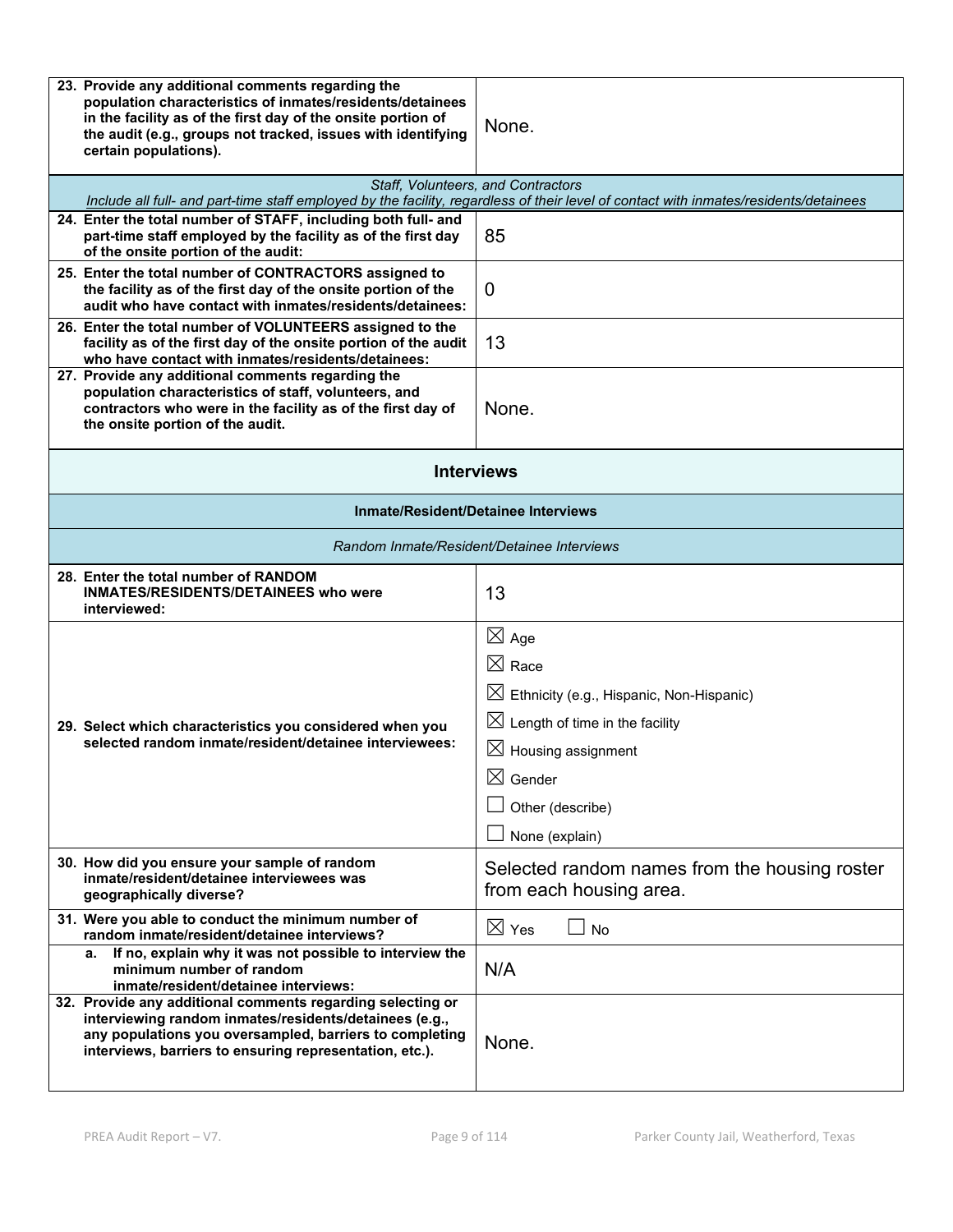| | |
|---|---|
| **23. Provide any additional comments regarding the population characteristics of inmates/residents/detainees in the facility as of the first day of the onsite portion of the audit (e.g., groups not tracked, issues with identifying certain populations).** | None. |

| *Staff, Volunteers, and Contractors* *Include all full- and part-time staff employed by the facility, regardless of their level of contact with inmates/residents/detainees* | |
|---|---|
| **24. Enter the total number of STAFF, including both full- and part-time staff employed by the facility as of the first day of the onsite portion of the audit:** | 85 |
| **25. Enter the total number of CONTRACTORS assigned to the facility as of the first day of the onsite portion of the audit who have contact with inmates/residents/detainees:** | 0 |
| **26. Enter the total number of VOLUNTEERS assigned to the facility as of the first day of the onsite portion of the audit who have contact with inmates/residents/detainees:** | 13 |
| **27. Provide any additional comments regarding the population characteristics of staff, volunteers, and contractors who were in the facility as of the first day of the onsite portion of the audit.** | None. |

## Interviews

### Inmate/Resident/Detainee Interviews

*Random Inmate/Resident/Detainee Interviews*

| | |
|---|---|
| **28. Enter the total number of RANDOM INMATES/RESIDENTS/DETAINEES who were interviewed:** | 13 |
| **29. Select which characteristics you considered when you selected random inmate/resident/detainee interviewees:** | ☒ Age<br>☒ Race<br>☒ Ethnicity (e.g., Hispanic, Non-Hispanic)<br>☒ Length of time in the facility<br>☒ Housing assignment<br>☒ Gender<br>☐ Other (describe)<br>☐ None (explain) |
| **30. How did you ensure your sample of random inmate/resident/detainee interviewees was geographically diverse?** | Selected random names from the housing roster from each housing area. |
| **31. Were you able to conduct the minimum number of random inmate/resident/detainee interviews?** | ☒ Yes ☐ No |
| **a. If no, explain why it was not possible to interview the minimum number of random inmate/resident/detainee interviews:** | N/A |
| **32. Provide any additional comments regarding selecting or interviewing random inmates/residents/detainees (e.g., any populations you oversampled, barriers to completing interviews, barriers to ensuring representation, etc.).** | None. |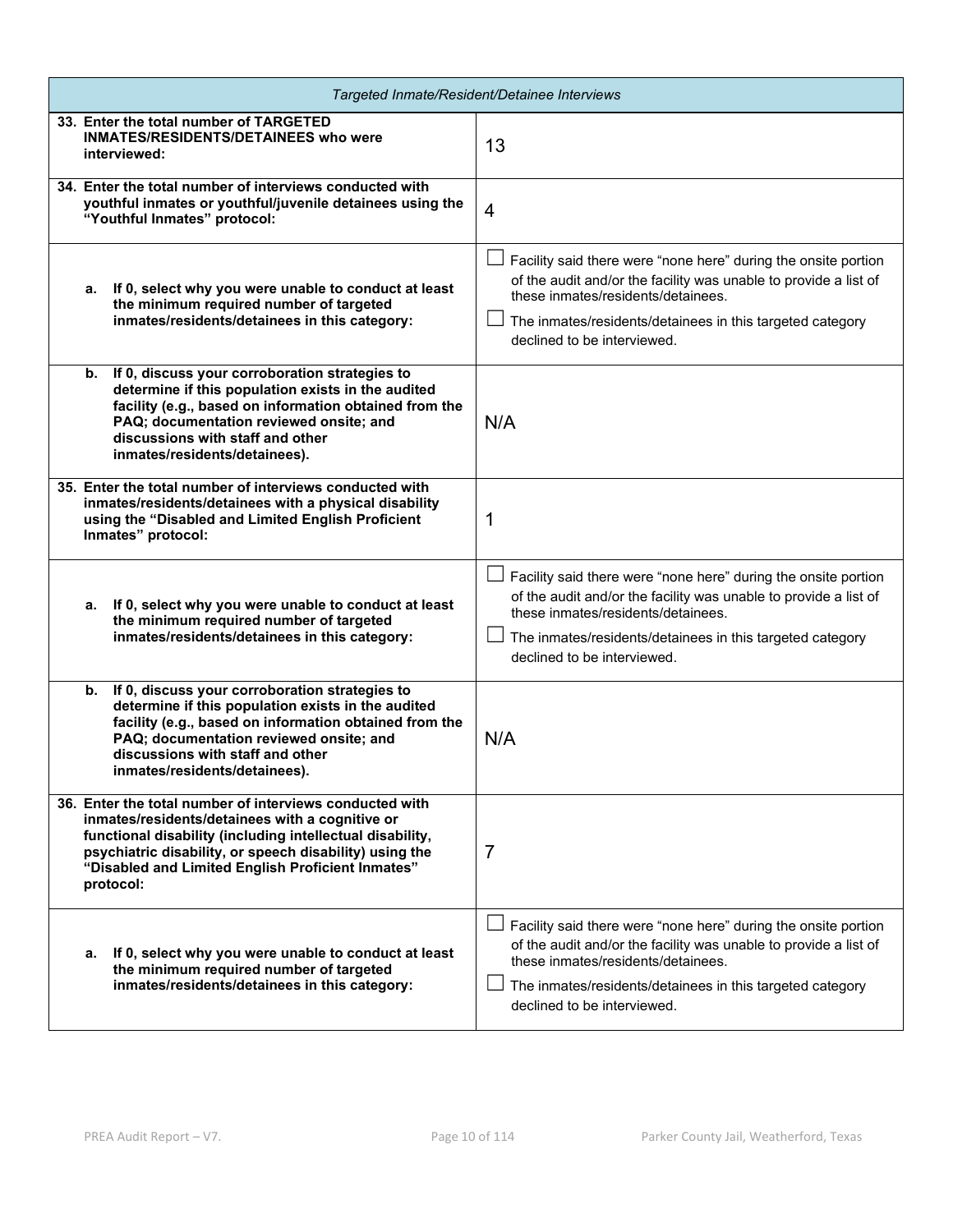| *Targeted Inmate/Resident/Detainee Interviews* | |
|---|---|
| **33. Enter the total number of TARGETED INMATES/RESIDENTS/DETAINEES who were interviewed:** | 13 |
| **34. Enter the total number of interviews conducted with youthful inmates or youthful/juvenile detainees using the "Youthful Inmates" protocol:** | 4 |
| **a. If 0, select why you were unable to conduct at least the minimum required number of targeted inmates/residents/detainees in this category:** | ☐ Facility said there were "none here" during the onsite portion of the audit and/or the facility was unable to provide a list of these inmates/residents/detainees.<br>☐ The inmates/residents/detainees in this targeted category declined to be interviewed. |
| **b. If 0, discuss your corroboration strategies to determine if this population exists in the audited facility (e.g., based on information obtained from the PAQ; documentation reviewed onsite; and discussions with staff and other inmates/residents/detainees).** | N/A |
| **35. Enter the total number of interviews conducted with inmates/residents/detainees with a physical disability using the "Disabled and Limited English Proficient Inmates" protocol:** | 1 |
| **a. If 0, select why you were unable to conduct at least the minimum required number of targeted inmates/residents/detainees in this category:** | ☐ Facility said there were "none here" during the onsite portion of the audit and/or the facility was unable to provide a list of these inmates/residents/detainees.<br>☐ The inmates/residents/detainees in this targeted category declined to be interviewed. |
| **b. If 0, discuss your corroboration strategies to determine if this population exists in the audited facility (e.g., based on information obtained from the PAQ; documentation reviewed onsite; and discussions with staff and other inmates/residents/detainees).** | N/A |
| **36. Enter the total number of interviews conducted with inmates/residents/detainees with a cognitive or functional disability (including intellectual disability, psychiatric disability, or speech disability) using the "Disabled and Limited English Proficient Inmates" protocol:** | 7 |
| **a. If 0, select why you were unable to conduct at least the minimum required number of targeted inmates/residents/detainees in this category:** | ☐ Facility said there were "none here" during the onsite portion of the audit and/or the facility was unable to provide a list of these inmates/residents/detainees.<br>☐ The inmates/residents/detainees in this targeted category declined to be interviewed. |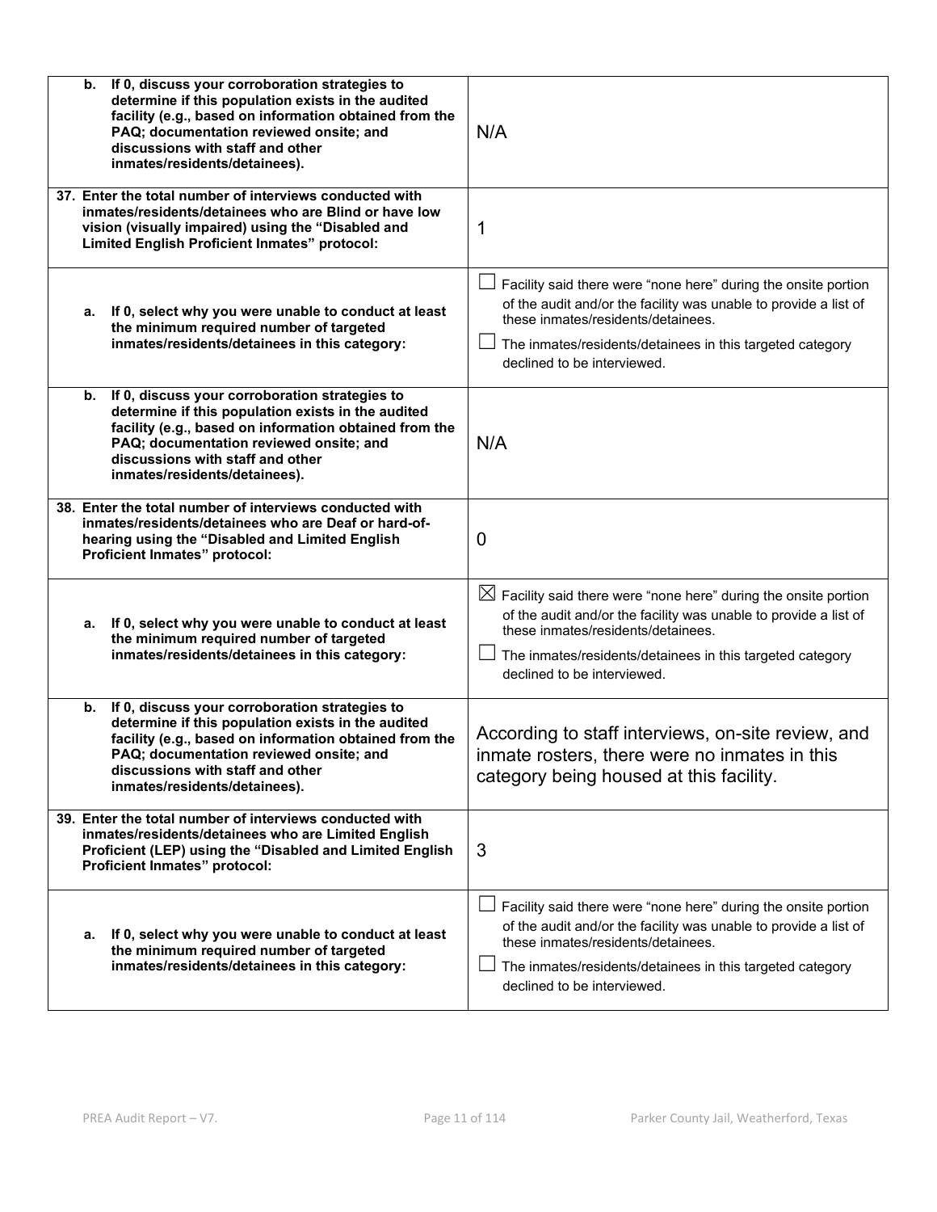| | |
|---|---|
| **b. If 0, discuss your corroboration strategies to determine if this population exists in the audited facility (e.g., based on information obtained from the PAQ; documentation reviewed onsite; and discussions with staff and other inmates/residents/detainees).** | N/A |
| **37. Enter the total number of interviews conducted with inmates/residents/detainees who are Blind or have low vision (visually impaired) using the "Disabled and Limited English Proficient Inmates" protocol:** | 1 |
| **a. If 0, select why you were unable to conduct at least the minimum required number of targeted inmates/residents/detainees in this category:** | ☐ Facility said there were "none here" during the onsite portion of the audit and/or the facility was unable to provide a list of these inmates/residents/detainees.<br>☐ The inmates/residents/detainees in this targeted category declined to be interviewed. |
| **b. If 0, discuss your corroboration strategies to determine if this population exists in the audited facility (e.g., based on information obtained from the PAQ; documentation reviewed onsite; and discussions with staff and other inmates/residents/detainees).** | N/A |
| **38. Enter the total number of interviews conducted with inmates/residents/detainees who are Deaf or hard-of-hearing using the "Disabled and Limited English Proficient Inmates" protocol:** | 0 |
| **a. If 0, select why you were unable to conduct at least the minimum required number of targeted inmates/residents/detainees in this category:** | ☒ Facility said there were "none here" during the onsite portion of the audit and/or the facility was unable to provide a list of these inmates/residents/detainees.<br>☐ The inmates/residents/detainees in this targeted category declined to be interviewed. |
| **b. If 0, discuss your corroboration strategies to determine if this population exists in the audited facility (e.g., based on information obtained from the PAQ; documentation reviewed onsite; and discussions with staff and other inmates/residents/detainees).** | According to staff interviews, on-site review, and inmate rosters, there were no inmates in this category being housed at this facility. |
| **39. Enter the total number of interviews conducted with inmates/residents/detainees who are Limited English Proficient (LEP) using the "Disabled and Limited English Proficient Inmates" protocol:** | 3 |
| **a. If 0, select why you were unable to conduct at least the minimum required number of targeted inmates/residents/detainees in this category:** | ☐ Facility said there were "none here" during the onsite portion of the audit and/or the facility was unable to provide a list of these inmates/residents/detainees.<br>☐ The inmates/residents/detainees in this targeted category declined to be interviewed. |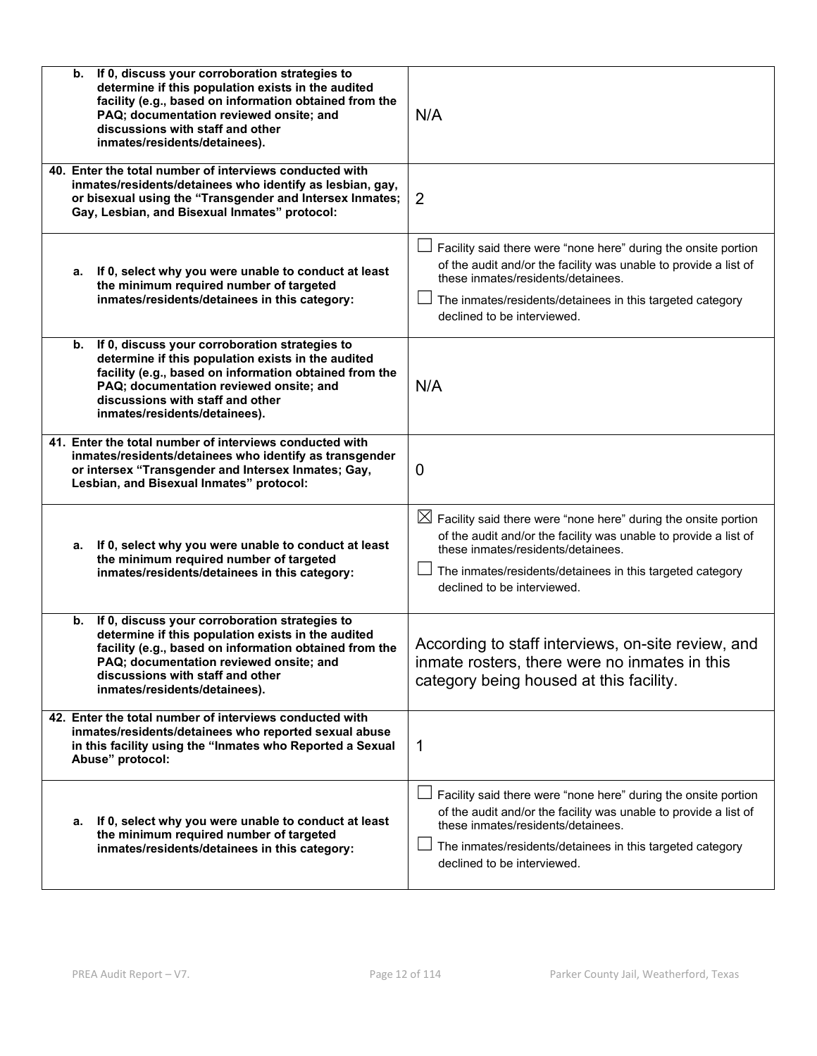| | |
|---|---|
| **b. If 0, discuss your corroboration strategies to determine if this population exists in the audited facility (e.g., based on information obtained from the PAQ; documentation reviewed onsite; and discussions with staff and other inmates/residents/detainees).** | N/A |
| **40. Enter the total number of interviews conducted with inmates/residents/detainees who identify as lesbian, gay, or bisexual using the "Transgender and Intersex Inmates; Gay, Lesbian, and Bisexual Inmates" protocol:** | 2 |
| **a. If 0, select why you were unable to conduct at least the minimum required number of targeted inmates/residents/detainees in this category:** | ☐ Facility said there were "none here" during the onsite portion of the audit and/or the facility was unable to provide a list of these inmates/residents/detainees.<br>☐ The inmates/residents/detainees in this targeted category declined to be interviewed. |
| **b. If 0, discuss your corroboration strategies to determine if this population exists in the audited facility (e.g., based on information obtained from the PAQ; documentation reviewed onsite; and discussions with staff and other inmates/residents/detainees).** | N/A |
| **41. Enter the total number of interviews conducted with inmates/residents/detainees who identify as transgender or intersex "Transgender and Intersex Inmates; Gay, Lesbian, and Bisexual Inmates" protocol:** | 0 |
| **a. If 0, select why you were unable to conduct at least the minimum required number of targeted inmates/residents/detainees in this category:** | ☒ Facility said there were "none here" during the onsite portion of the audit and/or the facility was unable to provide a list of these inmates/residents/detainees.<br>☐ The inmates/residents/detainees in this targeted category declined to be interviewed. |
| **b. If 0, discuss your corroboration strategies to determine if this population exists in the audited facility (e.g., based on information obtained from the PAQ; documentation reviewed onsite; and discussions with staff and other inmates/residents/detainees).** | According to staff interviews, on-site review, and inmate rosters, there were no inmates in this category being housed at this facility. |
| **42. Enter the total number of interviews conducted with inmates/residents/detainees who reported sexual abuse in this facility using the "Inmates who Reported a Sexual Abuse" protocol:** | 1 |
| **a. If 0, select why you were unable to conduct at least the minimum required number of targeted inmates/residents/detainees in this category:** | ☐ Facility said there were "none here" during the onsite portion of the audit and/or the facility was unable to provide a list of these inmates/residents/detainees.<br>☐ The inmates/residents/detainees in this targeted category declined to be interviewed. |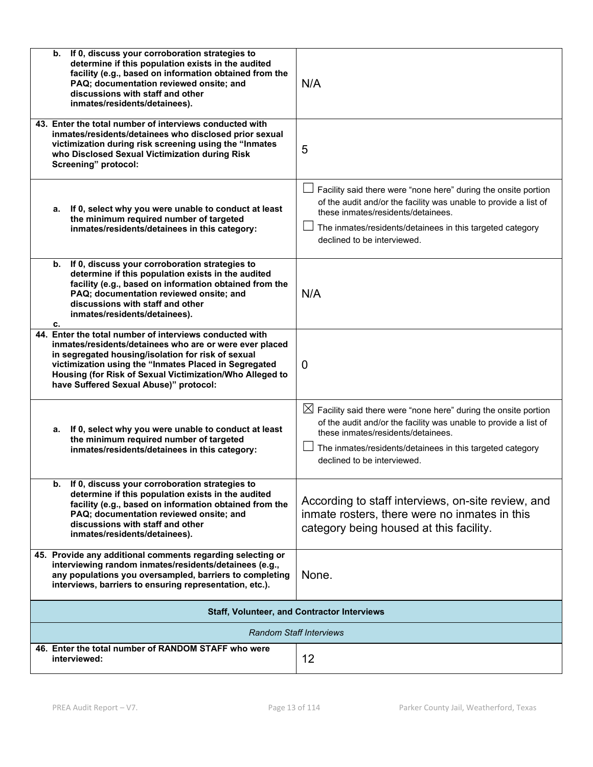| | |
|---|---|
| b. If 0, discuss your corroboration strategies to determine if this population exists in the audited facility (e.g., based on information obtained from the PAQ; documentation reviewed onsite; and discussions with staff and other inmates/residents/detainees). | N/A |
| 43. Enter the total number of interviews conducted with inmates/residents/detainees who disclosed prior sexual victimization during risk screening using the "Inmates who Disclosed Sexual Victimization during Risk Screening" protocol: | 5 |
| a. If 0, select why you were unable to conduct at least the minimum required number of targeted inmates/residents/detainees in this category: | ☐ Facility said there were "none here" during the onsite portion of the audit and/or the facility was unable to provide a list of these inmates/residents/detainees.<br>☐ The inmates/residents/detainees in this targeted category declined to be interviewed. |
| b. If 0, discuss your corroboration strategies to determine if this population exists in the audited facility (e.g., based on information obtained from the PAQ; documentation reviewed onsite; and discussions with staff and other inmates/residents/detainees).<br>c. | N/A |
| 44. Enter the total number of interviews conducted with inmates/residents/detainees who are or were ever placed in segregated housing/isolation for risk of sexual victimization using the "Inmates Placed in Segregated Housing (for Risk of Sexual Victimization/Who Alleged to have Suffered Sexual Abuse)" protocol: | 0 |
| a. If 0, select why you were unable to conduct at least the minimum required number of targeted inmates/residents/detainees in this category: | ☒ Facility said there were "none here" during the onsite portion of the audit and/or the facility was unable to provide a list of these inmates/residents/detainees.<br>☐ The inmates/residents/detainees in this targeted category declined to be interviewed. |
| b. If 0, discuss your corroboration strategies to determine if this population exists in the audited facility (e.g., based on information obtained from the PAQ; documentation reviewed onsite; and discussions with staff and other inmates/residents/detainees). | According to staff interviews, on-site review, and inmate rosters, there were no inmates in this category being housed at this facility. |
| 45. Provide any additional comments regarding selecting or interviewing random inmates/residents/detainees (e.g., any populations you oversampled, barriers to completing interviews, barriers to ensuring representation, etc.). | None. |

**Staff, Volunteer, and Contractor Interviews**

*Random Staff Interviews*

| | |
|---|---|
| 46. Enter the total number of RANDOM STAFF who were interviewed: | 12 |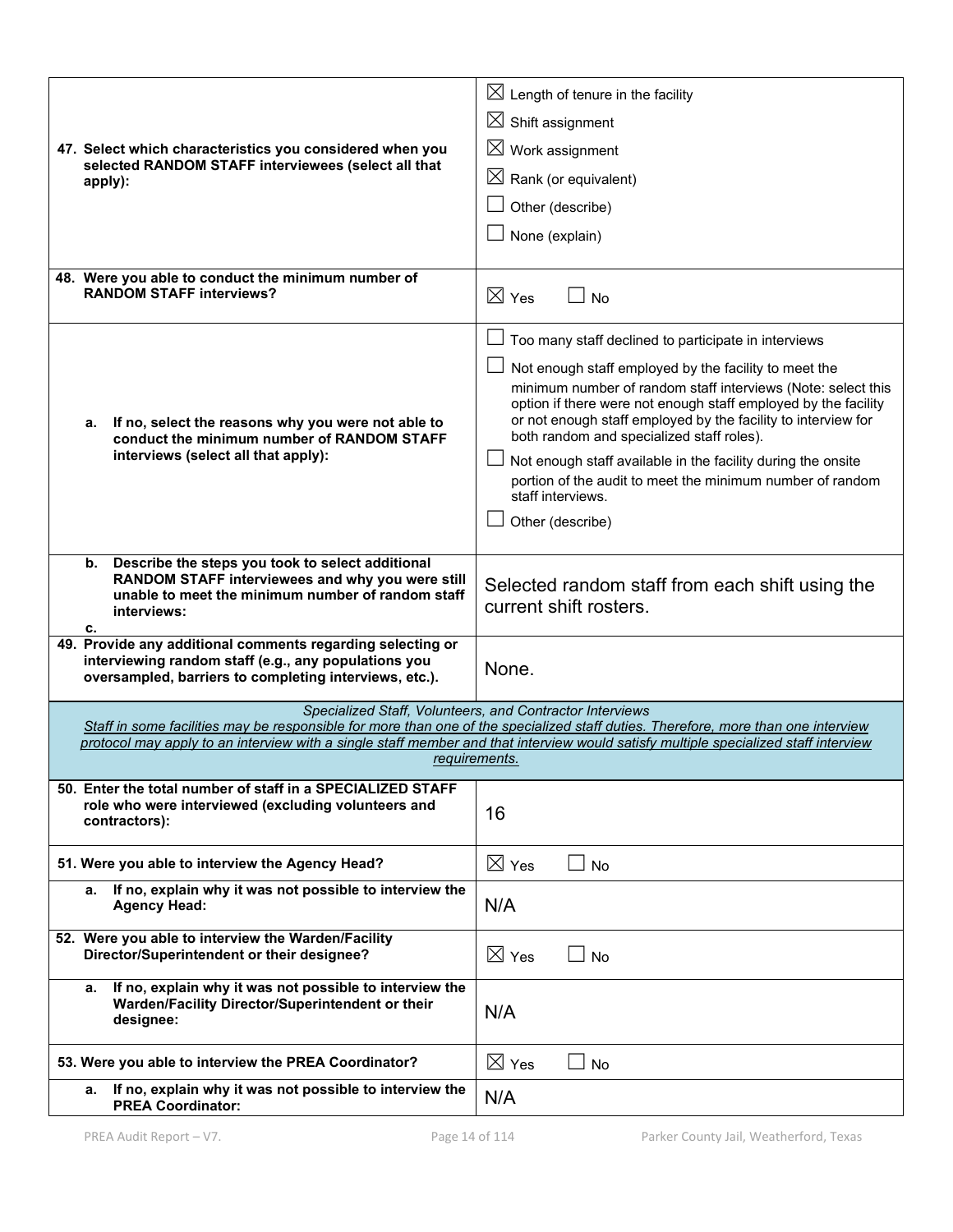| | |
|---|---|
| **47. Select which characteristics you considered when you selected RANDOM STAFF interviewees (select all that apply):** | ☒ Length of tenure in the facility<br>☒ Shift assignment<br>☒ Work assignment<br>☒ Rank (or equivalent)<br>☐ Other (describe)<br>☐ None (explain) |
| **48. Were you able to conduct the minimum number of RANDOM STAFF interviews?** | ☒ Yes ☐ No |
| **a. If no, select the reasons why you were not able to conduct the minimum number of RANDOM STAFF interviews (select all that apply):** | ☐ Too many staff declined to participate in interviews<br>☐ Not enough staff employed by the facility to meet the minimum number of random staff interviews (Note: select this option if there were not enough staff employed by the facility or not enough staff employed by the facility to interview for both random and specialized staff roles).<br>☐ Not enough staff available in the facility during the onsite portion of the audit to meet the minimum number of random staff interviews.<br>☐ Other (describe) |
| **b. Describe the steps you took to select additional RANDOM STAFF interviewees and why you were still unable to meet the minimum number of random staff interviews:**<br>**c.** | Selected random staff from each shift using the current shift rosters. |
| **49. Provide any additional comments regarding selecting or interviewing random staff (e.g., any populations you oversampled, barriers to completing interviews, etc.).** | None. |

*Specialized Staff, Volunteers, and Contractor Interviews*

*Staff in some facilities may be responsible for more than one of the specialized staff duties. Therefore, more than one interview protocol may apply to an interview with a single staff member and that interview would satisfy multiple specialized staff interview requirements.*

| | |
|---|---|
| **50. Enter the total number of staff in a SPECIALIZED STAFF role who were interviewed (excluding volunteers and contractors):** | 16 |
| **51. Were you able to interview the Agency Head?** | ☒ Yes ☐ No |
| **a. If no, explain why it was not possible to interview the Agency Head:** | N/A |
| **52. Were you able to interview the Warden/Facility Director/Superintendent or their designee?** | ☒ Yes ☐ No |
| **a. If no, explain why it was not possible to interview the Warden/Facility Director/Superintendent or their designee:** | N/A |
| **53. Were you able to interview the PREA Coordinator?** | ☒ Yes ☐ No |
| **a. If no, explain why it was not possible to interview the PREA Coordinator:** | N/A |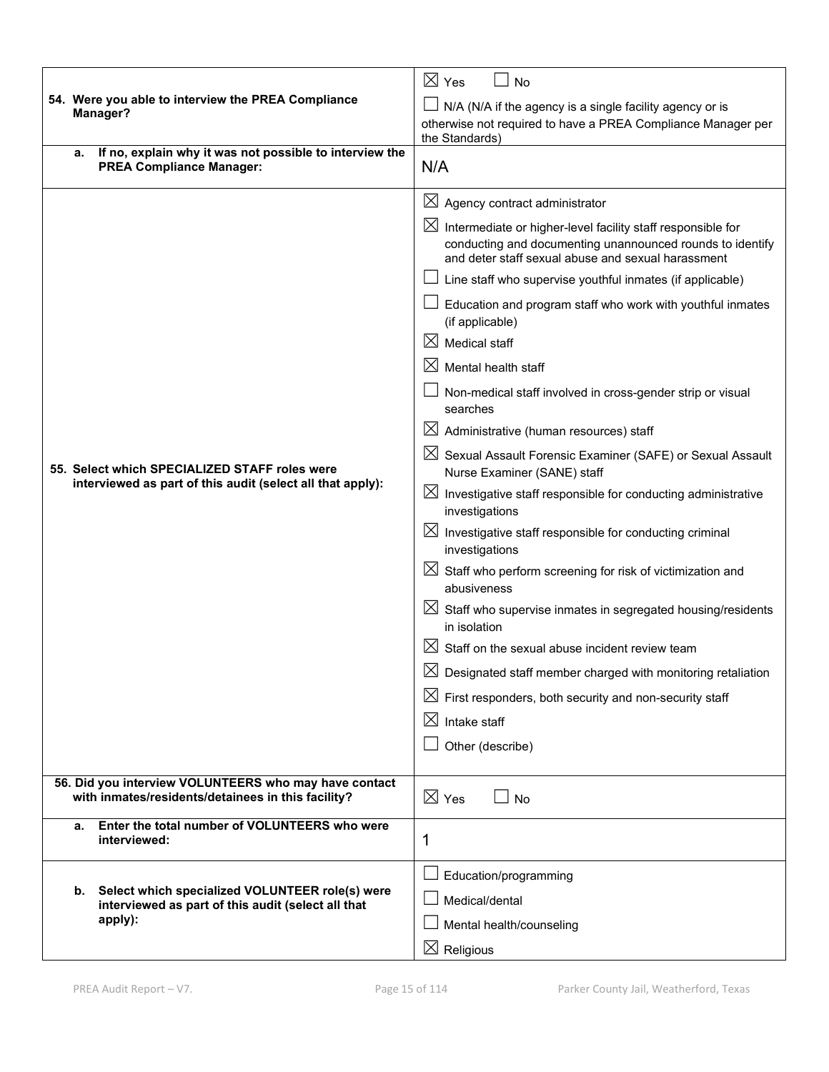| | |
|---|---|
| **54. Were you able to interview the PREA Compliance Manager?** | ☒ Yes ☐ No<br>☐ N/A (N/A if the agency is a single facility agency or is otherwise not required to have a PREA Compliance Manager per the Standards) |
| **a. If no, explain why it was not possible to interview the PREA Compliance Manager:** | N/A |
| **55. Select which SPECIALIZED STAFF roles were interviewed as part of this audit (select all that apply):** | ☒ Agency contract administrator<br>☒ Intermediate or higher-level facility staff responsible for conducting and documenting unannounced rounds to identify and deter staff sexual abuse and sexual harassment<br>☐ Line staff who supervise youthful inmates (if applicable)<br>☐ Education and program staff who work with youthful inmates (if applicable)<br>☒ Medical staff<br>☒ Mental health staff<br>☐ Non-medical staff involved in cross-gender strip or visual searches<br>☒ Administrative (human resources) staff<br>☒ Sexual Assault Forensic Examiner (SAFE) or Sexual Assault Nurse Examiner (SANE) staff<br>☒ Investigative staff responsible for conducting administrative investigations<br>☒ Investigative staff responsible for conducting criminal investigations<br>☒ Staff who perform screening for risk of victimization and abusiveness<br>☒ Staff who supervise inmates in segregated housing/residents in isolation<br>☒ Staff on the sexual abuse incident review team<br>☒ Designated staff member charged with monitoring retaliation<br>☒ First responders, both security and non-security staff<br>☒ Intake staff<br>☐ Other (describe) |
| **56. Did you interview VOLUNTEERS who may have contact with inmates/residents/detainees in this facility?** | ☒ Yes ☐ No |
| **a. Enter the total number of VOLUNTEERS who were interviewed:** | 1 |
| **b. Select which specialized VOLUNTEER role(s) were interviewed as part of this audit (select all that apply):** | ☐ Education/programming<br>☐ Medical/dental<br>☐ Mental health/counseling<br>☒ Religious |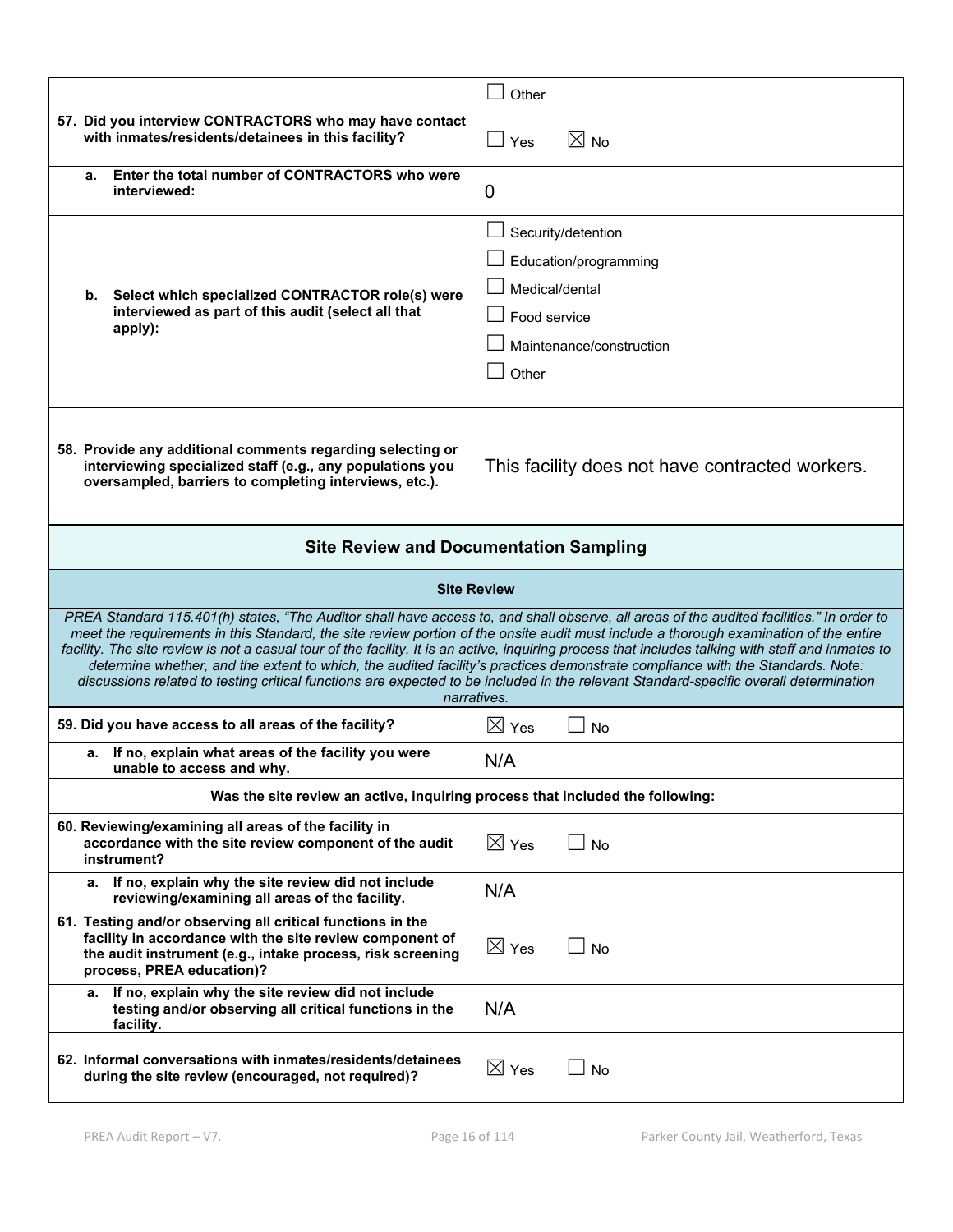| | |
|---|---|
| | ☐ Other |
| **57. Did you interview CONTRACTORS who may have contact with inmates/residents/detainees in this facility?** | ☐ Yes ☒ No |
| **a. Enter the total number of CONTRACTORS who were interviewed:** | 0 |
| **b. Select which specialized CONTRACTOR role(s) were interviewed as part of this audit (select all that apply):** | ☐ Security/detention<br>☐ Education/programming<br>☐ Medical/dental<br>☐ Food service<br>☐ Maintenance/construction<br>☐ Other |
| **58. Provide any additional comments regarding selecting or interviewing specialized staff (e.g., any populations you oversampled, barriers to completing interviews, etc.).** | This facility does not have contracted workers. |

## Site Review and Documentation Sampling

### Site Review

*PREA Standard 115.401(h) states, "The Auditor shall have access to, and shall observe, all areas of the audited facilities." In order to meet the requirements in this Standard, the site review portion of the onsite audit must include a thorough examination of the entire facility. The site review is not a casual tour of the facility. It is an active, inquiring process that includes talking with staff and inmates to determine whether, and the extent to which, the audited facility's practices demonstrate compliance with the Standards. Note: discussions related to testing critical functions are expected to be included in the relevant Standard-specific overall determination narratives.*

| | |
|---|---|
| **59. Did you have access to all areas of the facility?** | ☒ Yes ☐ No |
| **a. If no, explain what areas of the facility you were unable to access and why.** | N/A |
| **Was the site review an active, inquiring process that included the following:** | |
| **60. Reviewing/examining all areas of the facility in accordance with the site review component of the audit instrument?** | ☒ Yes ☐ No |
| **a. If no, explain why the site review did not include reviewing/examining all areas of the facility.** | N/A |
| **61. Testing and/or observing all critical functions in the facility in accordance with the site review component of the audit instrument (e.g., intake process, risk screening process, PREA education)?** | ☒ Yes ☐ No |
| **a. If no, explain why the site review did not include testing and/or observing all critical functions in the facility.** | N/A |
| **62. Informal conversations with inmates/residents/detainees during the site review (encouraged, not required)?** | ☒ Yes ☐ No |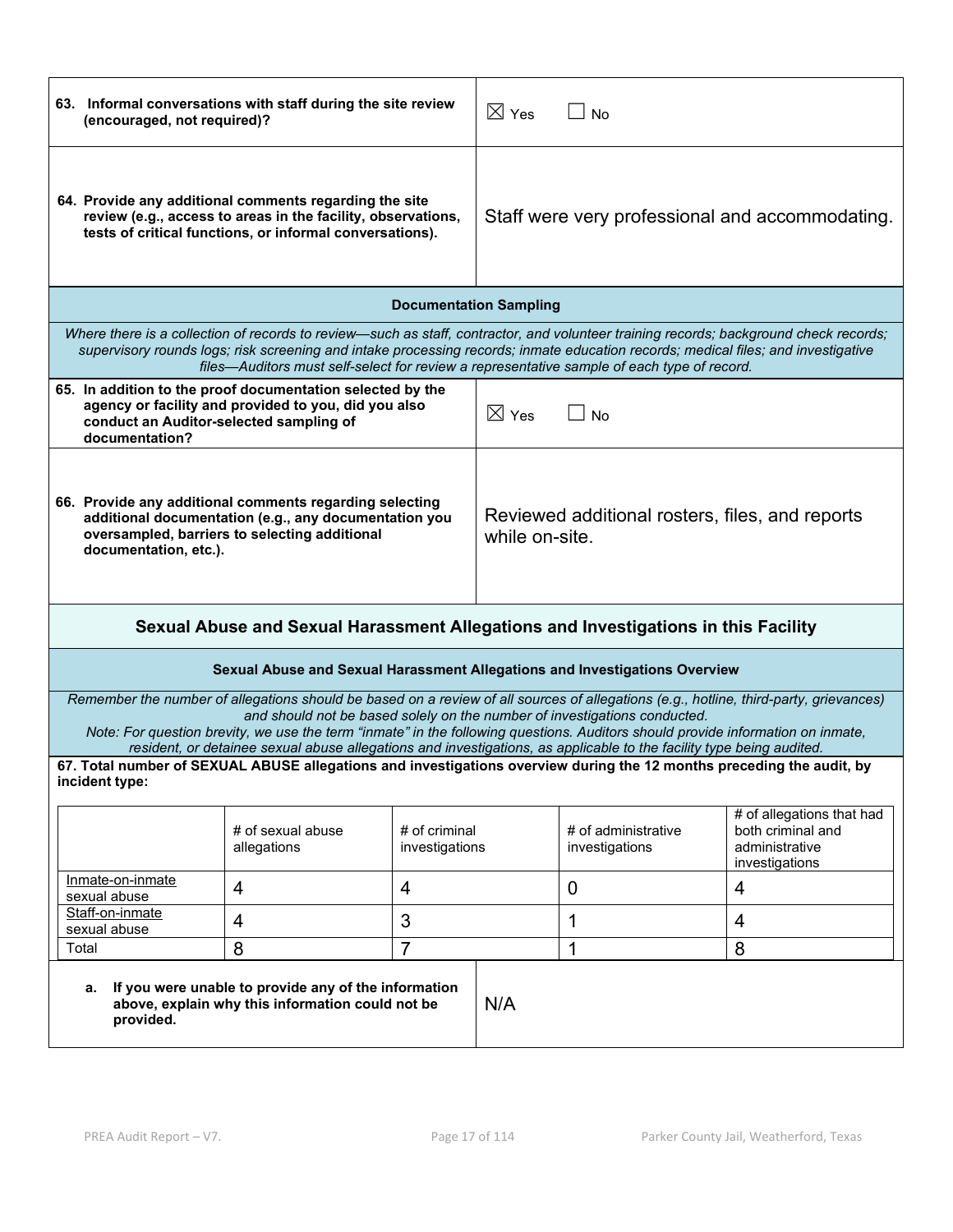| | |
|---|---|
| **63. Informal conversations with staff during the site review (encouraged, not required)?** | ☒ Yes ☐ No |
| **64. Provide any additional comments regarding the site review (e.g., access to areas in the facility, observations, tests of critical functions, or informal conversations).** | Staff were very professional and accommodating. |

### Documentation Sampling

*Where there is a collection of records to review—such as staff, contractor, and volunteer training records; background check records; supervisory rounds logs; risk screening and intake processing records; inmate education records; medical files; and investigative files—Auditors must self-select for review a representative sample of each type of record.*

| | |
|---|---|
| **65. In addition to the proof documentation selected by the agency or facility and provided to you, did you also conduct an Auditor-selected sampling of documentation?** | ☒ Yes ☐ No |
| **66. Provide any additional comments regarding selecting additional documentation (e.g., any documentation you oversampled, barriers to selecting additional documentation, etc.).** | Reviewed additional rosters, files, and reports while on-site. |

## Sexual Abuse and Sexual Harassment Allegations and Investigations in this Facility

### Sexual Abuse and Sexual Harassment Allegations and Investigations Overview

*Remember the number of allegations should be based on a review of all sources of allegations (e.g., hotline, third-party, grievances) and should not be based solely on the number of investigations conducted.*
*Note: For question brevity, we use the term "inmate" in the following questions. Auditors should provide information on inmate, resident, or detainee sexual abuse allegations and investigations, as applicable to the facility type being audited.*

**67. Total number of SEXUAL ABUSE allegations and investigations overview during the 12 months preceding the audit, by incident type:**

| | # of sexual abuse allegations | # of criminal investigations | # of administrative investigations | # of allegations that had both criminal and administrative investigations |
|---|---|---|---|---|
| Inmate-on-inmate sexual abuse | 4 | 4 | 0 | 4 |
| Staff-on-inmate sexual abuse | 4 | 3 | 1 | 4 |
| Total | 8 | 7 | 1 | 8 |

| | |
|---|---|
| **a. If you were unable to provide any of the information above, explain why this information could not be provided.** | N/A |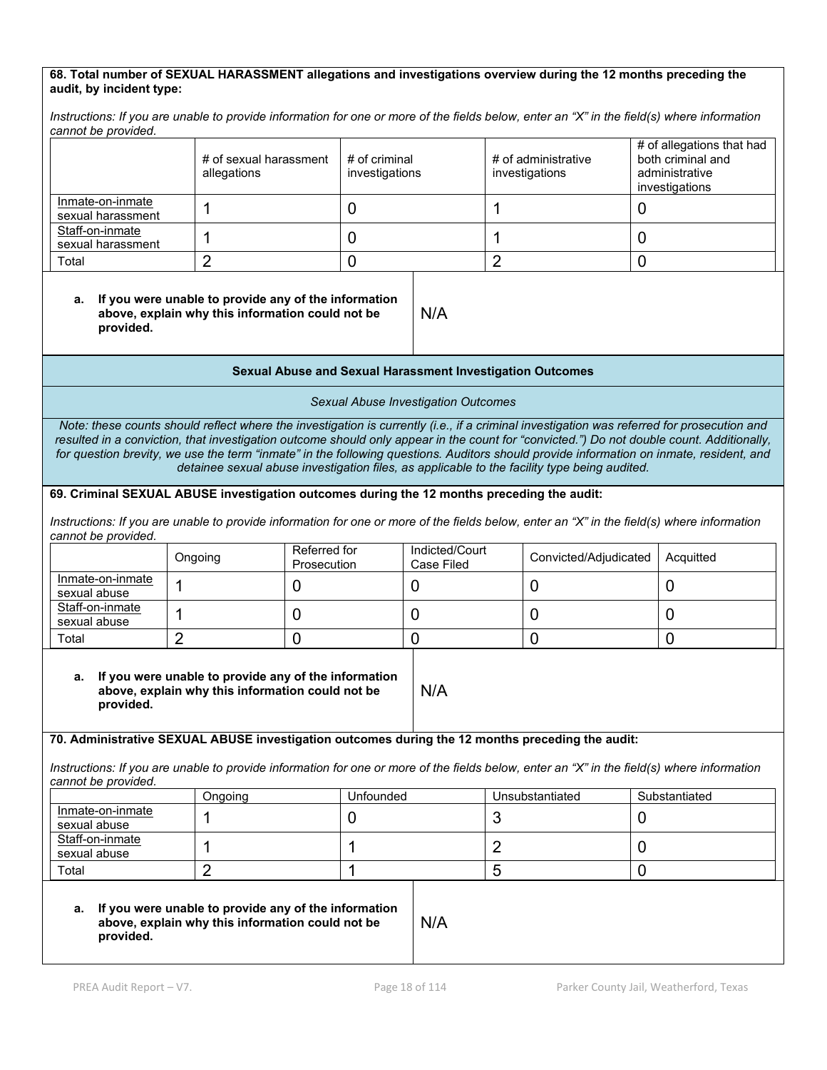**68. Total number of SEXUAL HARASSMENT allegations and investigations overview during the 12 months preceding the audit, by incident type:**

*Instructions: If you are unable to provide information for one or more of the fields below, enter an "X" in the field(s) where information cannot be provided.*

| | # of sexual harassment allegations | # of criminal investigations | # of administrative investigations | # of allegations that had both criminal and administrative investigations |
|---|---|---|---|---|
| Inmate-on-inmate sexual harassment | 1 | 0 | 1 | 0 |
| Staff-on-inmate sexual harassment | 1 | 0 | 1 | 0 |
| Total | 2 | 0 | 2 | 0 |

**a. If you were unable to provide any of the information above, explain why this information could not be provided.**

N/A

**Sexual Abuse and Sexual Harassment Investigation Outcomes**

*Sexual Abuse Investigation Outcomes*

*Note: these counts should reflect where the investigation is currently (i.e., if a criminal investigation was referred for prosecution and resulted in a conviction, that investigation outcome should only appear in the count for "convicted.") Do not double count. Additionally, for question brevity, we use the term "inmate" in the following questions. Auditors should provide information on inmate, resident, and detainee sexual abuse investigation files, as applicable to the facility type being audited.*

**69. Criminal SEXUAL ABUSE investigation outcomes during the 12 months preceding the audit:**

*Instructions: If you are unable to provide information for one or more of the fields below, enter an "X" in the field(s) where information cannot be provided.*

| | Ongoing | Referred for Prosecution | Indicted/Court Case Filed | Convicted/Adjudicated | Acquitted |
|---|---|---|---|---|---|
| Inmate-on-inmate sexual abuse | 1 | 0 | 0 | 0 | 0 |
| Staff-on-inmate sexual abuse | 1 | 0 | 0 | 0 | 0 |
| Total | 2 | 0 | 0 | 0 | 0 |

**a. If you were unable to provide any of the information above, explain why this information could not be provided.**

N/A

**70. Administrative SEXUAL ABUSE investigation outcomes during the 12 months preceding the audit:**

*Instructions: If you are unable to provide information for one or more of the fields below, enter an "X" in the field(s) where information cannot be provided.*

| | Ongoing | Unfounded | Unsubstantiated | Substantiated |
|---|---|---|---|---|
| Inmate-on-inmate sexual abuse | 1 | 0 | 3 | 0 |
| Staff-on-inmate sexual abuse | 1 | 1 | 2 | 0 |
| Total | 2 | 1 | 5 | 0 |

**a. If you were unable to provide any of the information above, explain why this information could not be provided.**

N/A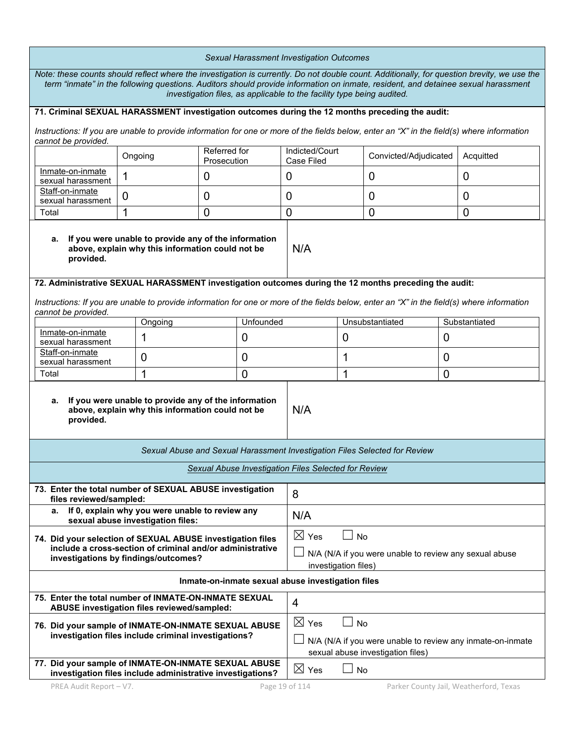*Sexual Harassment Investigation Outcomes*

*Note: these counts should reflect where the investigation is currently. Do not double count. Additionally, for question brevity, we use the term "inmate" in the following questions. Auditors should provide information on inmate, resident, and detainee sexual harassment investigation files, as applicable to the facility type being audited.*

**71. Criminal SEXUAL HARASSMENT investigation outcomes during the 12 months preceding the audit:**

*Instructions: If you are unable to provide information for one or more of the fields below, enter an "X" in the field(s) where information cannot be provided.*

| | Ongoing | Referred for Prosecution | Indicted/Court Case Filed | Convicted/Adjudicated | Acquitted |
|---|---|---|---|---|---|
| Inmate-on-inmate sexual harassment | 1 | 0 | 0 | 0 | 0 |
| Staff-on-inmate sexual harassment | 0 | 0 | 0 | 0 | 0 |
| Total | 1 | 0 | 0 | 0 | 0 |

| | |
|---|---|
| **a. If you were unable to provide any of the information above, explain why this information could not be provided.** | N/A |

**72. Administrative SEXUAL HARASSMENT investigation outcomes during the 12 months preceding the audit:**

*Instructions: If you are unable to provide information for one or more of the fields below, enter an "X" in the field(s) where information cannot be provided.*

| | Ongoing | Unfounded | Unsubstantiated | Substantiated |
|---|---|---|---|---|
| Inmate-on-inmate sexual harassment | 1 | 0 | 0 | 0 |
| Staff-on-inmate sexual harassment | 0 | 0 | 1 | 0 |
| Total | 1 | 0 | 1 | 0 |

| | |
|---|---|
| **a. If you were unable to provide any of the information above, explain why this information could not be provided.** | N/A |

*Sexual Abuse and Sexual Harassment Investigation Files Selected for Review*

*Sexual Abuse Investigation Files Selected for Review*

| | |
|---|---|
| **73. Enter the total number of SEXUAL ABUSE investigation files reviewed/sampled:** | 8 |
| **a. If 0, explain why you were unable to review any sexual abuse investigation files:** | N/A |
| **74. Did your selection of SEXUAL ABUSE investigation files include a cross-section of criminal and/or administrative investigations by findings/outcomes?** | ☒ Yes ☐ No<br>☐ N/A (N/A if you were unable to review any sexual abuse investigation files) |

**Inmate-on-inmate sexual abuse investigation files**

| | |
|---|---|
| **75. Enter the total number of INMATE-ON-INMATE SEXUAL ABUSE investigation files reviewed/sampled:** | 4 |
| **76. Did your sample of INMATE-ON-INMATE SEXUAL ABUSE investigation files include criminal investigations?** | ☒ Yes ☐ No<br>☐ N/A (N/A if you were unable to review any inmate-on-inmate sexual abuse investigation files) |
| **77. Did your sample of INMATE-ON-INMATE SEXUAL ABUSE investigation files include administrative investigations?** | ☒ Yes ☐ No |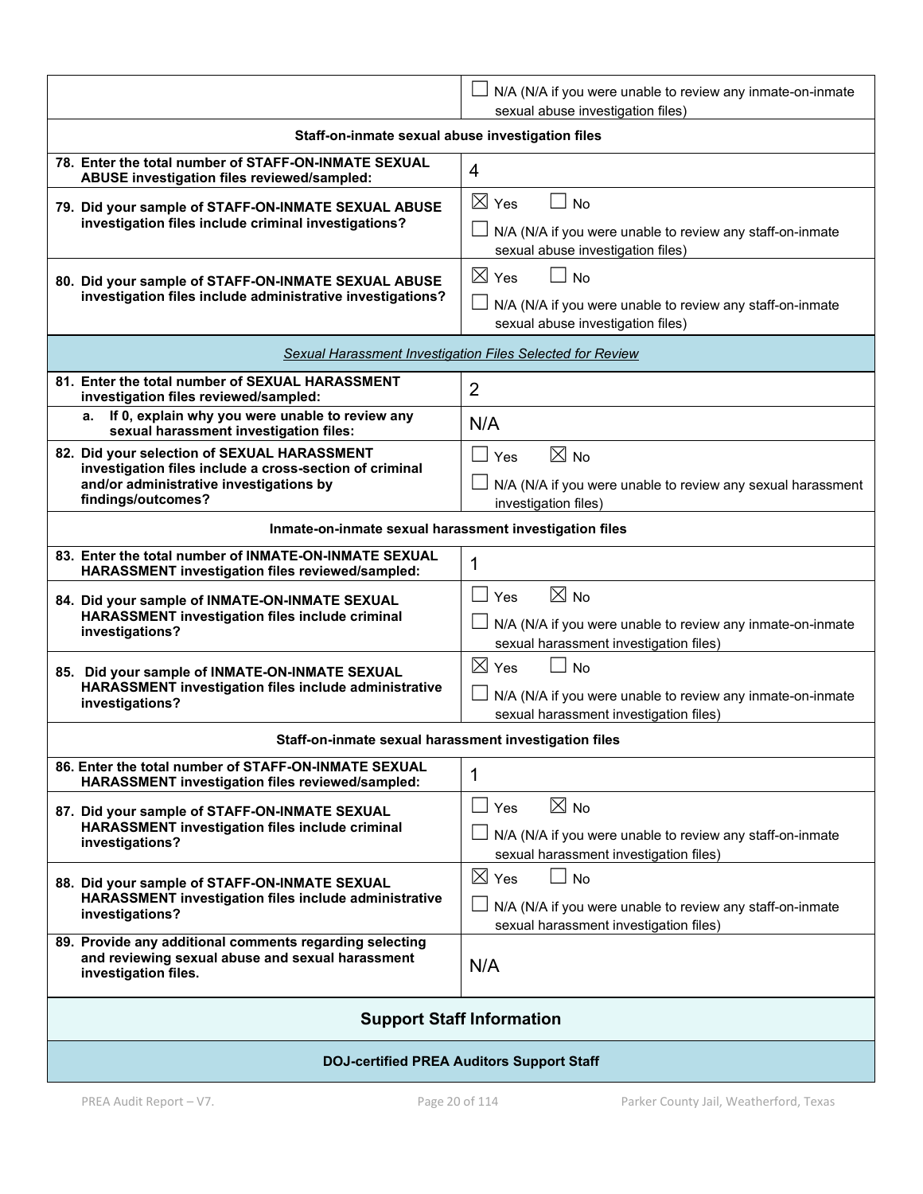| | |
|---|---|
| | ☐ N/A (N/A if you were unable to review any inmate-on-inmate sexual abuse investigation files) |
| **Staff-on-inmate sexual abuse investigation files** | |
| **78. Enter the total number of STAFF-ON-INMATE SEXUAL ABUSE investigation files reviewed/sampled:** | 4 |
| **79. Did your sample of STAFF-ON-INMATE SEXUAL ABUSE investigation files include criminal investigations?** | ☒ Yes ☐ No<br>☐ N/A (N/A if you were unable to review any staff-on-inmate sexual abuse investigation files) |
| **80. Did your sample of STAFF-ON-INMATE SEXUAL ABUSE investigation files include administrative investigations?** | ☒ Yes ☐ No<br>☐ N/A (N/A if you were unable to review any staff-on-inmate sexual abuse investigation files) |
| ***Sexual Harassment Investigation Files Selected for Review*** | |
| **81. Enter the total number of SEXUAL HARASSMENT investigation files reviewed/sampled:** | 2 |
| **a. If 0, explain why you were unable to review any sexual harassment investigation files:** | N/A |
| **82. Did your selection of SEXUAL HARASSMENT investigation files include a cross-section of criminal and/or administrative investigations by findings/outcomes?** | ☐ Yes ☒ No<br>☐ N/A (N/A if you were unable to review any sexual harassment investigation files) |
| **Inmate-on-inmate sexual harassment investigation files** | |
| **83. Enter the total number of INMATE-ON-INMATE SEXUAL HARASSMENT investigation files reviewed/sampled:** | 1 |
| **84. Did your sample of INMATE-ON-INMATE SEXUAL HARASSMENT investigation files include criminal investigations?** | ☐ Yes ☒ No<br>☐ N/A (N/A if you were unable to review any inmate-on-inmate sexual harassment investigation files) |
| **85. Did your sample of INMATE-ON-INMATE SEXUAL HARASSMENT investigation files include administrative investigations?** | ☒ Yes ☐ No<br>☐ N/A (N/A if you were unable to review any inmate-on-inmate sexual harassment investigation files) |
| **Staff-on-inmate sexual harassment investigation files** | |
| **86. Enter the total number of STAFF-ON-INMATE SEXUAL HARASSMENT investigation files reviewed/sampled:** | 1 |
| **87. Did your sample of STAFF-ON-INMATE SEXUAL HARASSMENT investigation files include criminal investigations?** | ☐ Yes ☒ No<br>☐ N/A (N/A if you were unable to review any staff-on-inmate sexual harassment investigation files) |
| **88. Did your sample of STAFF-ON-INMATE SEXUAL HARASSMENT investigation files include administrative investigations?** | ☒ Yes ☐ No<br>☐ N/A (N/A if you were unable to review any staff-on-inmate sexual harassment investigation files) |
| **89. Provide any additional comments regarding selecting and reviewing sexual abuse and sexual harassment investigation files.** | N/A |

## Support Staff Information

**DOJ-certified PREA Auditors Support Staff**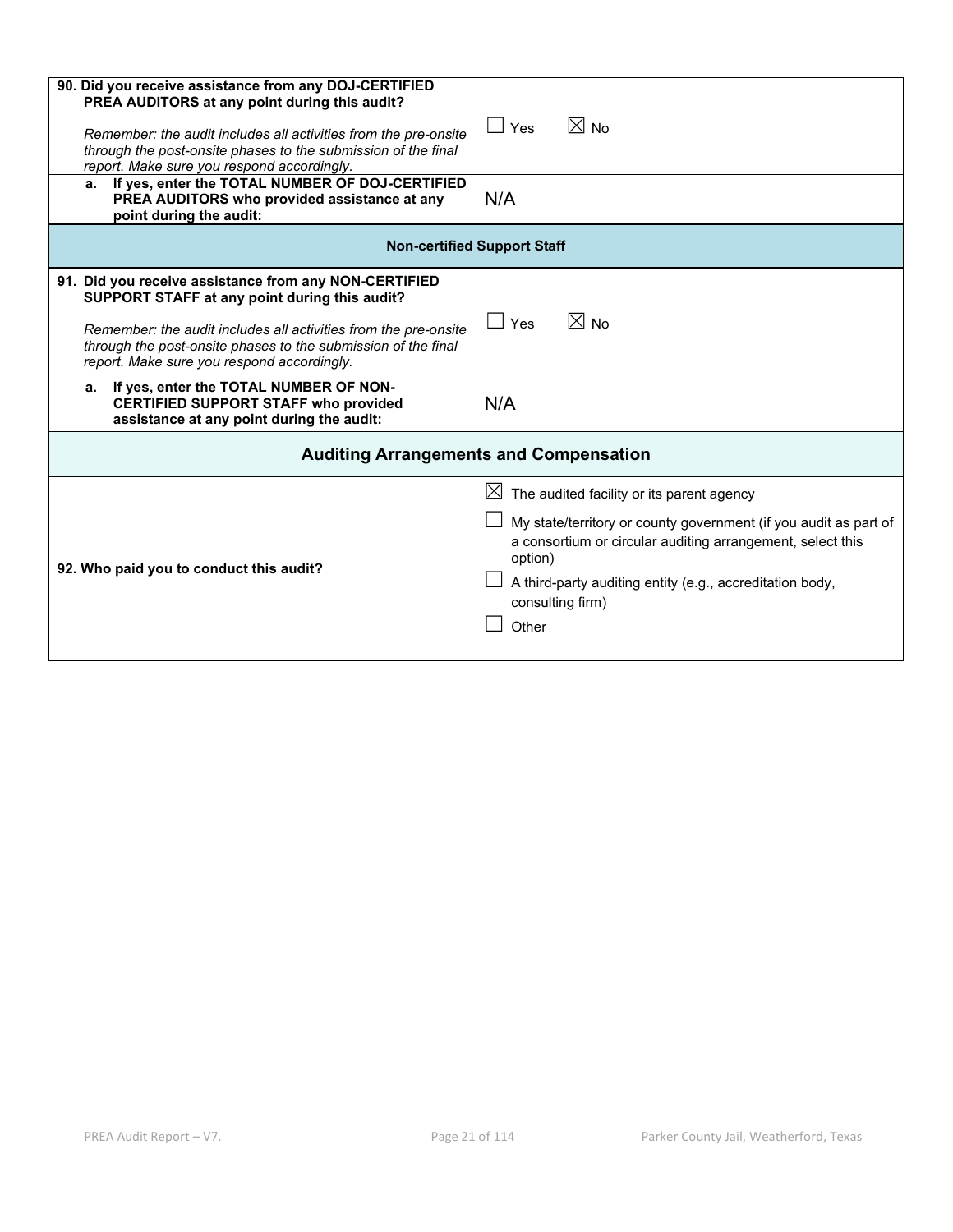| | |
|---|---|
| **90. Did you receive assistance from any DOJ-CERTIFIED PREA AUDITORS at any point during this audit?**<br><br>*Remember: the audit includes all activities from the pre-onsite through the post-onsite phases to the submission of the final report. Make sure you respond accordingly.* | ☐ Yes ☒ No |
| **a. If yes, enter the TOTAL NUMBER OF DOJ-CERTIFIED PREA AUDITORS who provided assistance at any point during the audit:** | N/A |

| **Non-certified Support Staff** | |
|---|---|
| **91. Did you receive assistance from any NON-CERTIFIED SUPPORT STAFF at any point during this audit?**<br><br>*Remember: the audit includes all activities from the pre-onsite through the post-onsite phases to the submission of the final report. Make sure you respond accordingly.* | ☐ Yes ☒ No |
| **a. If yes, enter the TOTAL NUMBER OF NON-CERTIFIED SUPPORT STAFF who provided assistance at any point during the audit:** | N/A |

## Auditing Arrangements and Compensation

| | |
|---|---|
| **92. Who paid you to conduct this audit?** | ☒ The audited facility or its parent agency<br>☐ My state/territory or county government (if you audit as part of a consortium or circular auditing arrangement, select this option)<br>☐ A third-party auditing entity (e.g., accreditation body, consulting firm)<br>☐ Other |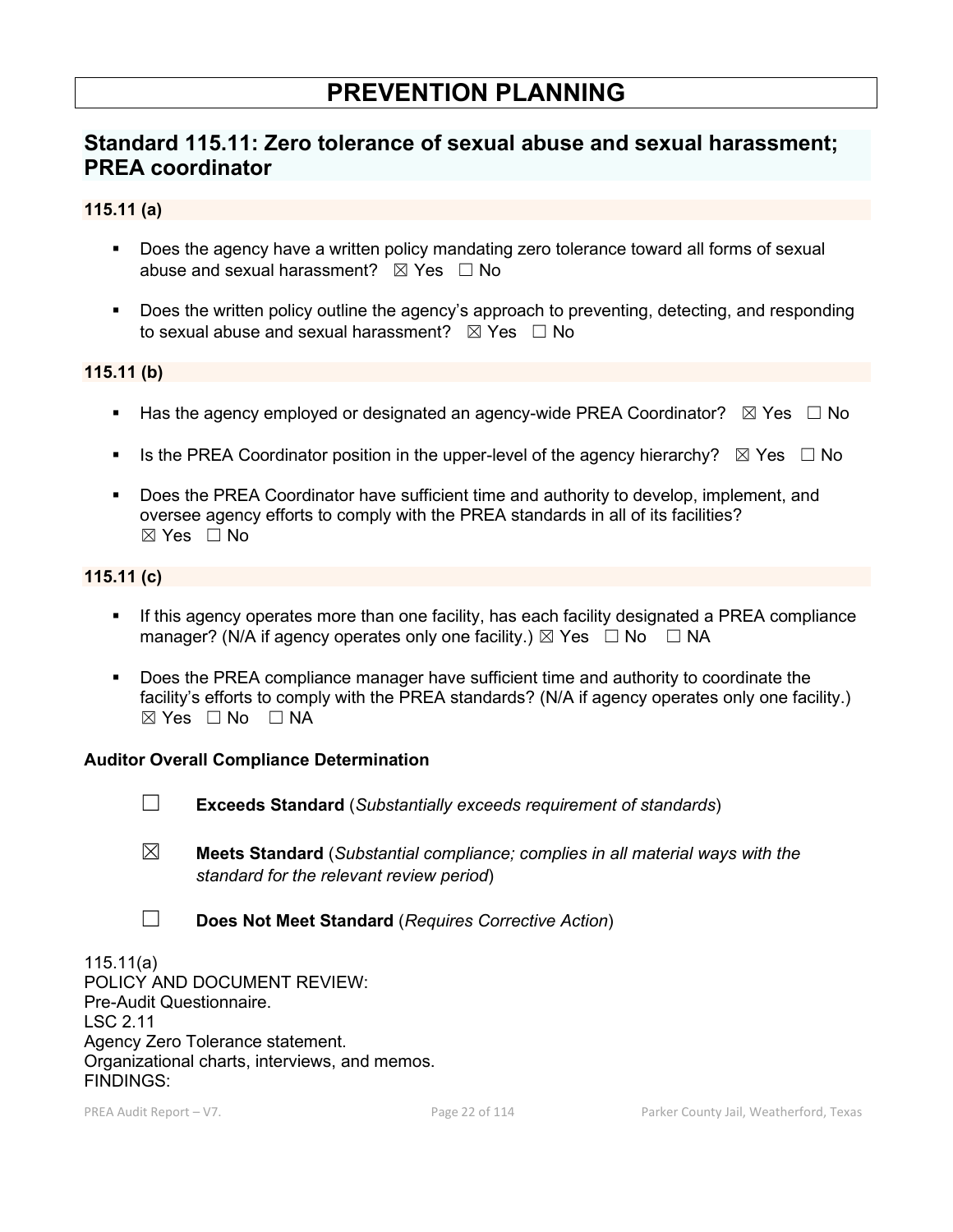# PREVENTION PLANNING

## Standard 115.11: Zero tolerance of sexual abuse and sexual harassment; PREA coordinator

### 115.11 (a)

- Does the agency have a written policy mandating zero tolerance toward all forms of sexual abuse and sexual harassment? ☒ Yes ☐ No
- Does the written policy outline the agency's approach to preventing, detecting, and responding to sexual abuse and sexual harassment? ☒ Yes ☐ No

### 115.11 (b)

- Has the agency employed or designated an agency-wide PREA Coordinator? ☒ Yes ☐ No
- Is the PREA Coordinator position in the upper-level of the agency hierarchy? ☒ Yes ☐ No
- Does the PREA Coordinator have sufficient time and authority to develop, implement, and oversee agency efforts to comply with the PREA standards in all of its facilities? ☒ Yes ☐ No

### 115.11 (c)

- If this agency operates more than one facility, has each facility designated a PREA compliance manager? (N/A if agency operates only one facility.) ☒ Yes ☐ No ☐ NA
- Does the PREA compliance manager have sufficient time and authority to coordinate the facility's efforts to comply with the PREA standards? (N/A if agency operates only one facility.) ☒ Yes ☐ No ☐ NA

**Auditor Overall Compliance Determination**

☐ **Exceeds Standard** (*Substantially exceeds requirement of standards*)

☒ **Meets Standard** (*Substantial compliance; complies in all material ways with the standard for the relevant review period*)

☐ **Does Not Meet Standard** (*Requires Corrective Action*)

115.11(a)
POLICY AND DOCUMENT REVIEW:
Pre-Audit Questionnaire.
LSC 2.11
Agency Zero Tolerance statement.
Organizational charts, interviews, and memos.
FINDINGS: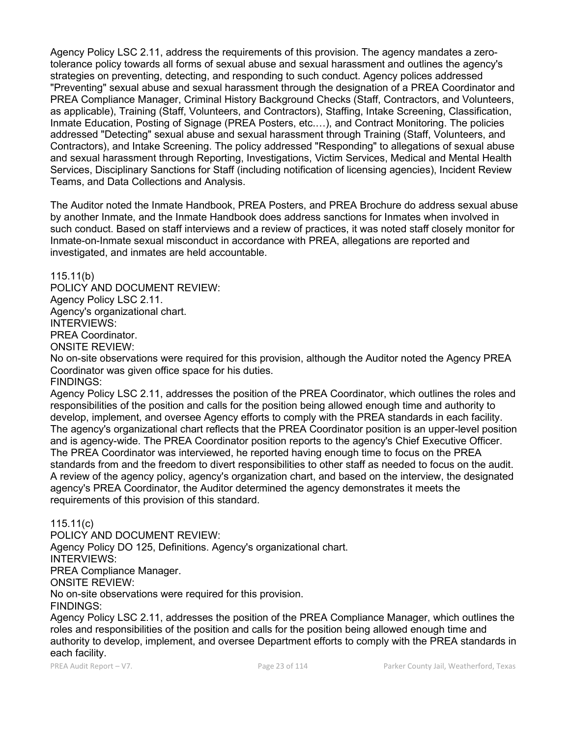Agency Policy LSC 2.11, address the requirements of this provision. The agency mandates a zero-tolerance policy towards all forms of sexual abuse and sexual harassment and outlines the agency's strategies on preventing, detecting, and responding to such conduct. Agency polices addressed "Preventing" sexual abuse and sexual harassment through the designation of a PREA Coordinator and PREA Compliance Manager, Criminal History Background Checks (Staff, Contractors, and Volunteers, as applicable), Training (Staff, Volunteers, and Contractors), Staffing, Intake Screening, Classification, Inmate Education, Posting of Signage (PREA Posters, etc.…), and Contract Monitoring. The policies addressed "Detecting" sexual abuse and sexual harassment through Training (Staff, Volunteers, and Contractors), and Intake Screening. The policy addressed "Responding" to allegations of sexual abuse and sexual harassment through Reporting, Investigations, Victim Services, Medical and Mental Health Services, Disciplinary Sanctions for Staff (including notification of licensing agencies), Incident Review Teams, and Data Collections and Analysis.

The Auditor noted the Inmate Handbook, PREA Posters, and PREA Brochure do address sexual abuse by another Inmate, and the Inmate Handbook does address sanctions for Inmates when involved in such conduct. Based on staff interviews and a review of practices, it was noted staff closely monitor for Inmate-on-Inmate sexual misconduct in accordance with PREA, allegations are reported and investigated, and inmates are held accountable.

115.11(b)
POLICY AND DOCUMENT REVIEW:
Agency Policy LSC 2.11.
Agency's organizational chart.
INTERVIEWS:
PREA Coordinator.
ONSITE REVIEW:
No on-site observations were required for this provision, although the Auditor noted the Agency PREA Coordinator was given office space for his duties.
FINDINGS:
Agency Policy LSC 2.11, addresses the position of the PREA Coordinator, which outlines the roles and responsibilities of the position and calls for the position being allowed enough time and authority to develop, implement, and oversee Agency efforts to comply with the PREA standards in each facility. The agency's organizational chart reflects that the PREA Coordinator position is an upper-level position and is agency-wide. The PREA Coordinator position reports to the agency's Chief Executive Officer. The PREA Coordinator was interviewed, he reported having enough time to focus on the PREA standards from and the freedom to divert responsibilities to other staff as needed to focus on the audit. A review of the agency policy, agency's organization chart, and based on the interview, the designated agency's PREA Coordinator, the Auditor determined the agency demonstrates it meets the requirements of this provision of this standard.

115.11(c)
POLICY AND DOCUMENT REVIEW:
Agency Policy DO 125, Definitions. Agency's organizational chart.
INTERVIEWS:
PREA Compliance Manager.
ONSITE REVIEW:
No on-site observations were required for this provision.
FINDINGS:
Agency Policy LSC 2.11, addresses the position of the PREA Compliance Manager, which outlines the roles and responsibilities of the position and calls for the position being allowed enough time and authority to develop, implement, and oversee Department efforts to comply with the PREA standards in each facility.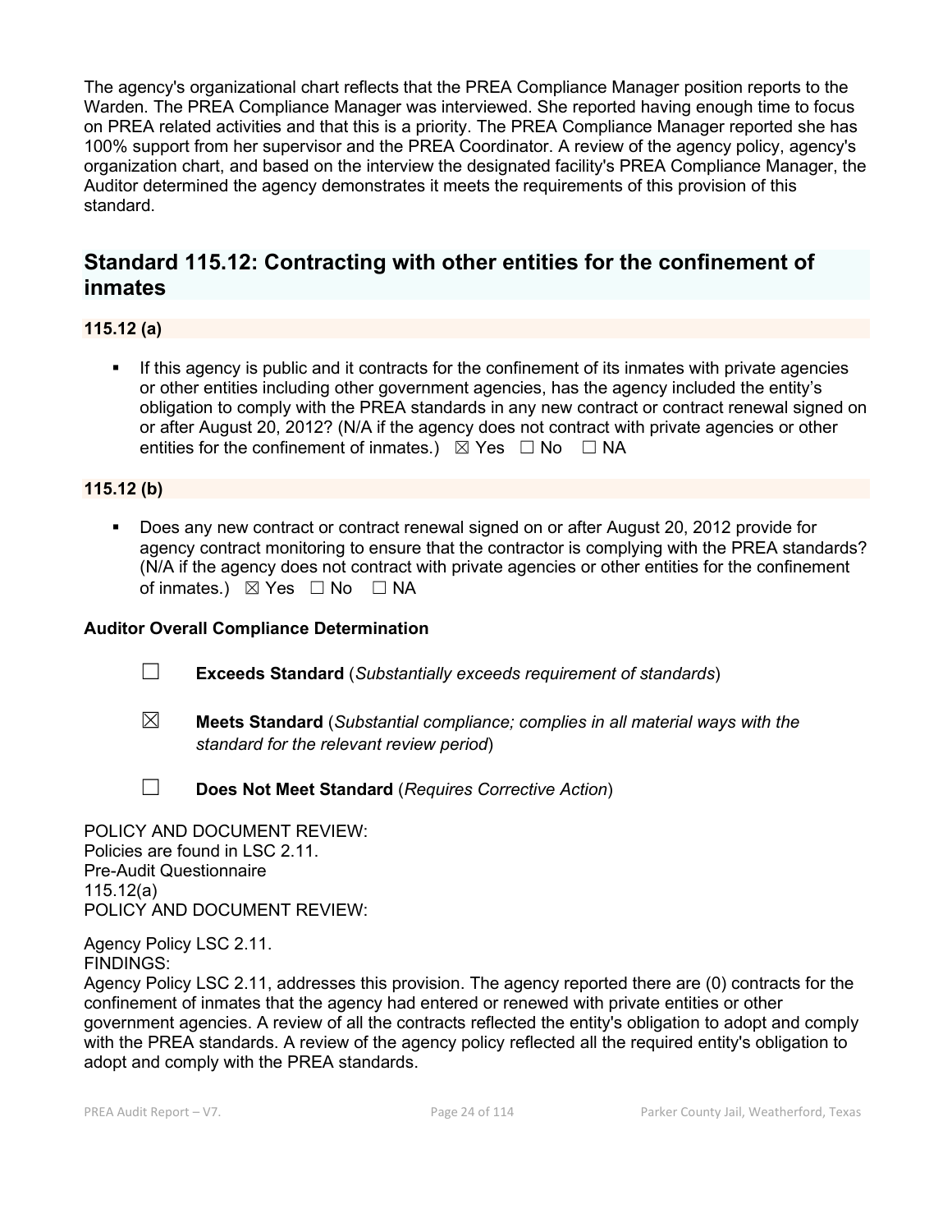The agency's organizational chart reflects that the PREA Compliance Manager position reports to the Warden. The PREA Compliance Manager was interviewed. She reported having enough time to focus on PREA related activities and that this is a priority. The PREA Compliance Manager reported she has 100% support from her supervisor and the PREA Coordinator. A review of the agency policy, agency's organization chart, and based on the interview the designated facility's PREA Compliance Manager, the Auditor determined the agency demonstrates it meets the requirements of this provision of this standard.

## Standard 115.12: Contracting with other entities for the confinement of inmates

### 115.12 (a)

- If this agency is public and it contracts for the confinement of its inmates with private agencies or other entities including other government agencies, has the agency included the entity's obligation to comply with the PREA standards in any new contract or contract renewal signed on or after August 20, 2012? (N/A if the agency does not contract with private agencies or other entities for the confinement of inmates.) ☒ Yes ☐ No ☐ NA

### 115.12 (b)

- Does any new contract or contract renewal signed on or after August 20, 2012 provide for agency contract monitoring to ensure that the contractor is complying with the PREA standards? (N/A if the agency does not contract with private agencies or other entities for the confinement of inmates.) ☒ Yes ☐ No ☐ NA

**Auditor Overall Compliance Determination**

☐ **Exceeds Standard** (*Substantially exceeds requirement of standards*)

☒ **Meets Standard** (*Substantial compliance; complies in all material ways with the standard for the relevant review period*)

☐ **Does Not Meet Standard** (*Requires Corrective Action*)

POLICY AND DOCUMENT REVIEW:
Policies are found in LSC 2.11.
Pre-Audit Questionnaire
115.12(a)
POLICY AND DOCUMENT REVIEW:

Agency Policy LSC 2.11.
FINDINGS:
Agency Policy LSC 2.11, addresses this provision. The agency reported there are (0) contracts for the confinement of inmates that the agency had entered or renewed with private entities or other government agencies. A review of all the contracts reflected the entity's obligation to adopt and comply with the PREA standards. A review of the agency policy reflected all the required entity's obligation to adopt and comply with the PREA standards.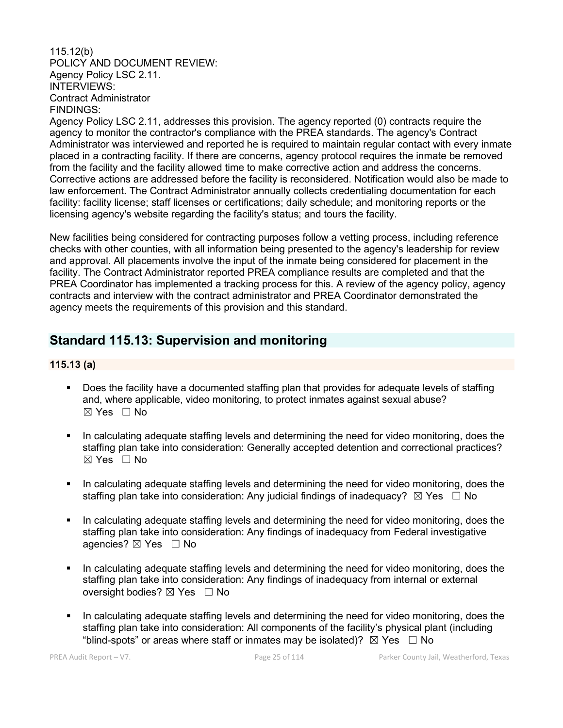115.12(b)
POLICY AND DOCUMENT REVIEW:
Agency Policy LSC 2.11.
INTERVIEWS:
Contract Administrator
FINDINGS:
Agency Policy LSC 2.11, addresses this provision. The agency reported (0) contracts require the agency to monitor the contractor's compliance with the PREA standards. The agency's Contract Administrator was interviewed and reported he is required to maintain regular contact with every inmate placed in a contracting facility. If there are concerns, agency protocol requires the inmate be removed from the facility and the facility allowed time to make corrective action and address the concerns. Corrective actions are addressed before the facility is reconsidered. Notification would also be made to law enforcement. The Contract Administrator annually collects credentialing documentation for each facility: facility license; staff licenses or certifications; daily schedule; and monitoring reports or the licensing agency's website regarding the facility's status; and tours the facility.

New facilities being considered for contracting purposes follow a vetting process, including reference checks with other counties, with all information being presented to the agency's leadership for review and approval. All placements involve the input of the inmate being considered for placement in the facility. The Contract Administrator reported PREA compliance results are completed and that the PREA Coordinator has implemented a tracking process for this. A review of the agency policy, agency contracts and interview with the contract administrator and PREA Coordinator demonstrated the agency meets the requirements of this provision and this standard.

## Standard 115.13: Supervision and monitoring

### 115.13 (a)

- Does the facility have a documented staffing plan that provides for adequate levels of staffing and, where applicable, video monitoring, to protect inmates against sexual abuse? ☒ Yes ☐ No
- In calculating adequate staffing levels and determining the need for video monitoring, does the staffing plan take into consideration: Generally accepted detention and correctional practices? ☒ Yes ☐ No
- In calculating adequate staffing levels and determining the need for video monitoring, does the staffing plan take into consideration: Any judicial findings of inadequacy? ☒ Yes ☐ No
- In calculating adequate staffing levels and determining the need for video monitoring, does the staffing plan take into consideration: Any findings of inadequacy from Federal investigative agencies? ☒ Yes ☐ No
- In calculating adequate staffing levels and determining the need for video monitoring, does the staffing plan take into consideration: Any findings of inadequacy from internal or external oversight bodies? ☒ Yes ☐ No
- In calculating adequate staffing levels and determining the need for video monitoring, does the staffing plan take into consideration: All components of the facility's physical plant (including "blind-spots" or areas where staff or inmates may be isolated)? ☒ Yes ☐ No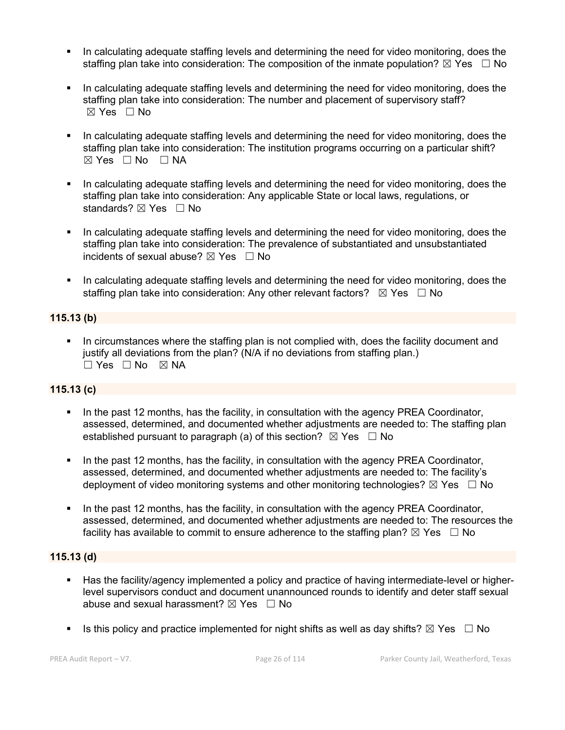- In calculating adequate staffing levels and determining the need for video monitoring, does the staffing plan take into consideration: The composition of the inmate population? ☒ Yes ☐ No

- In calculating adequate staffing levels and determining the need for video monitoring, does the staffing plan take into consideration: The number and placement of supervisory staff? ☒ Yes ☐ No

- In calculating adequate staffing levels and determining the need for video monitoring, does the staffing plan take into consideration: The institution programs occurring on a particular shift? ☒ Yes ☐ No ☐ NA

- In calculating adequate staffing levels and determining the need for video monitoring, does the staffing plan take into consideration: Any applicable State or local laws, regulations, or standards? ☒ Yes ☐ No

- In calculating adequate staffing levels and determining the need for video monitoring, does the staffing plan take into consideration: The prevalence of substantiated and unsubstantiated incidents of sexual abuse? ☒ Yes ☐ No

- In calculating adequate staffing levels and determining the need for video monitoring, does the staffing plan take into consideration: Any other relevant factors? ☒ Yes ☐ No

**115.13 (b)**

- In circumstances where the staffing plan is not complied with, does the facility document and justify all deviations from the plan? (N/A if no deviations from staffing plan.) ☐ Yes ☐ No ☒ NA

**115.13 (c)**

- In the past 12 months, has the facility, in consultation with the agency PREA Coordinator, assessed, determined, and documented whether adjustments are needed to: The staffing plan established pursuant to paragraph (a) of this section? ☒ Yes ☐ No

- In the past 12 months, has the facility, in consultation with the agency PREA Coordinator, assessed, determined, and documented whether adjustments are needed to: The facility's deployment of video monitoring systems and other monitoring technologies? ☒ Yes ☐ No

- In the past 12 months, has the facility, in consultation with the agency PREA Coordinator, assessed, determined, and documented whether adjustments are needed to: The resources the facility has available to commit to ensure adherence to the staffing plan? ☒ Yes ☐ No

**115.13 (d)**

- Has the facility/agency implemented a policy and practice of having intermediate-level or higher-level supervisors conduct and document unannounced rounds to identify and deter staff sexual abuse and sexual harassment? ☒ Yes ☐ No

- Is this policy and practice implemented for night shifts as well as day shifts? ☒ Yes ☐ No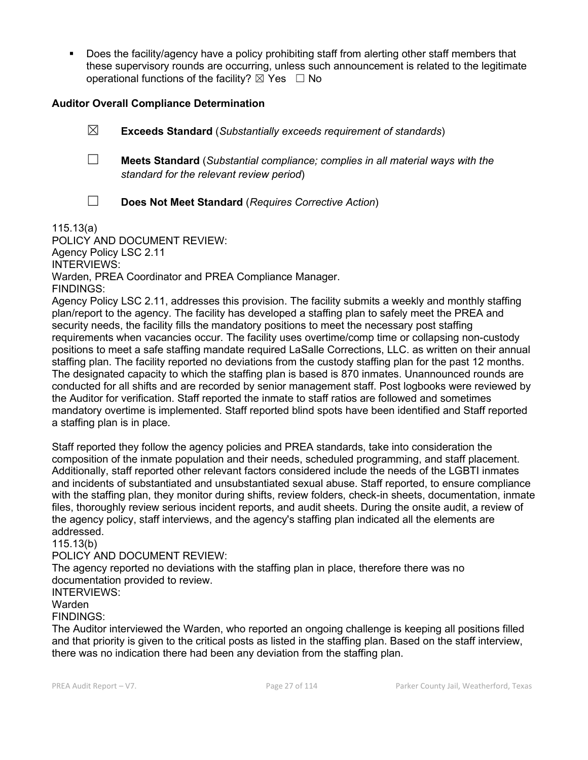- Does the facility/agency have a policy prohibiting staff from alerting other staff members that these supervisory rounds are occurring, unless such announcement is related to the legitimate operational functions of the facility? ☒ Yes ☐ No

**Auditor Overall Compliance Determination**

☒ **Exceeds Standard** (*Substantially exceeds requirement of standards*)

☐ **Meets Standard** (*Substantial compliance; complies in all material ways with the standard for the relevant review period*)

☐ **Does Not Meet Standard** (*Requires Corrective Action*)

115.13(a)
POLICY AND DOCUMENT REVIEW:
Agency Policy LSC 2.11
INTERVIEWS:
Warden, PREA Coordinator and PREA Compliance Manager.
FINDINGS:
Agency Policy LSC 2.11, addresses this provision. The facility submits a weekly and monthly staffing plan/report to the agency. The facility has developed a staffing plan to safely meet the PREA and security needs, the facility fills the mandatory positions to meet the necessary post staffing requirements when vacancies occur. The facility uses overtime/comp time or collapsing non-custody positions to meet a safe staffing mandate required LaSalle Corrections, LLC. as written on their annual staffing plan. The facility reported no deviations from the custody staffing plan for the past 12 months. The designated capacity to which the staffing plan is based is 870 inmates. Unannounced rounds are conducted for all shifts and are recorded by senior management staff. Post logbooks were reviewed by the Auditor for verification. Staff reported the inmate to staff ratios are followed and sometimes mandatory overtime is implemented. Staff reported blind spots have been identified and Staff reported a staffing plan is in place.

Staff reported they follow the agency policies and PREA standards, take into consideration the composition of the inmate population and their needs, scheduled programming, and staff placement. Additionally, staff reported other relevant factors considered include the needs of the LGBTI inmates and incidents of substantiated and unsubstantiated sexual abuse. Staff reported, to ensure compliance with the staffing plan, they monitor during shifts, review folders, check-in sheets, documentation, inmate files, thoroughly review serious incident reports, and audit sheets. During the onsite audit, a review of the agency policy, staff interviews, and the agency's staffing plan indicated all the elements are addressed.
115.13(b)
POLICY AND DOCUMENT REVIEW:
The agency reported no deviations with the staffing plan in place, therefore there was no documentation provided to review.
INTERVIEWS:
Warden
FINDINGS:
The Auditor interviewed the Warden, who reported an ongoing challenge is keeping all positions filled and that priority is given to the critical posts as listed in the staffing plan. Based on the staff interview, there was no indication there had been any deviation from the staffing plan.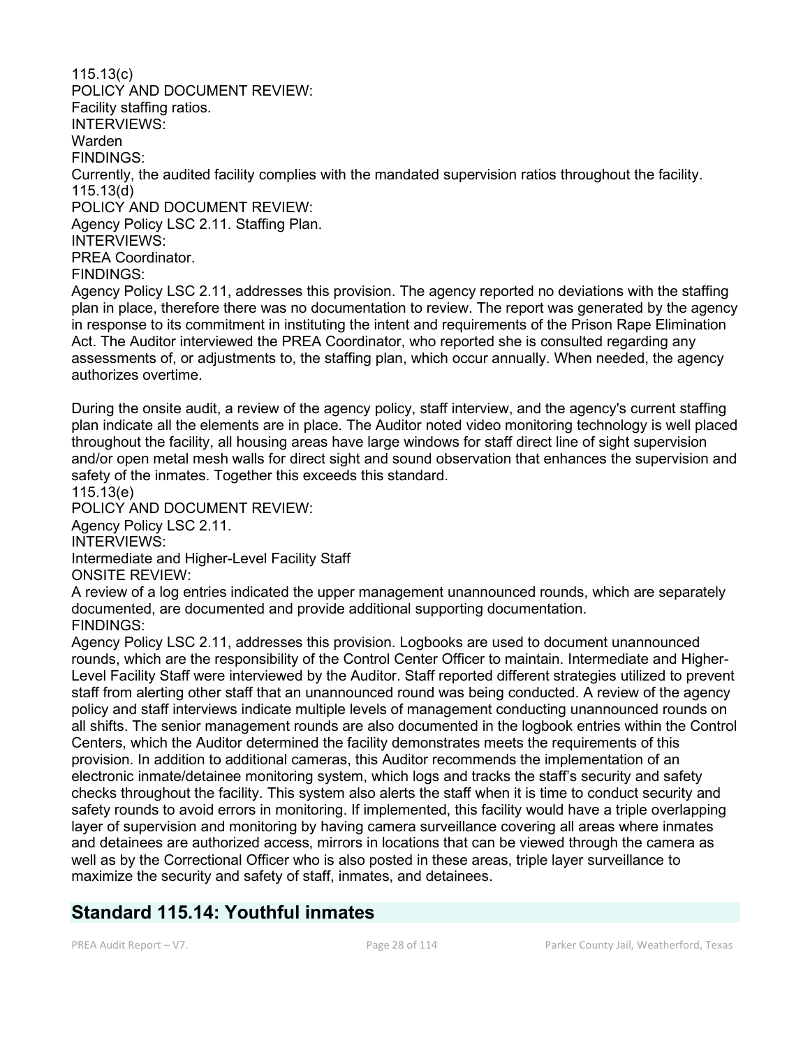115.13(c)
POLICY AND DOCUMENT REVIEW:
Facility staffing ratios.
INTERVIEWS:
Warden
FINDINGS:
Currently, the audited facility complies with the mandated supervision ratios throughout the facility.
115.13(d)
POLICY AND DOCUMENT REVIEW:
Agency Policy LSC 2.11. Staffing Plan.
INTERVIEWS:
PREA Coordinator.
FINDINGS:
Agency Policy LSC 2.11, addresses this provision. The agency reported no deviations with the staffing plan in place, therefore there was no documentation to review. The report was generated by the agency in response to its commitment in instituting the intent and requirements of the Prison Rape Elimination Act. The Auditor interviewed the PREA Coordinator, who reported she is consulted regarding any assessments of, or adjustments to, the staffing plan, which occur annually. When needed, the agency authorizes overtime.

During the onsite audit, a review of the agency policy, staff interview, and the agency's current staffing plan indicate all the elements are in place. The Auditor noted video monitoring technology is well placed throughout the facility, all housing areas have large windows for staff direct line of sight supervision and/or open metal mesh walls for direct sight and sound observation that enhances the supervision and safety of the inmates. Together this exceeds this standard.
115.13(e)
POLICY AND DOCUMENT REVIEW:
Agency Policy LSC 2.11.
INTERVIEWS:
Intermediate and Higher-Level Facility Staff
ONSITE REVIEW:
A review of a log entries indicated the upper management unannounced rounds, which are separately documented, are documented and provide additional supporting documentation.
FINDINGS:
Agency Policy LSC 2.11, addresses this provision. Logbooks are used to document unannounced rounds, which are the responsibility of the Control Center Officer to maintain. Intermediate and Higher-Level Facility Staff were interviewed by the Auditor. Staff reported different strategies utilized to prevent staff from alerting other staff that an unannounced round was being conducted. A review of the agency policy and staff interviews indicate multiple levels of management conducting unannounced rounds on all shifts. The senior management rounds are also documented in the logbook entries within the Control Centers, which the Auditor determined the facility demonstrates meets the requirements of this provision. In addition to additional cameras, this Auditor recommends the implementation of an electronic inmate/detainee monitoring system, which logs and tracks the staff's security and safety checks throughout the facility. This system also alerts the staff when it is time to conduct security and safety rounds to avoid errors in monitoring. If implemented, this facility would have a triple overlapping layer of supervision and monitoring by having camera surveillance covering all areas where inmates and detainees are authorized access, mirrors in locations that can be viewed through the camera as well as by the Correctional Officer who is also posted in these areas, triple layer surveillance to maximize the security and safety of staff, inmates, and detainees.

## Standard 115.14: Youthful inmates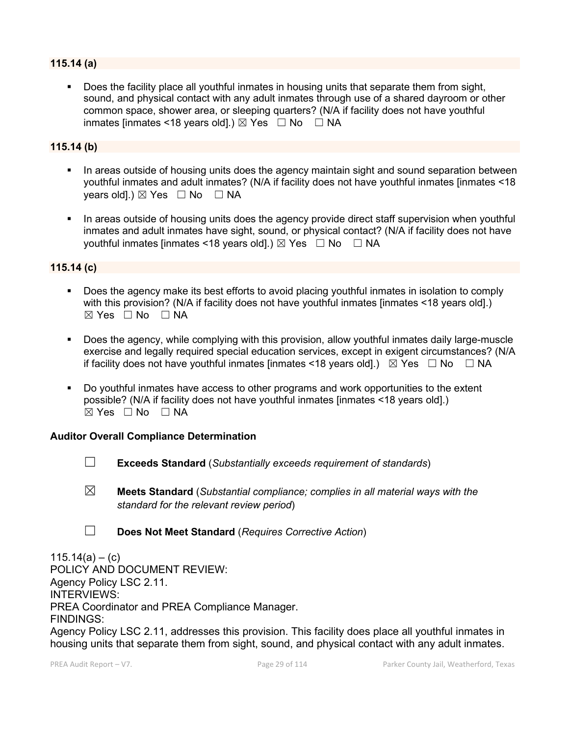### 115.14 (a)

- Does the facility place all youthful inmates in housing units that separate them from sight, sound, and physical contact with any adult inmates through use of a shared dayroom or other common space, shower area, or sleeping quarters? (N/A if facility does not have youthful inmates [inmates <18 years old].) ☒ Yes ☐ No ☐ NA

### 115.14 (b)

- In areas outside of housing units does the agency maintain sight and sound separation between youthful inmates and adult inmates? (N/A if facility does not have youthful inmates [inmates <18 years old].) ☒ Yes ☐ No ☐ NA
- In areas outside of housing units does the agency provide direct staff supervision when youthful inmates and adult inmates have sight, sound, or physical contact? (N/A if facility does not have youthful inmates [inmates <18 years old].) ☒ Yes ☐ No ☐ NA

### 115.14 (c)

- Does the agency make its best efforts to avoid placing youthful inmates in isolation to comply with this provision? (N/A if facility does not have youthful inmates [inmates <18 years old].) ☒ Yes ☐ No ☐ NA
- Does the agency, while complying with this provision, allow youthful inmates daily large-muscle exercise and legally required special education services, except in exigent circumstances? (N/A if facility does not have youthful inmates [inmates <18 years old].) ☒ Yes ☐ No ☐ NA
- Do youthful inmates have access to other programs and work opportunities to the extent possible? (N/A if facility does not have youthful inmates [inmates <18 years old].) ☒ Yes ☐ No ☐ NA

**Auditor Overall Compliance Determination**

☐ **Exceeds Standard** (*Substantially exceeds requirement of standards*)

☒ **Meets Standard** (*Substantial compliance; complies in all material ways with the standard for the relevant review period*)

☐ **Does Not Meet Standard** (*Requires Corrective Action*)

115.14(a) – (c)
POLICY AND DOCUMENT REVIEW:
Agency Policy LSC 2.11.
INTERVIEWS:
PREA Coordinator and PREA Compliance Manager.
FINDINGS:
Agency Policy LSC 2.11, addresses this provision. This facility does place all youthful inmates in housing units that separate them from sight, sound, and physical contact with any adult inmates.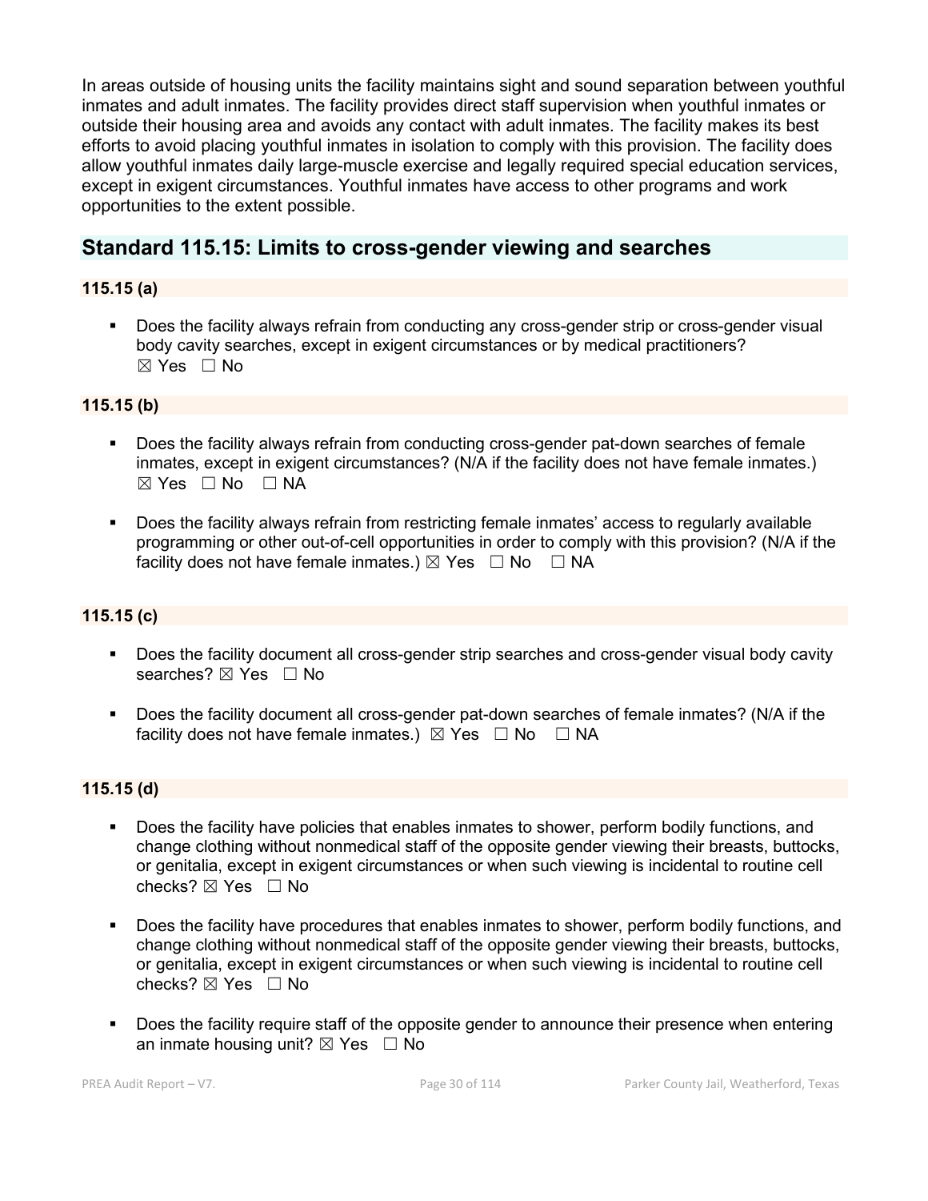In areas outside of housing units the facility maintains sight and sound separation between youthful inmates and adult inmates. The facility provides direct staff supervision when youthful inmates or outside their housing area and avoids any contact with adult inmates. The facility makes its best efforts to avoid placing youthful inmates in isolation to comply with this provision. The facility does allow youthful inmates daily large-muscle exercise and legally required special education services, except in exigent circumstances. Youthful inmates have access to other programs and work opportunities to the extent possible.

## Standard 115.15: Limits to cross-gender viewing and searches

### 115.15 (a)

- Does the facility always refrain from conducting any cross-gender strip or cross-gender visual body cavity searches, except in exigent circumstances or by medical practitioners? ☒ Yes ☐ No

### 115.15 (b)

- Does the facility always refrain from conducting cross-gender pat-down searches of female inmates, except in exigent circumstances? (N/A if the facility does not have female inmates.) ☒ Yes ☐ No ☐ NA

- Does the facility always refrain from restricting female inmates' access to regularly available programming or other out-of-cell opportunities in order to comply with this provision? (N/A if the facility does not have female inmates.) ☒ Yes ☐ No ☐ NA

### 115.15 (c)

- Does the facility document all cross-gender strip searches and cross-gender visual body cavity searches? ☒ Yes ☐ No

- Does the facility document all cross-gender pat-down searches of female inmates? (N/A if the facility does not have female inmates.) ☒ Yes ☐ No ☐ NA

### 115.15 (d)

- Does the facility have policies that enables inmates to shower, perform bodily functions, and change clothing without nonmedical staff of the opposite gender viewing their breasts, buttocks, or genitalia, except in exigent circumstances or when such viewing is incidental to routine cell checks? ☒ Yes ☐ No

- Does the facility have procedures that enables inmates to shower, perform bodily functions, and change clothing without nonmedical staff of the opposite gender viewing their breasts, buttocks, or genitalia, except in exigent circumstances or when such viewing is incidental to routine cell checks? ☒ Yes ☐ No

- Does the facility require staff of the opposite gender to announce their presence when entering an inmate housing unit? ☒ Yes ☐ No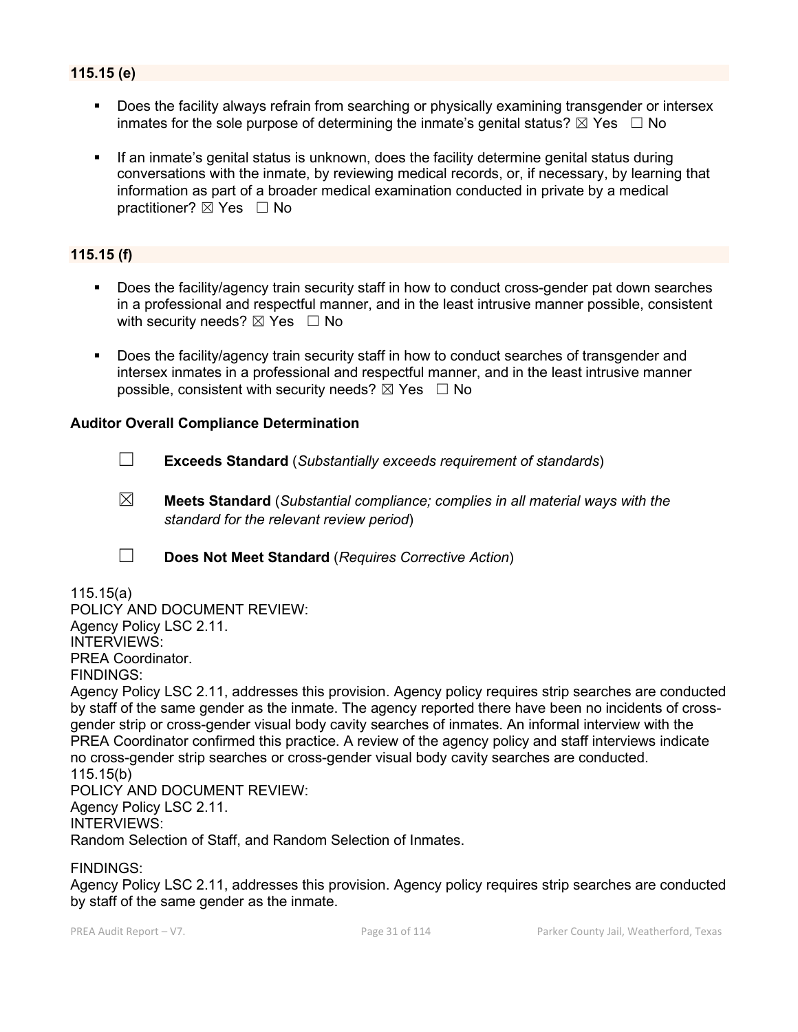### 115.15 (e)

- Does the facility always refrain from searching or physically examining transgender or intersex inmates for the sole purpose of determining the inmate's genital status? ☒ Yes ☐ No

- If an inmate's genital status is unknown, does the facility determine genital status during conversations with the inmate, by reviewing medical records, or, if necessary, by learning that information as part of a broader medical examination conducted in private by a medical practitioner? ☒ Yes ☐ No

### 115.15 (f)

- Does the facility/agency train security staff in how to conduct cross-gender pat down searches in a professional and respectful manner, and in the least intrusive manner possible, consistent with security needs? ☒ Yes ☐ No

- Does the facility/agency train security staff in how to conduct searches of transgender and intersex inmates in a professional and respectful manner, and in the least intrusive manner possible, consistent with security needs? ☒ Yes ☐ No

**Auditor Overall Compliance Determination**

☐ **Exceeds Standard** (*Substantially exceeds requirement of standards*)

☒ **Meets Standard** (*Substantial compliance; complies in all material ways with the standard for the relevant review period*)

☐ **Does Not Meet Standard** (*Requires Corrective Action*)

115.15(a)
POLICY AND DOCUMENT REVIEW:
Agency Policy LSC 2.11.
INTERVIEWS:
PREA Coordinator.
FINDINGS:
Agency Policy LSC 2.11, addresses this provision. Agency policy requires strip searches are conducted by staff of the same gender as the inmate. The agency reported there have been no incidents of cross-gender strip or cross-gender visual body cavity searches of inmates. An informal interview with the PREA Coordinator confirmed this practice. A review of the agency policy and staff interviews indicate no cross-gender strip searches or cross-gender visual body cavity searches are conducted.
115.15(b)
POLICY AND DOCUMENT REVIEW:
Agency Policy LSC 2.11.
INTERVIEWS:
Random Selection of Staff, and Random Selection of Inmates.

FINDINGS:
Agency Policy LSC 2.11, addresses this provision. Agency policy requires strip searches are conducted by staff of the same gender as the inmate.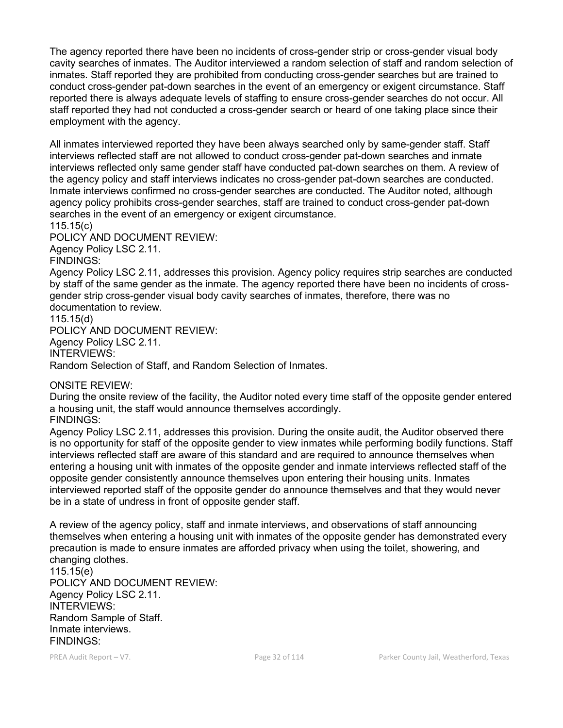The agency reported there have been no incidents of cross-gender strip or cross-gender visual body cavity searches of inmates. The Auditor interviewed a random selection of staff and random selection of inmates. Staff reported they are prohibited from conducting cross-gender searches but are trained to conduct cross-gender pat-down searches in the event of an emergency or exigent circumstance. Staff reported there is always adequate levels of staffing to ensure cross-gender searches do not occur. All staff reported they had not conducted a cross-gender search or heard of one taking place since their employment with the agency.

All inmates interviewed reported they have been always searched only by same-gender staff. Staff interviews reflected staff are not allowed to conduct cross-gender pat-down searches and inmate interviews reflected only same gender staff have conducted pat-down searches on them. A review of the agency policy and staff interviews indicates no cross-gender pat-down searches are conducted. Inmate interviews confirmed no cross-gender searches are conducted. The Auditor noted, although agency policy prohibits cross-gender searches, staff are trained to conduct cross-gender pat-down searches in the event of an emergency or exigent circumstance.

115.15(c)

POLICY AND DOCUMENT REVIEW:

Agency Policy LSC 2.11.

FINDINGS:

Agency Policy LSC 2.11, addresses this provision. Agency policy requires strip searches are conducted by staff of the same gender as the inmate. The agency reported there have been no incidents of cross-gender strip cross-gender visual body cavity searches of inmates, therefore, there was no documentation to review.

115.15(d)

POLICY AND DOCUMENT REVIEW:

Agency Policy LSC 2.11.

INTERVIEWS:

Random Selection of Staff, and Random Selection of Inmates.

ONSITE REVIEW:

During the onsite review of the facility, the Auditor noted every time staff of the opposite gender entered a housing unit, the staff would announce themselves accordingly.

FINDINGS:

Agency Policy LSC 2.11, addresses this provision. During the onsite audit, the Auditor observed there is no opportunity for staff of the opposite gender to view inmates while performing bodily functions. Staff interviews reflected staff are aware of this standard and are required to announce themselves when entering a housing unit with inmates of the opposite gender and inmate interviews reflected staff of the opposite gender consistently announce themselves upon entering their housing units. Inmates interviewed reported staff of the opposite gender do announce themselves and that they would never be in a state of undress in front of opposite gender staff.

A review of the agency policy, staff and inmate interviews, and observations of staff announcing themselves when entering a housing unit with inmates of the opposite gender has demonstrated every precaution is made to ensure inmates are afforded privacy when using the toilet, showering, and changing clothes.

115.15(e)

POLICY AND DOCUMENT REVIEW:

Agency Policy LSC 2.11.

INTERVIEWS:

Random Sample of Staff.

Inmate interviews.

FINDINGS: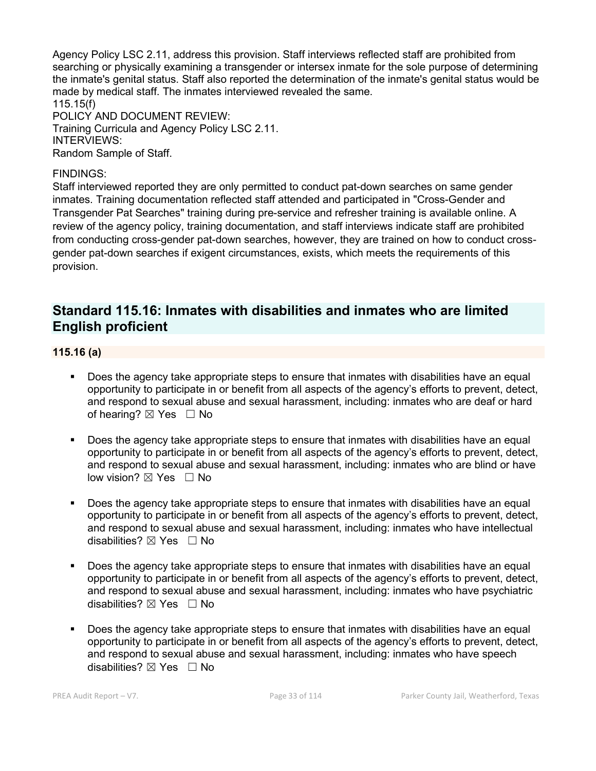Agency Policy LSC 2.11, address this provision. Staff interviews reflected staff are prohibited from searching or physically examining a transgender or intersex inmate for the sole purpose of determining the inmate's genital status. Staff also reported the determination of the inmate's genital status would be made by medical staff. The inmates interviewed revealed the same.
115.15(f)
POLICY AND DOCUMENT REVIEW:
Training Curricula and Agency Policy LSC 2.11.
INTERVIEWS:
Random Sample of Staff.

FINDINGS:
Staff interviewed reported they are only permitted to conduct pat-down searches on same gender inmates. Training documentation reflected staff attended and participated in "Cross-Gender and Transgender Pat Searches" training during pre-service and refresher training is available online. A review of the agency policy, training documentation, and staff interviews indicate staff are prohibited from conducting cross-gender pat-down searches, however, they are trained on how to conduct cross-gender pat-down searches if exigent circumstances, exists, which meets the requirements of this provision.

## Standard 115.16: Inmates with disabilities and inmates who are limited English proficient

### 115.16 (a)

- Does the agency take appropriate steps to ensure that inmates with disabilities have an equal opportunity to participate in or benefit from all aspects of the agency's efforts to prevent, detect, and respond to sexual abuse and sexual harassment, including: inmates who are deaf or hard of hearing? ☒ Yes ☐ No

- Does the agency take appropriate steps to ensure that inmates with disabilities have an equal opportunity to participate in or benefit from all aspects of the agency's efforts to prevent, detect, and respond to sexual abuse and sexual harassment, including: inmates who are blind or have low vision? ☒ Yes ☐ No

- Does the agency take appropriate steps to ensure that inmates with disabilities have an equal opportunity to participate in or benefit from all aspects of the agency's efforts to prevent, detect, and respond to sexual abuse and sexual harassment, including: inmates who have intellectual disabilities? ☒ Yes ☐ No

- Does the agency take appropriate steps to ensure that inmates with disabilities have an equal opportunity to participate in or benefit from all aspects of the agency's efforts to prevent, detect, and respond to sexual abuse and sexual harassment, including: inmates who have psychiatric disabilities? ☒ Yes ☐ No

- Does the agency take appropriate steps to ensure that inmates with disabilities have an equal opportunity to participate in or benefit from all aspects of the agency's efforts to prevent, detect, and respond to sexual abuse and sexual harassment, including: inmates who have speech disabilities? ☒ Yes ☐ No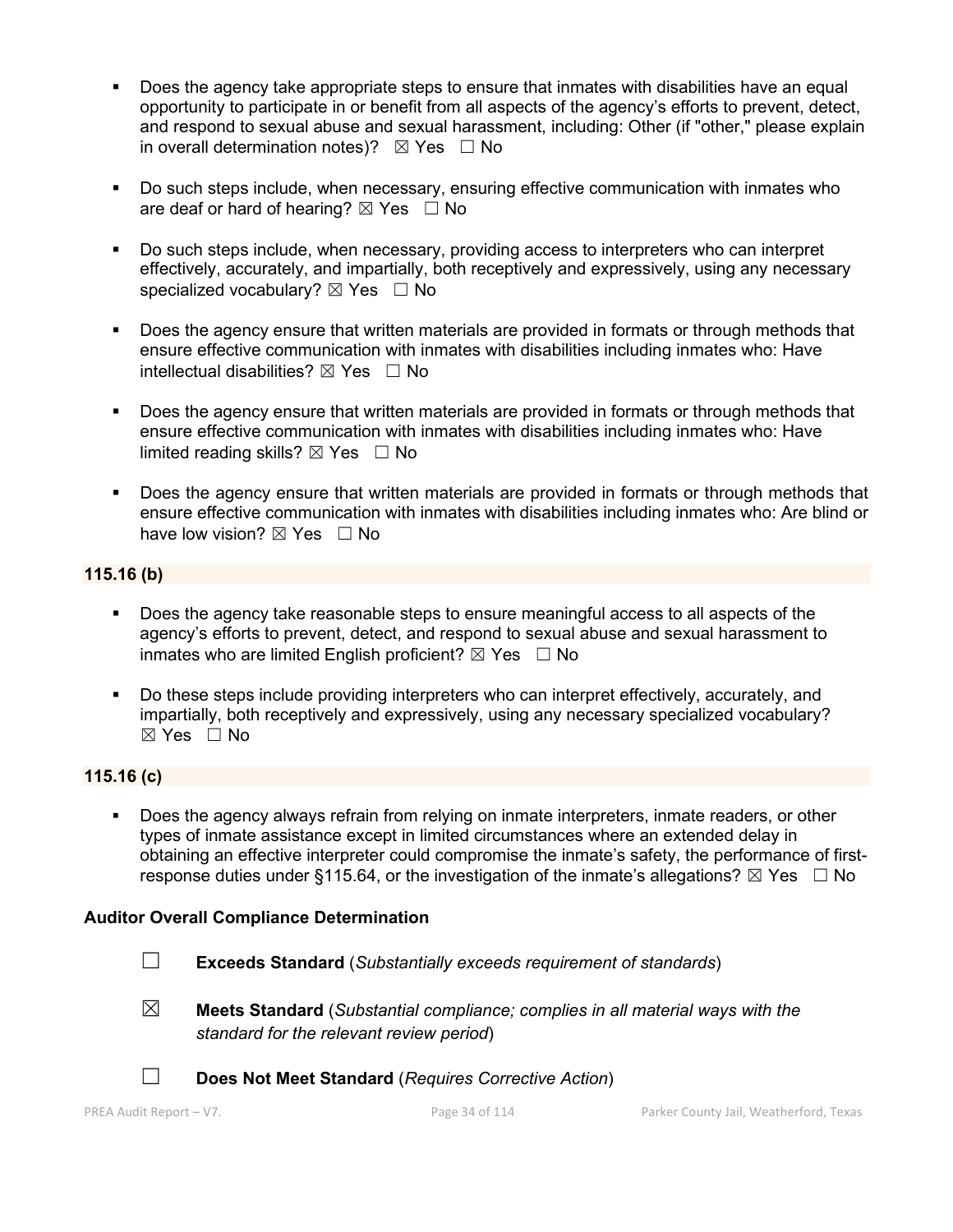- Does the agency take appropriate steps to ensure that inmates with disabilities have an equal opportunity to participate in or benefit from all aspects of the agency's efforts to prevent, detect, and respond to sexual abuse and sexual harassment, including: Other (if "other," please explain in overall determination notes)? ☒ Yes ☐ No

- Do such steps include, when necessary, ensuring effective communication with inmates who are deaf or hard of hearing? ☒ Yes ☐ No

- Do such steps include, when necessary, providing access to interpreters who can interpret effectively, accurately, and impartially, both receptively and expressively, using any necessary specialized vocabulary? ☒ Yes ☐ No

- Does the agency ensure that written materials are provided in formats or through methods that ensure effective communication with inmates with disabilities including inmates who: Have intellectual disabilities? ☒ Yes ☐ No

- Does the agency ensure that written materials are provided in formats or through methods that ensure effective communication with inmates with disabilities including inmates who: Have limited reading skills? ☒ Yes ☐ No

- Does the agency ensure that written materials are provided in formats or through methods that ensure effective communication with inmates with disabilities including inmates who: Are blind or have low vision? ☒ Yes ☐ No

**115.16 (b)**

- Does the agency take reasonable steps to ensure meaningful access to all aspects of the agency's efforts to prevent, detect, and respond to sexual abuse and sexual harassment to inmates who are limited English proficient? ☒ Yes ☐ No

- Do these steps include providing interpreters who can interpret effectively, accurately, and impartially, both receptively and expressively, using any necessary specialized vocabulary? ☒ Yes ☐ No

**115.16 (c)**

- Does the agency always refrain from relying on inmate interpreters, inmate readers, or other types of inmate assistance except in limited circumstances where an extended delay in obtaining an effective interpreter could compromise the inmate's safety, the performance of first-response duties under §115.64, or the investigation of the inmate's allegations? ☒ Yes ☐ No

**Auditor Overall Compliance Determination**

☐ **Exceeds Standard** (*Substantially exceeds requirement of standards*)

☒ **Meets Standard** (*Substantial compliance; complies in all material ways with the standard for the relevant review period*)

☐ **Does Not Meet Standard** (*Requires Corrective Action*)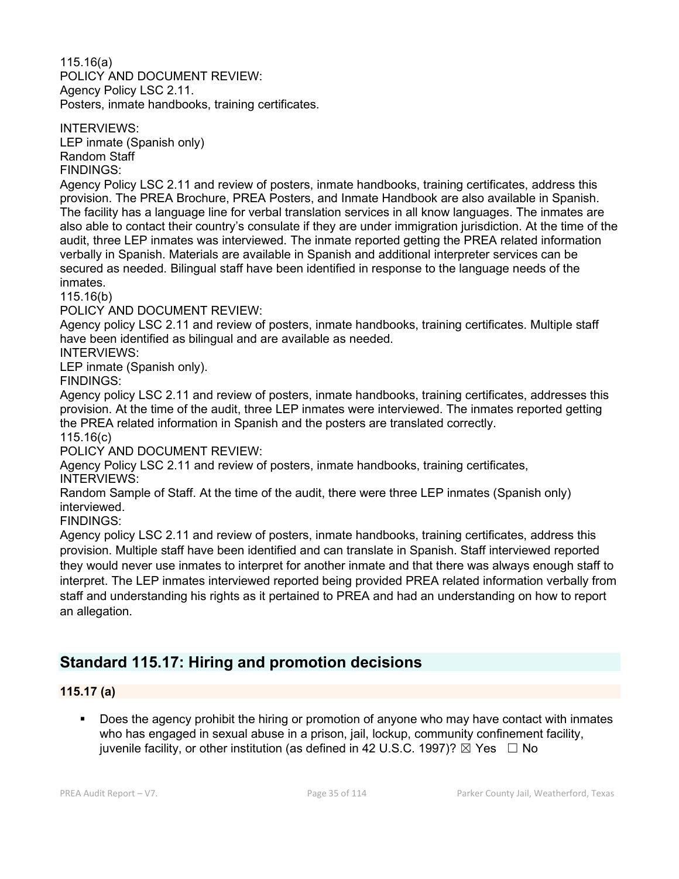115.16(a)
POLICY AND DOCUMENT REVIEW:
Agency Policy LSC 2.11.
Posters, inmate handbooks, training certificates.

INTERVIEWS:
LEP inmate (Spanish only)
Random Staff
FINDINGS:
Agency Policy LSC 2.11 and review of posters, inmate handbooks, training certificates, address this provision. The PREA Brochure, PREA Posters, and Inmate Handbook are also available in Spanish. The facility has a language line for verbal translation services in all know languages. The inmates are also able to contact their country's consulate if they are under immigration jurisdiction. At the time of the audit, three LEP inmates was interviewed. The inmate reported getting the PREA related information verbally in Spanish. Materials are available in Spanish and additional interpreter services can be secured as needed. Bilingual staff have been identified in response to the language needs of the inmates.
115.16(b)
POLICY AND DOCUMENT REVIEW:
Agency policy LSC 2.11 and review of posters, inmate handbooks, training certificates. Multiple staff have been identified as bilingual and are available as needed.
INTERVIEWS:
LEP inmate (Spanish only).
FINDINGS:
Agency policy LSC 2.11 and review of posters, inmate handbooks, training certificates, addresses this provision. At the time of the audit, three LEP inmates were interviewed. The inmates reported getting the PREA related information in Spanish and the posters are translated correctly.
115.16(c)
POLICY AND DOCUMENT REVIEW:
Agency Policy LSC 2.11 and review of posters, inmate handbooks, training certificates,
INTERVIEWS:
Random Sample of Staff. At the time of the audit, there were three LEP inmates (Spanish only) interviewed.
FINDINGS:
Agency policy LSC 2.11 and review of posters, inmate handbooks, training certificates, address this provision. Multiple staff have been identified and can translate in Spanish. Staff interviewed reported they would never use inmates to interpret for another inmate and that there was always enough staff to interpret. The LEP inmates interviewed reported being provided PREA related information verbally from staff and understanding his rights as it pertained to PREA and had an understanding on how to report an allegation.

## Standard 115.17: Hiring and promotion decisions

### 115.17 (a)

- Does the agency prohibit the hiring or promotion of anyone who may have contact with inmates who has engaged in sexual abuse in a prison, jail, lockup, community confinement facility, juvenile facility, or other institution (as defined in 42 U.S.C. 1997)? ☒ Yes ☐ No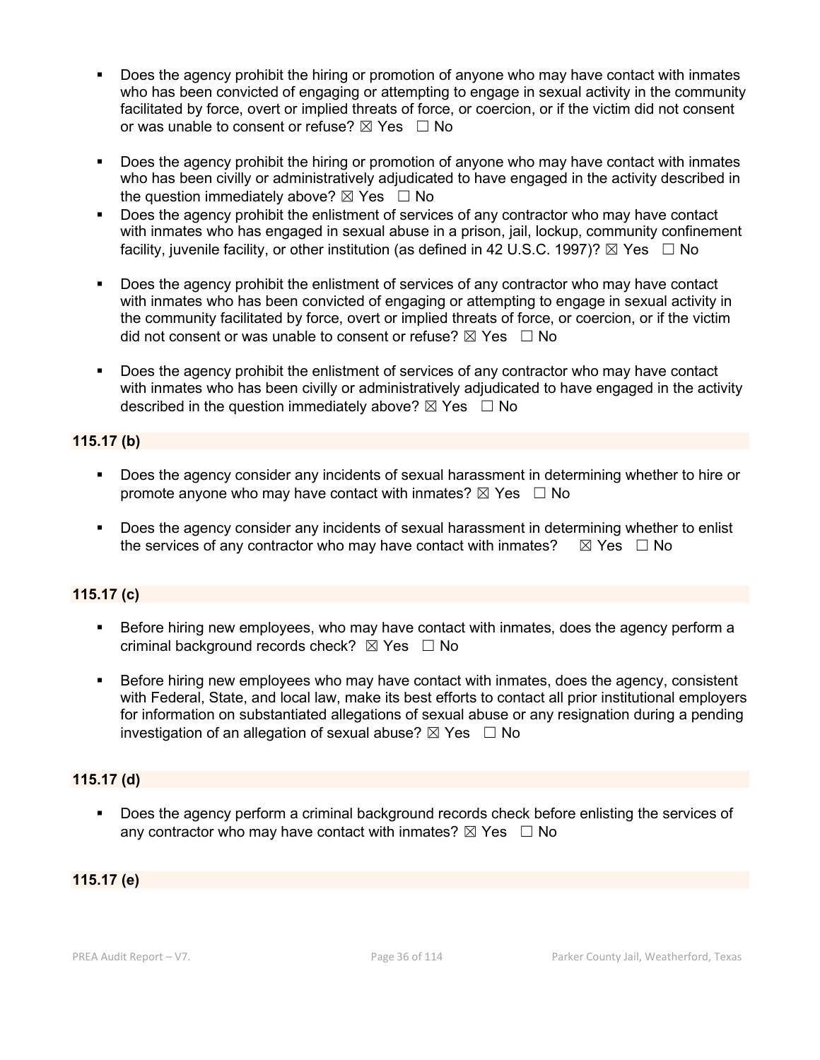- Does the agency prohibit the hiring or promotion of anyone who may have contact with inmates who has been convicted of engaging or attempting to engage in sexual activity in the community facilitated by force, overt or implied threats of force, or coercion, or if the victim did not consent or was unable to consent or refuse? ☒ Yes ☐ No

- Does the agency prohibit the hiring or promotion of anyone who may have contact with inmates who has been civilly or administratively adjudicated to have engaged in the activity described in the question immediately above? ☒ Yes ☐ No
- Does the agency prohibit the enlistment of services of any contractor who may have contact with inmates who has engaged in sexual abuse in a prison, jail, lockup, community confinement facility, juvenile facility, or other institution (as defined in 42 U.S.C. 1997)? ☒ Yes ☐ No

- Does the agency prohibit the enlistment of services of any contractor who may have contact with inmates who has been convicted of engaging or attempting to engage in sexual activity in the community facilitated by force, overt or implied threats of force, or coercion, or if the victim did not consent or was unable to consent or refuse? ☒ Yes ☐ No

- Does the agency prohibit the enlistment of services of any contractor who may have contact with inmates who has been civilly or administratively adjudicated to have engaged in the activity described in the question immediately above? ☒ Yes ☐ No

**115.17 (b)**

- Does the agency consider any incidents of sexual harassment in determining whether to hire or promote anyone who may have contact with inmates? ☒ Yes ☐ No

- Does the agency consider any incidents of sexual harassment in determining whether to enlist the services of any contractor who may have contact with inmates? ☒ Yes ☐ No

**115.17 (c)**

- Before hiring new employees, who may have contact with inmates, does the agency perform a criminal background records check? ☒ Yes ☐ No

- Before hiring new employees who may have contact with inmates, does the agency, consistent with Federal, State, and local law, make its best efforts to contact all prior institutional employers for information on substantiated allegations of sexual abuse or any resignation during a pending investigation of an allegation of sexual abuse? ☒ Yes ☐ No

**115.17 (d)**

- Does the agency perform a criminal background records check before enlisting the services of any contractor who may have contact with inmates? ☒ Yes ☐ No

**115.17 (e)**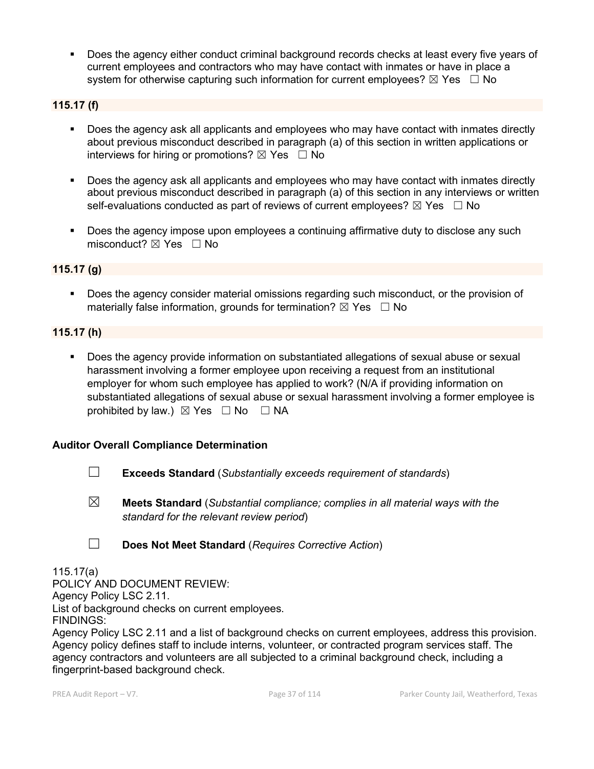- Does the agency either conduct criminal background records checks at least every five years of current employees and contractors who may have contact with inmates or have in place a system for otherwise capturing such information for current employees? ☒ Yes ☐ No

**115.17 (f)**

- Does the agency ask all applicants and employees who may have contact with inmates directly about previous misconduct described in paragraph (a) of this section in written applications or interviews for hiring or promotions? ☒ Yes ☐ No
- Does the agency ask all applicants and employees who may have contact with inmates directly about previous misconduct described in paragraph (a) of this section in any interviews or written self-evaluations conducted as part of reviews of current employees? ☒ Yes ☐ No
- Does the agency impose upon employees a continuing affirmative duty to disclose any such misconduct? ☒ Yes ☐ No

**115.17 (g)**

- Does the agency consider material omissions regarding such misconduct, or the provision of materially false information, grounds for termination? ☒ Yes ☐ No

**115.17 (h)**

- Does the agency provide information on substantiated allegations of sexual abuse or sexual harassment involving a former employee upon receiving a request from an institutional employer for whom such employee has applied to work? (N/A if providing information on substantiated allegations of sexual abuse or sexual harassment involving a former employee is prohibited by law.) ☒ Yes ☐ No ☐ NA

**Auditor Overall Compliance Determination**

☐ **Exceeds Standard** (*Substantially exceeds requirement of standards*)

☒ **Meets Standard** (*Substantial compliance; complies in all material ways with the standard for the relevant review period*)

☐ **Does Not Meet Standard** (*Requires Corrective Action*)

115.17(a)
POLICY AND DOCUMENT REVIEW:
Agency Policy LSC 2.11.
List of background checks on current employees.
FINDINGS:
Agency Policy LSC 2.11 and a list of background checks on current employees, address this provision. Agency policy defines staff to include interns, volunteer, or contracted program services staff. The agency contractors and volunteers are all subjected to a criminal background check, including a fingerprint-based background check.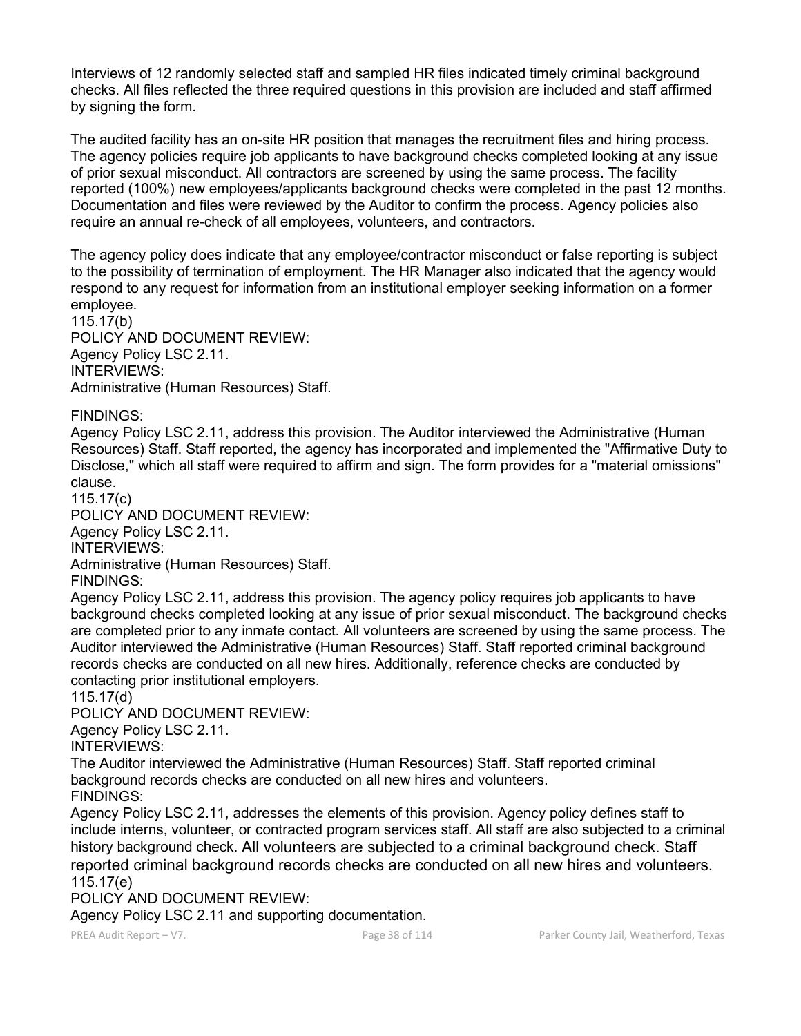Interviews of 12 randomly selected staff and sampled HR files indicated timely criminal background checks. All files reflected the three required questions in this provision are included and staff affirmed by signing the form.

The audited facility has an on-site HR position that manages the recruitment files and hiring process. The agency policies require job applicants to have background checks completed looking at any issue of prior sexual misconduct. All contractors are screened by using the same process. The facility reported (100%) new employees/applicants background checks were completed in the past 12 months. Documentation and files were reviewed by the Auditor to confirm the process. Agency policies also require an annual re-check of all employees, volunteers, and contractors.

The agency policy does indicate that any employee/contractor misconduct or false reporting is subject to the possibility of termination of employment. The HR Manager also indicated that the agency would respond to any request for information from an institutional employer seeking information on a former employee.

115.17(b)

POLICY AND DOCUMENT REVIEW:

Agency Policy LSC 2.11.

INTERVIEWS:

Administrative (Human Resources) Staff.

FINDINGS:

Agency Policy LSC 2.11, address this provision. The Auditor interviewed the Administrative (Human Resources) Staff. Staff reported, the agency has incorporated and implemented the "Affirmative Duty to Disclose," which all staff were required to affirm and sign. The form provides for a "material omissions" clause.

115.17(c)

POLICY AND DOCUMENT REVIEW:

Agency Policy LSC 2.11.

INTERVIEWS:

Administrative (Human Resources) Staff.

FINDINGS:

Agency Policy LSC 2.11, address this provision. The agency policy requires job applicants to have background checks completed looking at any issue of prior sexual misconduct. The background checks are completed prior to any inmate contact. All volunteers are screened by using the same process. The Auditor interviewed the Administrative (Human Resources) Staff. Staff reported criminal background records checks are conducted on all new hires. Additionally, reference checks are conducted by contacting prior institutional employers.

115.17(d)

POLICY AND DOCUMENT REVIEW:

Agency Policy LSC 2.11.

INTERVIEWS:

The Auditor interviewed the Administrative (Human Resources) Staff. Staff reported criminal background records checks are conducted on all new hires and volunteers.

FINDINGS:

Agency Policy LSC 2.11, addresses the elements of this provision. Agency policy defines staff to include interns, volunteer, or contracted program services staff. All staff are also subjected to a criminal history background check. All volunteers are subjected to a criminal background check. Staff reported criminal background records checks are conducted on all new hires and volunteers.

115.17(e)

POLICY AND DOCUMENT REVIEW:

Agency Policy LSC 2.11 and supporting documentation.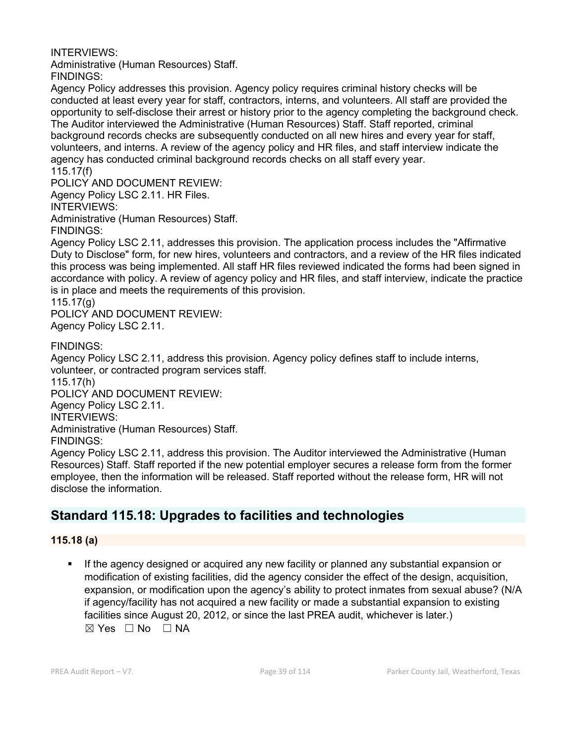INTERVIEWS:
Administrative (Human Resources) Staff.
FINDINGS:
Agency Policy addresses this provision. Agency policy requires criminal history checks will be conducted at least every year for staff, contractors, interns, and volunteers. All staff are provided the opportunity to self-disclose their arrest or history prior to the agency completing the background check. The Auditor interviewed the Administrative (Human Resources) Staff. Staff reported, criminal background records checks are subsequently conducted on all new hires and every year for staff, volunteers, and interns. A review of the agency policy and HR files, and staff interview indicate the agency has conducted criminal background records checks on all staff every year.
115.17(f)
POLICY AND DOCUMENT REVIEW:
Agency Policy LSC 2.11. HR Files.
INTERVIEWS:
Administrative (Human Resources) Staff.
FINDINGS:
Agency Policy LSC 2.11, addresses this provision. The application process includes the "Affirmative Duty to Disclose" form, for new hires, volunteers and contractors, and a review of the HR files indicated this process was being implemented. All staff HR files reviewed indicated the forms had been signed in accordance with policy. A review of agency policy and HR files, and staff interview, indicate the practice is in place and meets the requirements of this provision.
115.17(g)
POLICY AND DOCUMENT REVIEW:
Agency Policy LSC 2.11.

FINDINGS:
Agency Policy LSC 2.11, address this provision. Agency policy defines staff to include interns, volunteer, or contracted program services staff.
115.17(h)
POLICY AND DOCUMENT REVIEW:
Agency Policy LSC 2.11.
INTERVIEWS:
Administrative (Human Resources) Staff.
FINDINGS:
Agency Policy LSC 2.11, address this provision. The Auditor interviewed the Administrative (Human Resources) Staff. Staff reported if the new potential employer secures a release form from the former employee, then the information will be released. Staff reported without the release form, HR will not disclose the information.

## Standard 115.18: Upgrades to facilities and technologies

### 115.18 (a)

- If the agency designed or acquired any new facility or planned any substantial expansion or modification of existing facilities, did the agency consider the effect of the design, acquisition, expansion, or modification upon the agency's ability to protect inmates from sexual abuse? (N/A if agency/facility has not acquired a new facility or made a substantial expansion to existing facilities since August 20, 2012, or since the last PREA audit, whichever is later.)
  ☒ Yes ☐ No ☐ NA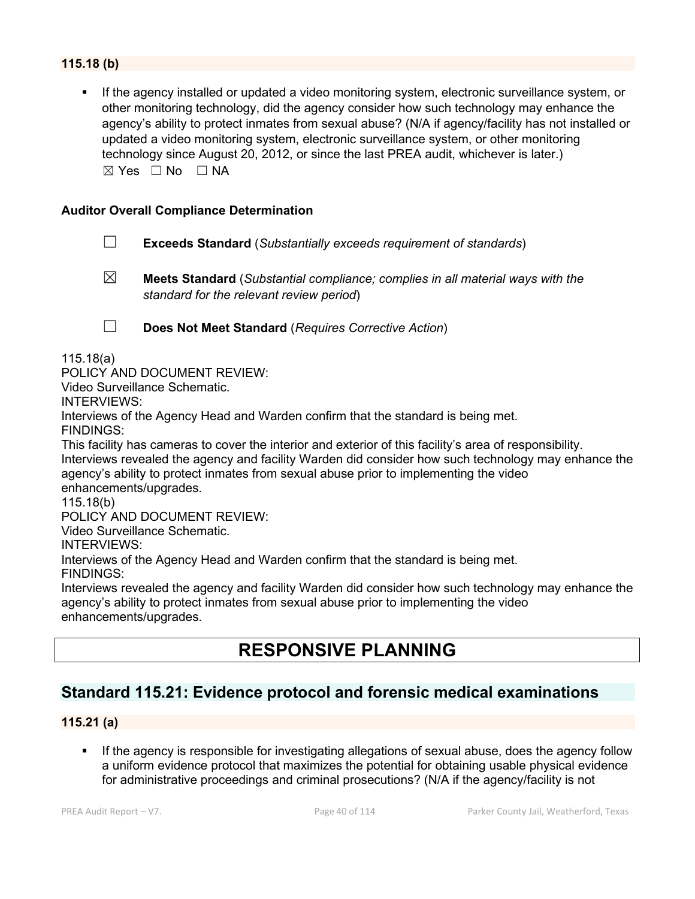**115.18 (b)**

- If the agency installed or updated a video monitoring system, electronic surveillance system, or other monitoring technology, did the agency consider how such technology may enhance the agency's ability to protect inmates from sexual abuse? (N/A if agency/facility has not installed or updated a video monitoring system, electronic surveillance system, or other monitoring technology since August 20, 2012, or since the last PREA audit, whichever is later.)
  ☒ Yes ☐ No ☐ NA

**Auditor Overall Compliance Determination**

☐ **Exceeds Standard** (*Substantially exceeds requirement of standards*)

☒ **Meets Standard** (*Substantial compliance; complies in all material ways with the standard for the relevant review period*)

☐ **Does Not Meet Standard** (*Requires Corrective Action*)

115.18(a)
POLICY AND DOCUMENT REVIEW:
Video Surveillance Schematic.
INTERVIEWS:
Interviews of the Agency Head and Warden confirm that the standard is being met.
FINDINGS:
This facility has cameras to cover the interior and exterior of this facility's area of responsibility. Interviews revealed the agency and facility Warden did consider how such technology may enhance the agency's ability to protect inmates from sexual abuse prior to implementing the video enhancements/upgrades.
115.18(b)
POLICY AND DOCUMENT REVIEW:
Video Surveillance Schematic.
INTERVIEWS:
Interviews of the Agency Head and Warden confirm that the standard is being met.
FINDINGS:
Interviews revealed the agency and facility Warden did consider how such technology may enhance the agency's ability to protect inmates from sexual abuse prior to implementing the video enhancements/upgrades.

# RESPONSIVE PLANNING

## Standard 115.21: Evidence protocol and forensic medical examinations

**115.21 (a)**

- If the agency is responsible for investigating allegations of sexual abuse, does the agency follow a uniform evidence protocol that maximizes the potential for obtaining usable physical evidence for administrative proceedings and criminal prosecutions? (N/A if the agency/facility is not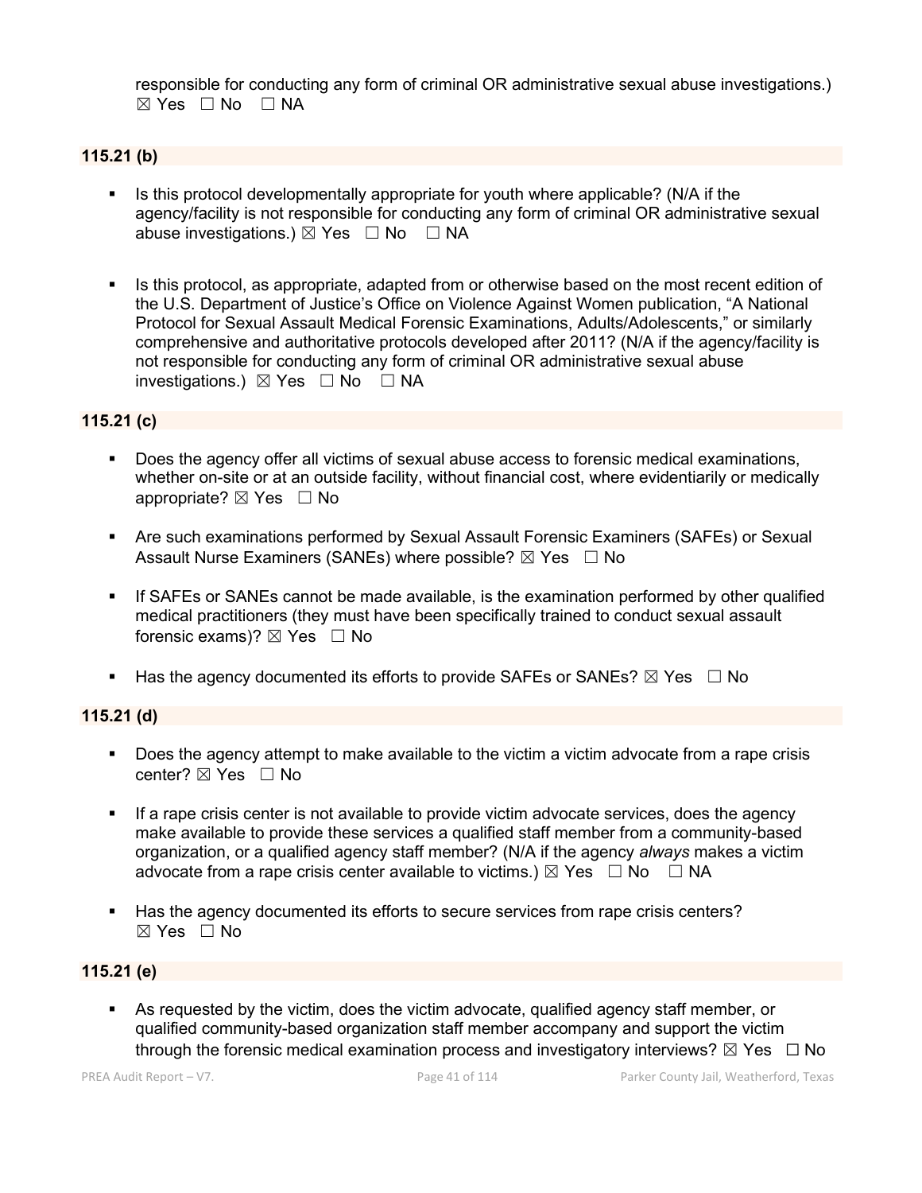responsible for conducting any form of criminal OR administrative sexual abuse investigations.) ☒ Yes ☐ No ☐ NA

**115.21 (b)**

- Is this protocol developmentally appropriate for youth where applicable? (N/A if the agency/facility is not responsible for conducting any form of criminal OR administrative sexual abuse investigations.) ☒ Yes ☐ No ☐ NA
- Is this protocol, as appropriate, adapted from or otherwise based on the most recent edition of the U.S. Department of Justice's Office on Violence Against Women publication, "A National Protocol for Sexual Assault Medical Forensic Examinations, Adults/Adolescents," or similarly comprehensive and authoritative protocols developed after 2011? (N/A if the agency/facility is not responsible for conducting any form of criminal OR administrative sexual abuse investigations.) ☒ Yes ☐ No ☐ NA

**115.21 (c)**

- Does the agency offer all victims of sexual abuse access to forensic medical examinations, whether on-site or at an outside facility, without financial cost, where evidentiarily or medically appropriate? ☒ Yes ☐ No
- Are such examinations performed by Sexual Assault Forensic Examiners (SAFEs) or Sexual Assault Nurse Examiners (SANEs) where possible? ☒ Yes ☐ No
- If SAFEs or SANEs cannot be made available, is the examination performed by other qualified medical practitioners (they must have been specifically trained to conduct sexual assault forensic exams)? ☒ Yes ☐ No
- Has the agency documented its efforts to provide SAFEs or SANEs? ☒ Yes ☐ No

**115.21 (d)**

- Does the agency attempt to make available to the victim a victim advocate from a rape crisis center? ☒ Yes ☐ No
- If a rape crisis center is not available to provide victim advocate services, does the agency make available to provide these services a qualified staff member from a community-based organization, or a qualified agency staff member? (N/A if the agency *always* makes a victim advocate from a rape crisis center available to victims.) ☒ Yes ☐ No ☐ NA
- Has the agency documented its efforts to secure services from rape crisis centers? ☒ Yes ☐ No

**115.21 (e)**

- As requested by the victim, does the victim advocate, qualified agency staff member, or qualified community-based organization staff member accompany and support the victim through the forensic medical examination process and investigatory interviews? ☒ Yes ☐ No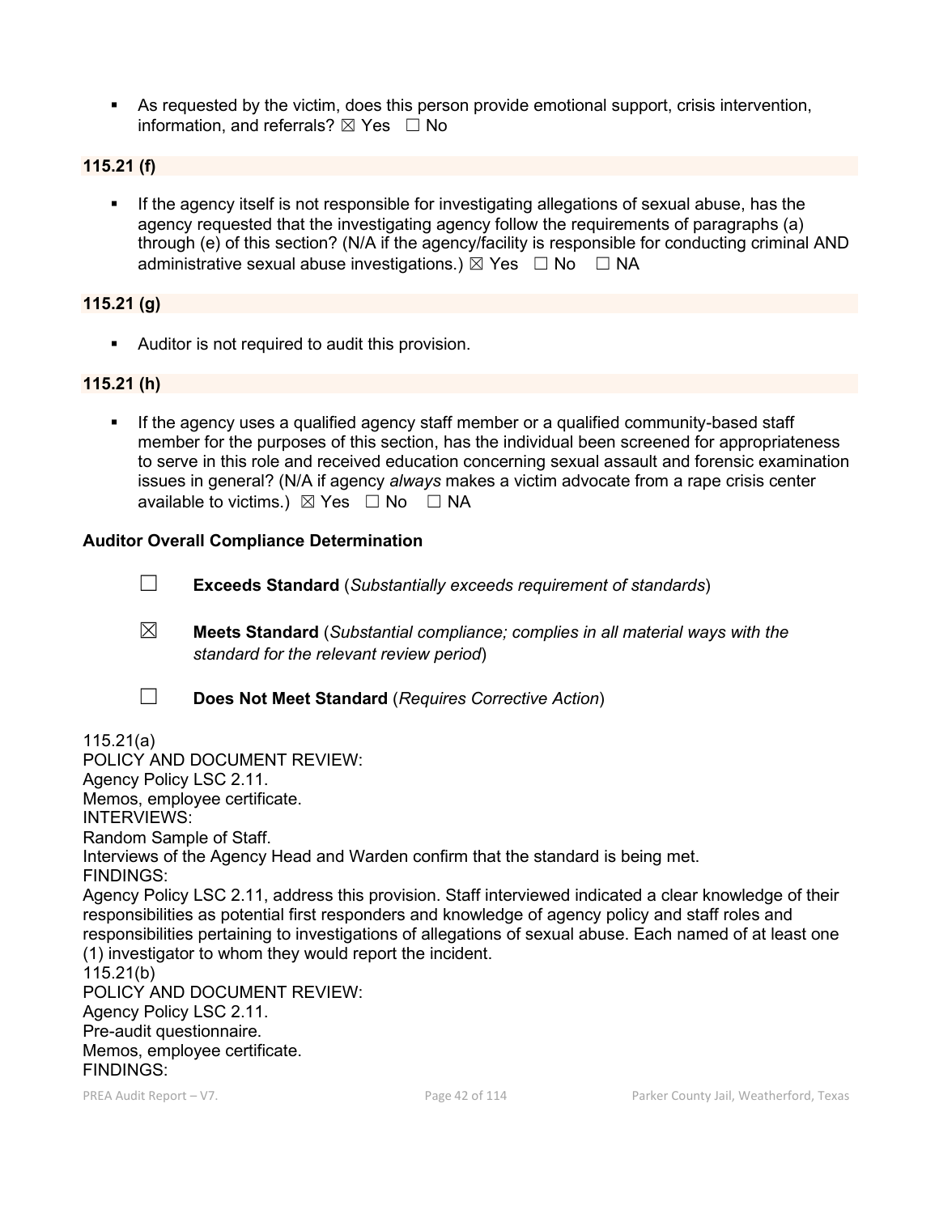- As requested by the victim, does this person provide emotional support, crisis intervention, information, and referrals? ☒ Yes ☐ No

**115.21 (f)**

- If the agency itself is not responsible for investigating allegations of sexual abuse, has the agency requested that the investigating agency follow the requirements of paragraphs (a) through (e) of this section? (N/A if the agency/facility is responsible for conducting criminal AND administrative sexual abuse investigations.) ☒ Yes ☐ No ☐ NA

**115.21 (g)**

- Auditor is not required to audit this provision.

**115.21 (h)**

- If the agency uses a qualified agency staff member or a qualified community-based staff member for the purposes of this section, has the individual been screened for appropriateness to serve in this role and received education concerning sexual assault and forensic examination issues in general? (N/A if agency *always* makes a victim advocate from a rape crisis center available to victims.) ☒ Yes ☐ No ☐ NA

**Auditor Overall Compliance Determination**

☐ **Exceeds Standard** (*Substantially exceeds requirement of standards*)

☒ **Meets Standard** (*Substantial compliance; complies in all material ways with the standard for the relevant review period*)

☐ **Does Not Meet Standard** (*Requires Corrective Action*)

115.21(a)
POLICY AND DOCUMENT REVIEW:
Agency Policy LSC 2.11.
Memos, employee certificate.
INTERVIEWS:
Random Sample of Staff.
Interviews of the Agency Head and Warden confirm that the standard is being met.
FINDINGS:
Agency Policy LSC 2.11, address this provision. Staff interviewed indicated a clear knowledge of their responsibilities as potential first responders and knowledge of agency policy and staff roles and responsibilities pertaining to investigations of allegations of sexual abuse. Each named of at least one (1) investigator to whom they would report the incident.
115.21(b)
POLICY AND DOCUMENT REVIEW:
Agency Policy LSC 2.11.
Pre-audit questionnaire.
Memos, employee certificate.
FINDINGS: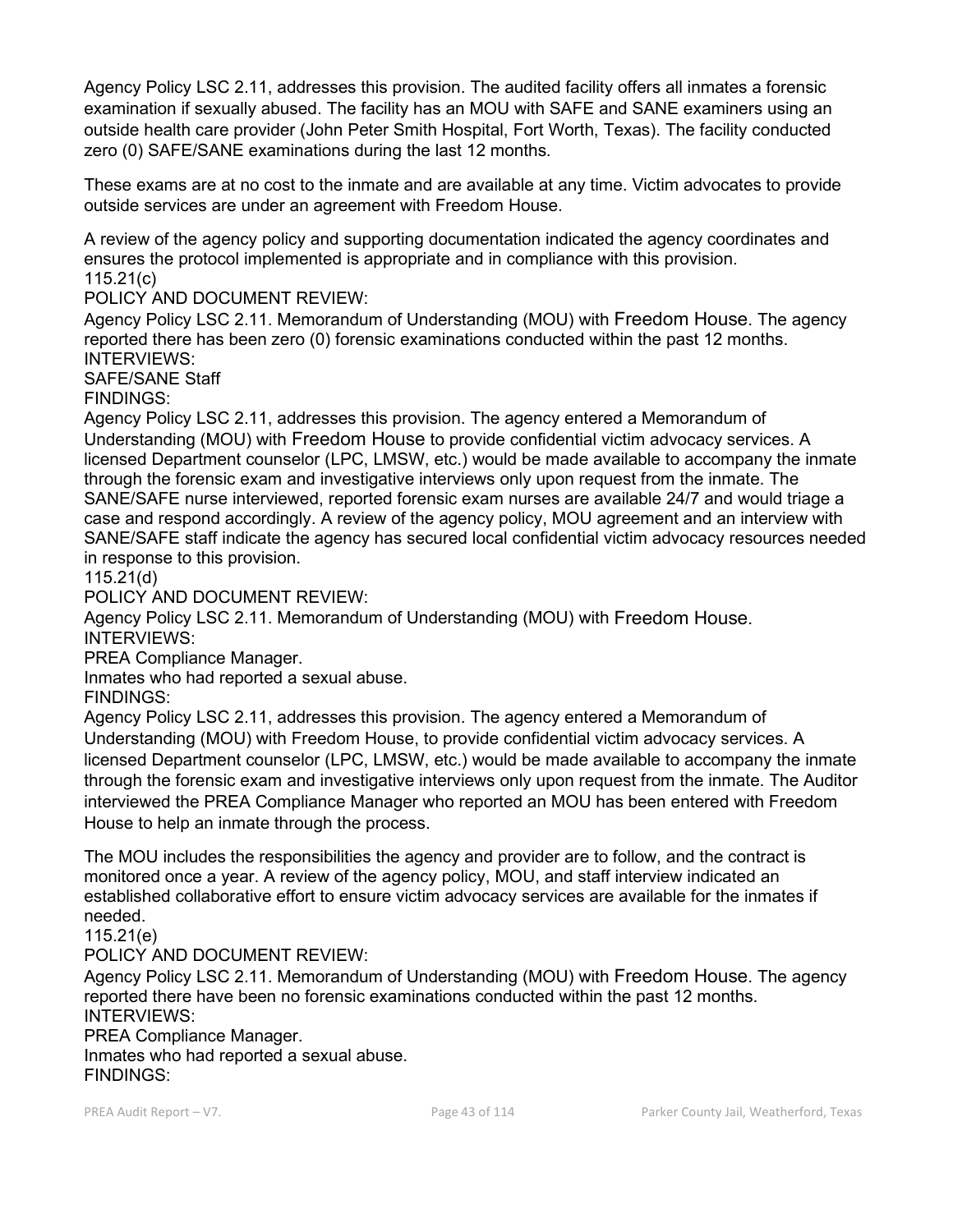Agency Policy LSC 2.11, addresses this provision. The audited facility offers all inmates a forensic examination if sexually abused. The facility has an MOU with SAFE and SANE examiners using an outside health care provider (John Peter Smith Hospital, Fort Worth, Texas). The facility conducted zero (0) SAFE/SANE examinations during the last 12 months.

These exams are at no cost to the inmate and are available at any time. Victim advocates to provide outside services are under an agreement with Freedom House.

A review of the agency policy and supporting documentation indicated the agency coordinates and ensures the protocol implemented is appropriate and in compliance with this provision.
115.21(c)
POLICY AND DOCUMENT REVIEW:
Agency Policy LSC 2.11. Memorandum of Understanding (MOU) with Freedom House. The agency reported there has been zero (0) forensic examinations conducted within the past 12 months.
INTERVIEWS:
SAFE/SANE Staff
FINDINGS:
Agency Policy LSC 2.11, addresses this provision. The agency entered a Memorandum of Understanding (MOU) with Freedom House to provide confidential victim advocacy services. A licensed Department counselor (LPC, LMSW, etc.) would be made available to accompany the inmate through the forensic exam and investigative interviews only upon request from the inmate. The SANE/SAFE nurse interviewed, reported forensic exam nurses are available 24/7 and would triage a case and respond accordingly. A review of the agency policy, MOU agreement and an interview with SANE/SAFE staff indicate the agency has secured local confidential victim advocacy resources needed in response to this provision.
115.21(d)
POLICY AND DOCUMENT REVIEW:
Agency Policy LSC 2.11. Memorandum of Understanding (MOU) with Freedom House.
INTERVIEWS:
PREA Compliance Manager.
Inmates who had reported a sexual abuse.
FINDINGS:
Agency Policy LSC 2.11, addresses this provision. The agency entered a Memorandum of Understanding (MOU) with Freedom House, to provide confidential victim advocacy services. A licensed Department counselor (LPC, LMSW, etc.) would be made available to accompany the inmate through the forensic exam and investigative interviews only upon request from the inmate. The Auditor interviewed the PREA Compliance Manager who reported an MOU has been entered with Freedom House to help an inmate through the process.

The MOU includes the responsibilities the agency and provider are to follow, and the contract is monitored once a year. A review of the agency policy, MOU, and staff interview indicated an established collaborative effort to ensure victim advocacy services are available for the inmates if needed.
115.21(e)
POLICY AND DOCUMENT REVIEW:
Agency Policy LSC 2.11. Memorandum of Understanding (MOU) with Freedom House. The agency reported there have been no forensic examinations conducted within the past 12 months.
INTERVIEWS:
PREA Compliance Manager.
Inmates who had reported a sexual abuse.
FINDINGS: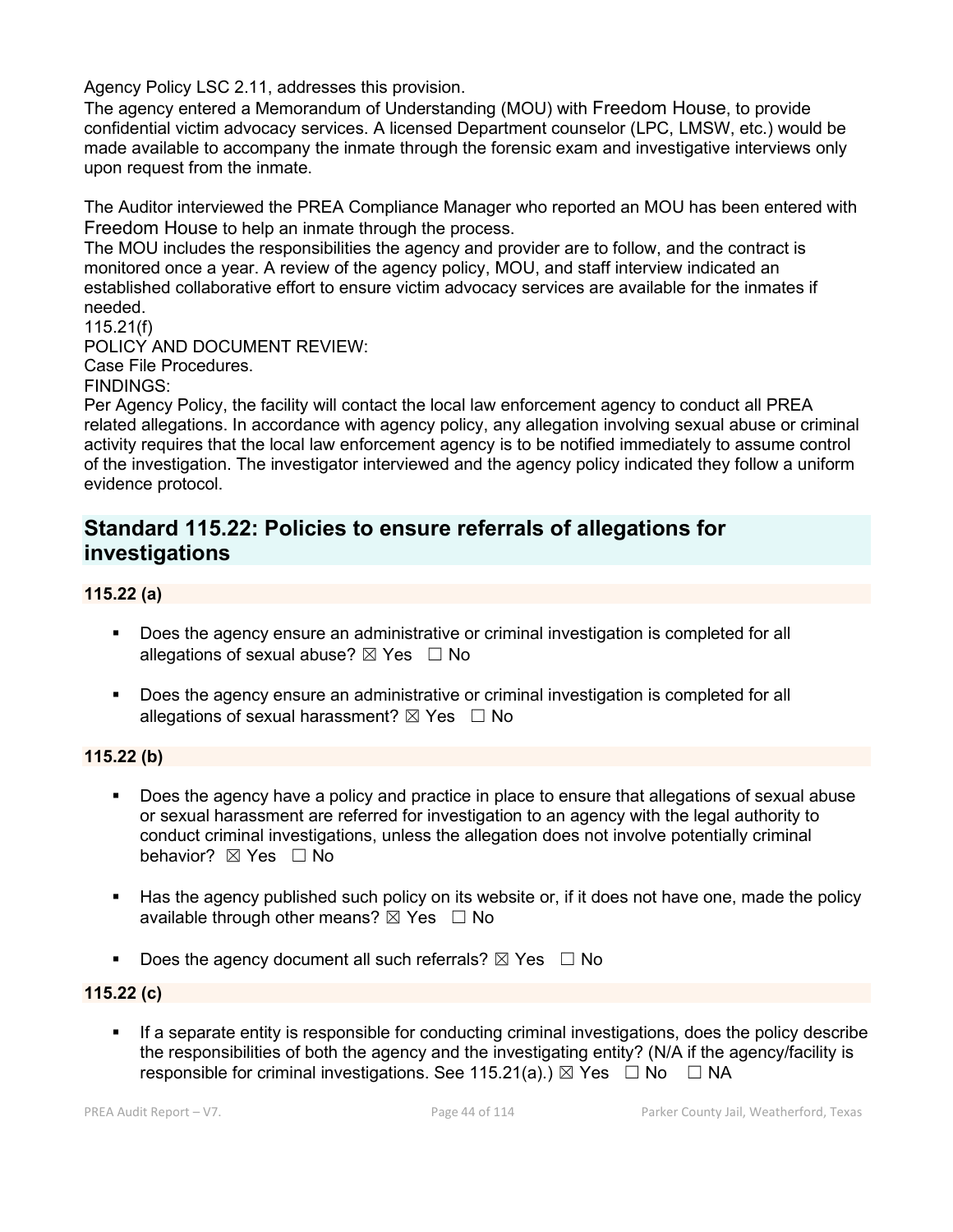Agency Policy LSC 2.11, addresses this provision.
The agency entered a Memorandum of Understanding (MOU) with Freedom House, to provide confidential victim advocacy services. A licensed Department counselor (LPC, LMSW, etc.) would be made available to accompany the inmate through the forensic exam and investigative interviews only upon request from the inmate.

The Auditor interviewed the PREA Compliance Manager who reported an MOU has been entered with Freedom House to help an inmate through the process.
The MOU includes the responsibilities the agency and provider are to follow, and the contract is monitored once a year. A review of the agency policy, MOU, and staff interview indicated an established collaborative effort to ensure victim advocacy services are available for the inmates if needed.
115.21(f)
POLICY AND DOCUMENT REVIEW:
Case File Procedures.
FINDINGS:
Per Agency Policy, the facility will contact the local law enforcement agency to conduct all PREA related allegations. In accordance with agency policy, any allegation involving sexual abuse or criminal activity requires that the local law enforcement agency is to be notified immediately to assume control of the investigation. The investigator interviewed and the agency policy indicated they follow a uniform evidence protocol.

## Standard 115.22: Policies to ensure referrals of allegations for investigations

**115.22 (a)**

- Does the agency ensure an administrative or criminal investigation is completed for all allegations of sexual abuse? ☒ Yes ☐ No
- Does the agency ensure an administrative or criminal investigation is completed for all allegations of sexual harassment? ☒ Yes ☐ No

**115.22 (b)**

- Does the agency have a policy and practice in place to ensure that allegations of sexual abuse or sexual harassment are referred for investigation to an agency with the legal authority to conduct criminal investigations, unless the allegation does not involve potentially criminal behavior? ☒ Yes ☐ No
- Has the agency published such policy on its website or, if it does not have one, made the policy available through other means? ☒ Yes ☐ No
- Does the agency document all such referrals? ☒ Yes ☐ No

**115.22 (c)**

- If a separate entity is responsible for conducting criminal investigations, does the policy describe the responsibilities of both the agency and the investigating entity? (N/A if the agency/facility is responsible for criminal investigations. See 115.21(a).) ☒ Yes ☐ No ☐ NA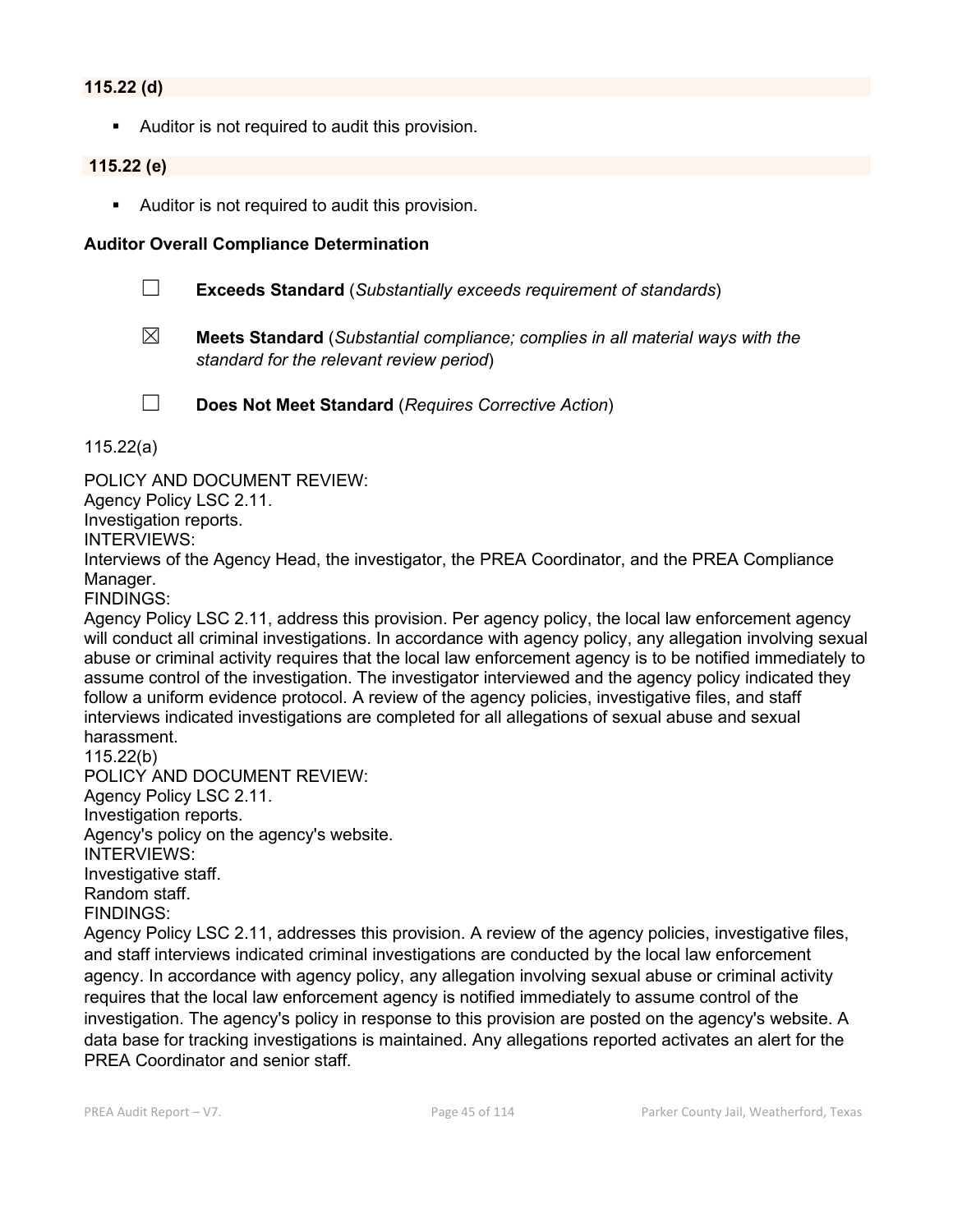**115.22 (d)**

- Auditor is not required to audit this provision.

**115.22 (e)**

- Auditor is not required to audit this provision.

**Auditor Overall Compliance Determination**

☐ **Exceeds Standard** (*Substantially exceeds requirement of standards*)

☒ **Meets Standard** (*Substantial compliance; complies in all material ways with the standard for the relevant review period*)

☐ **Does Not Meet Standard** (*Requires Corrective Action*)

115.22(a)

POLICY AND DOCUMENT REVIEW:
Agency Policy LSC 2.11.
Investigation reports.
INTERVIEWS:
Interviews of the Agency Head, the investigator, the PREA Coordinator, and the PREA Compliance Manager.
FINDINGS:
Agency Policy LSC 2.11, address this provision. Per agency policy, the local law enforcement agency will conduct all criminal investigations. In accordance with agency policy, any allegation involving sexual abuse or criminal activity requires that the local law enforcement agency is to be notified immediately to assume control of the investigation. The investigator interviewed and the agency policy indicated they follow a uniform evidence protocol. A review of the agency policies, investigative files, and staff interviews indicated investigations are completed for all allegations of sexual abuse and sexual harassment.
115.22(b)
POLICY AND DOCUMENT REVIEW:
Agency Policy LSC 2.11.
Investigation reports.
Agency's policy on the agency's website.
INTERVIEWS:
Investigative staff.
Random staff.
FINDINGS:
Agency Policy LSC 2.11, addresses this provision. A review of the agency policies, investigative files, and staff interviews indicated criminal investigations are conducted by the local law enforcement agency. In accordance with agency policy, any allegation involving sexual abuse or criminal activity requires that the local law enforcement agency is notified immediately to assume control of the investigation. The agency's policy in response to this provision are posted on the agency's website. A data base for tracking investigations is maintained. Any allegations reported activates an alert for the PREA Coordinator and senior staff.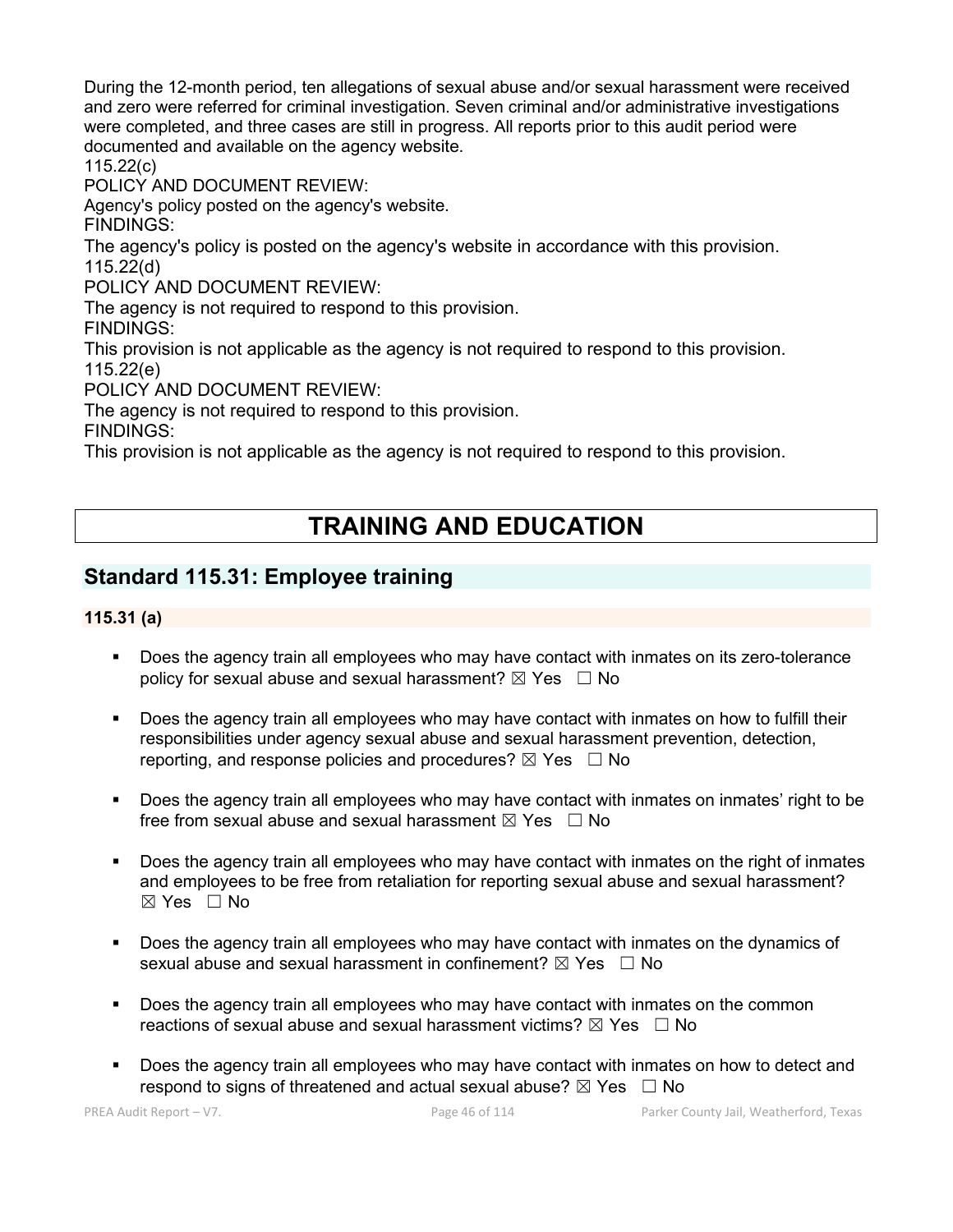During the 12-month period, ten allegations of sexual abuse and/or sexual harassment were received and zero were referred for criminal investigation. Seven criminal and/or administrative investigations were completed, and three cases are still in progress. All reports prior to this audit period were documented and available on the agency website.

115.22(c)

POLICY AND DOCUMENT REVIEW:

Agency's policy posted on the agency's website.

FINDINGS:

The agency's policy is posted on the agency's website in accordance with this provision.

115.22(d)

POLICY AND DOCUMENT REVIEW:

The agency is not required to respond to this provision.

FINDINGS:

This provision is not applicable as the agency is not required to respond to this provision.

115.22(e)

POLICY AND DOCUMENT REVIEW:

The agency is not required to respond to this provision.

FINDINGS:

This provision is not applicable as the agency is not required to respond to this provision.

# TRAINING AND EDUCATION

## Standard 115.31: Employee training

### 115.31 (a)

- Does the agency train all employees who may have contact with inmates on its zero-tolerance policy for sexual abuse and sexual harassment? ☒ Yes ☐ No
- Does the agency train all employees who may have contact with inmates on how to fulfill their responsibilities under agency sexual abuse and sexual harassment prevention, detection, reporting, and response policies and procedures? ☒ Yes ☐ No
- Does the agency train all employees who may have contact with inmates on inmates' right to be free from sexual abuse and sexual harassment ☒ Yes ☐ No
- Does the agency train all employees who may have contact with inmates on the right of inmates and employees to be free from retaliation for reporting sexual abuse and sexual harassment? ☒ Yes ☐ No
- Does the agency train all employees who may have contact with inmates on the dynamics of sexual abuse and sexual harassment in confinement? ☒ Yes ☐ No
- Does the agency train all employees who may have contact with inmates on the common reactions of sexual abuse and sexual harassment victims? ☒ Yes ☐ No
- Does the agency train all employees who may have contact with inmates on how to detect and respond to signs of threatened and actual sexual abuse? ☒ Yes ☐ No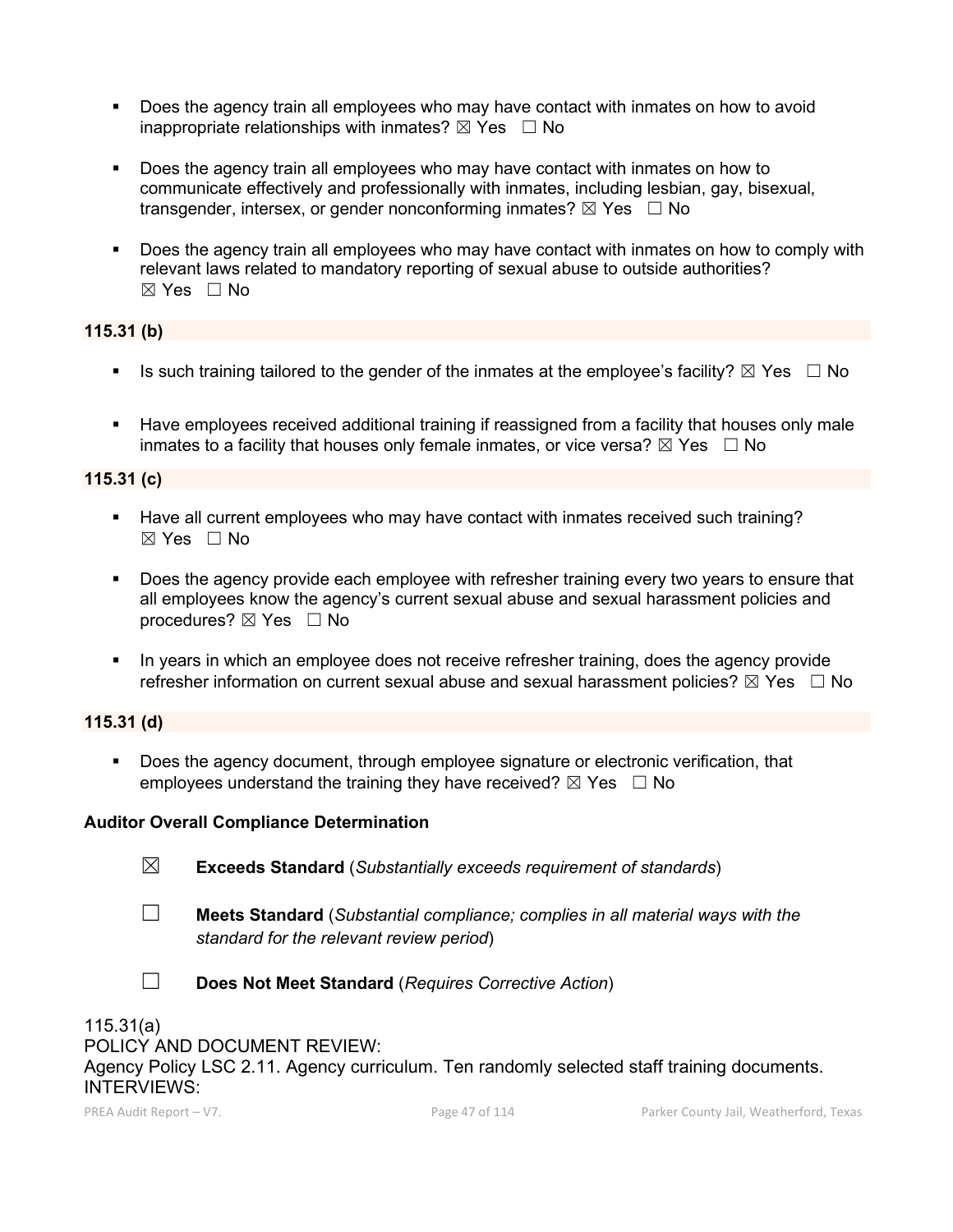- Does the agency train all employees who may have contact with inmates on how to avoid inappropriate relationships with inmates? ☒ Yes ☐ No

- Does the agency train all employees who may have contact with inmates on how to communicate effectively and professionally with inmates, including lesbian, gay, bisexual, transgender, intersex, or gender nonconforming inmates? ☒ Yes ☐ No

- Does the agency train all employees who may have contact with inmates on how to comply with relevant laws related to mandatory reporting of sexual abuse to outside authorities? ☒ Yes ☐ No

**115.31 (b)**

- Is such training tailored to the gender of the inmates at the employee's facility? ☒ Yes ☐ No

- Have employees received additional training if reassigned from a facility that houses only male inmates to a facility that houses only female inmates, or vice versa? ☒ Yes ☐ No

**115.31 (c)**

- Have all current employees who may have contact with inmates received such training? ☒ Yes ☐ No

- Does the agency provide each employee with refresher training every two years to ensure that all employees know the agency's current sexual abuse and sexual harassment policies and procedures? ☒ Yes ☐ No

- In years in which an employee does not receive refresher training, does the agency provide refresher information on current sexual abuse and sexual harassment policies? ☒ Yes ☐ No

**115.31 (d)**

- Does the agency document, through employee signature or electronic verification, that employees understand the training they have received? ☒ Yes ☐ No

**Auditor Overall Compliance Determination**

☒ **Exceeds Standard** (*Substantially exceeds requirement of standards*)

☐ **Meets Standard** (*Substantial compliance; complies in all material ways with the standard for the relevant review period*)

☐ **Does Not Meet Standard** (*Requires Corrective Action*)

115.31(a)
POLICY AND DOCUMENT REVIEW:
Agency Policy LSC 2.11. Agency curriculum. Ten randomly selected staff training documents.
INTERVIEWS: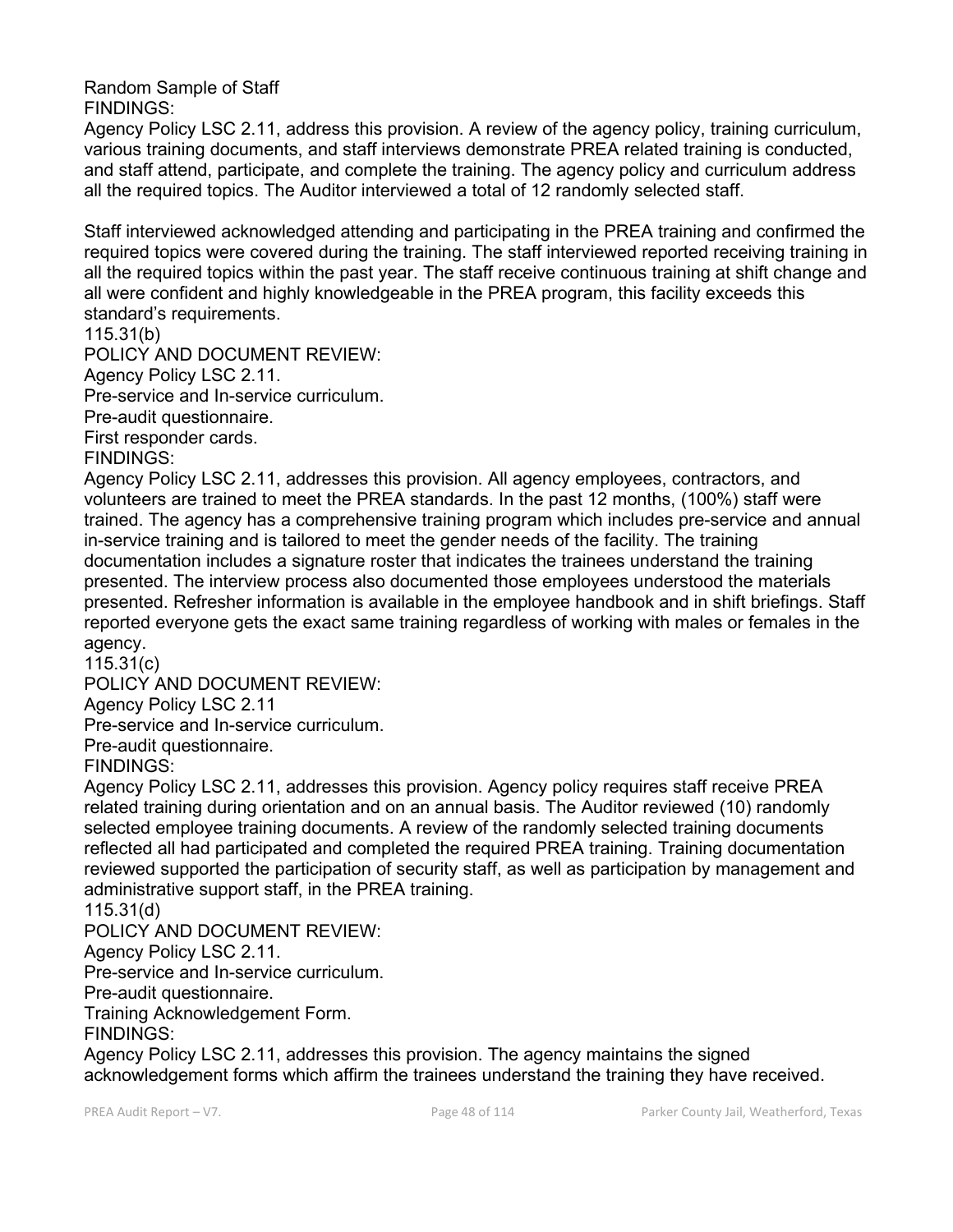Random Sample of Staff
FINDINGS:
Agency Policy LSC 2.11, address this provision. A review of the agency policy, training curriculum, various training documents, and staff interviews demonstrate PREA related training is conducted, and staff attend, participate, and complete the training. The agency policy and curriculum address all the required topics. The Auditor interviewed a total of 12 randomly selected staff.

Staff interviewed acknowledged attending and participating in the PREA training and confirmed the required topics were covered during the training. The staff interviewed reported receiving training in all the required topics within the past year. The staff receive continuous training at shift change and all were confident and highly knowledgeable in the PREA program, this facility exceeds this standard's requirements.
115.31(b)
POLICY AND DOCUMENT REVIEW:
Agency Policy LSC 2.11.
Pre-service and In-service curriculum.
Pre-audit questionnaire.
First responder cards.
FINDINGS:
Agency Policy LSC 2.11, addresses this provision. All agency employees, contractors, and volunteers are trained to meet the PREA standards. In the past 12 months, (100%) staff were trained. The agency has a comprehensive training program which includes pre-service and annual in-service training and is tailored to meet the gender needs of the facility. The training documentation includes a signature roster that indicates the trainees understand the training presented. The interview process also documented those employees understood the materials presented. Refresher information is available in the employee handbook and in shift briefings. Staff reported everyone gets the exact same training regardless of working with males or females in the agency.
115.31(c)
POLICY AND DOCUMENT REVIEW:
Agency Policy LSC 2.11
Pre-service and In-service curriculum.
Pre-audit questionnaire.
FINDINGS:
Agency Policy LSC 2.11, addresses this provision. Agency policy requires staff receive PREA related training during orientation and on an annual basis. The Auditor reviewed (10) randomly selected employee training documents. A review of the randomly selected training documents reflected all had participated and completed the required PREA training. Training documentation reviewed supported the participation of security staff, as well as participation by management and administrative support staff, in the PREA training.
115.31(d)
POLICY AND DOCUMENT REVIEW:
Agency Policy LSC 2.11.
Pre-service and In-service curriculum.
Pre-audit questionnaire.
Training Acknowledgement Form.
FINDINGS:
Agency Policy LSC 2.11, addresses this provision. The agency maintains the signed acknowledgement forms which affirm the trainees understand the training they have received.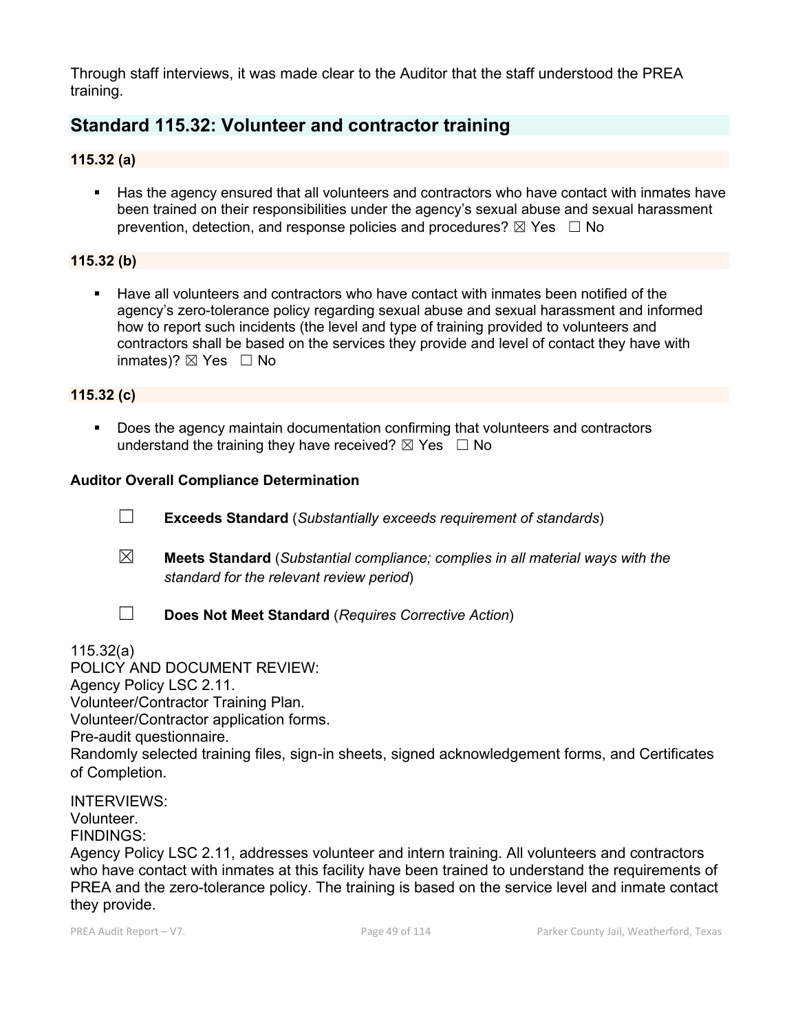Through staff interviews, it was made clear to the Auditor that the staff understood the PREA training.

## Standard 115.32: Volunteer and contractor training

### 115.32 (a)

- Has the agency ensured that all volunteers and contractors who have contact with inmates have been trained on their responsibilities under the agency's sexual abuse and sexual harassment prevention, detection, and response policies and procedures? ☒ Yes ☐ No

### 115.32 (b)

- Have all volunteers and contractors who have contact with inmates been notified of the agency's zero-tolerance policy regarding sexual abuse and sexual harassment and informed how to report such incidents (the level and type of training provided to volunteers and contractors shall be based on the services they provide and level of contact they have with inmates)? ☒ Yes ☐ No

### 115.32 (c)

- Does the agency maintain documentation confirming that volunteers and contractors understand the training they have received? ☒ Yes ☐ No

**Auditor Overall Compliance Determination**

☐ **Exceeds Standard** (*Substantially exceeds requirement of standards*)

☒ **Meets Standard** (*Substantial compliance; complies in all material ways with the standard for the relevant review period*)

☐ **Does Not Meet Standard** (*Requires Corrective Action*)

115.32(a)
POLICY AND DOCUMENT REVIEW:
Agency Policy LSC 2.11.
Volunteer/Contractor Training Plan.
Volunteer/Contractor application forms.
Pre-audit questionnaire.
Randomly selected training files, sign-in sheets, signed acknowledgement forms, and Certificates of Completion.

INTERVIEWS:
Volunteer.
FINDINGS:
Agency Policy LSC 2.11, addresses volunteer and intern training. All volunteers and contractors who have contact with inmates at this facility have been trained to understand the requirements of PREA and the zero-tolerance policy. The training is based on the service level and inmate contact they provide.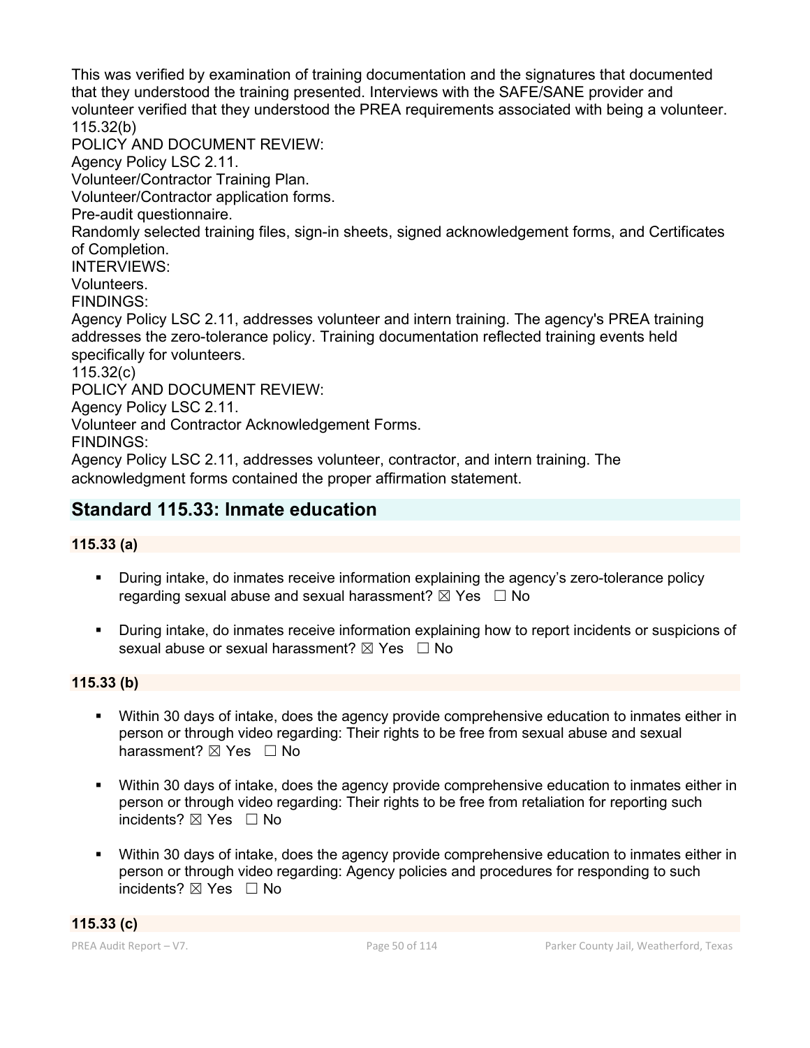This was verified by examination of training documentation and the signatures that documented that they understood the training presented. Interviews with the SAFE/SANE provider and volunteer verified that they understood the PREA requirements associated with being a volunteer.
115.32(b)
POLICY AND DOCUMENT REVIEW:
Agency Policy LSC 2.11.
Volunteer/Contractor Training Plan.
Volunteer/Contractor application forms.
Pre-audit questionnaire.
Randomly selected training files, sign-in sheets, signed acknowledgement forms, and Certificates of Completion.
INTERVIEWS:
Volunteers.
FINDINGS:
Agency Policy LSC 2.11, addresses volunteer and intern training. The agency's PREA training addresses the zero-tolerance policy. Training documentation reflected training events held specifically for volunteers.
115.32(c)
POLICY AND DOCUMENT REVIEW:
Agency Policy LSC 2.11.
Volunteer and Contractor Acknowledgement Forms.
FINDINGS:
Agency Policy LSC 2.11, addresses volunteer, contractor, and intern training. The acknowledgment forms contained the proper affirmation statement.

## Standard 115.33: Inmate education

### 115.33 (a)

- During intake, do inmates receive information explaining the agency's zero-tolerance policy regarding sexual abuse and sexual harassment? ☒ Yes ☐ No
- During intake, do inmates receive information explaining how to report incidents or suspicions of sexual abuse or sexual harassment? ☒ Yes ☐ No

### 115.33 (b)

- Within 30 days of intake, does the agency provide comprehensive education to inmates either in person or through video regarding: Their rights to be free from sexual abuse and sexual harassment? ☒ Yes ☐ No
- Within 30 days of intake, does the agency provide comprehensive education to inmates either in person or through video regarding: Their rights to be free from retaliation for reporting such incidents? ☒ Yes ☐ No
- Within 30 days of intake, does the agency provide comprehensive education to inmates either in person or through video regarding: Agency policies and procedures for responding to such incidents? ☒ Yes ☐ No

### 115.33 (c)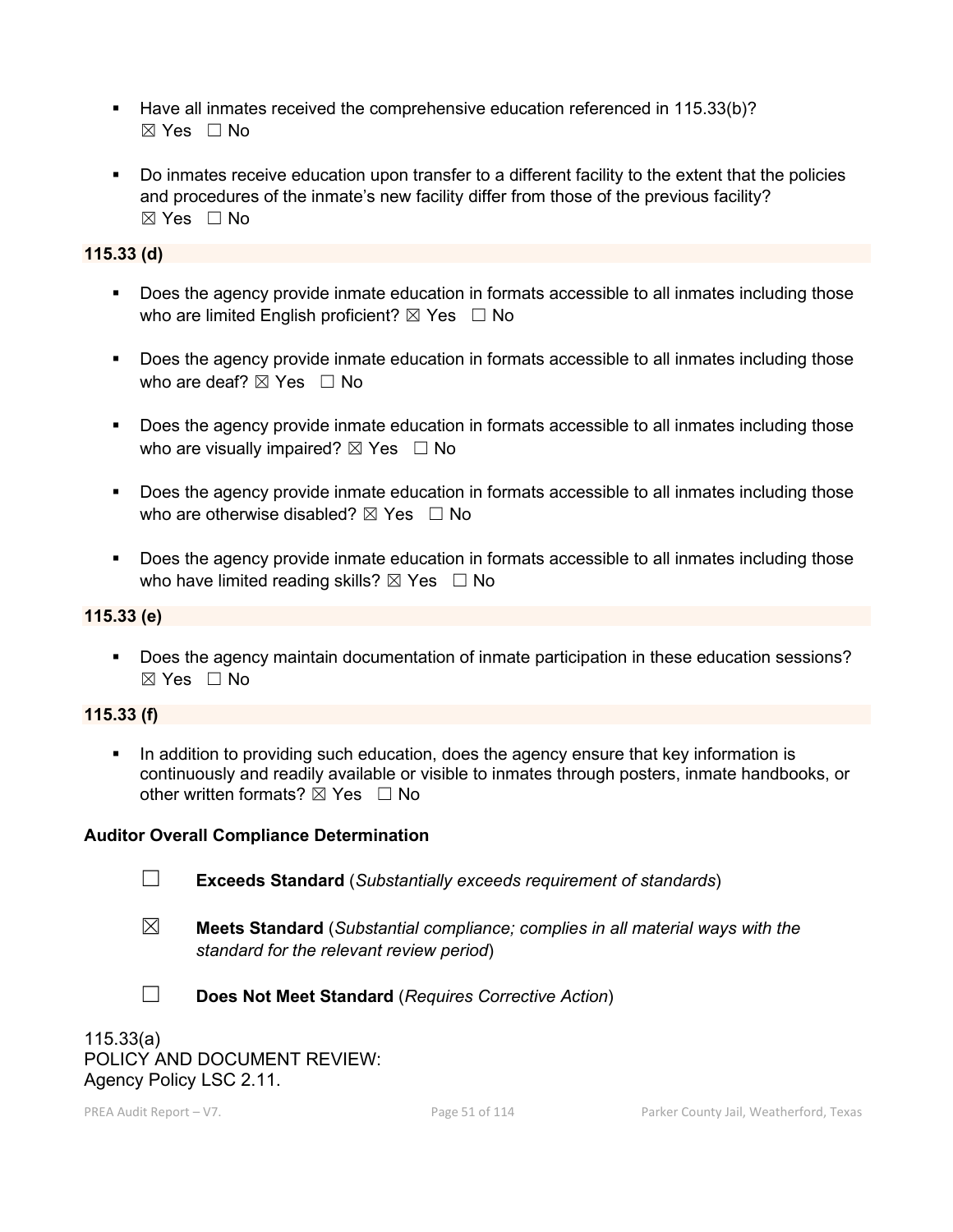- Have all inmates received the comprehensive education referenced in 115.33(b)?
  ☒ Yes ☐ No

- Do inmates receive education upon transfer to a different facility to the extent that the policies and procedures of the inmate's new facility differ from those of the previous facility?
  ☒ Yes ☐ No

**115.33 (d)**

- Does the agency provide inmate education in formats accessible to all inmates including those who are limited English proficient? ☒ Yes ☐ No

- Does the agency provide inmate education in formats accessible to all inmates including those who are deaf? ☒ Yes ☐ No

- Does the agency provide inmate education in formats accessible to all inmates including those who are visually impaired? ☒ Yes ☐ No

- Does the agency provide inmate education in formats accessible to all inmates including those who are otherwise disabled? ☒ Yes ☐ No

- Does the agency provide inmate education in formats accessible to all inmates including those who have limited reading skills? ☒ Yes ☐ No

**115.33 (e)**

- Does the agency maintain documentation of inmate participation in these education sessions?
  ☒ Yes ☐ No

**115.33 (f)**

- In addition to providing such education, does the agency ensure that key information is continuously and readily available or visible to inmates through posters, inmate handbooks, or other written formats? ☒ Yes ☐ No

**Auditor Overall Compliance Determination**

☐ **Exceeds Standard** (*Substantially exceeds requirement of standards*)

☒ **Meets Standard** (*Substantial compliance; complies in all material ways with the standard for the relevant review period*)

☐ **Does Not Meet Standard** (*Requires Corrective Action*)

115.33(a)
POLICY AND DOCUMENT REVIEW:
Agency Policy LSC 2.11.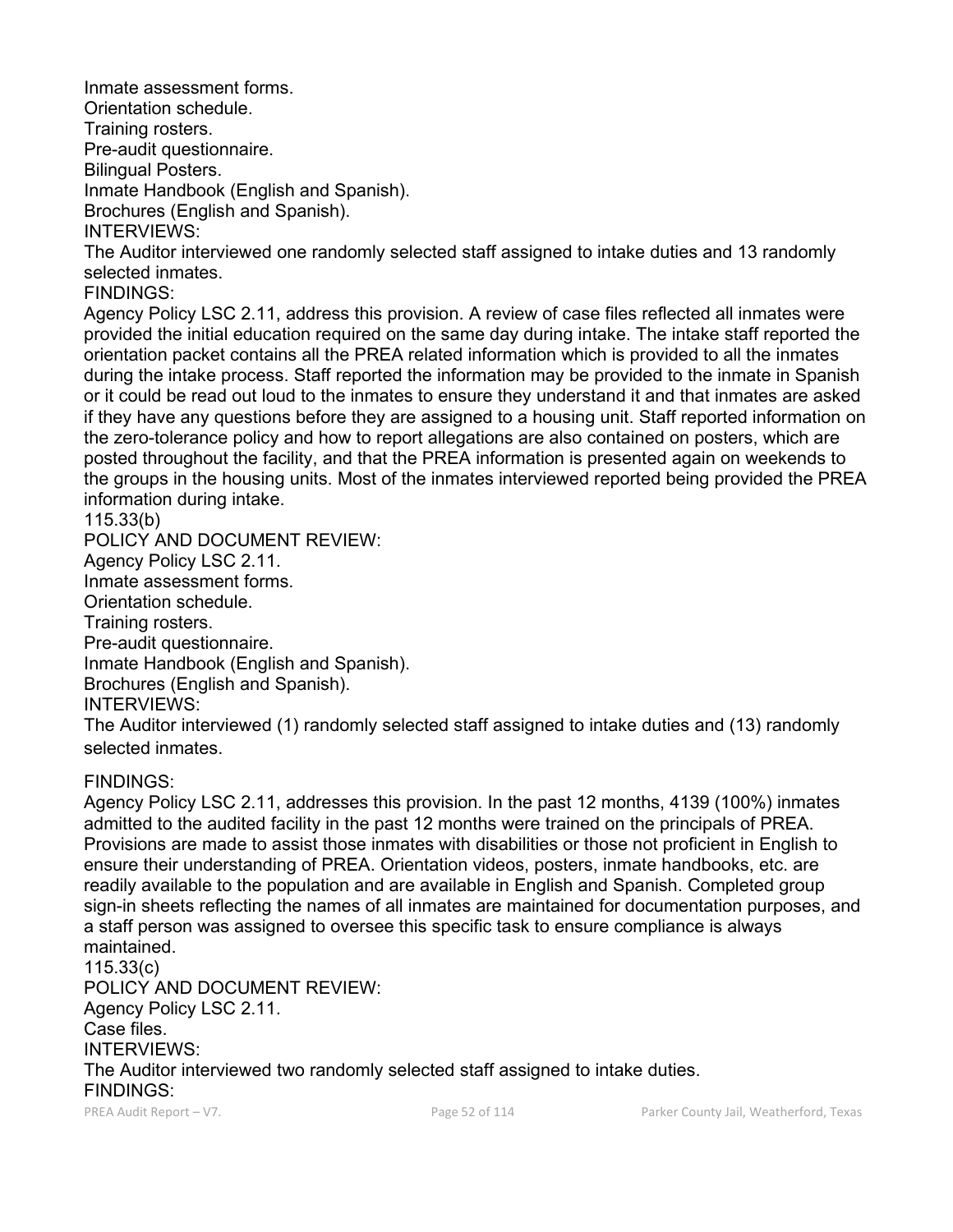Inmate assessment forms.
Orientation schedule.
Training rosters.
Pre-audit questionnaire.
Bilingual Posters.
Inmate Handbook (English and Spanish).
Brochures (English and Spanish).
INTERVIEWS:
The Auditor interviewed one randomly selected staff assigned to intake duties and 13 randomly selected inmates.
FINDINGS:
Agency Policy LSC 2.11, address this provision. A review of case files reflected all inmates were provided the initial education required on the same day during intake. The intake staff reported the orientation packet contains all the PREA related information which is provided to all the inmates during the intake process. Staff reported the information may be provided to the inmate in Spanish or it could be read out loud to the inmates to ensure they understand it and that inmates are asked if they have any questions before they are assigned to a housing unit. Staff reported information on the zero-tolerance policy and how to report allegations are also contained on posters, which are posted throughout the facility, and that the PREA information is presented again on weekends to the groups in the housing units. Most of the inmates interviewed reported being provided the PREA information during intake.
115.33(b)
POLICY AND DOCUMENT REVIEW:
Agency Policy LSC 2.11.
Inmate assessment forms.
Orientation schedule.
Training rosters.
Pre-audit questionnaire.
Inmate Handbook (English and Spanish).
Brochures (English and Spanish).
INTERVIEWS:
The Auditor interviewed (1) randomly selected staff assigned to intake duties and (13) randomly selected inmates.

FINDINGS:
Agency Policy LSC 2.11, addresses this provision. In the past 12 months, 4139 (100%) inmates admitted to the audited facility in the past 12 months were trained on the principals of PREA. Provisions are made to assist those inmates with disabilities or those not proficient in English to ensure their understanding of PREA. Orientation videos, posters, inmate handbooks, etc. are readily available to the population and are available in English and Spanish. Completed group sign-in sheets reflecting the names of all inmates are maintained for documentation purposes, and a staff person was assigned to oversee this specific task to ensure compliance is always maintained.
115.33(c)
POLICY AND DOCUMENT REVIEW:
Agency Policy LSC 2.11.
Case files.
INTERVIEWS:
The Auditor interviewed two randomly selected staff assigned to intake duties.
FINDINGS: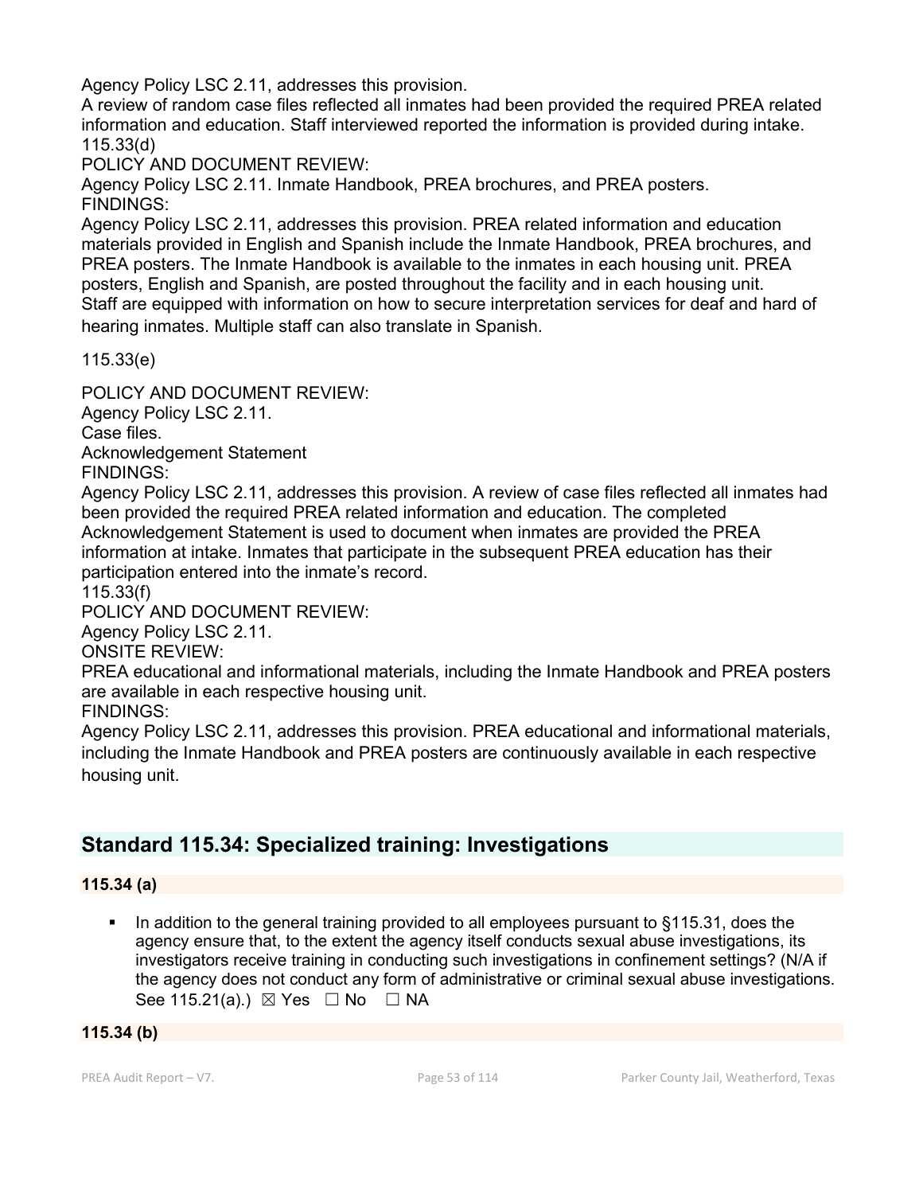Agency Policy LSC 2.11, addresses this provision.
A review of random case files reflected all inmates had been provided the required PREA related information and education. Staff interviewed reported the information is provided during intake.
115.33(d)
POLICY AND DOCUMENT REVIEW:
Agency Policy LSC 2.11. Inmate Handbook, PREA brochures, and PREA posters.
FINDINGS:
Agency Policy LSC 2.11, addresses this provision. PREA related information and education materials provided in English and Spanish include the Inmate Handbook, PREA brochures, and PREA posters. The Inmate Handbook is available to the inmates in each housing unit. PREA posters, English and Spanish, are posted throughout the facility and in each housing unit.
Staff are equipped with information on how to secure interpretation services for deaf and hard of hearing inmates. Multiple staff can also translate in Spanish.

115.33(e)

POLICY AND DOCUMENT REVIEW:
Agency Policy LSC 2.11.
Case files.
Acknowledgement Statement
FINDINGS:
Agency Policy LSC 2.11, addresses this provision. A review of case files reflected all inmates had been provided the required PREA related information and education. The completed Acknowledgement Statement is used to document when inmates are provided the PREA information at intake. Inmates that participate in the subsequent PREA education has their participation entered into the inmate's record.
115.33(f)
POLICY AND DOCUMENT REVIEW:
Agency Policy LSC 2.11.
ONSITE REVIEW:
PREA educational and informational materials, including the Inmate Handbook and PREA posters are available in each respective housing unit.
FINDINGS:
Agency Policy LSC 2.11, addresses this provision. PREA educational and informational materials, including the Inmate Handbook and PREA posters are continuously available in each respective housing unit.

## Standard 115.34: Specialized training: Investigations

**115.34 (a)**

- In addition to the general training provided to all employees pursuant to §115.31, does the agency ensure that, to the extent the agency itself conducts sexual abuse investigations, its investigators receive training in conducting such investigations in confinement settings? (N/A if the agency does not conduct any form of administrative or criminal sexual abuse investigations. See 115.21(a).) ☒ Yes ☐ No ☐ NA

**115.34 (b)**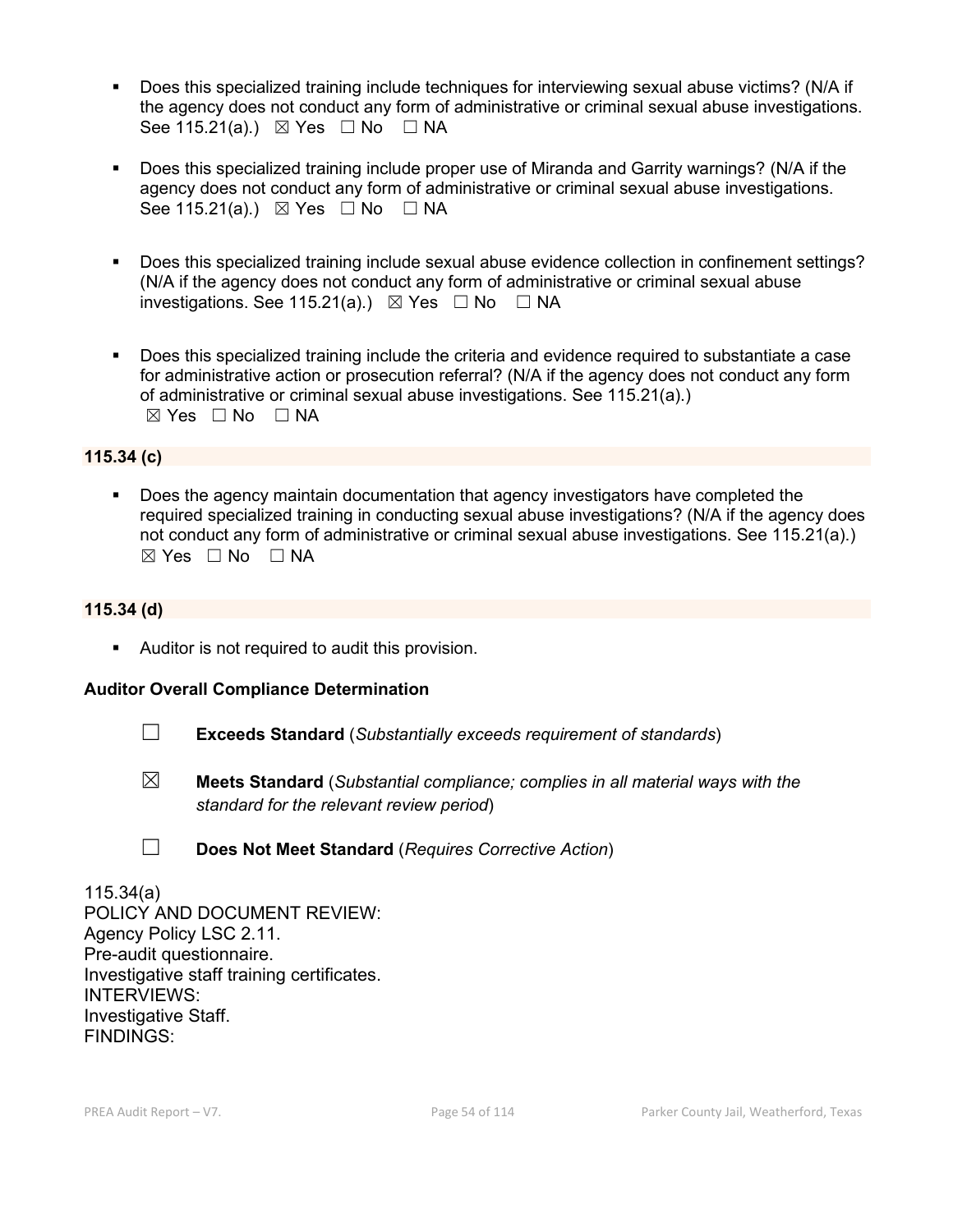- Does this specialized training include techniques for interviewing sexual abuse victims? (N/A if the agency does not conduct any form of administrative or criminal sexual abuse investigations. See 115.21(a).) ☒ Yes ☐ No ☐ NA

- Does this specialized training include proper use of Miranda and Garrity warnings? (N/A if the agency does not conduct any form of administrative or criminal sexual abuse investigations. See 115.21(a).) ☒ Yes ☐ No ☐ NA

- Does this specialized training include sexual abuse evidence collection in confinement settings? (N/A if the agency does not conduct any form of administrative or criminal sexual abuse investigations. See 115.21(a).) ☒ Yes ☐ No ☐ NA

- Does this specialized training include the criteria and evidence required to substantiate a case for administrative action or prosecution referral? (N/A if the agency does not conduct any form of administrative or criminal sexual abuse investigations. See 115.21(a).) ☒ Yes ☐ No ☐ NA

**115.34 (c)**

- Does the agency maintain documentation that agency investigators have completed the required specialized training in conducting sexual abuse investigations? (N/A if the agency does not conduct any form of administrative or criminal sexual abuse investigations. See 115.21(a).) ☒ Yes ☐ No ☐ NA

**115.34 (d)**

- Auditor is not required to audit this provision.

**Auditor Overall Compliance Determination**

☐ **Exceeds Standard** (*Substantially exceeds requirement of standards*)

☒ **Meets Standard** (*Substantial compliance; complies in all material ways with the standard for the relevant review period*)

☐ **Does Not Meet Standard** (*Requires Corrective Action*)

115.34(a)
POLICY AND DOCUMENT REVIEW:
Agency Policy LSC 2.11.
Pre-audit questionnaire.
Investigative staff training certificates.
INTERVIEWS:
Investigative Staff.
FINDINGS: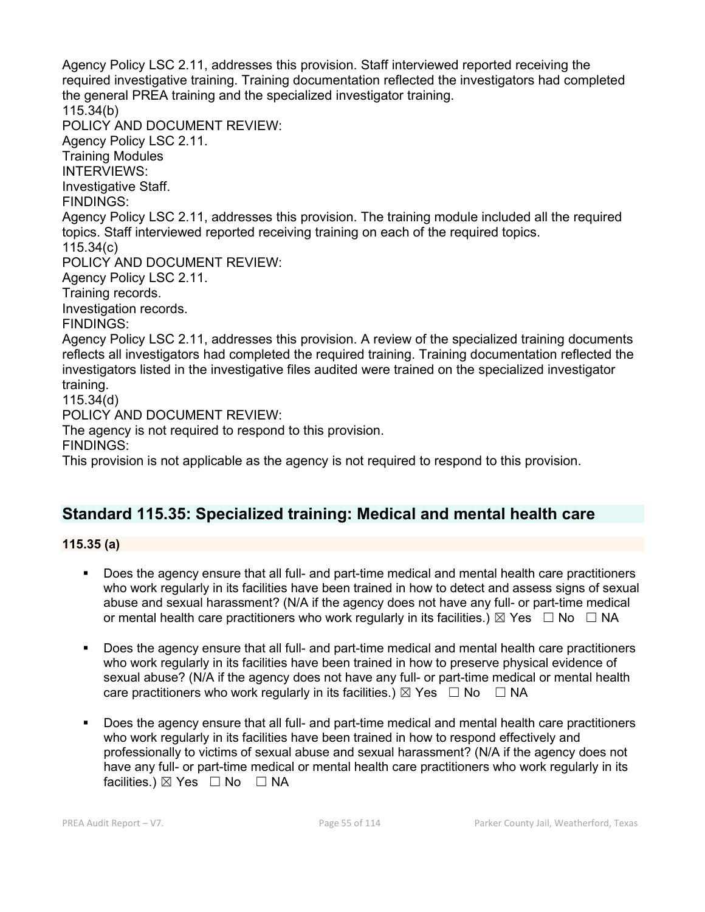Agency Policy LSC 2.11, addresses this provision. Staff interviewed reported receiving the required investigative training. Training documentation reflected the investigators had completed the general PREA training and the specialized investigator training.

115.34(b)

POLICY AND DOCUMENT REVIEW:

Agency Policy LSC 2.11.

Training Modules

INTERVIEWS:

Investigative Staff.

FINDINGS:

Agency Policy LSC 2.11, addresses this provision. The training module included all the required topics. Staff interviewed reported receiving training on each of the required topics.

115.34(c)

POLICY AND DOCUMENT REVIEW:

Agency Policy LSC 2.11.

Training records.

Investigation records.

FINDINGS:

Agency Policy LSC 2.11, addresses this provision. A review of the specialized training documents reflects all investigators had completed the required training. Training documentation reflected the investigators listed in the investigative files audited were trained on the specialized investigator training.

115.34(d)

POLICY AND DOCUMENT REVIEW:

The agency is not required to respond to this provision.

FINDINGS:

This provision is not applicable as the agency is not required to respond to this provision.

## Standard 115.35: Specialized training: Medical and mental health care

### 115.35 (a)

- Does the agency ensure that all full- and part-time medical and mental health care practitioners who work regularly in its facilities have been trained in how to detect and assess signs of sexual abuse and sexual harassment? (N/A if the agency does not have any full- or part-time medical or mental health care practitioners who work regularly in its facilities.) ☒ Yes ☐ No ☐ NA
- Does the agency ensure that all full- and part-time medical and mental health care practitioners who work regularly in its facilities have been trained in how to preserve physical evidence of sexual abuse? (N/A if the agency does not have any full- or part-time medical or mental health care practitioners who work regularly in its facilities.) ☒ Yes ☐ No ☐ NA
- Does the agency ensure that all full- and part-time medical and mental health care practitioners who work regularly in its facilities have been trained in how to respond effectively and professionally to victims of sexual abuse and sexual harassment? (N/A if the agency does not have any full- or part-time medical or mental health care practitioners who work regularly in its facilities.) ☒ Yes ☐ No ☐ NA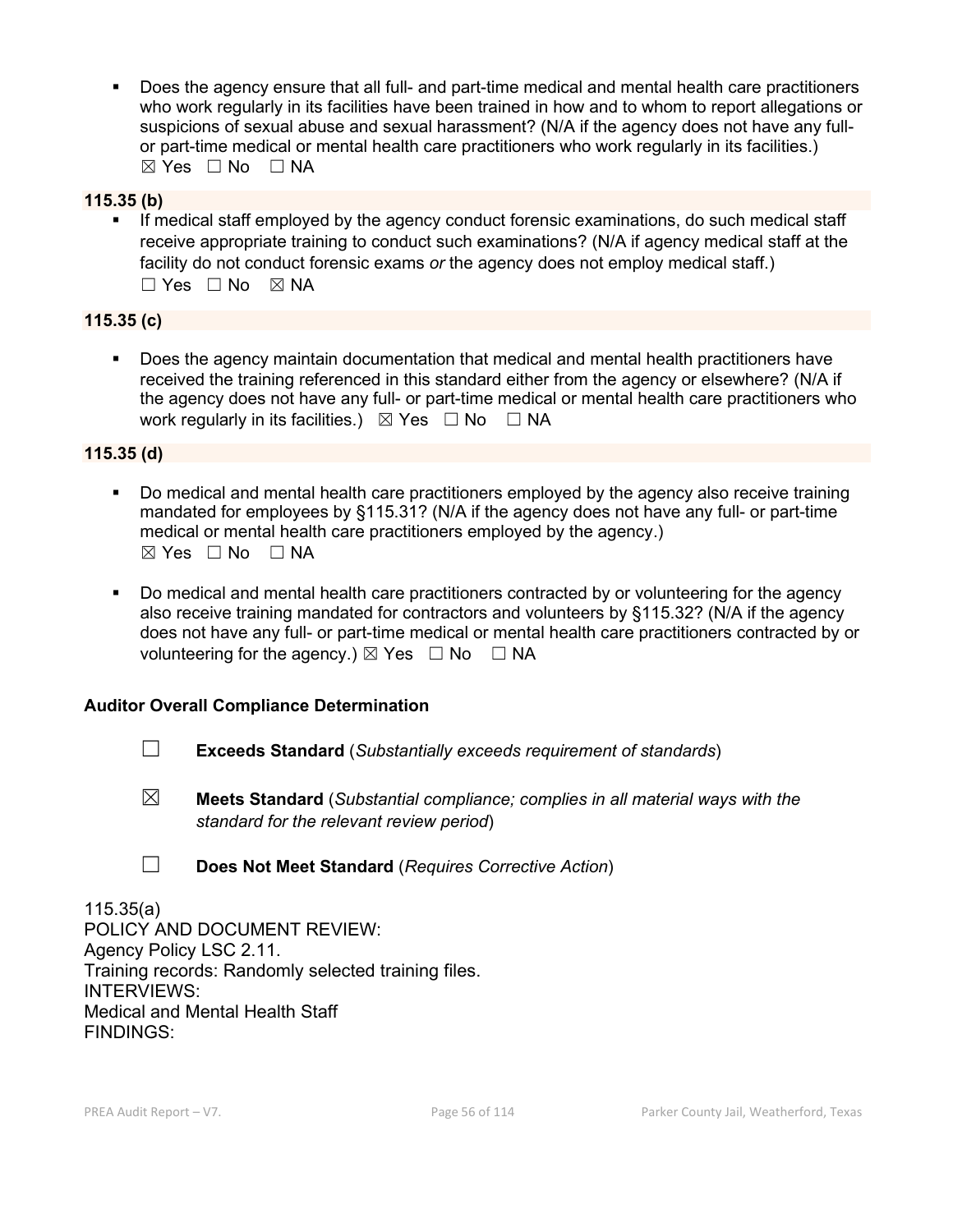- Does the agency ensure that all full- and part-time medical and mental health care practitioners who work regularly in its facilities have been trained in how and to whom to report allegations or suspicions of sexual abuse and sexual harassment? (N/A if the agency does not have any full- or part-time medical or mental health care practitioners who work regularly in its facilities.)
  ☒ Yes ☐ No ☐ NA

**115.35 (b)**

- If medical staff employed by the agency conduct forensic examinations, do such medical staff receive appropriate training to conduct such examinations? (N/A if agency medical staff at the facility do not conduct forensic exams *or* the agency does not employ medical staff.)
  ☐ Yes ☐ No ☒ NA

**115.35 (c)**

- Does the agency maintain documentation that medical and mental health practitioners have received the training referenced in this standard either from the agency or elsewhere? (N/A if the agency does not have any full- or part-time medical or mental health care practitioners who work regularly in its facilities.) ☒ Yes ☐ No ☐ NA

**115.35 (d)**

- Do medical and mental health care practitioners employed by the agency also receive training mandated for employees by §115.31? (N/A if the agency does not have any full- or part-time medical or mental health care practitioners employed by the agency.)
  ☒ Yes ☐ No ☐ NA

- Do medical and mental health care practitioners contracted by or volunteering for the agency also receive training mandated for contractors and volunteers by §115.32? (N/A if the agency does not have any full- or part-time medical or mental health care practitioners contracted by or volunteering for the agency.) ☒ Yes ☐ No ☐ NA

**Auditor Overall Compliance Determination**

☐ **Exceeds Standard** (*Substantially exceeds requirement of standards*)

☒ **Meets Standard** (*Substantial compliance; complies in all material ways with the standard for the relevant review period*)

☐ **Does Not Meet Standard** (*Requires Corrective Action*)

115.35(a)
POLICY AND DOCUMENT REVIEW:
Agency Policy LSC 2.11.
Training records: Randomly selected training files.
INTERVIEWS:
Medical and Mental Health Staff
FINDINGS: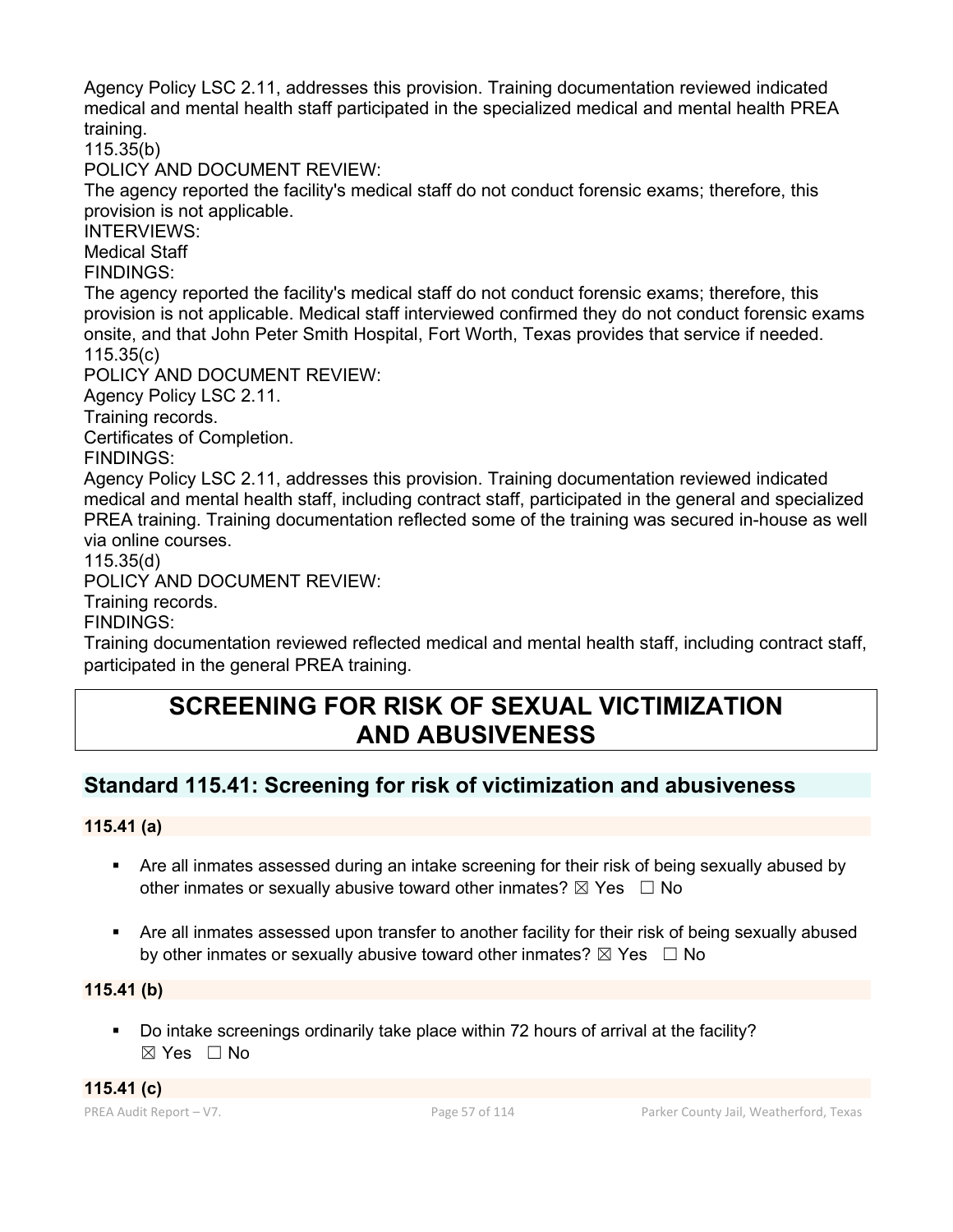Agency Policy LSC 2.11, addresses this provision. Training documentation reviewed indicated medical and mental health staff participated in the specialized medical and mental health PREA training.

115.35(b)

POLICY AND DOCUMENT REVIEW:

The agency reported the facility's medical staff do not conduct forensic exams; therefore, this provision is not applicable.

INTERVIEWS:

Medical Staff

FINDINGS:

The agency reported the facility's medical staff do not conduct forensic exams; therefore, this provision is not applicable. Medical staff interviewed confirmed they do not conduct forensic exams onsite, and that John Peter Smith Hospital, Fort Worth, Texas provides that service if needed.

115.35(c)

POLICY AND DOCUMENT REVIEW:

Agency Policy LSC 2.11.

Training records.

Certificates of Completion.

FINDINGS:

Agency Policy LSC 2.11, addresses this provision. Training documentation reviewed indicated medical and mental health staff, including contract staff, participated in the general and specialized PREA training. Training documentation reflected some of the training was secured in-house as well via online courses.

115.35(d)

POLICY AND DOCUMENT REVIEW:

Training records.

FINDINGS:

Training documentation reviewed reflected medical and mental health staff, including contract staff, participated in the general PREA training.

# SCREENING FOR RISK OF SEXUAL VICTIMIZATION AND ABUSIVENESS

## Standard 115.41: Screening for risk of victimization and abusiveness

### 115.41 (a)

- Are all inmates assessed during an intake screening for their risk of being sexually abused by other inmates or sexually abusive toward other inmates? ☒ Yes ☐ No

- Are all inmates assessed upon transfer to another facility for their risk of being sexually abused by other inmates or sexually abusive toward other inmates? ☒ Yes ☐ No

### 115.41 (b)

- Do intake screenings ordinarily take place within 72 hours of arrival at the facility? ☒ Yes ☐ No

### 115.41 (c)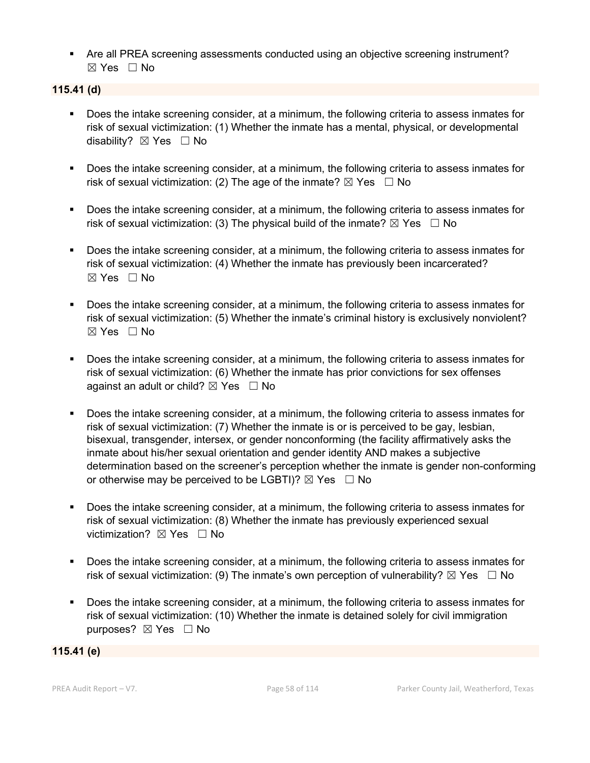- Are all PREA screening assessments conducted using an objective screening instrument? ☒ Yes ☐ No

**115.41 (d)**

- Does the intake screening consider, at a minimum, the following criteria to assess inmates for risk of sexual victimization: (1) Whether the inmate has a mental, physical, or developmental disability? ☒ Yes ☐ No

- Does the intake screening consider, at a minimum, the following criteria to assess inmates for risk of sexual victimization: (2) The age of the inmate? ☒ Yes ☐ No

- Does the intake screening consider, at a minimum, the following criteria to assess inmates for risk of sexual victimization: (3) The physical build of the inmate? ☒ Yes ☐ No

- Does the intake screening consider, at a minimum, the following criteria to assess inmates for risk of sexual victimization: (4) Whether the inmate has previously been incarcerated? ☒ Yes ☐ No

- Does the intake screening consider, at a minimum, the following criteria to assess inmates for risk of sexual victimization: (5) Whether the inmate's criminal history is exclusively nonviolent? ☒ Yes ☐ No

- Does the intake screening consider, at a minimum, the following criteria to assess inmates for risk of sexual victimization: (6) Whether the inmate has prior convictions for sex offenses against an adult or child? ☒ Yes ☐ No

- Does the intake screening consider, at a minimum, the following criteria to assess inmates for risk of sexual victimization: (7) Whether the inmate is or is perceived to be gay, lesbian, bisexual, transgender, intersex, or gender nonconforming (the facility affirmatively asks the inmate about his/her sexual orientation and gender identity AND makes a subjective determination based on the screener's perception whether the inmate is gender non-conforming or otherwise may be perceived to be LGBTI)? ☒ Yes ☐ No

- Does the intake screening consider, at a minimum, the following criteria to assess inmates for risk of sexual victimization: (8) Whether the inmate has previously experienced sexual victimization? ☒ Yes ☐ No

- Does the intake screening consider, at a minimum, the following criteria to assess inmates for risk of sexual victimization: (9) The inmate's own perception of vulnerability? ☒ Yes ☐ No

- Does the intake screening consider, at a minimum, the following criteria to assess inmates for risk of sexual victimization: (10) Whether the inmate is detained solely for civil immigration purposes? ☒ Yes ☐ No

**115.41 (e)**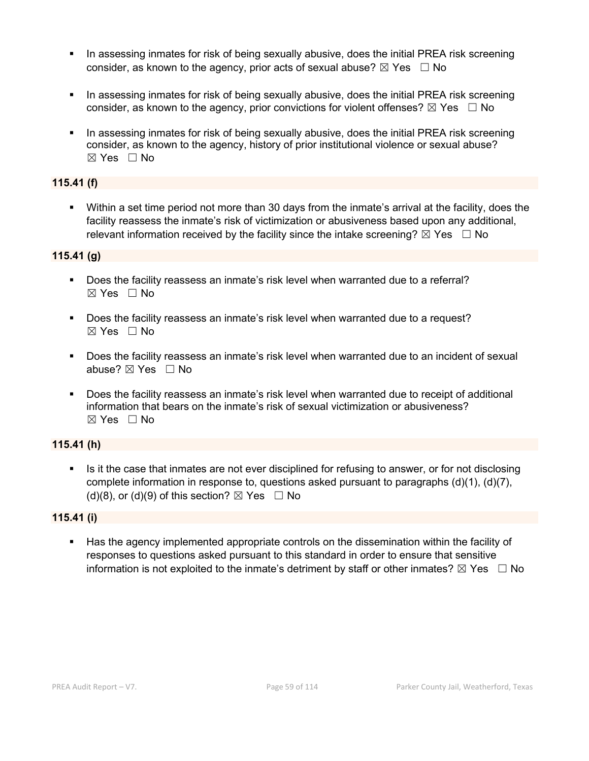- In assessing inmates for risk of being sexually abusive, does the initial PREA risk screening consider, as known to the agency, prior acts of sexual abuse? ☒ Yes ☐ No

- In assessing inmates for risk of being sexually abusive, does the initial PREA risk screening consider, as known to the agency, prior convictions for violent offenses? ☒ Yes ☐ No

- In assessing inmates for risk of being sexually abusive, does the initial PREA risk screening consider, as known to the agency, history of prior institutional violence or sexual abuse? ☒ Yes ☐ No

**115.41 (f)**

- Within a set time period not more than 30 days from the inmate's arrival at the facility, does the facility reassess the inmate's risk of victimization or abusiveness based upon any additional, relevant information received by the facility since the intake screening? ☒ Yes ☐ No

**115.41 (g)**

- Does the facility reassess an inmate's risk level when warranted due to a referral? ☒ Yes ☐ No

- Does the facility reassess an inmate's risk level when warranted due to a request? ☒ Yes ☐ No

- Does the facility reassess an inmate's risk level when warranted due to an incident of sexual abuse? ☒ Yes ☐ No

- Does the facility reassess an inmate's risk level when warranted due to receipt of additional information that bears on the inmate's risk of sexual victimization or abusiveness? ☒ Yes ☐ No

**115.41 (h)**

- Is it the case that inmates are not ever disciplined for refusing to answer, or for not disclosing complete information in response to, questions asked pursuant to paragraphs (d)(1), (d)(7), (d)(8), or (d)(9) of this section? ☒ Yes ☐ No

**115.41 (i)**

- Has the agency implemented appropriate controls on the dissemination within the facility of responses to questions asked pursuant to this standard in order to ensure that sensitive information is not exploited to the inmate's detriment by staff or other inmates? ☒ Yes ☐ No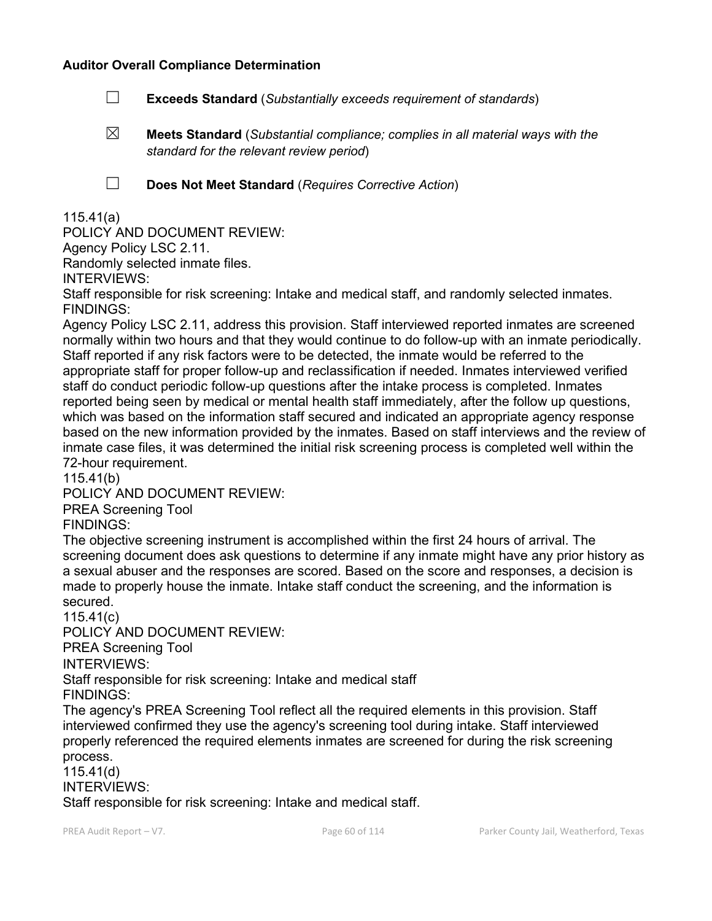**Auditor Overall Compliance Determination**

☐ **Exceeds Standard** (*Substantially exceeds requirement of standards*)

☒ **Meets Standard** (*Substantial compliance; complies in all material ways with the standard for the relevant review period*)

☐ **Does Not Meet Standard** (*Requires Corrective Action*)

115.41(a)
POLICY AND DOCUMENT REVIEW:
Agency Policy LSC 2.11.
Randomly selected inmate files.
INTERVIEWS:
Staff responsible for risk screening: Intake and medical staff, and randomly selected inmates.
FINDINGS:
Agency Policy LSC 2.11, address this provision. Staff interviewed reported inmates are screened normally within two hours and that they would continue to do follow-up with an inmate periodically. Staff reported if any risk factors were to be detected, the inmate would be referred to the appropriate staff for proper follow-up and reclassification if needed. Inmates interviewed verified staff do conduct periodic follow-up questions after the intake process is completed. Inmates reported being seen by medical or mental health staff immediately, after the follow up questions, which was based on the information staff secured and indicated an appropriate agency response based on the new information provided by the inmates. Based on staff interviews and the review of inmate case files, it was determined the initial risk screening process is completed well within the 72-hour requirement.
115.41(b)
POLICY AND DOCUMENT REVIEW:
PREA Screening Tool
FINDINGS:
The objective screening instrument is accomplished within the first 24 hours of arrival. The screening document does ask questions to determine if any inmate might have any prior history as a sexual abuser and the responses are scored. Based on the score and responses, a decision is made to properly house the inmate. Intake staff conduct the screening, and the information is secured.
115.41(c)
POLICY AND DOCUMENT REVIEW:
PREA Screening Tool
INTERVIEWS:
Staff responsible for risk screening: Intake and medical staff
FINDINGS:
The agency's PREA Screening Tool reflect all the required elements in this provision. Staff interviewed confirmed they use the agency's screening tool during intake. Staff interviewed properly referenced the required elements inmates are screened for during the risk screening process.
115.41(d)
INTERVIEWS:
Staff responsible for risk screening: Intake and medical staff.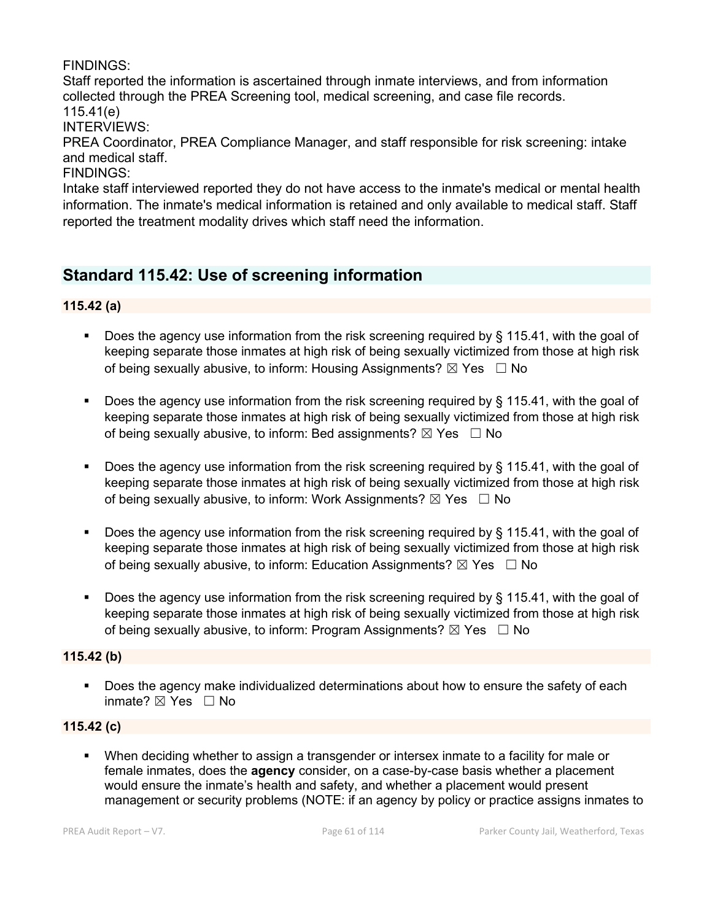FINDINGS:
Staff reported the information is ascertained through inmate interviews, and from information collected through the PREA Screening tool, medical screening, and case file records.
115.41(e)
INTERVIEWS:
PREA Coordinator, PREA Compliance Manager, and staff responsible for risk screening: intake and medical staff.
FINDINGS:
Intake staff interviewed reported they do not have access to the inmate's medical or mental health information. The inmate's medical information is retained and only available to medical staff. Staff reported the treatment modality drives which staff need the information.

## Standard 115.42: Use of screening information

### 115.42 (a)

- Does the agency use information from the risk screening required by § 115.41, with the goal of keeping separate those inmates at high risk of being sexually victimized from those at high risk of being sexually abusive, to inform: Housing Assignments? ☒ Yes ☐ No
- Does the agency use information from the risk screening required by § 115.41, with the goal of keeping separate those inmates at high risk of being sexually victimized from those at high risk of being sexually abusive, to inform: Bed assignments? ☒ Yes ☐ No
- Does the agency use information from the risk screening required by § 115.41, with the goal of keeping separate those inmates at high risk of being sexually victimized from those at high risk of being sexually abusive, to inform: Work Assignments? ☒ Yes ☐ No
- Does the agency use information from the risk screening required by § 115.41, with the goal of keeping separate those inmates at high risk of being sexually victimized from those at high risk of being sexually abusive, to inform: Education Assignments? ☒ Yes ☐ No
- Does the agency use information from the risk screening required by § 115.41, with the goal of keeping separate those inmates at high risk of being sexually victimized from those at high risk of being sexually abusive, to inform: Program Assignments? ☒ Yes ☐ No

### 115.42 (b)

- Does the agency make individualized determinations about how to ensure the safety of each inmate? ☒ Yes ☐ No

### 115.42 (c)

- When deciding whether to assign a transgender or intersex inmate to a facility for male or female inmates, does the **agency** consider, on a case-by-case basis whether a placement would ensure the inmate's health and safety, and whether a placement would present management or security problems (NOTE: if an agency by policy or practice assigns inmates to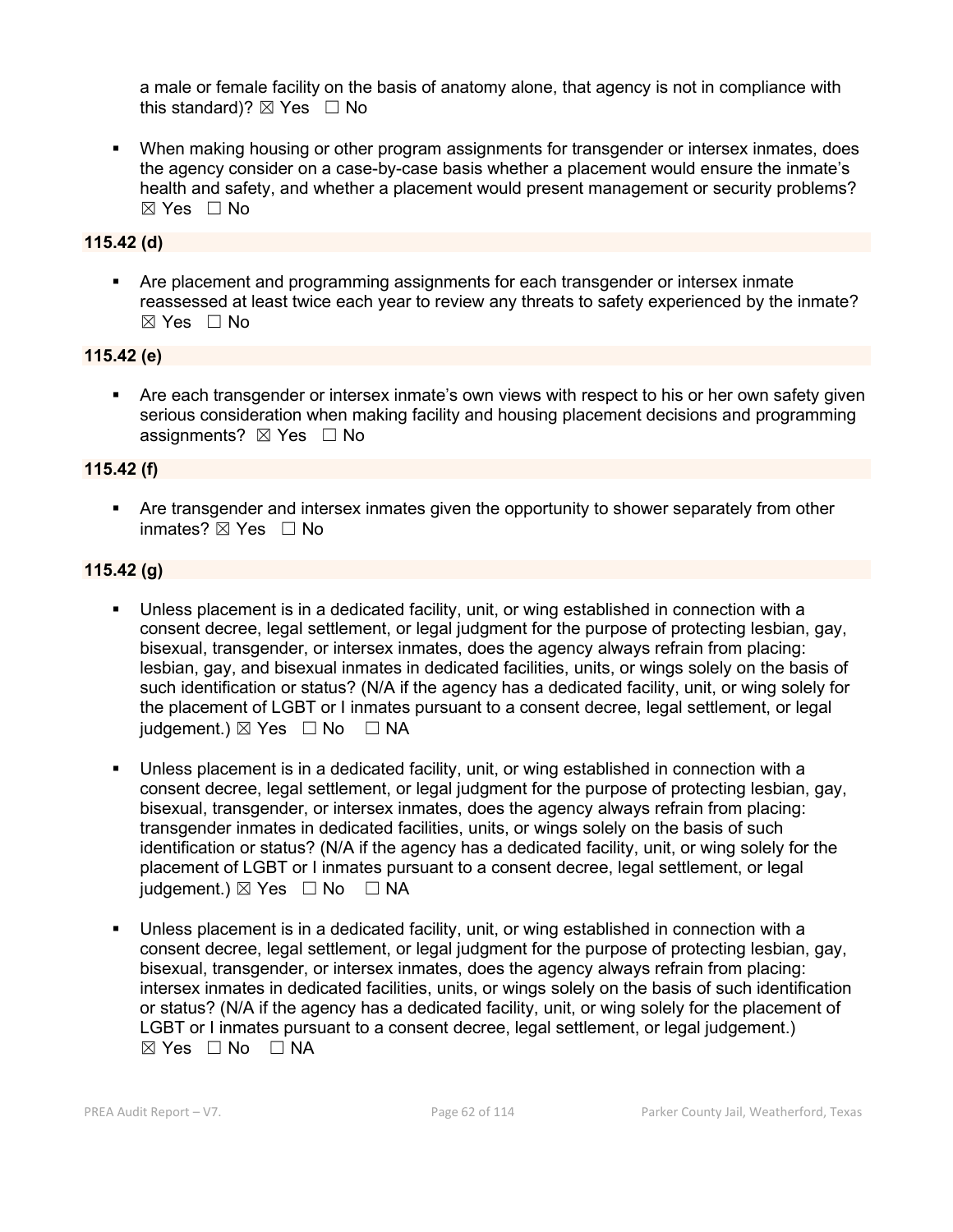a male or female facility on the basis of anatomy alone, that agency is not in compliance with this standard)? ☒ Yes ☐ No

- When making housing or other program assignments for transgender or intersex inmates, does the agency consider on a case-by-case basis whether a placement would ensure the inmate's health and safety, and whether a placement would present management or security problems? ☒ Yes ☐ No

**115.42 (d)**

- Are placement and programming assignments for each transgender or intersex inmate reassessed at least twice each year to review any threats to safety experienced by the inmate? ☒ Yes ☐ No

**115.42 (e)**

- Are each transgender or intersex inmate's own views with respect to his or her own safety given serious consideration when making facility and housing placement decisions and programming assignments? ☒ Yes ☐ No

**115.42 (f)**

- Are transgender and intersex inmates given the opportunity to shower separately from other inmates? ☒ Yes ☐ No

**115.42 (g)**

- Unless placement is in a dedicated facility, unit, or wing established in connection with a consent decree, legal settlement, or legal judgment for the purpose of protecting lesbian, gay, bisexual, transgender, or intersex inmates, does the agency always refrain from placing: lesbian, gay, and bisexual inmates in dedicated facilities, units, or wings solely on the basis of such identification or status? (N/A if the agency has a dedicated facility, unit, or wing solely for the placement of LGBT or I inmates pursuant to a consent decree, legal settlement, or legal judgement.) ☒ Yes ☐ No ☐ NA

- Unless placement is in a dedicated facility, unit, or wing established in connection with a consent decree, legal settlement, or legal judgment for the purpose of protecting lesbian, gay, bisexual, transgender, or intersex inmates, does the agency always refrain from placing: transgender inmates in dedicated facilities, units, or wings solely on the basis of such identification or status? (N/A if the agency has a dedicated facility, unit, or wing solely for the placement of LGBT or I inmates pursuant to a consent decree, legal settlement, or legal judgement.) ☒ Yes ☐ No ☐ NA

- Unless placement is in a dedicated facility, unit, or wing established in connection with a consent decree, legal settlement, or legal judgment for the purpose of protecting lesbian, gay, bisexual, transgender, or intersex inmates, does the agency always refrain from placing: intersex inmates in dedicated facilities, units, or wings solely on the basis of such identification or status? (N/A if the agency has a dedicated facility, unit, or wing solely for the placement of LGBT or I inmates pursuant to a consent decree, legal settlement, or legal judgement.) ☒ Yes ☐ No ☐ NA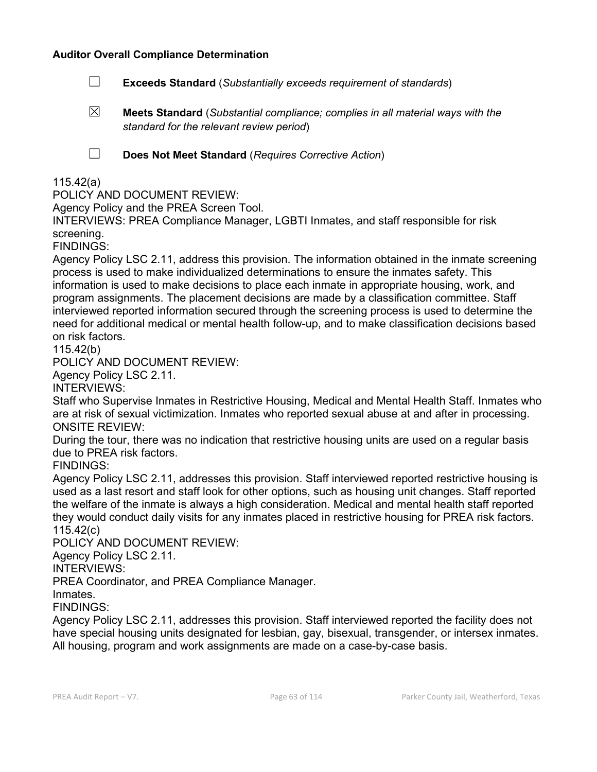**Auditor Overall Compliance Determination**

☐ **Exceeds Standard** (*Substantially exceeds requirement of standards*)

☒ **Meets Standard** (*Substantial compliance; complies in all material ways with the standard for the relevant review period*)

☐ **Does Not Meet Standard** (*Requires Corrective Action*)

115.42(a)
POLICY AND DOCUMENT REVIEW:
Agency Policy and the PREA Screen Tool.
INTERVIEWS: PREA Compliance Manager, LGBTI Inmates, and staff responsible for risk screening.
FINDINGS:
Agency Policy LSC 2.11, address this provision. The information obtained in the inmate screening process is used to make individualized determinations to ensure the inmates safety. This information is used to make decisions to place each inmate in appropriate housing, work, and program assignments. The placement decisions are made by a classification committee. Staff interviewed reported information secured through the screening process is used to determine the need for additional medical or mental health follow-up, and to make classification decisions based on risk factors.
115.42(b)
POLICY AND DOCUMENT REVIEW:
Agency Policy LSC 2.11.
INTERVIEWS:
Staff who Supervise Inmates in Restrictive Housing, Medical and Mental Health Staff. Inmates who are at risk of sexual victimization. Inmates who reported sexual abuse at and after in processing.
ONSITE REVIEW:
During the tour, there was no indication that restrictive housing units are used on a regular basis due to PREA risk factors.
FINDINGS:
Agency Policy LSC 2.11, addresses this provision. Staff interviewed reported restrictive housing is used as a last resort and staff look for other options, such as housing unit changes. Staff reported the welfare of the inmate is always a high consideration. Medical and mental health staff reported they would conduct daily visits for any inmates placed in restrictive housing for PREA risk factors.
115.42(c)
POLICY AND DOCUMENT REVIEW:
Agency Policy LSC 2.11.
INTERVIEWS:
PREA Coordinator, and PREA Compliance Manager.
Inmates.
FINDINGS:
Agency Policy LSC 2.11, addresses this provision. Staff interviewed reported the facility does not have special housing units designated for lesbian, gay, bisexual, transgender, or intersex inmates. All housing, program and work assignments are made on a case-by-case basis.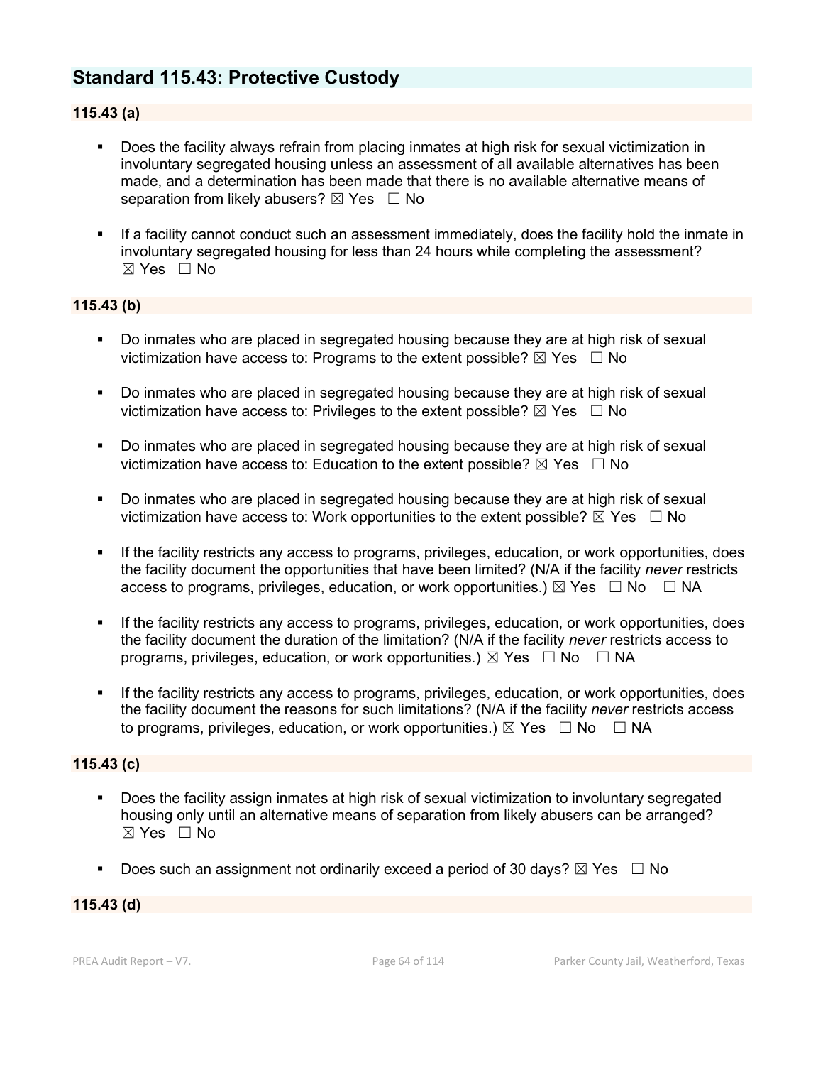## Standard 115.43: Protective Custody

### 115.43 (a)

- Does the facility always refrain from placing inmates at high risk for sexual victimization in involuntary segregated housing unless an assessment of all available alternatives has been made, and a determination has been made that there is no available alternative means of separation from likely abusers? ☒ Yes ☐ No

- If a facility cannot conduct such an assessment immediately, does the facility hold the inmate in involuntary segregated housing for less than 24 hours while completing the assessment? ☒ Yes ☐ No

### 115.43 (b)

- Do inmates who are placed in segregated housing because they are at high risk of sexual victimization have access to: Programs to the extent possible? ☒ Yes ☐ No

- Do inmates who are placed in segregated housing because they are at high risk of sexual victimization have access to: Privileges to the extent possible? ☒ Yes ☐ No

- Do inmates who are placed in segregated housing because they are at high risk of sexual victimization have access to: Education to the extent possible? ☒ Yes ☐ No

- Do inmates who are placed in segregated housing because they are at high risk of sexual victimization have access to: Work opportunities to the extent possible? ☒ Yes ☐ No

- If the facility restricts any access to programs, privileges, education, or work opportunities, does the facility document the opportunities that have been limited? (N/A if the facility *never* restricts access to programs, privileges, education, or work opportunities.) ☒ Yes ☐ No ☐ NA

- If the facility restricts any access to programs, privileges, education, or work opportunities, does the facility document the duration of the limitation? (N/A if the facility *never* restricts access to programs, privileges, education, or work opportunities.) ☒ Yes ☐ No ☐ NA

- If the facility restricts any access to programs, privileges, education, or work opportunities, does the facility document the reasons for such limitations? (N/A if the facility *never* restricts access to programs, privileges, education, or work opportunities.) ☒ Yes ☐ No ☐ NA

### 115.43 (c)

- Does the facility assign inmates at high risk of sexual victimization to involuntary segregated housing only until an alternative means of separation from likely abusers can be arranged? ☒ Yes ☐ No

- Does such an assignment not ordinarily exceed a period of 30 days? ☒ Yes ☐ No

### 115.43 (d)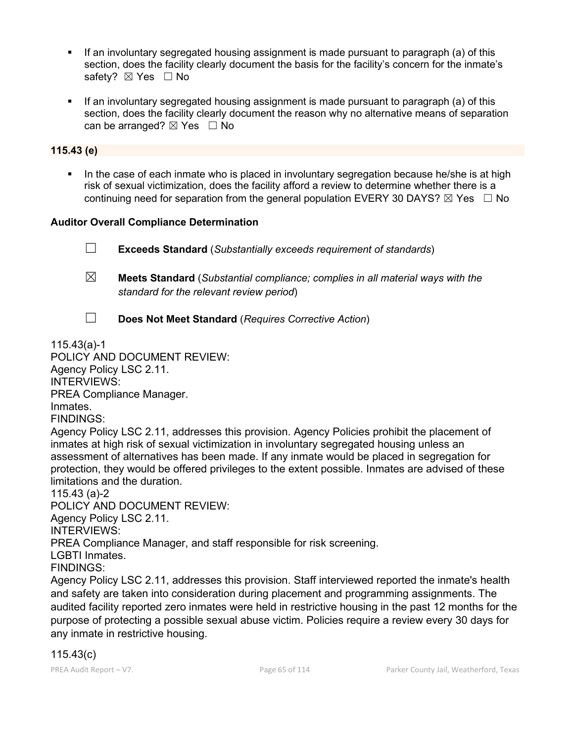- If an involuntary segregated housing assignment is made pursuant to paragraph (a) of this section, does the facility clearly document the basis for the facility's concern for the inmate's safety? ☒ Yes ☐ No

- If an involuntary segregated housing assignment is made pursuant to paragraph (a) of this section, does the facility clearly document the reason why no alternative means of separation can be arranged? ☒ Yes ☐ No

**115.43 (e)**

- In the case of each inmate who is placed in involuntary segregation because he/she is at high risk of sexual victimization, does the facility afford a review to determine whether there is a continuing need for separation from the general population EVERY 30 DAYS? ☒ Yes ☐ No

**Auditor Overall Compliance Determination**

☐ **Exceeds Standard** (*Substantially exceeds requirement of standards*)

☒ **Meets Standard** (*Substantial compliance; complies in all material ways with the standard for the relevant review period*)

☐ **Does Not Meet Standard** (*Requires Corrective Action*)

115.43(a)-1
POLICY AND DOCUMENT REVIEW:
Agency Policy LSC 2.11.
INTERVIEWS:
PREA Compliance Manager.
Inmates.
FINDINGS:
Agency Policy LSC 2.11, addresses this provision. Agency Policies prohibit the placement of inmates at high risk of sexual victimization in involuntary segregated housing unless an assessment of alternatives has been made. If any inmate would be placed in segregation for protection, they would be offered privileges to the extent possible. Inmates are advised of these limitations and the duration.
115.43 (a)-2
POLICY AND DOCUMENT REVIEW:
Agency Policy LSC 2.11.
INTERVIEWS:
PREA Compliance Manager, and staff responsible for risk screening.
LGBTI Inmates.
FINDINGS:
Agency Policy LSC 2.11, addresses this provision. Staff interviewed reported the inmate's health and safety are taken into consideration during placement and programming assignments. The audited facility reported zero inmates were held in restrictive housing in the past 12 months for the purpose of protecting a possible sexual abuse victim. Policies require a review every 30 days for any inmate in restrictive housing.

115.43(c)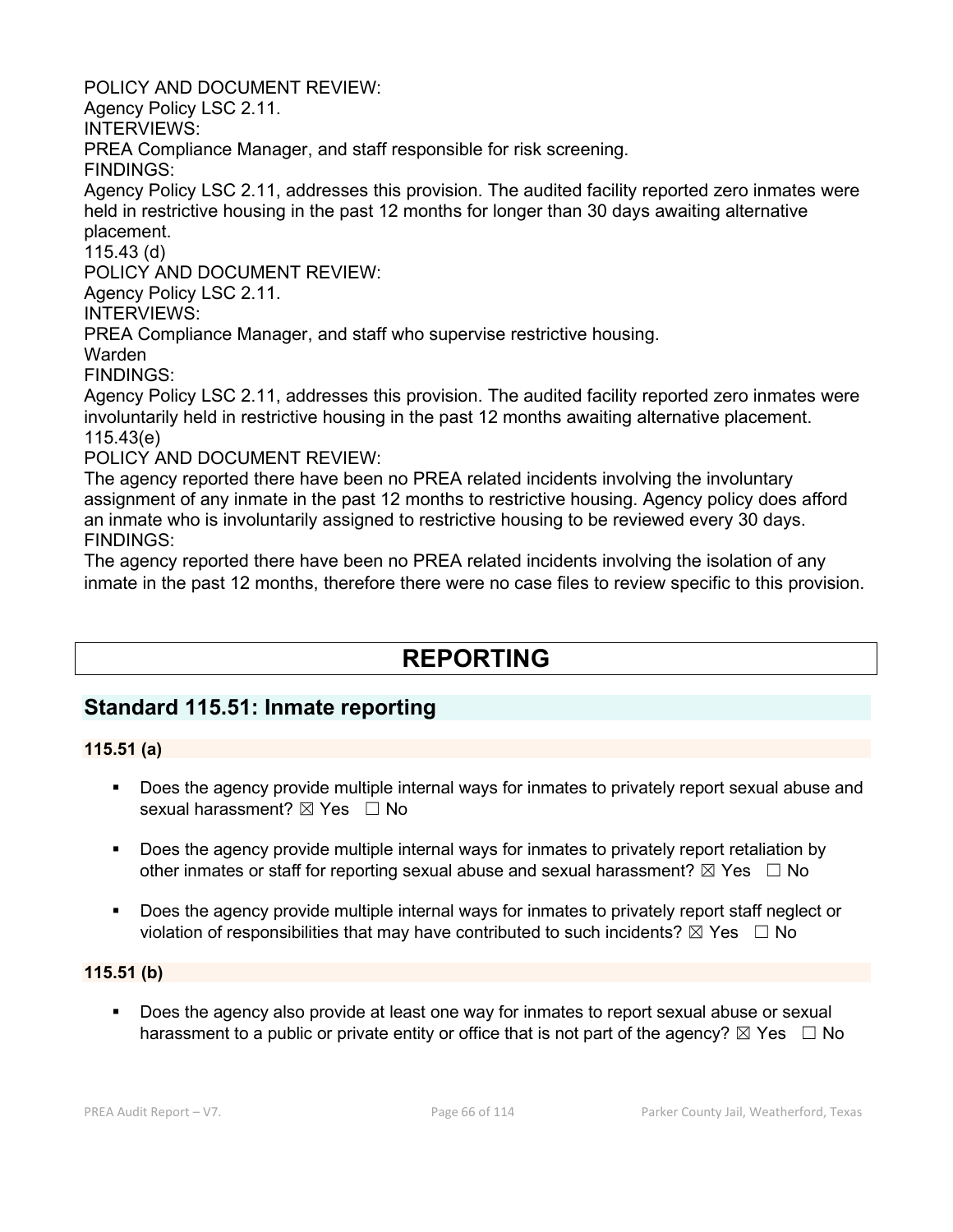POLICY AND DOCUMENT REVIEW:
Agency Policy LSC 2.11.
INTERVIEWS:
PREA Compliance Manager, and staff responsible for risk screening.
FINDINGS:
Agency Policy LSC 2.11, addresses this provision. The audited facility reported zero inmates were held in restrictive housing in the past 12 months for longer than 30 days awaiting alternative placement.
115.43 (d)
POLICY AND DOCUMENT REVIEW:
Agency Policy LSC 2.11.
INTERVIEWS:
PREA Compliance Manager, and staff who supervise restrictive housing.
Warden
FINDINGS:
Agency Policy LSC 2.11, addresses this provision. The audited facility reported zero inmates were involuntarily held in restrictive housing in the past 12 months awaiting alternative placement.
115.43(e)
POLICY AND DOCUMENT REVIEW:
The agency reported there have been no PREA related incidents involving the involuntary assignment of any inmate in the past 12 months to restrictive housing. Agency policy does afford an inmate who is involuntarily assigned to restrictive housing to be reviewed every 30 days.
FINDINGS:
The agency reported there have been no PREA related incidents involving the isolation of any inmate in the past 12 months, therefore there were no case files to review specific to this provision.

# REPORTING

## Standard 115.51: Inmate reporting

**115.51 (a)**

- Does the agency provide multiple internal ways for inmates to privately report sexual abuse and sexual harassment? ☒ Yes ☐ No
- Does the agency provide multiple internal ways for inmates to privately report retaliation by other inmates or staff for reporting sexual abuse and sexual harassment? ☒ Yes ☐ No
- Does the agency provide multiple internal ways for inmates to privately report staff neglect or violation of responsibilities that may have contributed to such incidents? ☒ Yes ☐ No

**115.51 (b)**

- Does the agency also provide at least one way for inmates to report sexual abuse or sexual harassment to a public or private entity or office that is not part of the agency? ☒ Yes ☐ No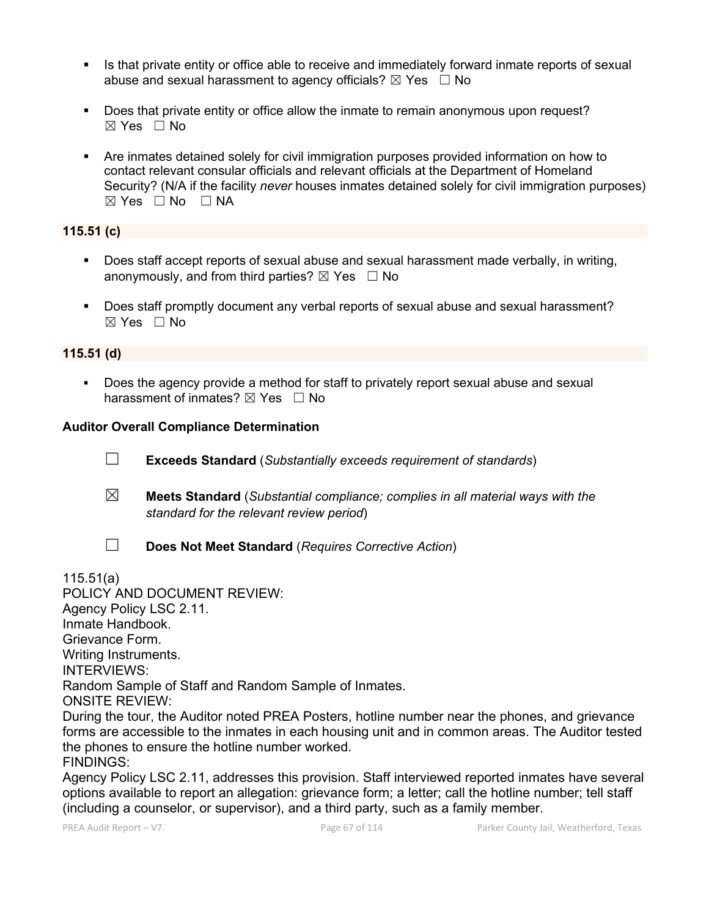- Is that private entity or office able to receive and immediately forward inmate reports of sexual abuse and sexual harassment to agency officials? ☒ Yes ☐ No

- Does that private entity or office allow the inmate to remain anonymous upon request? ☒ Yes ☐ No

- Are inmates detained solely for civil immigration purposes provided information on how to contact relevant consular officials and relevant officials at the Department of Homeland Security? (N/A if the facility *never* houses inmates detained solely for civil immigration purposes) ☒ Yes ☐ No ☐ NA

**115.51 (c)**

- Does staff accept reports of sexual abuse and sexual harassment made verbally, in writing, anonymously, and from third parties? ☒ Yes ☐ No

- Does staff promptly document any verbal reports of sexual abuse and sexual harassment? ☒ Yes ☐ No

**115.51 (d)**

- Does the agency provide a method for staff to privately report sexual abuse and sexual harassment of inmates? ☒ Yes ☐ No

**Auditor Overall Compliance Determination**

☐ **Exceeds Standard** (*Substantially exceeds requirement of standards*)

☒ **Meets Standard** (*Substantial compliance; complies in all material ways with the standard for the relevant review period*)

☐ **Does Not Meet Standard** (*Requires Corrective Action*)

115.51(a)
POLICY AND DOCUMENT REVIEW:
Agency Policy LSC 2.11.
Inmate Handbook.
Grievance Form.
Writing Instruments.
INTERVIEWS:
Random Sample of Staff and Random Sample of Inmates.
ONSITE REVIEW:
During the tour, the Auditor noted PREA Posters, hotline number near the phones, and grievance forms are accessible to the inmates in each housing unit and in common areas. The Auditor tested the phones to ensure the hotline number worked.
FINDINGS:
Agency Policy LSC 2.11, addresses this provision. Staff interviewed reported inmates have several options available to report an allegation: grievance form; a letter; call the hotline number; tell staff (including a counselor, or supervisor), and a third party, such as a family member.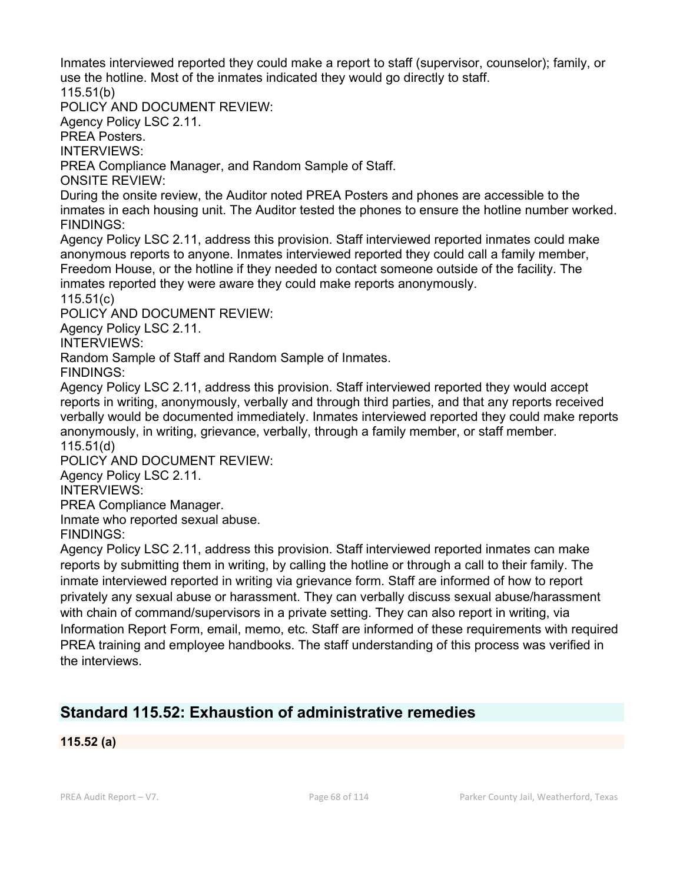Inmates interviewed reported they could make a report to staff (supervisor, counselor); family, or use the hotline. Most of the inmates indicated they would go directly to staff.

115.51(b)

POLICY AND DOCUMENT REVIEW:

Agency Policy LSC 2.11.

PREA Posters.

INTERVIEWS:

PREA Compliance Manager, and Random Sample of Staff.

ONSITE REVIEW:

During the onsite review, the Auditor noted PREA Posters and phones are accessible to the inmates in each housing unit. The Auditor tested the phones to ensure the hotline number worked.

FINDINGS:

Agency Policy LSC 2.11, address this provision. Staff interviewed reported inmates could make anonymous reports to anyone. Inmates interviewed reported they could call a family member, Freedom House, or the hotline if they needed to contact someone outside of the facility. The inmates reported they were aware they could make reports anonymously.

115.51(c)

POLICY AND DOCUMENT REVIEW:

Agency Policy LSC 2.11.

INTERVIEWS:

Random Sample of Staff and Random Sample of Inmates.

FINDINGS:

Agency Policy LSC 2.11, address this provision. Staff interviewed reported they would accept reports in writing, anonymously, verbally and through third parties, and that any reports received verbally would be documented immediately. Inmates interviewed reported they could make reports anonymously, in writing, grievance, verbally, through a family member, or staff member.

115.51(d)

POLICY AND DOCUMENT REVIEW:

Agency Policy LSC 2.11.

INTERVIEWS:

PREA Compliance Manager.

Inmate who reported sexual abuse.

FINDINGS:

Agency Policy LSC 2.11, address this provision. Staff interviewed reported inmates can make reports by submitting them in writing, by calling the hotline or through a call to their family. The inmate interviewed reported in writing via grievance form. Staff are informed of how to report privately any sexual abuse or harassment. They can verbally discuss sexual abuse/harassment with chain of command/supervisors in a private setting. They can also report in writing, via Information Report Form, email, memo, etc. Staff are informed of these requirements with required PREA training and employee handbooks. The staff understanding of this process was verified in the interviews.

## Standard 115.52: Exhaustion of administrative remedies

**115.52 (a)**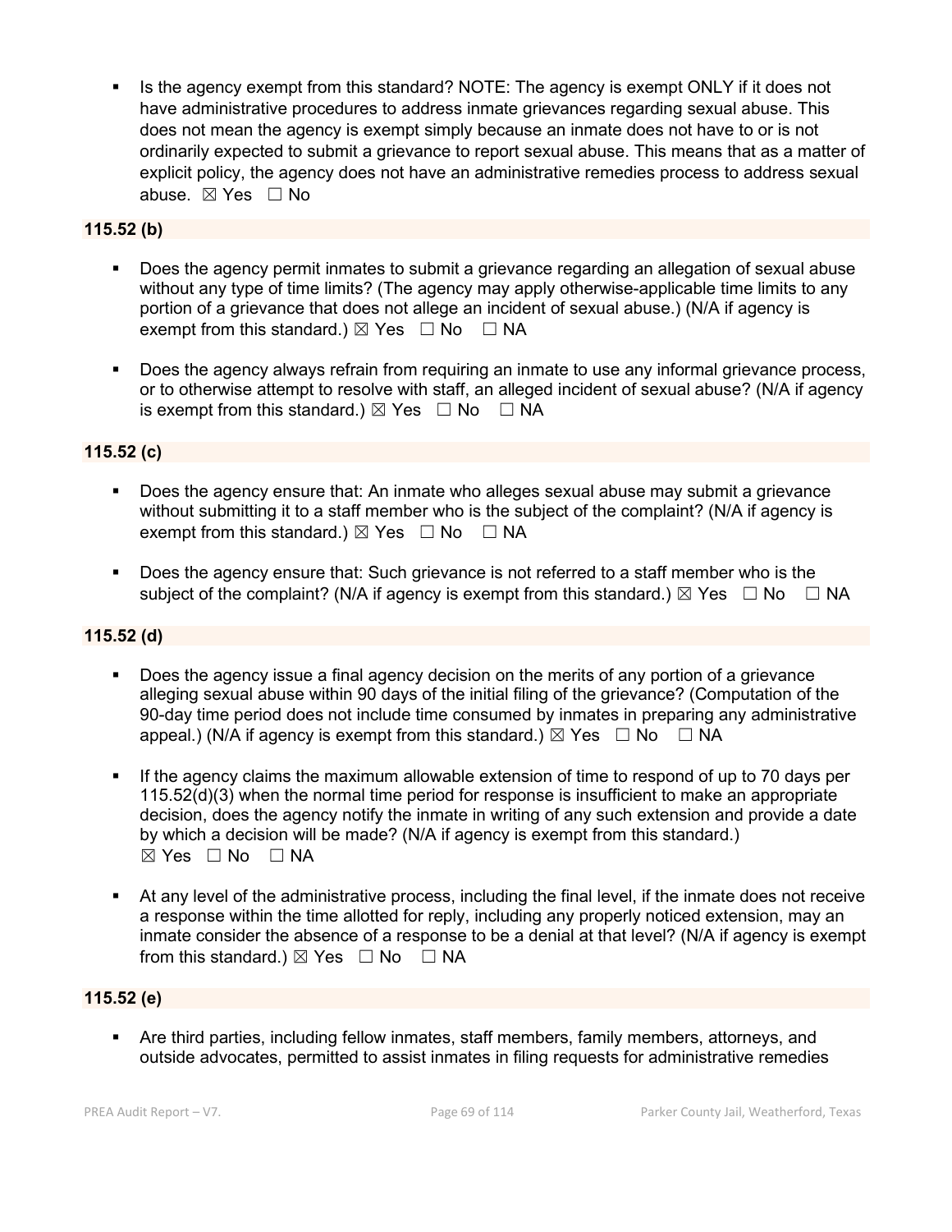- Is the agency exempt from this standard? NOTE: The agency is exempt ONLY if it does not have administrative procedures to address inmate grievances regarding sexual abuse. This does not mean the agency is exempt simply because an inmate does not have to or is not ordinarily expected to submit a grievance to report sexual abuse. This means that as a matter of explicit policy, the agency does not have an administrative remedies process to address sexual abuse. ☒ Yes ☐ No

**115.52 (b)**

- Does the agency permit inmates to submit a grievance regarding an allegation of sexual abuse without any type of time limits? (The agency may apply otherwise-applicable time limits to any portion of a grievance that does not allege an incident of sexual abuse.) (N/A if agency is exempt from this standard.) ☒ Yes ☐ No ☐ NA

- Does the agency always refrain from requiring an inmate to use any informal grievance process, or to otherwise attempt to resolve with staff, an alleged incident of sexual abuse? (N/A if agency is exempt from this standard.) ☒ Yes ☐ No ☐ NA

**115.52 (c)**

- Does the agency ensure that: An inmate who alleges sexual abuse may submit a grievance without submitting it to a staff member who is the subject of the complaint? (N/A if agency is exempt from this standard.) ☒ Yes ☐ No ☐ NA

- Does the agency ensure that: Such grievance is not referred to a staff member who is the subject of the complaint? (N/A if agency is exempt from this standard.) ☒ Yes ☐ No ☐ NA

**115.52 (d)**

- Does the agency issue a final agency decision on the merits of any portion of a grievance alleging sexual abuse within 90 days of the initial filing of the grievance? (Computation of the 90-day time period does not include time consumed by inmates in preparing any administrative appeal.) (N/A if agency is exempt from this standard.) ☒ Yes ☐ No ☐ NA

- If the agency claims the maximum allowable extension of time to respond of up to 70 days per 115.52(d)(3) when the normal time period for response is insufficient to make an appropriate decision, does the agency notify the inmate in writing of any such extension and provide a date by which a decision will be made? (N/A if agency is exempt from this standard.) ☒ Yes ☐ No ☐ NA

- At any level of the administrative process, including the final level, if the inmate does not receive a response within the time allotted for reply, including any properly noticed extension, may an inmate consider the absence of a response to be a denial at that level? (N/A if agency is exempt from this standard.) ☒ Yes ☐ No ☐ NA

**115.52 (e)**

- Are third parties, including fellow inmates, staff members, family members, attorneys, and outside advocates, permitted to assist inmates in filing requests for administrative remedies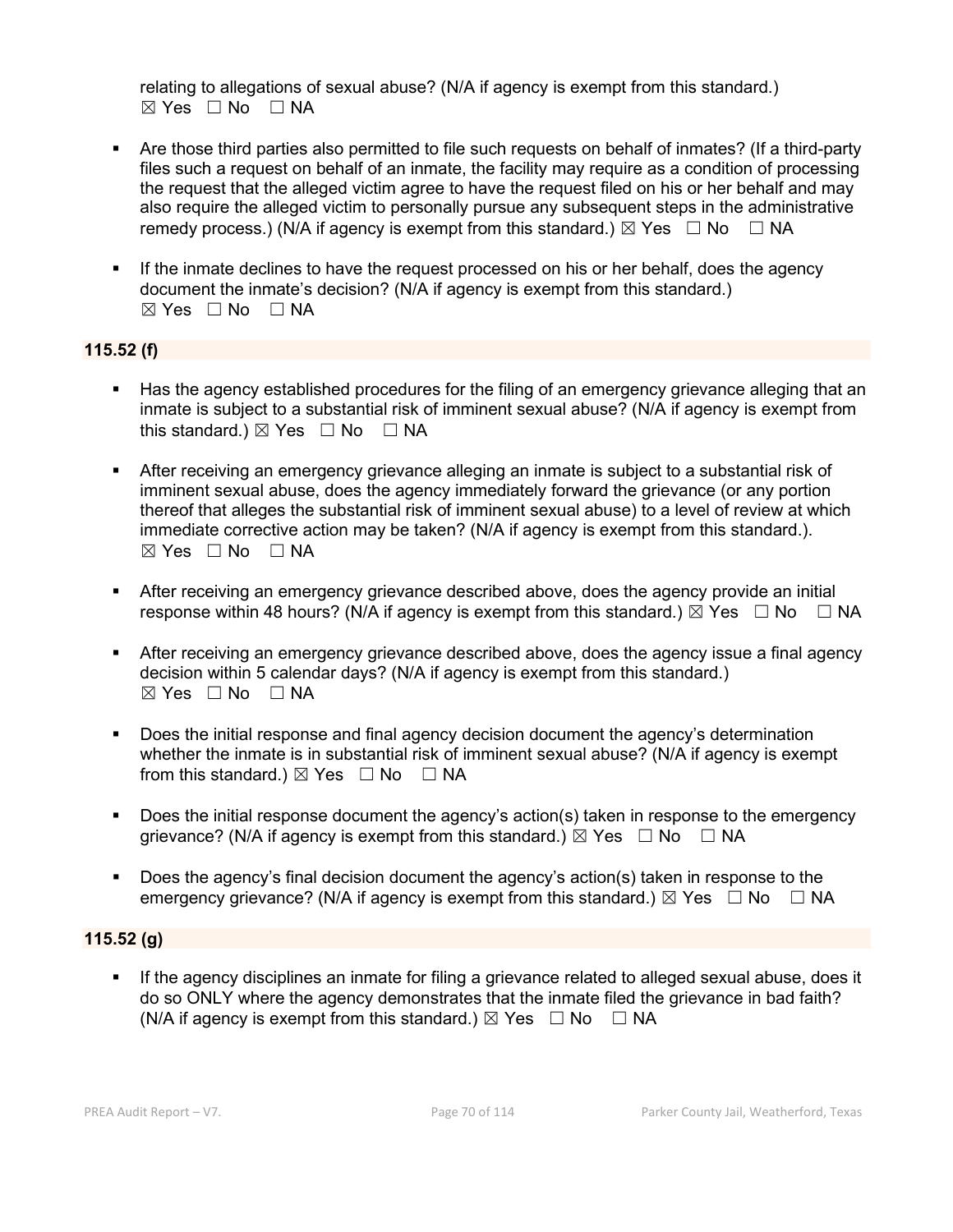relating to allegations of sexual abuse? (N/A if agency is exempt from this standard.)
☒ Yes ☐ No ☐ NA

- Are those third parties also permitted to file such requests on behalf of inmates? (If a third-party files such a request on behalf of an inmate, the facility may require as a condition of processing the request that the alleged victim agree to have the request filed on his or her behalf and may also require the alleged victim to personally pursue any subsequent steps in the administrative remedy process.) (N/A if agency is exempt from this standard.) ☒ Yes ☐ No ☐ NA

- If the inmate declines to have the request processed on his or her behalf, does the agency document the inmate's decision? (N/A if agency is exempt from this standard.)
☒ Yes ☐ No ☐ NA

**115.52 (f)**

- Has the agency established procedures for the filing of an emergency grievance alleging that an inmate is subject to a substantial risk of imminent sexual abuse? (N/A if agency is exempt from this standard.) ☒ Yes ☐ No ☐ NA

- After receiving an emergency grievance alleging an inmate is subject to a substantial risk of imminent sexual abuse, does the agency immediately forward the grievance (or any portion thereof that alleges the substantial risk of imminent sexual abuse) to a level of review at which immediate corrective action may be taken? (N/A if agency is exempt from this standard.).
☒ Yes ☐ No ☐ NA

- After receiving an emergency grievance described above, does the agency provide an initial response within 48 hours? (N/A if agency is exempt from this standard.) ☒ Yes ☐ No ☐ NA

- After receiving an emergency grievance described above, does the agency issue a final agency decision within 5 calendar days? (N/A if agency is exempt from this standard.)
☒ Yes ☐ No ☐ NA

- Does the initial response and final agency decision document the agency's determination whether the inmate is in substantial risk of imminent sexual abuse? (N/A if agency is exempt from this standard.) ☒ Yes ☐ No ☐ NA

- Does the initial response document the agency's action(s) taken in response to the emergency grievance? (N/A if agency is exempt from this standard.) ☒ Yes ☐ No ☐ NA

- Does the agency's final decision document the agency's action(s) taken in response to the emergency grievance? (N/A if agency is exempt from this standard.) ☒ Yes ☐ No ☐ NA

**115.52 (g)**

- If the agency disciplines an inmate for filing a grievance related to alleged sexual abuse, does it do so ONLY where the agency demonstrates that the inmate filed the grievance in bad faith? (N/A if agency is exempt from this standard.) ☒ Yes ☐ No ☐ NA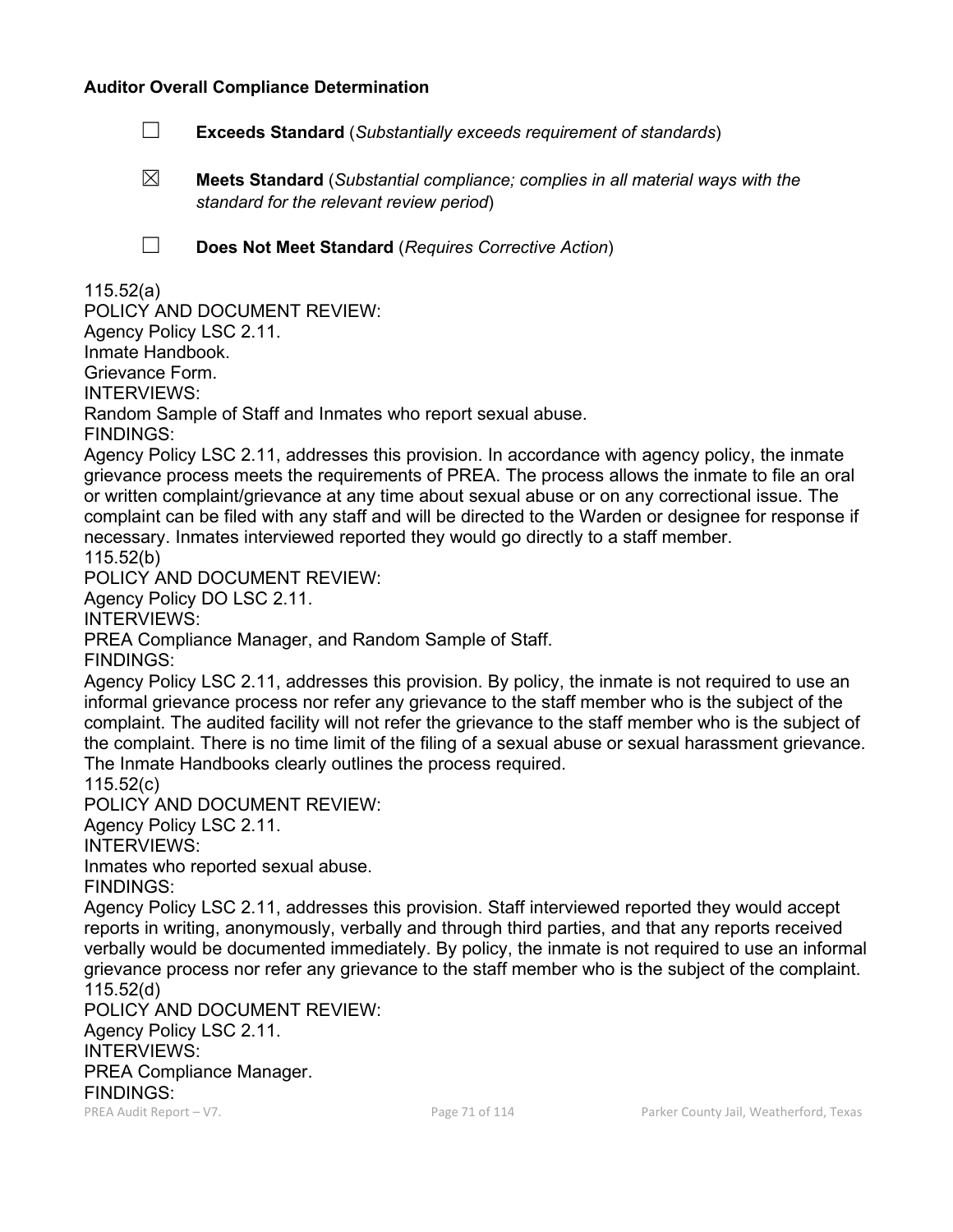**Auditor Overall Compliance Determination**

☐ **Exceeds Standard** (*Substantially exceeds requirement of standards*)

☒ **Meets Standard** (*Substantial compliance; complies in all material ways with the standard for the relevant review period*)

☐ **Does Not Meet Standard** (*Requires Corrective Action*)

115.52(a)
POLICY AND DOCUMENT REVIEW:
Agency Policy LSC 2.11.
Inmate Handbook.
Grievance Form.
INTERVIEWS:
Random Sample of Staff and Inmates who report sexual abuse.
FINDINGS:
Agency Policy LSC 2.11, addresses this provision. In accordance with agency policy, the inmate grievance process meets the requirements of PREA. The process allows the inmate to file an oral or written complaint/grievance at any time about sexual abuse or on any correctional issue. The complaint can be filed with any staff and will be directed to the Warden or designee for response if necessary. Inmates interviewed reported they would go directly to a staff member.
115.52(b)
POLICY AND DOCUMENT REVIEW:
Agency Policy DO LSC 2.11.
INTERVIEWS:
PREA Compliance Manager, and Random Sample of Staff.
FINDINGS:
Agency Policy LSC 2.11, addresses this provision. By policy, the inmate is not required to use an informal grievance process nor refer any grievance to the staff member who is the subject of the complaint. The audited facility will not refer the grievance to the staff member who is the subject of the complaint. There is no time limit of the filing of a sexual abuse or sexual harassment grievance. The Inmate Handbooks clearly outlines the process required.
115.52(c)
POLICY AND DOCUMENT REVIEW:
Agency Policy LSC 2.11.
INTERVIEWS:
Inmates who reported sexual abuse.
FINDINGS:
Agency Policy LSC 2.11, addresses this provision. Staff interviewed reported they would accept reports in writing, anonymously, verbally and through third parties, and that any reports received verbally would be documented immediately. By policy, the inmate is not required to use an informal grievance process nor refer any grievance to the staff member who is the subject of the complaint.
115.52(d)
POLICY AND DOCUMENT REVIEW:
Agency Policy LSC 2.11.
INTERVIEWS:
PREA Compliance Manager.
FINDINGS: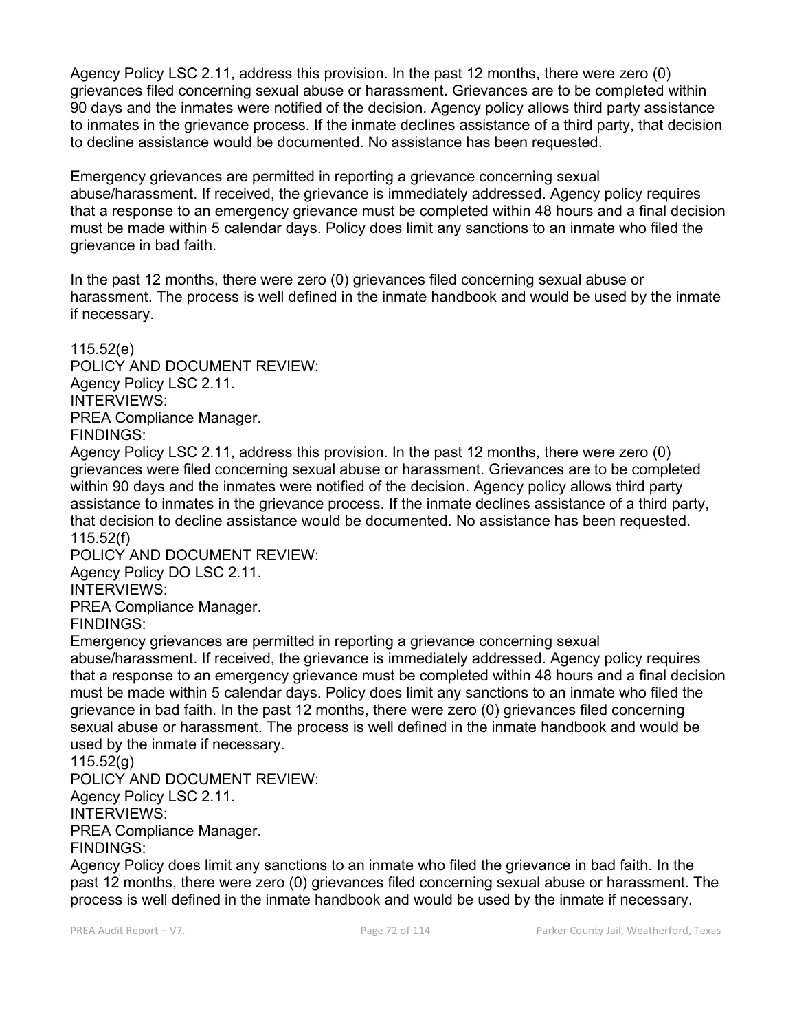Agency Policy LSC 2.11, address this provision. In the past 12 months, there were zero (0) grievances filed concerning sexual abuse or harassment. Grievances are to be completed within 90 days and the inmates were notified of the decision. Agency policy allows third party assistance to inmates in the grievance process. If the inmate declines assistance of a third party, that decision to decline assistance would be documented. No assistance has been requested.

Emergency grievances are permitted in reporting a grievance concerning sexual abuse/harassment. If received, the grievance is immediately addressed. Agency policy requires that a response to an emergency grievance must be completed within 48 hours and a final decision must be made within 5 calendar days. Policy does limit any sanctions to an inmate who filed the grievance in bad faith.

In the past 12 months, there were zero (0) grievances filed concerning sexual abuse or harassment. The process is well defined in the inmate handbook and would be used by the inmate if necessary.

115.52(e)
POLICY AND DOCUMENT REVIEW:
Agency Policy LSC 2.11.
INTERVIEWS:
PREA Compliance Manager.
FINDINGS:
Agency Policy LSC 2.11, address this provision. In the past 12 months, there were zero (0) grievances were filed concerning sexual abuse or harassment. Grievances are to be completed within 90 days and the inmates were notified of the decision. Agency policy allows third party assistance to inmates in the grievance process. If the inmate declines assistance of a third party, that decision to decline assistance would be documented. No assistance has been requested.
115.52(f)
POLICY AND DOCUMENT REVIEW:
Agency Policy DO LSC 2.11.
INTERVIEWS:
PREA Compliance Manager.
FINDINGS:
Emergency grievances are permitted in reporting a grievance concerning sexual abuse/harassment. If received, the grievance is immediately addressed. Agency policy requires that a response to an emergency grievance must be completed within 48 hours and a final decision must be made within 5 calendar days. Policy does limit any sanctions to an inmate who filed the grievance in bad faith. In the past 12 months, there were zero (0) grievances filed concerning sexual abuse or harassment. The process is well defined in the inmate handbook and would be used by the inmate if necessary.
115.52(g)
POLICY AND DOCUMENT REVIEW:
Agency Policy LSC 2.11.
INTERVIEWS:
PREA Compliance Manager.
FINDINGS:
Agency Policy does limit any sanctions to an inmate who filed the grievance in bad faith. In the past 12 months, there were zero (0) grievances filed concerning sexual abuse or harassment. The process is well defined in the inmate handbook and would be used by the inmate if necessary.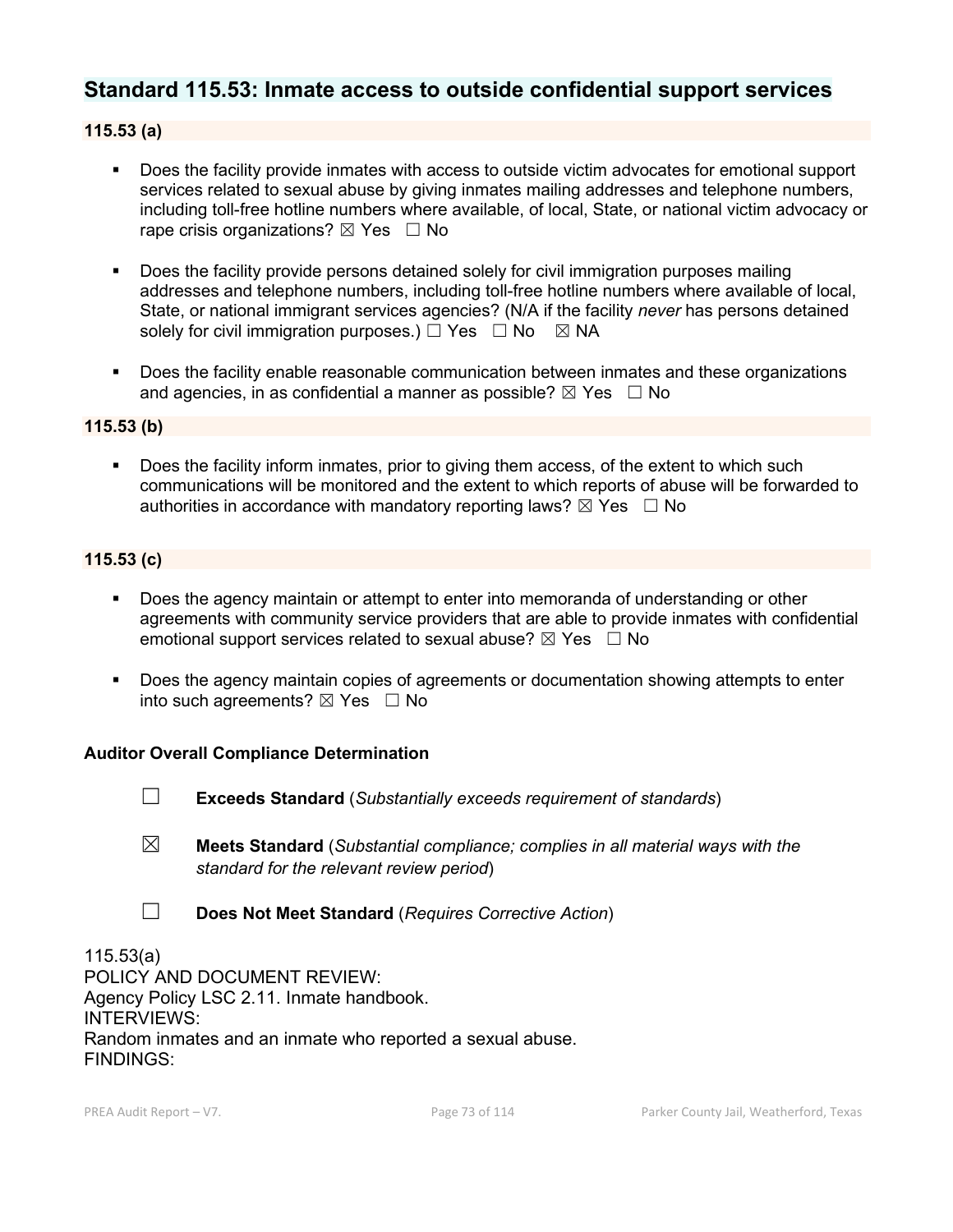## Standard 115.53: Inmate access to outside confidential support services

**115.53 (a)**

- Does the facility provide inmates with access to outside victim advocates for emotional support services related to sexual abuse by giving inmates mailing addresses and telephone numbers, including toll-free hotline numbers where available, of local, State, or national victim advocacy or rape crisis organizations? ☒ Yes ☐ No
- Does the facility provide persons detained solely for civil immigration purposes mailing addresses and telephone numbers, including toll-free hotline numbers where available of local, State, or national immigrant services agencies? (N/A if the facility *never* has persons detained solely for civil immigration purposes.) ☐ Yes ☐ No ☒ NA
- Does the facility enable reasonable communication between inmates and these organizations and agencies, in as confidential a manner as possible? ☒ Yes ☐ No

**115.53 (b)**

- Does the facility inform inmates, prior to giving them access, of the extent to which such communications will be monitored and the extent to which reports of abuse will be forwarded to authorities in accordance with mandatory reporting laws? ☒ Yes ☐ No

**115.53 (c)**

- Does the agency maintain or attempt to enter into memoranda of understanding or other agreements with community service providers that are able to provide inmates with confidential emotional support services related to sexual abuse? ☒ Yes ☐ No
- Does the agency maintain copies of agreements or documentation showing attempts to enter into such agreements? ☒ Yes ☐ No

**Auditor Overall Compliance Determination**

☐ **Exceeds Standard** (*Substantially exceeds requirement of standards*)

☒ **Meets Standard** (*Substantial compliance; complies in all material ways with the standard for the relevant review period*)

☐ **Does Not Meet Standard** (*Requires Corrective Action*)

115.53(a)
POLICY AND DOCUMENT REVIEW:
Agency Policy LSC 2.11. Inmate handbook.
INTERVIEWS:
Random inmates and an inmate who reported a sexual abuse.
FINDINGS: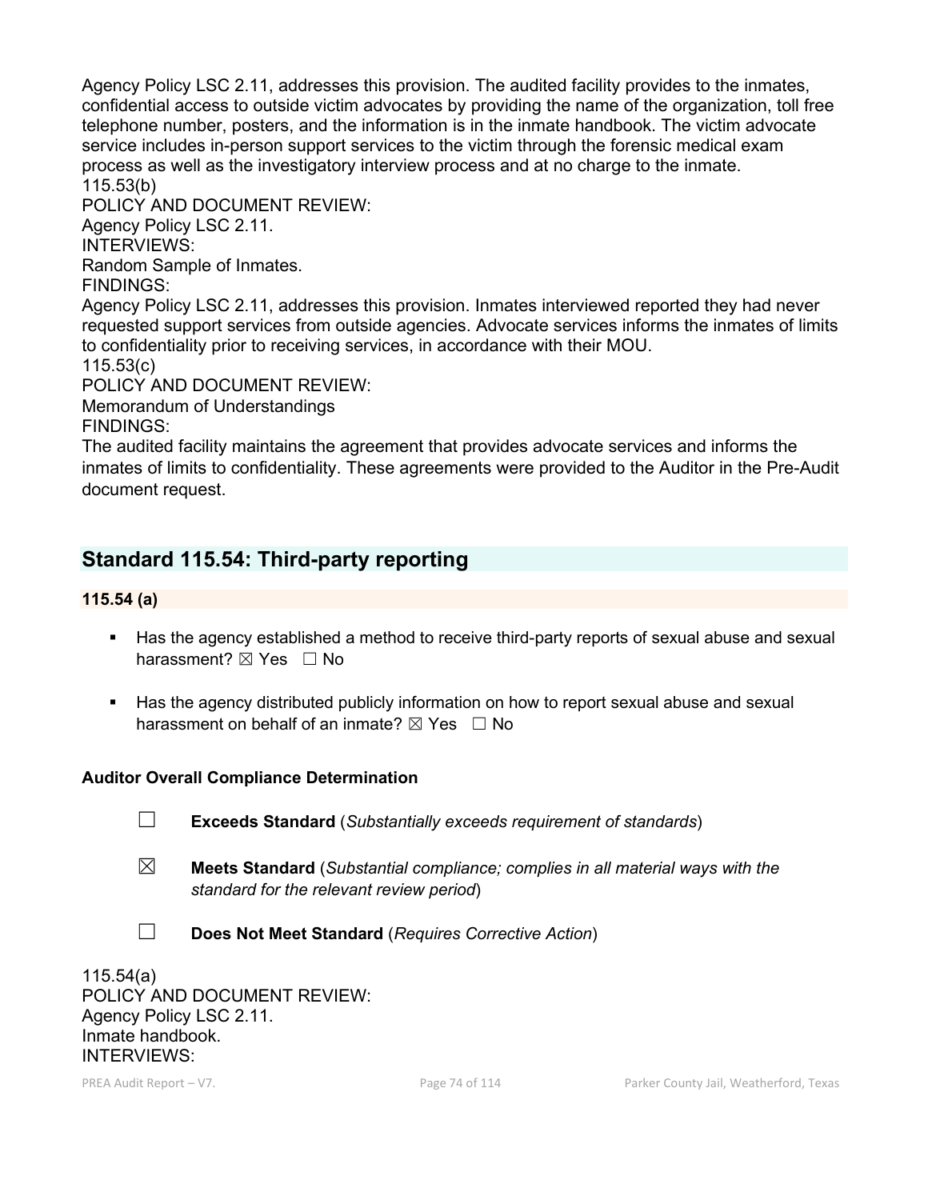Agency Policy LSC 2.11, addresses this provision. The audited facility provides to the inmates, confidential access to outside victim advocates by providing the name of the organization, toll free telephone number, posters, and the information is in the inmate handbook. The victim advocate service includes in-person support services to the victim through the forensic medical exam process as well as the investigatory interview process and at no charge to the inmate.
115.53(b)
POLICY AND DOCUMENT REVIEW:
Agency Policy LSC 2.11.
INTERVIEWS:
Random Sample of Inmates.
FINDINGS:
Agency Policy LSC 2.11, addresses this provision. Inmates interviewed reported they had never requested support services from outside agencies. Advocate services informs the inmates of limits to confidentiality prior to receiving services, in accordance with their MOU.
115.53(c)
POLICY AND DOCUMENT REVIEW:
Memorandum of Understandings
FINDINGS:
The audited facility maintains the agreement that provides advocate services and informs the inmates of limits to confidentiality. These agreements were provided to the Auditor in the Pre-Audit document request.

## Standard 115.54: Third-party reporting

### 115.54 (a)

- Has the agency established a method to receive third-party reports of sexual abuse and sexual harassment? ☒ Yes ☐ No
- Has the agency distributed publicly information on how to report sexual abuse and sexual harassment on behalf of an inmate? ☒ Yes ☐ No

**Auditor Overall Compliance Determination**

☐ **Exceeds Standard** (*Substantially exceeds requirement of standards*)

☒ **Meets Standard** (*Substantial compliance; complies in all material ways with the standard for the relevant review period*)

☐ **Does Not Meet Standard** (*Requires Corrective Action*)

115.54(a)
POLICY AND DOCUMENT REVIEW:
Agency Policy LSC 2.11.
Inmate handbook.
INTERVIEWS: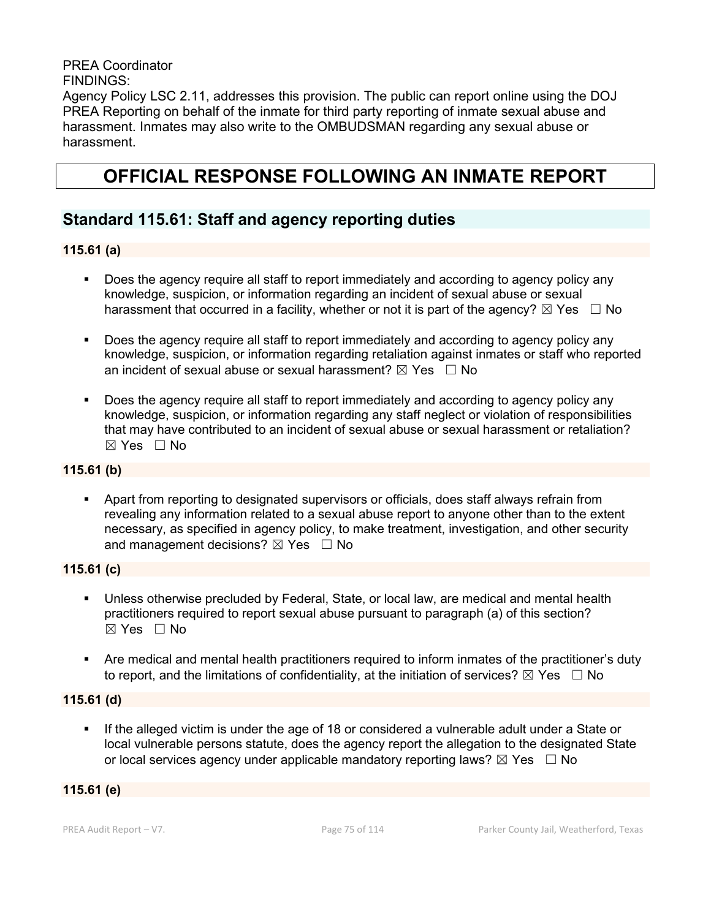PREA Coordinator
FINDINGS:
Agency Policy LSC 2.11, addresses this provision. The public can report online using the DOJ PREA Reporting on behalf of the inmate for third party reporting of inmate sexual abuse and harassment. Inmates may also write to the OMBUDSMAN regarding any sexual abuse or harassment.

# OFFICIAL RESPONSE FOLLOWING AN INMATE REPORT

## Standard 115.61: Staff and agency reporting duties

### 115.61 (a)

- Does the agency require all staff to report immediately and according to agency policy any knowledge, suspicion, or information regarding an incident of sexual abuse or sexual harassment that occurred in a facility, whether or not it is part of the agency? ☒ Yes ☐ No

- Does the agency require all staff to report immediately and according to agency policy any knowledge, suspicion, or information regarding retaliation against inmates or staff who reported an incident of sexual abuse or sexual harassment? ☒ Yes ☐ No

- Does the agency require all staff to report immediately and according to agency policy any knowledge, suspicion, or information regarding any staff neglect or violation of responsibilities that may have contributed to an incident of sexual abuse or sexual harassment or retaliation? ☒ Yes ☐ No

### 115.61 (b)

- Apart from reporting to designated supervisors or officials, does staff always refrain from revealing any information related to a sexual abuse report to anyone other than to the extent necessary, as specified in agency policy, to make treatment, investigation, and other security and management decisions? ☒ Yes ☐ No

### 115.61 (c)

- Unless otherwise precluded by Federal, State, or local law, are medical and mental health practitioners required to report sexual abuse pursuant to paragraph (a) of this section? ☒ Yes ☐ No

- Are medical and mental health practitioners required to inform inmates of the practitioner's duty to report, and the limitations of confidentiality, at the initiation of services? ☒ Yes ☐ No

### 115.61 (d)

- If the alleged victim is under the age of 18 or considered a vulnerable adult under a State or local vulnerable persons statute, does the agency report the allegation to the designated State or local services agency under applicable mandatory reporting laws? ☒ Yes ☐ No

### 115.61 (e)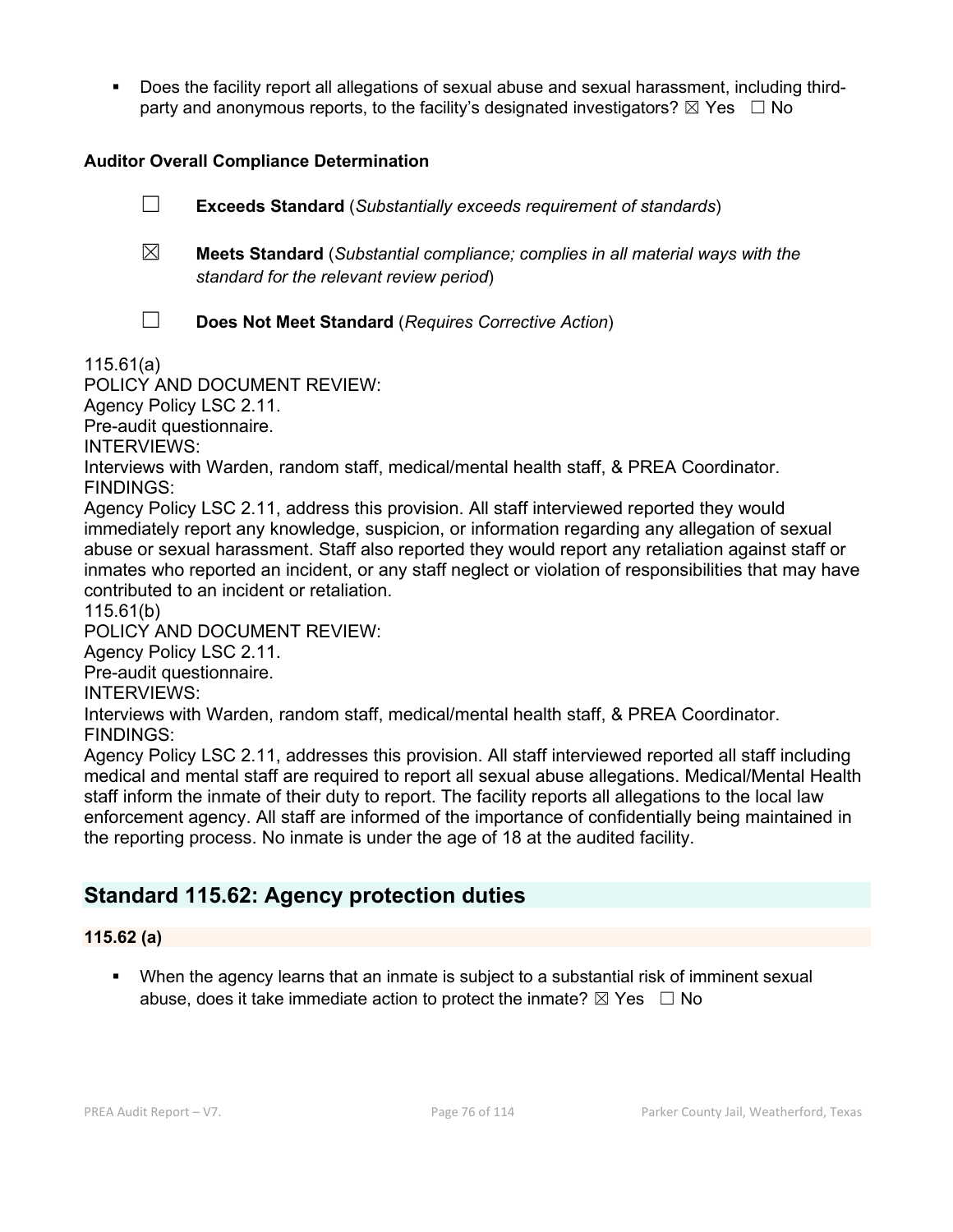- Does the facility report all allegations of sexual abuse and sexual harassment, including third-party and anonymous reports, to the facility's designated investigators? ☒ Yes ☐ No

**Auditor Overall Compliance Determination**

☐ **Exceeds Standard** (*Substantially exceeds requirement of standards*)

☒ **Meets Standard** (*Substantial compliance; complies in all material ways with the standard for the relevant review period*)

☐ **Does Not Meet Standard** (*Requires Corrective Action*)

115.61(a)
POLICY AND DOCUMENT REVIEW:
Agency Policy LSC 2.11.
Pre-audit questionnaire.
INTERVIEWS:
Interviews with Warden, random staff, medical/mental health staff, & PREA Coordinator.
FINDINGS:
Agency Policy LSC 2.11, address this provision. All staff interviewed reported they would immediately report any knowledge, suspicion, or information regarding any allegation of sexual abuse or sexual harassment. Staff also reported they would report any retaliation against staff or inmates who reported an incident, or any staff neglect or violation of responsibilities that may have contributed to an incident or retaliation.
115.61(b)
POLICY AND DOCUMENT REVIEW:
Agency Policy LSC 2.11.
Pre-audit questionnaire.
INTERVIEWS:
Interviews with Warden, random staff, medical/mental health staff, & PREA Coordinator.
FINDINGS:
Agency Policy LSC 2.11, addresses this provision. All staff interviewed reported all staff including medical and mental staff are required to report all sexual abuse allegations. Medical/Mental Health staff inform the inmate of their duty to report. The facility reports all allegations to the local law enforcement agency. All staff are informed of the importance of confidentially being maintained in the reporting process. No inmate is under the age of 18 at the audited facility.

## Standard 115.62: Agency protection duties

**115.62 (a)**

- When the agency learns that an inmate is subject to a substantial risk of imminent sexual abuse, does it take immediate action to protect the inmate? ☒ Yes ☐ No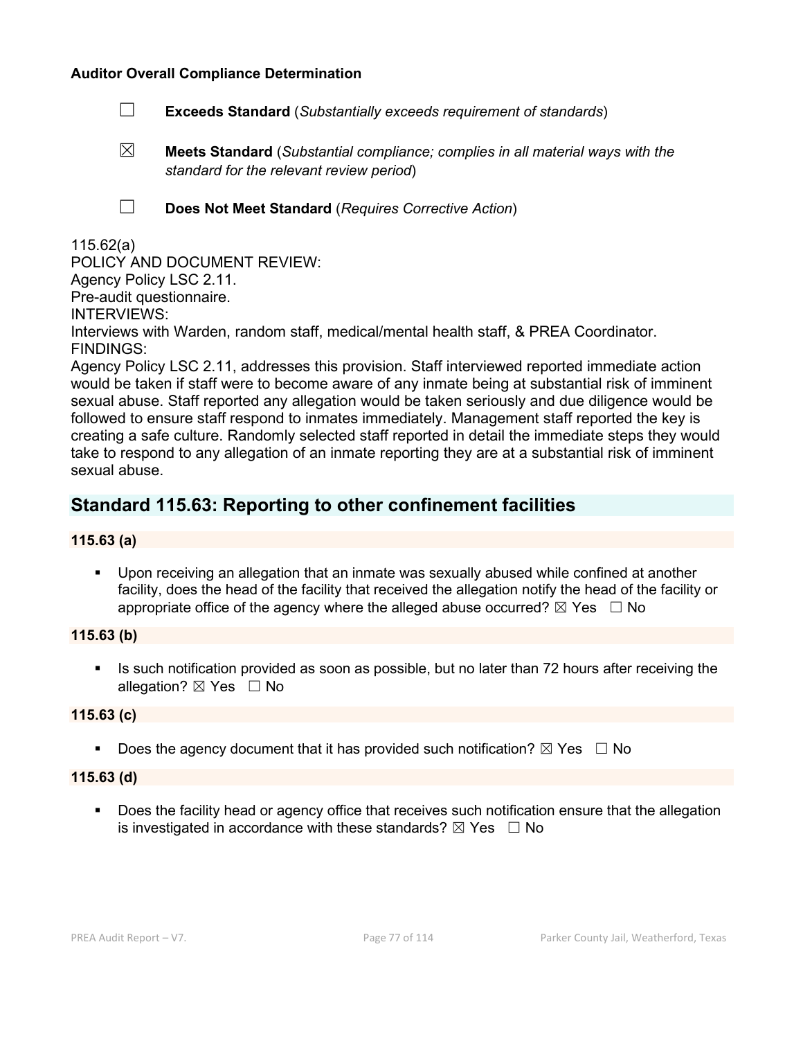**Auditor Overall Compliance Determination**

☐ **Exceeds Standard** (*Substantially exceeds requirement of standards*)

☒ **Meets Standard** (*Substantial compliance; complies in all material ways with the standard for the relevant review period*)

☐ **Does Not Meet Standard** (*Requires Corrective Action*)

115.62(a)
POLICY AND DOCUMENT REVIEW:
Agency Policy LSC 2.11.
Pre-audit questionnaire.
INTERVIEWS:
Interviews with Warden, random staff, medical/mental health staff, & PREA Coordinator.
FINDINGS:
Agency Policy LSC 2.11, addresses this provision. Staff interviewed reported immediate action would be taken if staff were to become aware of any inmate being at substantial risk of imminent sexual abuse. Staff reported any allegation would be taken seriously and due diligence would be followed to ensure staff respond to inmates immediately. Management staff reported the key is creating a safe culture. Randomly selected staff reported in detail the immediate steps they would take to respond to any allegation of an inmate reporting they are at a substantial risk of imminent sexual abuse.

## Standard 115.63: Reporting to other confinement facilities

**115.63 (a)**

- Upon receiving an allegation that an inmate was sexually abused while confined at another facility, does the head of the facility that received the allegation notify the head of the facility or appropriate office of the agency where the alleged abuse occurred? ☒ Yes ☐ No

**115.63 (b)**

- Is such notification provided as soon as possible, but no later than 72 hours after receiving the allegation? ☒ Yes ☐ No

**115.63 (c)**

- Does the agency document that it has provided such notification? ☒ Yes ☐ No

**115.63 (d)**

- Does the facility head or agency office that receives such notification ensure that the allegation is investigated in accordance with these standards? ☒ Yes ☐ No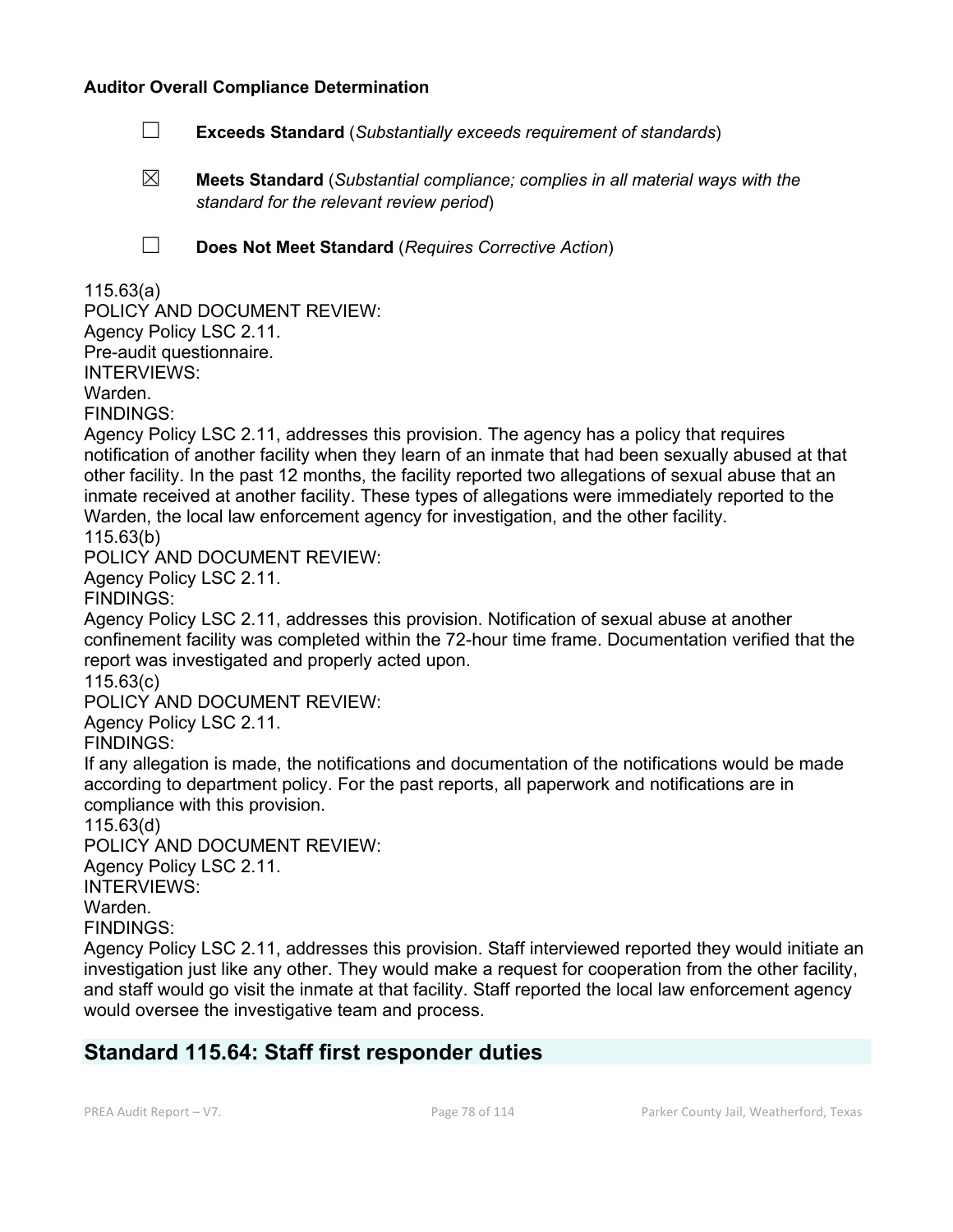**Auditor Overall Compliance Determination**

☐ **Exceeds Standard** (*Substantially exceeds requirement of standards*)

☒ **Meets Standard** (*Substantial compliance; complies in all material ways with the standard for the relevant review period*)

☐ **Does Not Meet Standard** (*Requires Corrective Action*)

115.63(a)
POLICY AND DOCUMENT REVIEW:
Agency Policy LSC 2.11.
Pre-audit questionnaire.
INTERVIEWS:
Warden.
FINDINGS:
Agency Policy LSC 2.11, addresses this provision. The agency has a policy that requires notification of another facility when they learn of an inmate that had been sexually abused at that other facility. In the past 12 months, the facility reported two allegations of sexual abuse that an inmate received at another facility. These types of allegations were immediately reported to the Warden, the local law enforcement agency for investigation, and the other facility.
115.63(b)
POLICY AND DOCUMENT REVIEW:
Agency Policy LSC 2.11.
FINDINGS:
Agency Policy LSC 2.11, addresses this provision. Notification of sexual abuse at another confinement facility was completed within the 72-hour time frame. Documentation verified that the report was investigated and properly acted upon.
115.63(c)
POLICY AND DOCUMENT REVIEW:
Agency Policy LSC 2.11.
FINDINGS:
If any allegation is made, the notifications and documentation of the notifications would be made according to department policy. For the past reports, all paperwork and notifications are in compliance with this provision.
115.63(d)
POLICY AND DOCUMENT REVIEW:
Agency Policy LSC 2.11.
INTERVIEWS:
Warden.
FINDINGS:
Agency Policy LSC 2.11, addresses this provision. Staff interviewed reported they would initiate an investigation just like any other. They would make a request for cooperation from the other facility, and staff would go visit the inmate at that facility. Staff reported the local law enforcement agency would oversee the investigative team and process.

## Standard 115.64: Staff first responder duties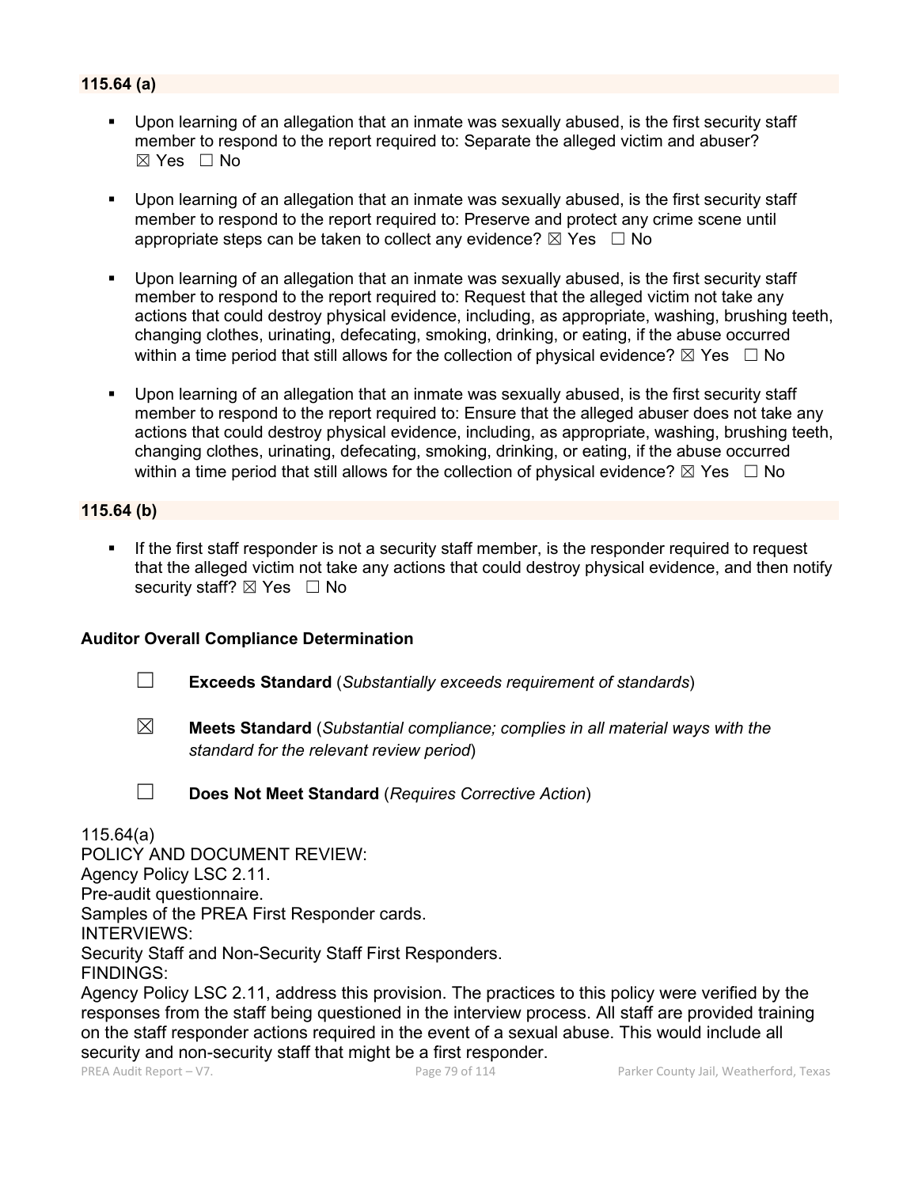**115.64 (a)**

- Upon learning of an allegation that an inmate was sexually abused, is the first security staff member to respond to the report required to: Separate the alleged victim and abuser? ☒ Yes ☐ No
- Upon learning of an allegation that an inmate was sexually abused, is the first security staff member to respond to the report required to: Preserve and protect any crime scene until appropriate steps can be taken to collect any evidence? ☒ Yes ☐ No
- Upon learning of an allegation that an inmate was sexually abused, is the first security staff member to respond to the report required to: Request that the alleged victim not take any actions that could destroy physical evidence, including, as appropriate, washing, brushing teeth, changing clothes, urinating, defecating, smoking, drinking, or eating, if the abuse occurred within a time period that still allows for the collection of physical evidence? ☒ Yes ☐ No
- Upon learning of an allegation that an inmate was sexually abused, is the first security staff member to respond to the report required to: Ensure that the alleged abuser does not take any actions that could destroy physical evidence, including, as appropriate, washing, brushing teeth, changing clothes, urinating, defecating, smoking, drinking, or eating, if the abuse occurred within a time period that still allows for the collection of physical evidence? ☒ Yes ☐ No

**115.64 (b)**

- If the first staff responder is not a security staff member, is the responder required to request that the alleged victim not take any actions that could destroy physical evidence, and then notify security staff? ☒ Yes ☐ No

**Auditor Overall Compliance Determination**

☐ **Exceeds Standard** (*Substantially exceeds requirement of standards*)

☒ **Meets Standard** (*Substantial compliance; complies in all material ways with the standard for the relevant review period*)

☐ **Does Not Meet Standard** (*Requires Corrective Action*)

115.64(a)
POLICY AND DOCUMENT REVIEW:
Agency Policy LSC 2.11.
Pre-audit questionnaire.
Samples of the PREA First Responder cards.
INTERVIEWS:
Security Staff and Non-Security Staff First Responders.
FINDINGS:
Agency Policy LSC 2.11, address this provision. The practices to this policy were verified by the responses from the staff being questioned in the interview process. All staff are provided training on the staff responder actions required in the event of a sexual abuse. This would include all security and non-security staff that might be a first responder.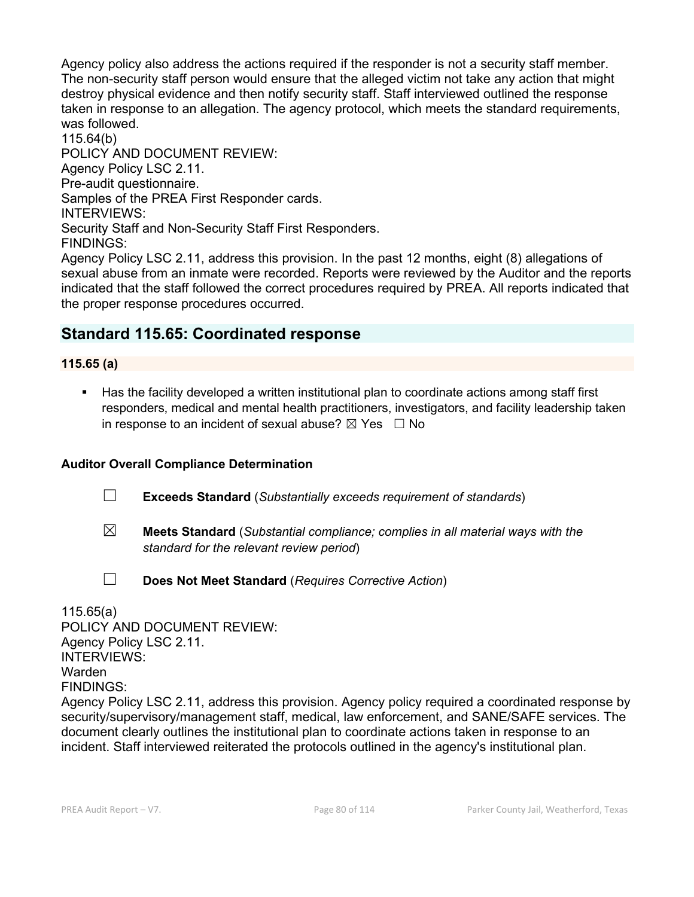Agency policy also address the actions required if the responder is not a security staff member. The non-security staff person would ensure that the alleged victim not take any action that might destroy physical evidence and then notify security staff. Staff interviewed outlined the response taken in response to an allegation. The agency protocol, which meets the standard requirements, was followed.

115.64(b)
POLICY AND DOCUMENT REVIEW:
Agency Policy LSC 2.11.
Pre-audit questionnaire.
Samples of the PREA First Responder cards.
INTERVIEWS:
Security Staff and Non-Security Staff First Responders.
FINDINGS:
Agency Policy LSC 2.11, address this provision. In the past 12 months, eight (8) allegations of sexual abuse from an inmate were recorded. Reports were reviewed by the Auditor and the reports indicated that the staff followed the correct procedures required by PREA. All reports indicated that the proper response procedures occurred.

## Standard 115.65: Coordinated response

### 115.65 (a)

- Has the facility developed a written institutional plan to coordinate actions among staff first responders, medical and mental health practitioners, investigators, and facility leadership taken in response to an incident of sexual abuse? ☒ Yes ☐ No

**Auditor Overall Compliance Determination**

☐ **Exceeds Standard** (*Substantially exceeds requirement of standards*)

☒ **Meets Standard** (*Substantial compliance; complies in all material ways with the standard for the relevant review period*)

☐ **Does Not Meet Standard** (*Requires Corrective Action*)

115.65(a)
POLICY AND DOCUMENT REVIEW:
Agency Policy LSC 2.11.
INTERVIEWS:
Warden
FINDINGS:
Agency Policy LSC 2.11, address this provision. Agency policy required a coordinated response by security/supervisory/management staff, medical, law enforcement, and SANE/SAFE services. The document clearly outlines the institutional plan to coordinate actions taken in response to an incident. Staff interviewed reiterated the protocols outlined in the agency's institutional plan.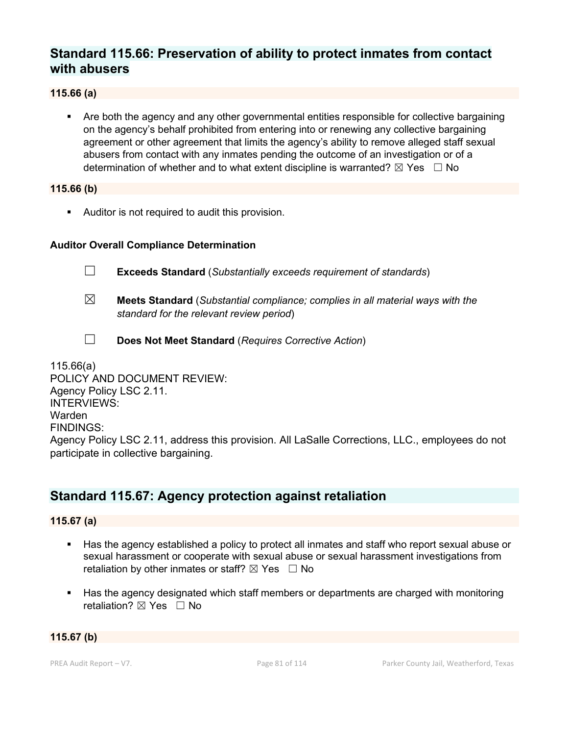## Standard 115.66: Preservation of ability to protect inmates from contact with abusers

**115.66 (a)**

- Are both the agency and any other governmental entities responsible for collective bargaining on the agency's behalf prohibited from entering into or renewing any collective bargaining agreement or other agreement that limits the agency's ability to remove alleged staff sexual abusers from contact with any inmates pending the outcome of an investigation or of a determination of whether and to what extent discipline is warranted? ☒ Yes ☐ No

**115.66 (b)**

- Auditor is not required to audit this provision.

**Auditor Overall Compliance Determination**

☐ **Exceeds Standard** (*Substantially exceeds requirement of standards*)

☒ **Meets Standard** (*Substantial compliance; complies in all material ways with the standard for the relevant review period*)

☐ **Does Not Meet Standard** (*Requires Corrective Action*)

115.66(a)
POLICY AND DOCUMENT REVIEW:
Agency Policy LSC 2.11.
INTERVIEWS:
Warden
FINDINGS:
Agency Policy LSC 2.11, address this provision. All LaSalle Corrections, LLC., employees do not participate in collective bargaining.

## Standard 115.67: Agency protection against retaliation

**115.67 (a)**

- Has the agency established a policy to protect all inmates and staff who report sexual abuse or sexual harassment or cooperate with sexual abuse or sexual harassment investigations from retaliation by other inmates or staff? ☒ Yes ☐ No

- Has the agency designated which staff members or departments are charged with monitoring retaliation? ☒ Yes ☐ No

**115.67 (b)**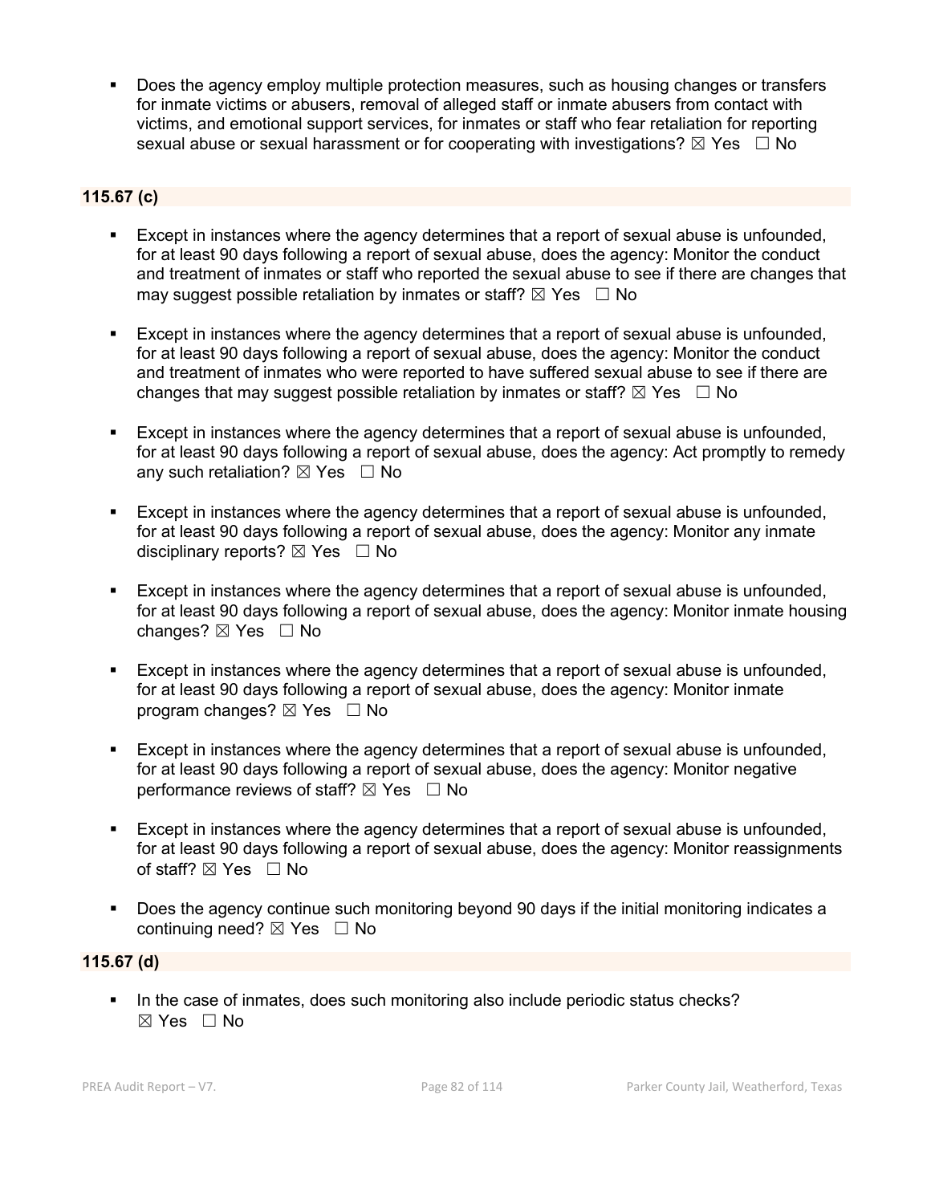- Does the agency employ multiple protection measures, such as housing changes or transfers for inmate victims or abusers, removal of alleged staff or inmate abusers from contact with victims, and emotional support services, for inmates or staff who fear retaliation for reporting sexual abuse or sexual harassment or for cooperating with investigations? ☒ Yes ☐ No

**115.67 (c)**

- Except in instances where the agency determines that a report of sexual abuse is unfounded, for at least 90 days following a report of sexual abuse, does the agency: Monitor the conduct and treatment of inmates or staff who reported the sexual abuse to see if there are changes that may suggest possible retaliation by inmates or staff? ☒ Yes ☐ No
- Except in instances where the agency determines that a report of sexual abuse is unfounded, for at least 90 days following a report of sexual abuse, does the agency: Monitor the conduct and treatment of inmates who were reported to have suffered sexual abuse to see if there are changes that may suggest possible retaliation by inmates or staff? ☒ Yes ☐ No
- Except in instances where the agency determines that a report of sexual abuse is unfounded, for at least 90 days following a report of sexual abuse, does the agency: Act promptly to remedy any such retaliation? ☒ Yes ☐ No
- Except in instances where the agency determines that a report of sexual abuse is unfounded, for at least 90 days following a report of sexual abuse, does the agency: Monitor any inmate disciplinary reports? ☒ Yes ☐ No
- Except in instances where the agency determines that a report of sexual abuse is unfounded, for at least 90 days following a report of sexual abuse, does the agency: Monitor inmate housing changes? ☒ Yes ☐ No
- Except in instances where the agency determines that a report of sexual abuse is unfounded, for at least 90 days following a report of sexual abuse, does the agency: Monitor inmate program changes? ☒ Yes ☐ No
- Except in instances where the agency determines that a report of sexual abuse is unfounded, for at least 90 days following a report of sexual abuse, does the agency: Monitor negative performance reviews of staff? ☒ Yes ☐ No
- Except in instances where the agency determines that a report of sexual abuse is unfounded, for at least 90 days following a report of sexual abuse, does the agency: Monitor reassignments of staff? ☒ Yes ☐ No
- Does the agency continue such monitoring beyond 90 days if the initial monitoring indicates a continuing need? ☒ Yes ☐ No

**115.67 (d)**

- In the case of inmates, does such monitoring also include periodic status checks? ☒ Yes ☐ No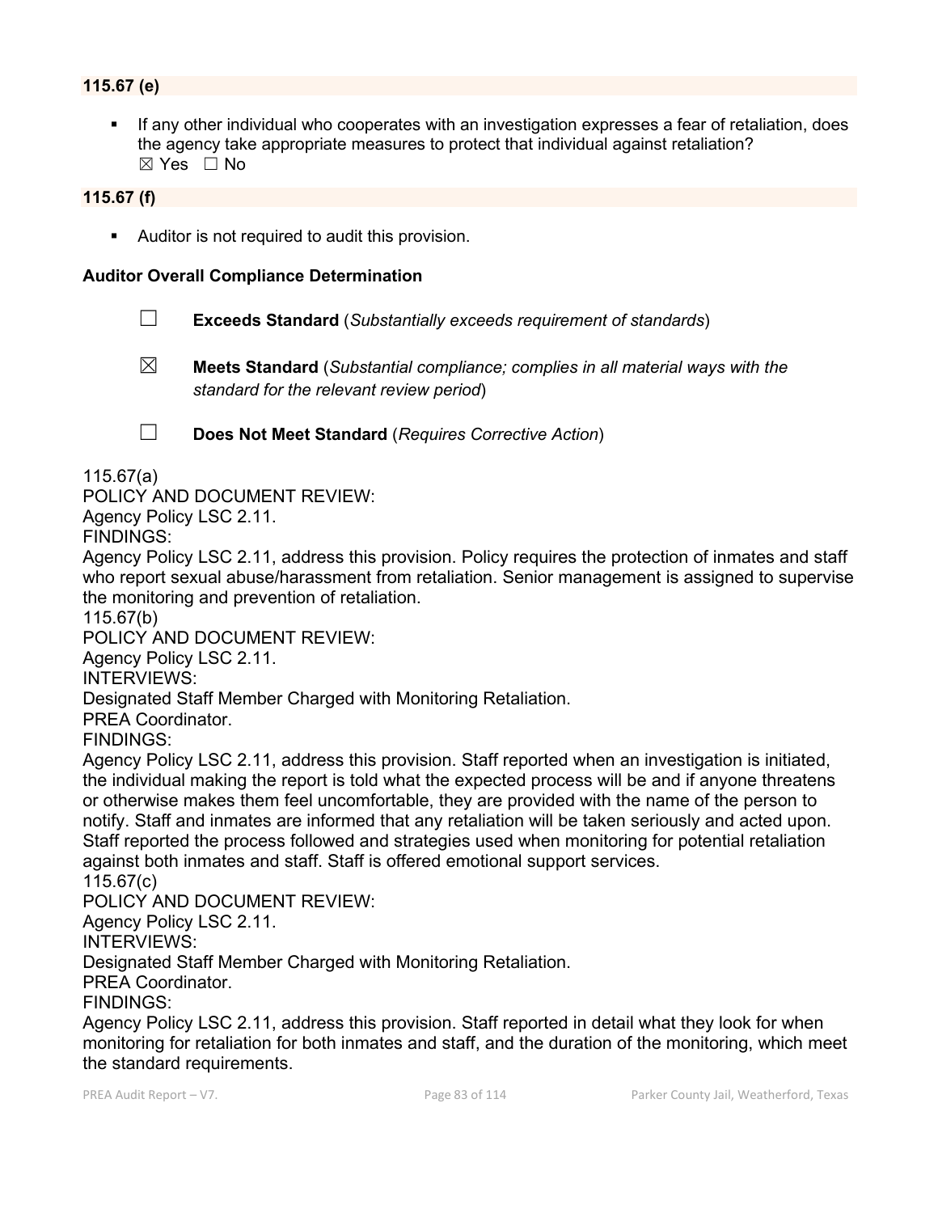**115.67 (e)**

- If any other individual who cooperates with an investigation expresses a fear of retaliation, does the agency take appropriate measures to protect that individual against retaliation?
  ☒ Yes ☐ No

**115.67 (f)**

- Auditor is not required to audit this provision.

**Auditor Overall Compliance Determination**

☐ **Exceeds Standard** (*Substantially exceeds requirement of standards*)

☒ **Meets Standard** (*Substantial compliance; complies in all material ways with the standard for the relevant review period*)

☐ **Does Not Meet Standard** (*Requires Corrective Action*)

115.67(a)
POLICY AND DOCUMENT REVIEW:
Agency Policy LSC 2.11.
FINDINGS:
Agency Policy LSC 2.11, address this provision. Policy requires the protection of inmates and staff who report sexual abuse/harassment from retaliation. Senior management is assigned to supervise the monitoring and prevention of retaliation.
115.67(b)
POLICY AND DOCUMENT REVIEW:
Agency Policy LSC 2.11.
INTERVIEWS:
Designated Staff Member Charged with Monitoring Retaliation.
PREA Coordinator.
FINDINGS:
Agency Policy LSC 2.11, address this provision. Staff reported when an investigation is initiated, the individual making the report is told what the expected process will be and if anyone threatens or otherwise makes them feel uncomfortable, they are provided with the name of the person to notify. Staff and inmates are informed that any retaliation will be taken seriously and acted upon. Staff reported the process followed and strategies used when monitoring for potential retaliation against both inmates and staff. Staff is offered emotional support services.
115.67(c)
POLICY AND DOCUMENT REVIEW:
Agency Policy LSC 2.11.
INTERVIEWS:
Designated Staff Member Charged with Monitoring Retaliation.
PREA Coordinator.
FINDINGS:
Agency Policy LSC 2.11, address this provision. Staff reported in detail what they look for when monitoring for retaliation for both inmates and staff, and the duration of the monitoring, which meet the standard requirements.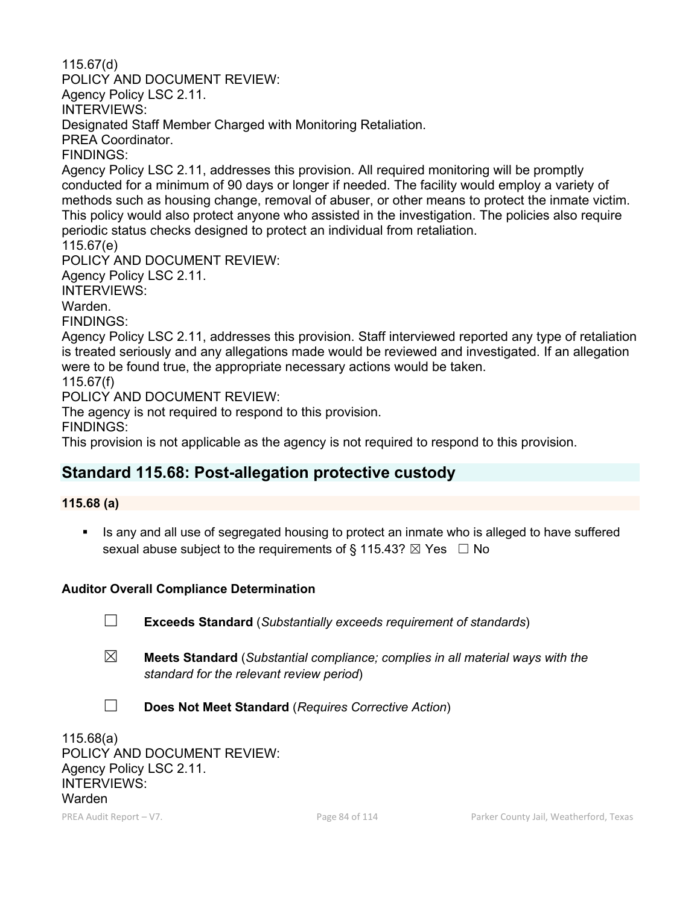115.67(d)
POLICY AND DOCUMENT REVIEW:
Agency Policy LSC 2.11.
INTERVIEWS:
Designated Staff Member Charged with Monitoring Retaliation.
PREA Coordinator.
FINDINGS:
Agency Policy LSC 2.11, addresses this provision. All required monitoring will be promptly conducted for a minimum of 90 days or longer if needed. The facility would employ a variety of methods such as housing change, removal of abuser, or other means to protect the inmate victim. This policy would also protect anyone who assisted in the investigation. The policies also require periodic status checks designed to protect an individual from retaliation.
115.67(e)
POLICY AND DOCUMENT REVIEW:
Agency Policy LSC 2.11.
INTERVIEWS:
Warden.
FINDINGS:
Agency Policy LSC 2.11, addresses this provision. Staff interviewed reported any type of retaliation is treated seriously and any allegations made would be reviewed and investigated. If an allegation were to be found true, the appropriate necessary actions would be taken.
115.67(f)
POLICY AND DOCUMENT REVIEW:
The agency is not required to respond to this provision.
FINDINGS:
This provision is not applicable as the agency is not required to respond to this provision.

## Standard 115.68: Post-allegation protective custody

### 115.68 (a)

- Is any and all use of segregated housing to protect an inmate who is alleged to have suffered sexual abuse subject to the requirements of § 115.43? ☒ Yes ☐ No

**Auditor Overall Compliance Determination**

☐ **Exceeds Standard** (*Substantially exceeds requirement of standards*)

☒ **Meets Standard** (*Substantial compliance; complies in all material ways with the standard for the relevant review period*)

☐ **Does Not Meet Standard** (*Requires Corrective Action*)

115.68(a)
POLICY AND DOCUMENT REVIEW:
Agency Policy LSC 2.11.
INTERVIEWS:
Warden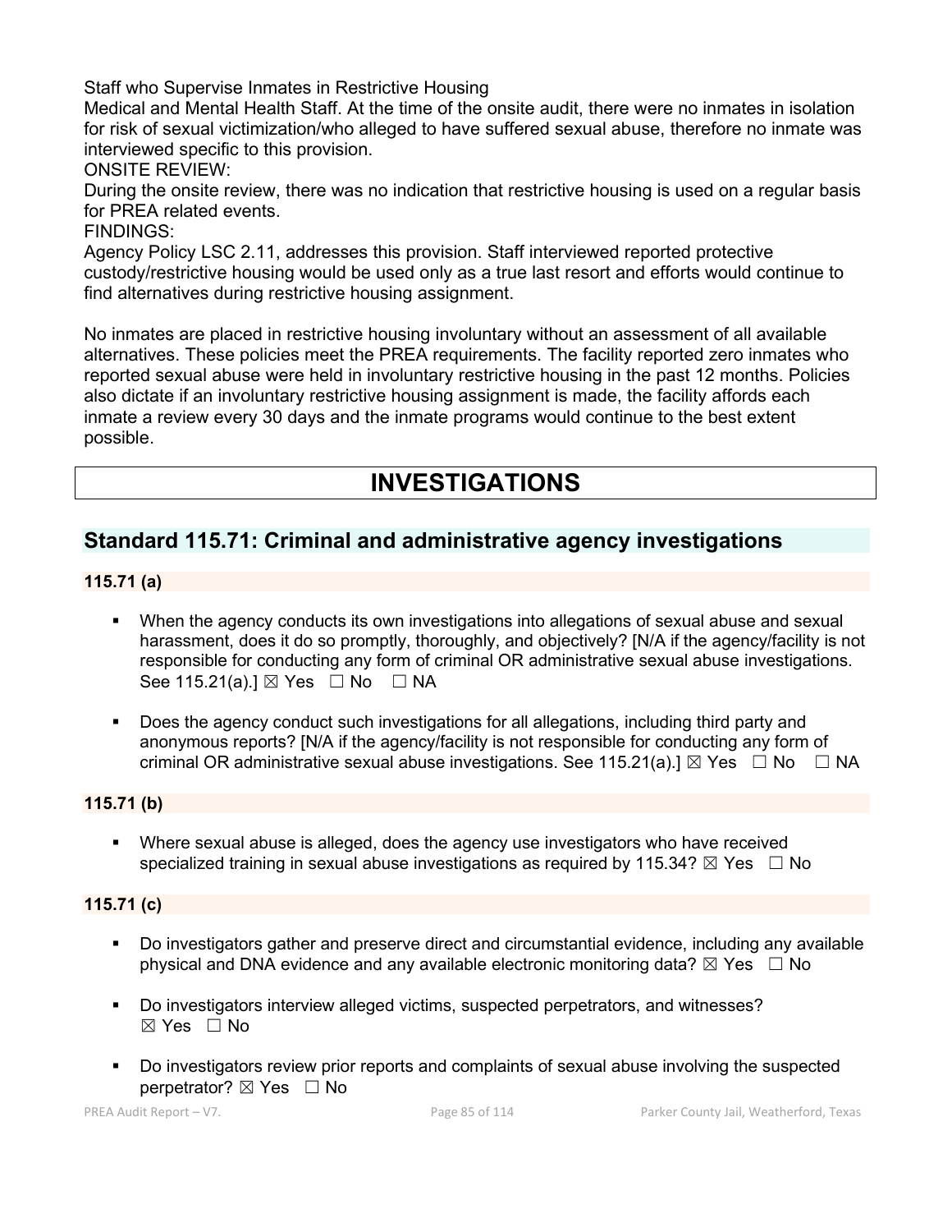Staff who Supervise Inmates in Restrictive Housing
Medical and Mental Health Staff. At the time of the onsite audit, there were no inmates in isolation for risk of sexual victimization/who alleged to have suffered sexual abuse, therefore no inmate was interviewed specific to this provision.
ONSITE REVIEW:
During the onsite review, there was no indication that restrictive housing is used on a regular basis for PREA related events.
FINDINGS:
Agency Policy LSC 2.11, addresses this provision. Staff interviewed reported protective custody/restrictive housing would be used only as a true last resort and efforts would continue to find alternatives during restrictive housing assignment.

No inmates are placed in restrictive housing involuntary without an assessment of all available alternatives. These policies meet the PREA requirements. The facility reported zero inmates who reported sexual abuse were held in involuntary restrictive housing in the past 12 months. Policies also dictate if an involuntary restrictive housing assignment is made, the facility affords each inmate a review every 30 days and the inmate programs would continue to the best extent possible.

# INVESTIGATIONS

## Standard 115.71: Criminal and administrative agency investigations

### 115.71 (a)

- When the agency conducts its own investigations into allegations of sexual abuse and sexual harassment, does it do so promptly, thoroughly, and objectively? [N/A if the agency/facility is not responsible for conducting any form of criminal OR administrative sexual abuse investigations. See 115.21(a).] ☒ Yes ☐ No ☐ NA

- Does the agency conduct such investigations for all allegations, including third party and anonymous reports? [N/A if the agency/facility is not responsible for conducting any form of criminal OR administrative sexual abuse investigations. See 115.21(a).] ☒ Yes ☐ No ☐ NA

### 115.71 (b)

- Where sexual abuse is alleged, does the agency use investigators who have received specialized training in sexual abuse investigations as required by 115.34? ☒ Yes ☐ No

### 115.71 (c)

- Do investigators gather and preserve direct and circumstantial evidence, including any available physical and DNA evidence and any available electronic monitoring data? ☒ Yes ☐ No

- Do investigators interview alleged victims, suspected perpetrators, and witnesses? ☒ Yes ☐ No

- Do investigators review prior reports and complaints of sexual abuse involving the suspected perpetrator? ☒ Yes ☐ No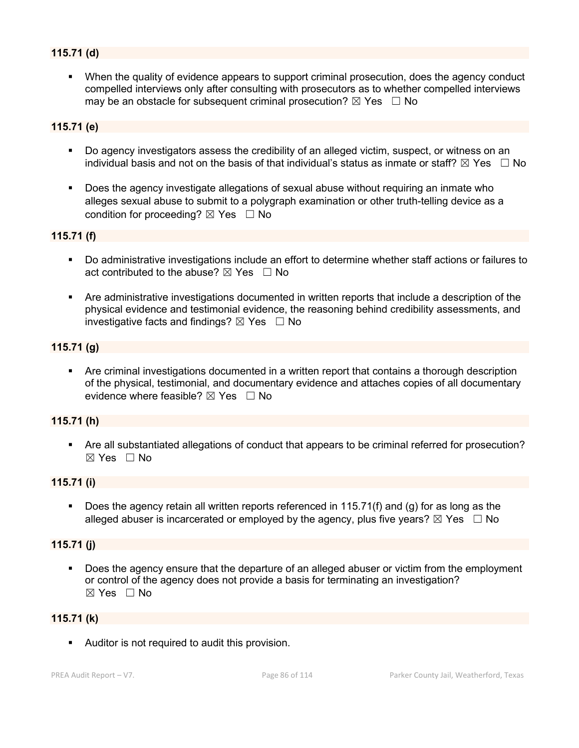### 115.71 (d)

- When the quality of evidence appears to support criminal prosecution, does the agency conduct compelled interviews only after consulting with prosecutors as to whether compelled interviews may be an obstacle for subsequent criminal prosecution? ☒ Yes ☐ No

### 115.71 (e)

- Do agency investigators assess the credibility of an alleged victim, suspect, or witness on an individual basis and not on the basis of that individual's status as inmate or staff? ☒ Yes ☐ No
- Does the agency investigate allegations of sexual abuse without requiring an inmate who alleges sexual abuse to submit to a polygraph examination or other truth-telling device as a condition for proceeding? ☒ Yes ☐ No

### 115.71 (f)

- Do administrative investigations include an effort to determine whether staff actions or failures to act contributed to the abuse? ☒ Yes ☐ No
- Are administrative investigations documented in written reports that include a description of the physical evidence and testimonial evidence, the reasoning behind credibility assessments, and investigative facts and findings? ☒ Yes ☐ No

### 115.71 (g)

- Are criminal investigations documented in a written report that contains a thorough description of the physical, testimonial, and documentary evidence and attaches copies of all documentary evidence where feasible? ☒ Yes ☐ No

### 115.71 (h)

- Are all substantiated allegations of conduct that appears to be criminal referred for prosecution? ☒ Yes ☐ No

### 115.71 (i)

- Does the agency retain all written reports referenced in 115.71(f) and (g) for as long as the alleged abuser is incarcerated or employed by the agency, plus five years? ☒ Yes ☐ No

### 115.71 (j)

- Does the agency ensure that the departure of an alleged abuser or victim from the employment or control of the agency does not provide a basis for terminating an investigation? ☒ Yes ☐ No

### 115.71 (k)

- Auditor is not required to audit this provision.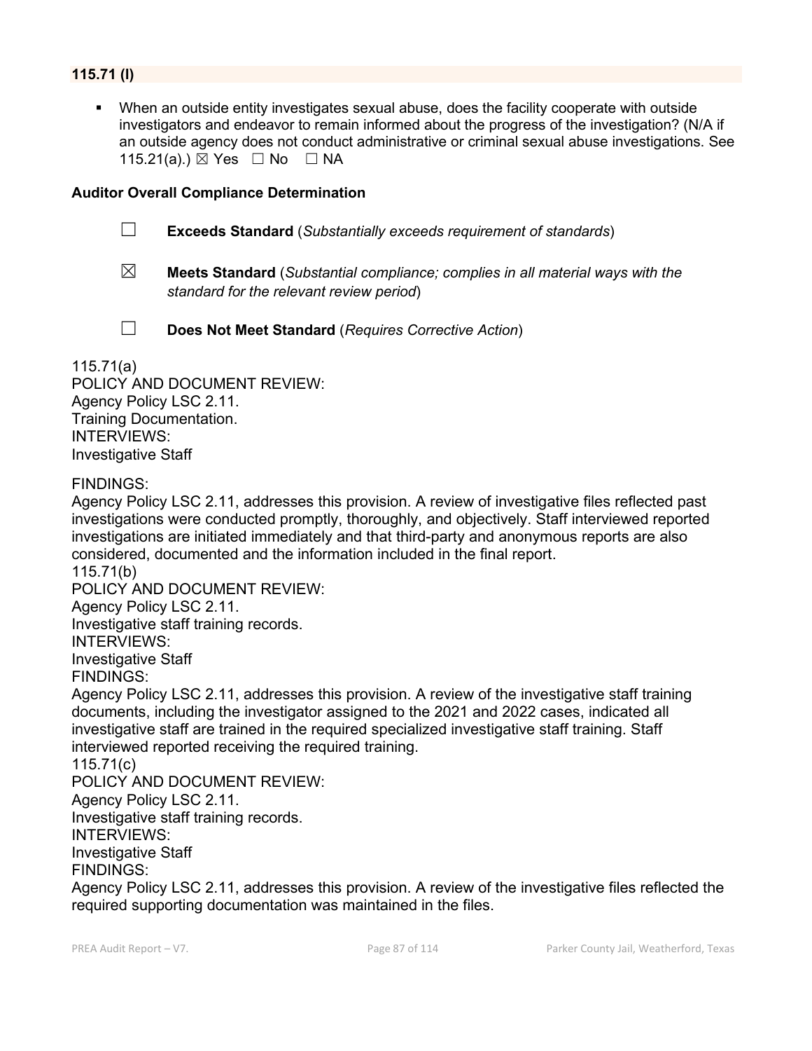**115.71 (l)**

- When an outside entity investigates sexual abuse, does the facility cooperate with outside investigators and endeavor to remain informed about the progress of the investigation? (N/A if an outside agency does not conduct administrative or criminal sexual abuse investigations. See 115.21(a).) ☒ Yes ☐ No ☐ NA

**Auditor Overall Compliance Determination**

☐ **Exceeds Standard** (*Substantially exceeds requirement of standards*)

☒ **Meets Standard** (*Substantial compliance; complies in all material ways with the standard for the relevant review period*)

☐ **Does Not Meet Standard** (*Requires Corrective Action*)

115.71(a)
POLICY AND DOCUMENT REVIEW:
Agency Policy LSC 2.11.
Training Documentation.
INTERVIEWS:
Investigative Staff

FINDINGS:
Agency Policy LSC 2.11, addresses this provision. A review of investigative files reflected past investigations were conducted promptly, thoroughly, and objectively. Staff interviewed reported investigations are initiated immediately and that third-party and anonymous reports are also considered, documented and the information included in the final report.
115.71(b)
POLICY AND DOCUMENT REVIEW:
Agency Policy LSC 2.11.
Investigative staff training records.
INTERVIEWS:
Investigative Staff
FINDINGS:
Agency Policy LSC 2.11, addresses this provision. A review of the investigative staff training documents, including the investigator assigned to the 2021 and 2022 cases, indicated all investigative staff are trained in the required specialized investigative staff training. Staff interviewed reported receiving the required training.
115.71(c)
POLICY AND DOCUMENT REVIEW:
Agency Policy LSC 2.11.
Investigative staff training records.
INTERVIEWS:
Investigative Staff
FINDINGS:
Agency Policy LSC 2.11, addresses this provision. A review of the investigative files reflected the required supporting documentation was maintained in the files.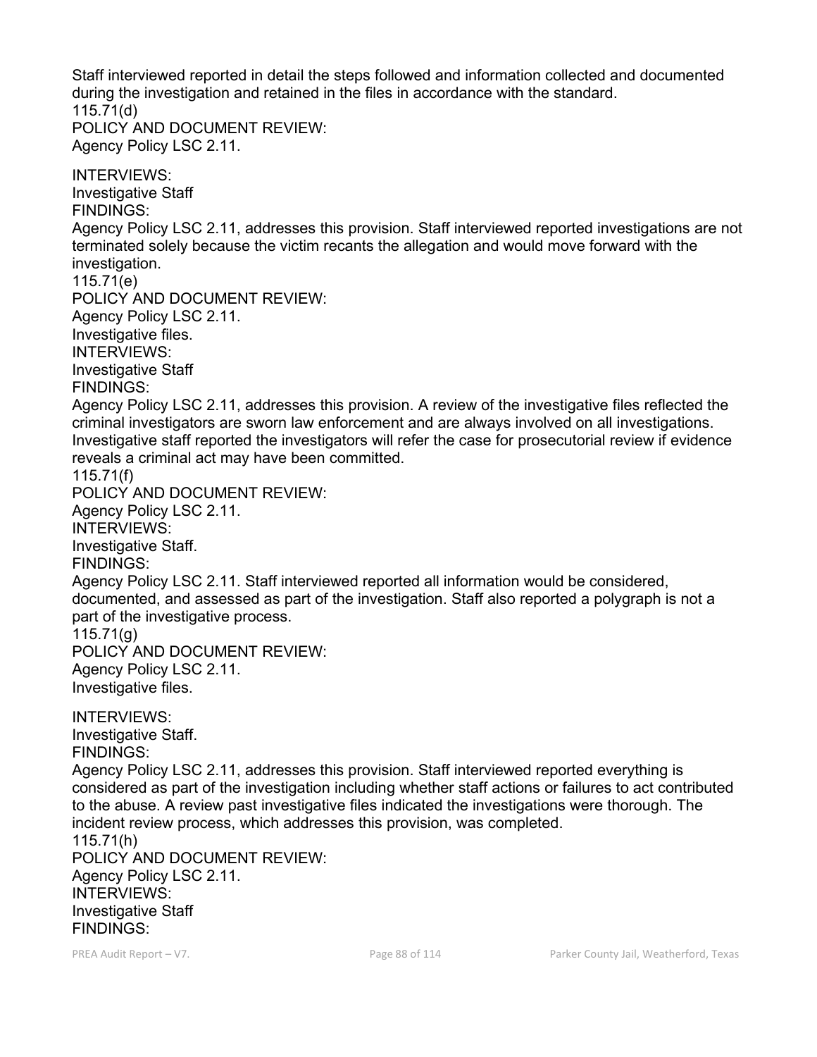Staff interviewed reported in detail the steps followed and information collected and documented during the investigation and retained in the files in accordance with the standard.

115.71(d)

POLICY AND DOCUMENT REVIEW:

Agency Policy LSC 2.11.

INTERVIEWS:

Investigative Staff

FINDINGS:

Agency Policy LSC 2.11, addresses this provision. Staff interviewed reported investigations are not terminated solely because the victim recants the allegation and would move forward with the investigation.

115.71(e)

POLICY AND DOCUMENT REVIEW:

Agency Policy LSC 2.11.

Investigative files.

INTERVIEWS:

Investigative Staff

FINDINGS:

Agency Policy LSC 2.11, addresses this provision. A review of the investigative files reflected the criminal investigators are sworn law enforcement and are always involved on all investigations. Investigative staff reported the investigators will refer the case for prosecutorial review if evidence reveals a criminal act may have been committed.

115.71(f)

POLICY AND DOCUMENT REVIEW:

Agency Policy LSC 2.11.

INTERVIEWS:

Investigative Staff.

FINDINGS:

Agency Policy LSC 2.11. Staff interviewed reported all information would be considered, documented, and assessed as part of the investigation. Staff also reported a polygraph is not a part of the investigative process.

115.71(g)

POLICY AND DOCUMENT REVIEW:

Agency Policy LSC 2.11.

Investigative files.

INTERVIEWS:

Investigative Staff.

FINDINGS:

Agency Policy LSC 2.11, addresses this provision. Staff interviewed reported everything is considered as part of the investigation including whether staff actions or failures to act contributed to the abuse. A review past investigative files indicated the investigations were thorough. The incident review process, which addresses this provision, was completed.

115.71(h)

POLICY AND DOCUMENT REVIEW:

Agency Policy LSC 2.11.

INTERVIEWS:

Investigative Staff

FINDINGS: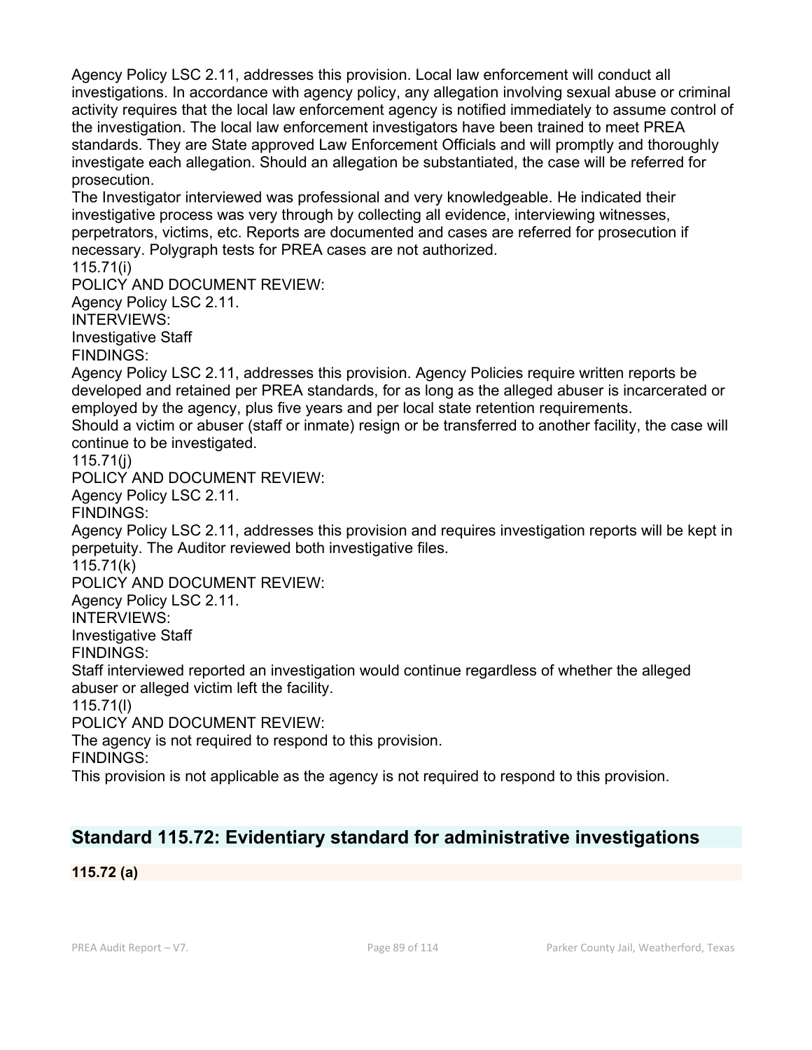Agency Policy LSC 2.11, addresses this provision. Local law enforcement will conduct all investigations. In accordance with agency policy, any allegation involving sexual abuse or criminal activity requires that the local law enforcement agency is notified immediately to assume control of the investigation. The local law enforcement investigators have been trained to meet PREA standards. They are State approved Law Enforcement Officials and will promptly and thoroughly investigate each allegation. Should an allegation be substantiated, the case will be referred for prosecution.

The Investigator interviewed was professional and very knowledgeable. He indicated their investigative process was very through by collecting all evidence, interviewing witnesses, perpetrators, victims, etc. Reports are documented and cases are referred for prosecution if necessary. Polygraph tests for PREA cases are not authorized.

115.71(i)

POLICY AND DOCUMENT REVIEW:

Agency Policy LSC 2.11.

INTERVIEWS:

Investigative Staff

FINDINGS:

Agency Policy LSC 2.11, addresses this provision. Agency Policies require written reports be developed and retained per PREA standards, for as long as the alleged abuser is incarcerated or employed by the agency, plus five years and per local state retention requirements.

Should a victim or abuser (staff or inmate) resign or be transferred to another facility, the case will continue to be investigated.

115.71(j)

POLICY AND DOCUMENT REVIEW:

Agency Policy LSC 2.11.

FINDINGS:

Agency Policy LSC 2.11, addresses this provision and requires investigation reports will be kept in perpetuity. The Auditor reviewed both investigative files.

115.71(k)

POLICY AND DOCUMENT REVIEW:

Agency Policy LSC 2.11.

INTERVIEWS:

Investigative Staff

FINDINGS:

Staff interviewed reported an investigation would continue regardless of whether the alleged abuser or alleged victim left the facility.

115.71(l)

POLICY AND DOCUMENT REVIEW:

The agency is not required to respond to this provision.

FINDINGS:

This provision is not applicable as the agency is not required to respond to this provision.

## Standard 115.72: Evidentiary standard for administrative investigations

**115.72 (a)**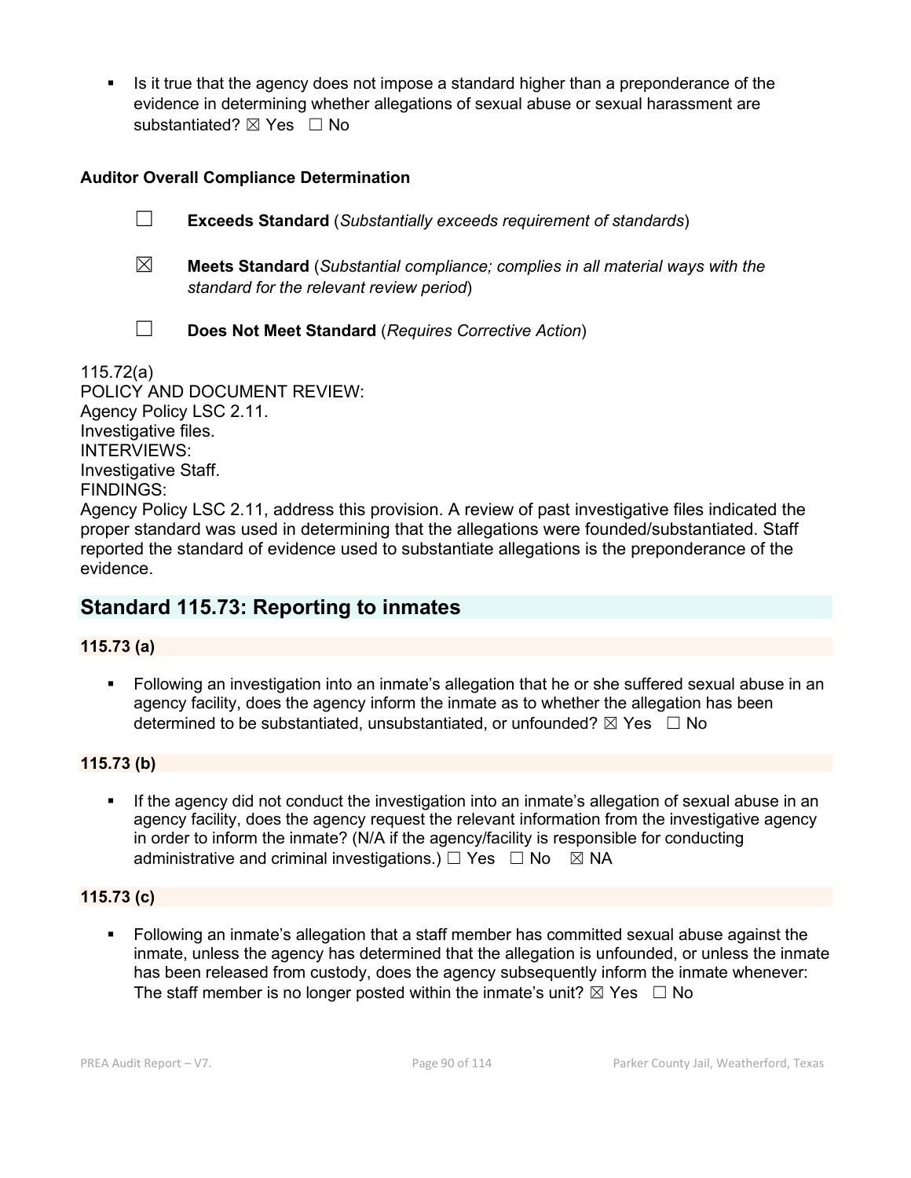- Is it true that the agency does not impose a standard higher than a preponderance of the evidence in determining whether allegations of sexual abuse or sexual harassment are substantiated? ☒ Yes ☐ No

**Auditor Overall Compliance Determination**

☐ **Exceeds Standard** (*Substantially exceeds requirement of standards*)

☒ **Meets Standard** (*Substantial compliance; complies in all material ways with the standard for the relevant review period*)

☐ **Does Not Meet Standard** (*Requires Corrective Action*)

115.72(a)
POLICY AND DOCUMENT REVIEW:
Agency Policy LSC 2.11.
Investigative files.
INTERVIEWS:
Investigative Staff.
FINDINGS:
Agency Policy LSC 2.11, address this provision. A review of past investigative files indicated the proper standard was used in determining that the allegations were founded/substantiated. Staff reported the standard of evidence used to substantiate allegations is the preponderance of the evidence.

## Standard 115.73: Reporting to inmates

**115.73 (a)**

- Following an investigation into an inmate's allegation that he or she suffered sexual abuse in an agency facility, does the agency inform the inmate as to whether the allegation has been determined to be substantiated, unsubstantiated, or unfounded? ☒ Yes ☐ No

**115.73 (b)**

- If the agency did not conduct the investigation into an inmate's allegation of sexual abuse in an agency facility, does the agency request the relevant information from the investigative agency in order to inform the inmate? (N/A if the agency/facility is responsible for conducting administrative and criminal investigations.) ☐ Yes ☐ No ☒ NA

**115.73 (c)**

- Following an inmate's allegation that a staff member has committed sexual abuse against the inmate, unless the agency has determined that the allegation is unfounded, or unless the inmate has been released from custody, does the agency subsequently inform the inmate whenever: The staff member is no longer posted within the inmate's unit? ☒ Yes ☐ No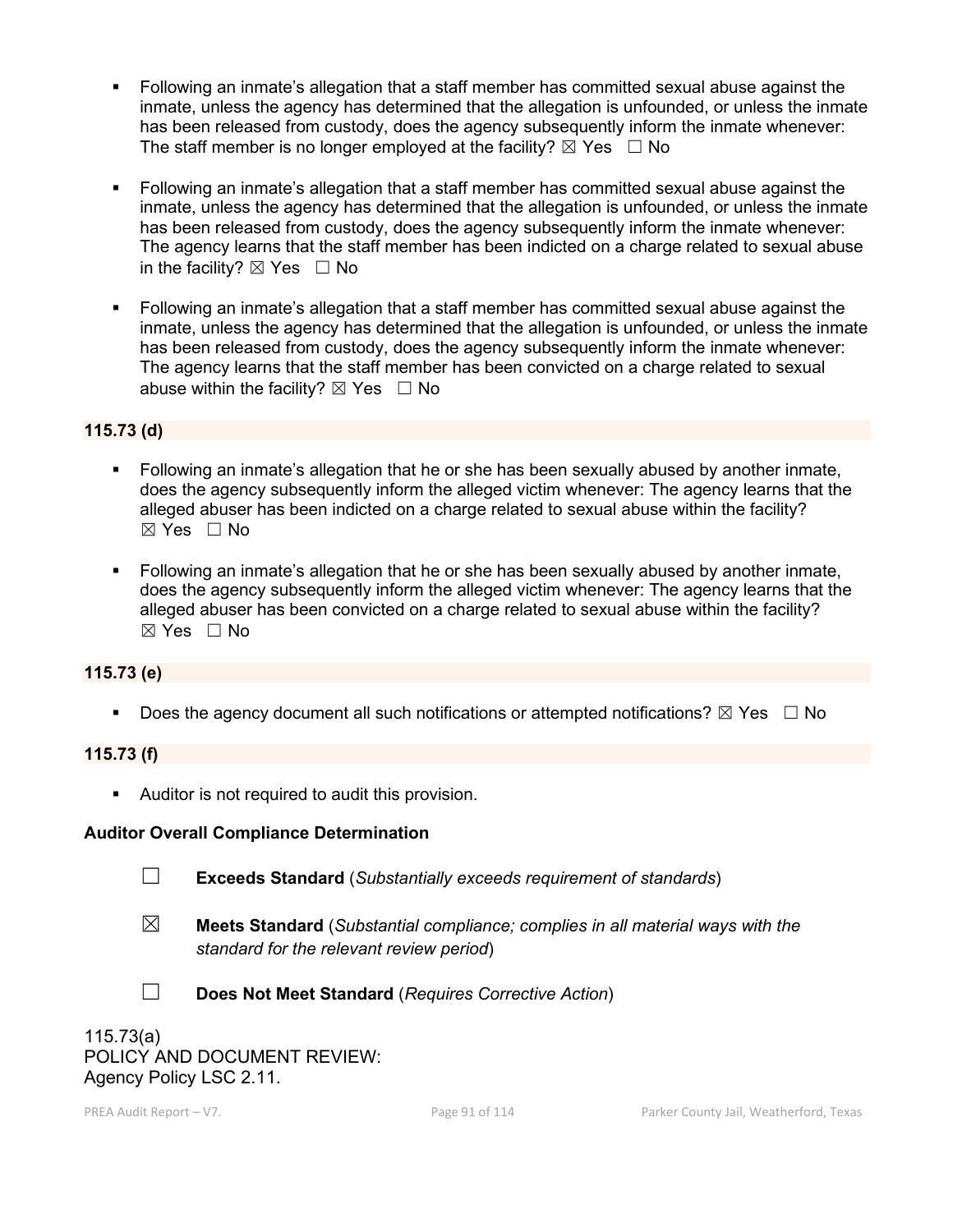- Following an inmate's allegation that a staff member has committed sexual abuse against the inmate, unless the agency has determined that the allegation is unfounded, or unless the inmate has been released from custody, does the agency subsequently inform the inmate whenever: The staff member is no longer employed at the facility? ☒ Yes ☐ No

- Following an inmate's allegation that a staff member has committed sexual abuse against the inmate, unless the agency has determined that the allegation is unfounded, or unless the inmate has been released from custody, does the agency subsequently inform the inmate whenever: The agency learns that the staff member has been indicted on a charge related to sexual abuse in the facility? ☒ Yes ☐ No

- Following an inmate's allegation that a staff member has committed sexual abuse against the inmate, unless the agency has determined that the allegation is unfounded, or unless the inmate has been released from custody, does the agency subsequently inform the inmate whenever: The agency learns that the staff member has been convicted on a charge related to sexual abuse within the facility? ☒ Yes ☐ No

**115.73 (d)**

- Following an inmate's allegation that he or she has been sexually abused by another inmate, does the agency subsequently inform the alleged victim whenever: The agency learns that the alleged abuser has been indicted on a charge related to sexual abuse within the facility? ☒ Yes ☐ No

- Following an inmate's allegation that he or she has been sexually abused by another inmate, does the agency subsequently inform the alleged victim whenever: The agency learns that the alleged abuser has been convicted on a charge related to sexual abuse within the facility? ☒ Yes ☐ No

**115.73 (e)**

- Does the agency document all such notifications or attempted notifications? ☒ Yes ☐ No

**115.73 (f)**

- Auditor is not required to audit this provision.

**Auditor Overall Compliance Determination**

☐ **Exceeds Standard** (*Substantially exceeds requirement of standards*)

☒ **Meets Standard** (*Substantial compliance; complies in all material ways with the standard for the relevant review period*)

☐ **Does Not Meet Standard** (*Requires Corrective Action*)

115.73(a)
POLICY AND DOCUMENT REVIEW:
Agency Policy LSC 2.11.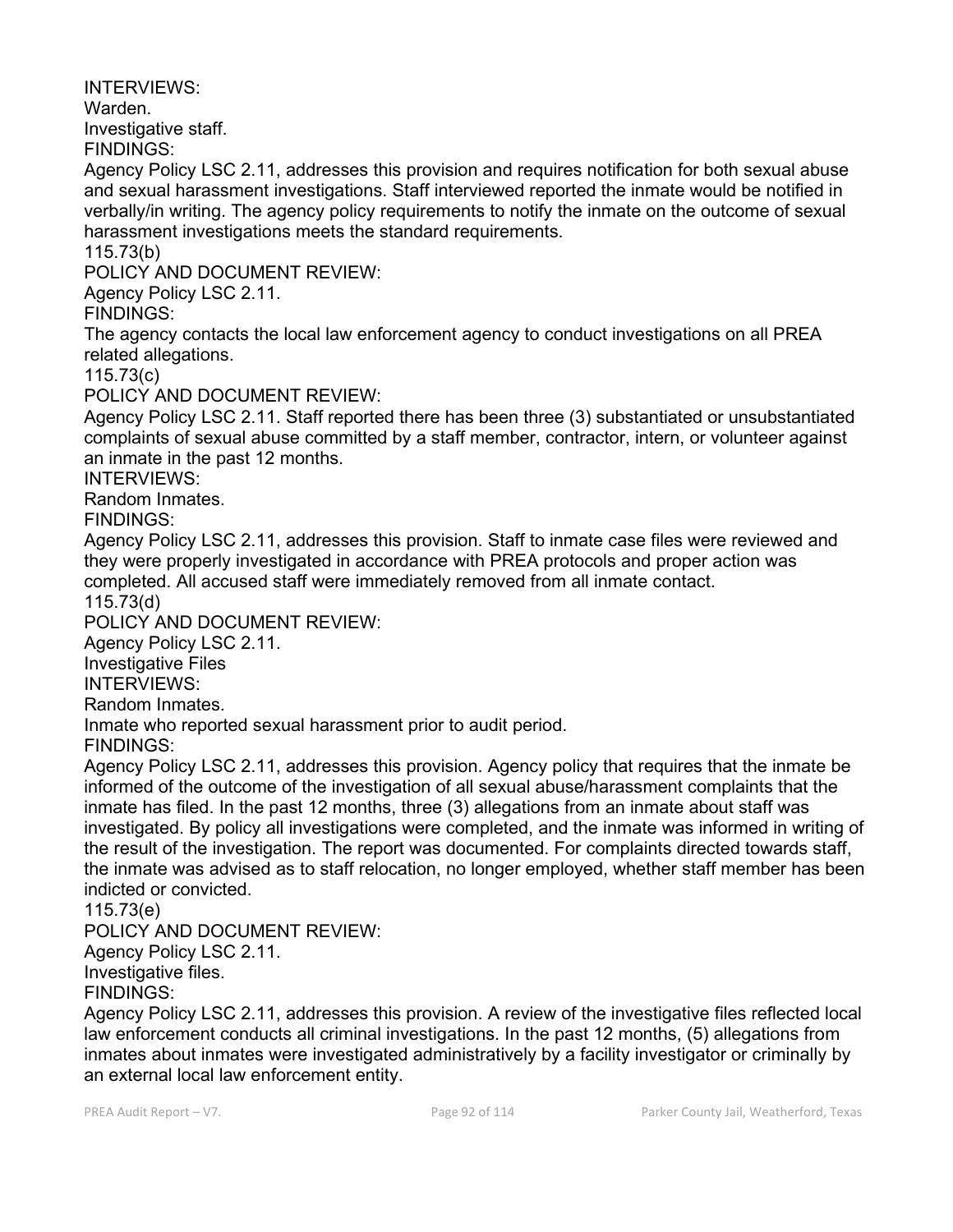INTERVIEWS:

Warden.

Investigative staff.

FINDINGS:

Agency Policy LSC 2.11, addresses this provision and requires notification for both sexual abuse and sexual harassment investigations. Staff interviewed reported the inmate would be notified in verbally/in writing. The agency policy requirements to notify the inmate on the outcome of sexual harassment investigations meets the standard requirements.

115.73(b)

POLICY AND DOCUMENT REVIEW:

Agency Policy LSC 2.11.

FINDINGS:

The agency contacts the local law enforcement agency to conduct investigations on all PREA related allegations.

115.73(c)

POLICY AND DOCUMENT REVIEW:

Agency Policy LSC 2.11. Staff reported there has been three (3) substantiated or unsubstantiated complaints of sexual abuse committed by a staff member, contractor, intern, or volunteer against an inmate in the past 12 months.

INTERVIEWS:

Random Inmates.

FINDINGS:

Agency Policy LSC 2.11, addresses this provision. Staff to inmate case files were reviewed and they were properly investigated in accordance with PREA protocols and proper action was completed. All accused staff were immediately removed from all inmate contact.

115.73(d)

POLICY AND DOCUMENT REVIEW:

Agency Policy LSC 2.11.

Investigative Files

INTERVIEWS:

Random Inmates.

Inmate who reported sexual harassment prior to audit period.

FINDINGS:

Agency Policy LSC 2.11, addresses this provision. Agency policy that requires that the inmate be informed of the outcome of the investigation of all sexual abuse/harassment complaints that the inmate has filed. In the past 12 months, three (3) allegations from an inmate about staff was investigated. By policy all investigations were completed, and the inmate was informed in writing of the result of the investigation. The report was documented. For complaints directed towards staff, the inmate was advised as to staff relocation, no longer employed, whether staff member has been indicted or convicted.

115.73(e)

POLICY AND DOCUMENT REVIEW:

Agency Policy LSC 2.11.

Investigative files.

FINDINGS:

Agency Policy LSC 2.11, addresses this provision. A review of the investigative files reflected local law enforcement conducts all criminal investigations. In the past 12 months, (5) allegations from inmates about inmates were investigated administratively by a facility investigator or criminally by an external local law enforcement entity.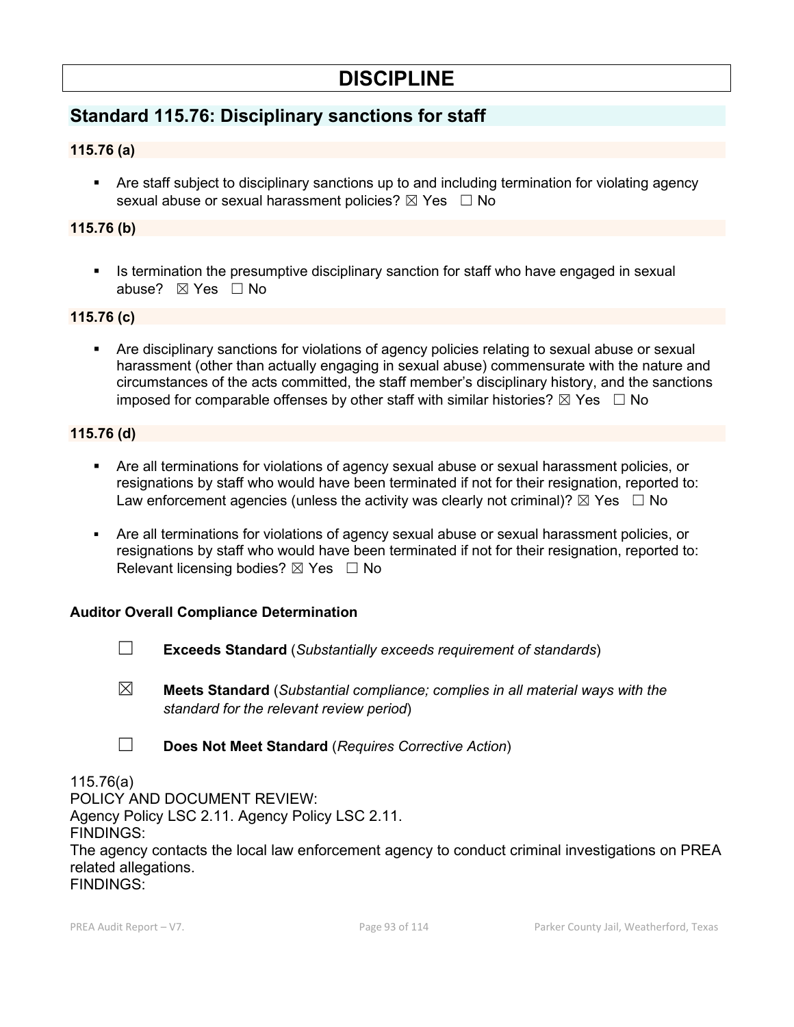# DISCIPLINE

## Standard 115.76: Disciplinary sanctions for staff

### 115.76 (a)

- Are staff subject to disciplinary sanctions up to and including termination for violating agency sexual abuse or sexual harassment policies? ☒ Yes ☐ No

### 115.76 (b)

- Is termination the presumptive disciplinary sanction for staff who have engaged in sexual abuse? ☒ Yes ☐ No

### 115.76 (c)

- Are disciplinary sanctions for violations of agency policies relating to sexual abuse or sexual harassment (other than actually engaging in sexual abuse) commensurate with the nature and circumstances of the acts committed, the staff member's disciplinary history, and the sanctions imposed for comparable offenses by other staff with similar histories? ☒ Yes ☐ No

### 115.76 (d)

- Are all terminations for violations of agency sexual abuse or sexual harassment policies, or resignations by staff who would have been terminated if not for their resignation, reported to: Law enforcement agencies (unless the activity was clearly not criminal)? ☒ Yes ☐ No
- Are all terminations for violations of agency sexual abuse or sexual harassment policies, or resignations by staff who would have been terminated if not for their resignation, reported to: Relevant licensing bodies? ☒ Yes ☐ No

**Auditor Overall Compliance Determination**

☐ **Exceeds Standard** (*Substantially exceeds requirement of standards*)

☒ **Meets Standard** (*Substantial compliance; complies in all material ways with the standard for the relevant review period*)

☐ **Does Not Meet Standard** (*Requires Corrective Action*)

115.76(a)
POLICY AND DOCUMENT REVIEW:
Agency Policy LSC 2.11. Agency Policy LSC 2.11.
FINDINGS:
The agency contacts the local law enforcement agency to conduct criminal investigations on PREA related allegations.
FINDINGS: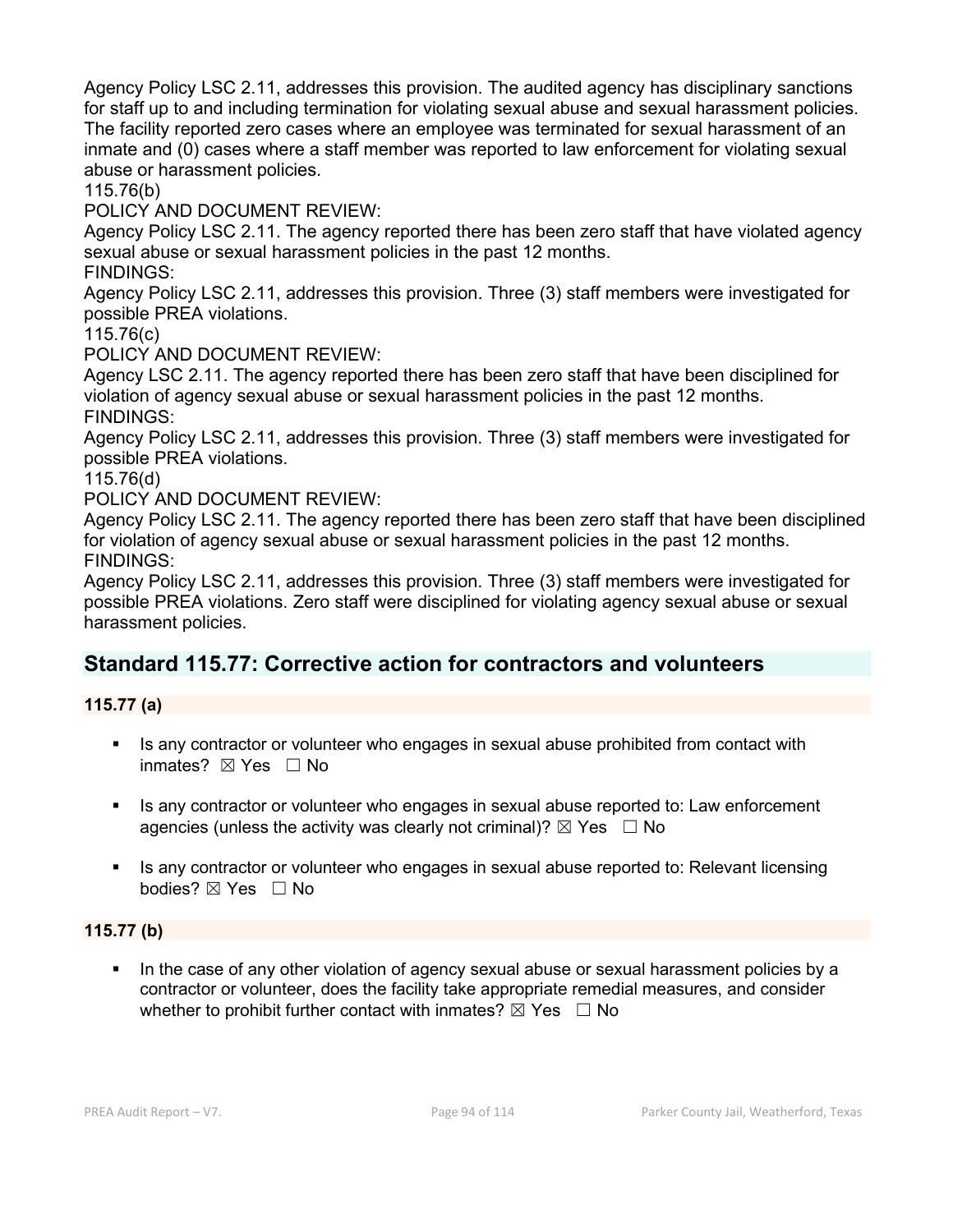Agency Policy LSC 2.11, addresses this provision. The audited agency has disciplinary sanctions for staff up to and including termination for violating sexual abuse and sexual harassment policies. The facility reported zero cases where an employee was terminated for sexual harassment of an inmate and (0) cases where a staff member was reported to law enforcement for violating sexual abuse or harassment policies.

115.76(b)

POLICY AND DOCUMENT REVIEW:

Agency Policy LSC 2.11. The agency reported there has been zero staff that have violated agency sexual abuse or sexual harassment policies in the past 12 months.

FINDINGS:

Agency Policy LSC 2.11, addresses this provision. Three (3) staff members were investigated for possible PREA violations.

115.76(c)

POLICY AND DOCUMENT REVIEW:

Agency LSC 2.11. The agency reported there has been zero staff that have been disciplined for violation of agency sexual abuse or sexual harassment policies in the past 12 months.

FINDINGS:

Agency Policy LSC 2.11, addresses this provision. Three (3) staff members were investigated for possible PREA violations.

115.76(d)

POLICY AND DOCUMENT REVIEW:

Agency Policy LSC 2.11. The agency reported there has been zero staff that have been disciplined for violation of agency sexual abuse or sexual harassment policies in the past 12 months.

FINDINGS:

Agency Policy LSC 2.11, addresses this provision. Three (3) staff members were investigated for possible PREA violations. Zero staff were disciplined for violating agency sexual abuse or sexual harassment policies.

## Standard 115.77: Corrective action for contractors and volunteers

**115.77 (a)**

- Is any contractor or volunteer who engages in sexual abuse prohibited from contact with inmates? ☒ Yes ☐ No
- Is any contractor or volunteer who engages in sexual abuse reported to: Law enforcement agencies (unless the activity was clearly not criminal)? ☒ Yes ☐ No
- Is any contractor or volunteer who engages in sexual abuse reported to: Relevant licensing bodies? ☒ Yes ☐ No

**115.77 (b)**

- In the case of any other violation of agency sexual abuse or sexual harassment policies by a contractor or volunteer, does the facility take appropriate remedial measures, and consider whether to prohibit further contact with inmates? ☒ Yes ☐ No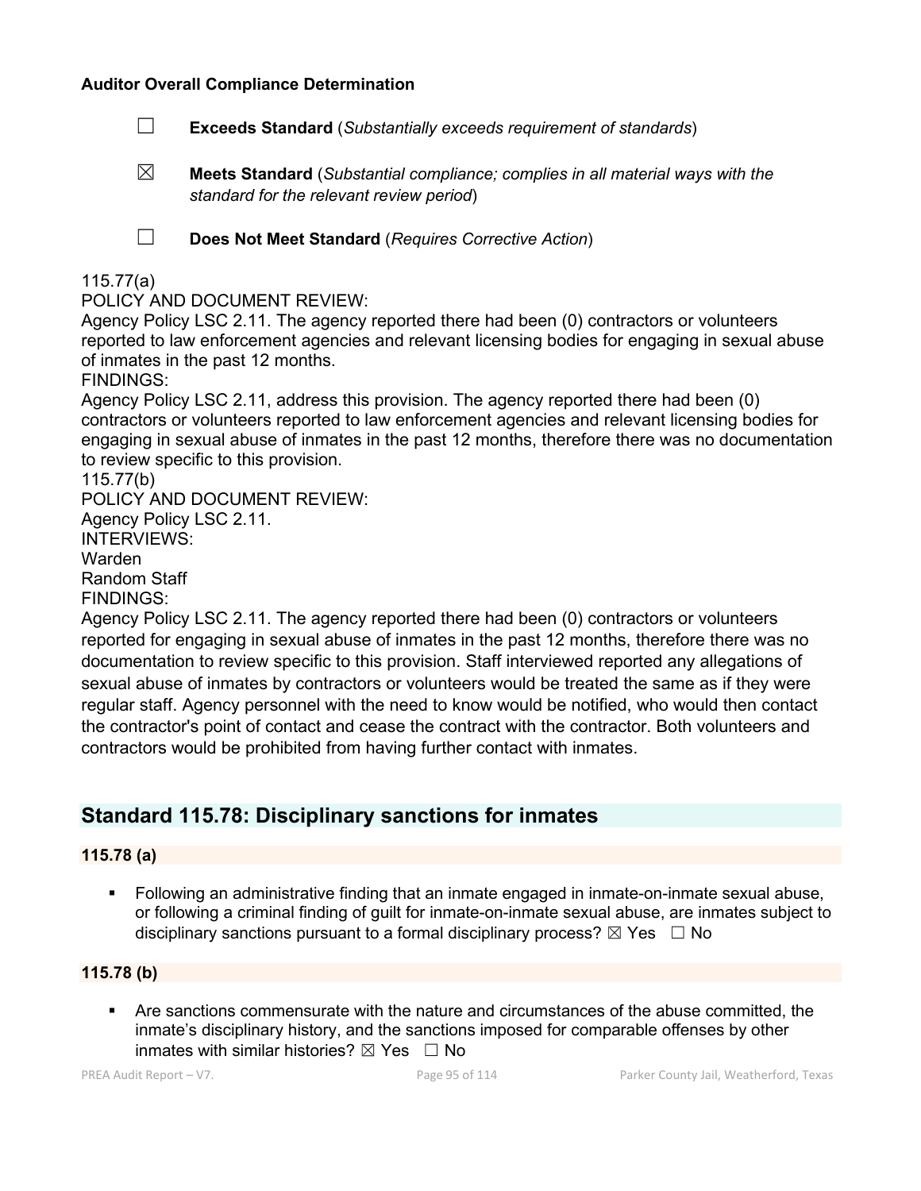**Auditor Overall Compliance Determination**

☐ **Exceeds Standard** (*Substantially exceeds requirement of standards*)

☒ **Meets Standard** (*Substantial compliance; complies in all material ways with the standard for the relevant review period*)

☐ **Does Not Meet Standard** (*Requires Corrective Action*)

115.77(a)
POLICY AND DOCUMENT REVIEW:
Agency Policy LSC 2.11. The agency reported there had been (0) contractors or volunteers reported to law enforcement agencies and relevant licensing bodies for engaging in sexual abuse of inmates in the past 12 months.
FINDINGS:
Agency Policy LSC 2.11, address this provision. The agency reported there had been (0) contractors or volunteers reported to law enforcement agencies and relevant licensing bodies for engaging in sexual abuse of inmates in the past 12 months, therefore there was no documentation to review specific to this provision.
115.77(b)
POLICY AND DOCUMENT REVIEW:
Agency Policy LSC 2.11.
INTERVIEWS:
Warden
Random Staff
FINDINGS:
Agency Policy LSC 2.11. The agency reported there had been (0) contractors or volunteers reported for engaging in sexual abuse of inmates in the past 12 months, therefore there was no documentation to review specific to this provision. Staff interviewed reported any allegations of sexual abuse of inmates by contractors or volunteers would be treated the same as if they were regular staff. Agency personnel with the need to know would be notified, who would then contact the contractor's point of contact and cease the contract with the contractor. Both volunteers and contractors would be prohibited from having further contact with inmates.

## Standard 115.78: Disciplinary sanctions for inmates

**115.78 (a)**

- Following an administrative finding that an inmate engaged in inmate-on-inmate sexual abuse, or following a criminal finding of guilt for inmate-on-inmate sexual abuse, are inmates subject to disciplinary sanctions pursuant to a formal disciplinary process? ☒ Yes ☐ No

**115.78 (b)**

- Are sanctions commensurate with the nature and circumstances of the abuse committed, the inmate's disciplinary history, and the sanctions imposed for comparable offenses by other inmates with similar histories? ☒ Yes ☐ No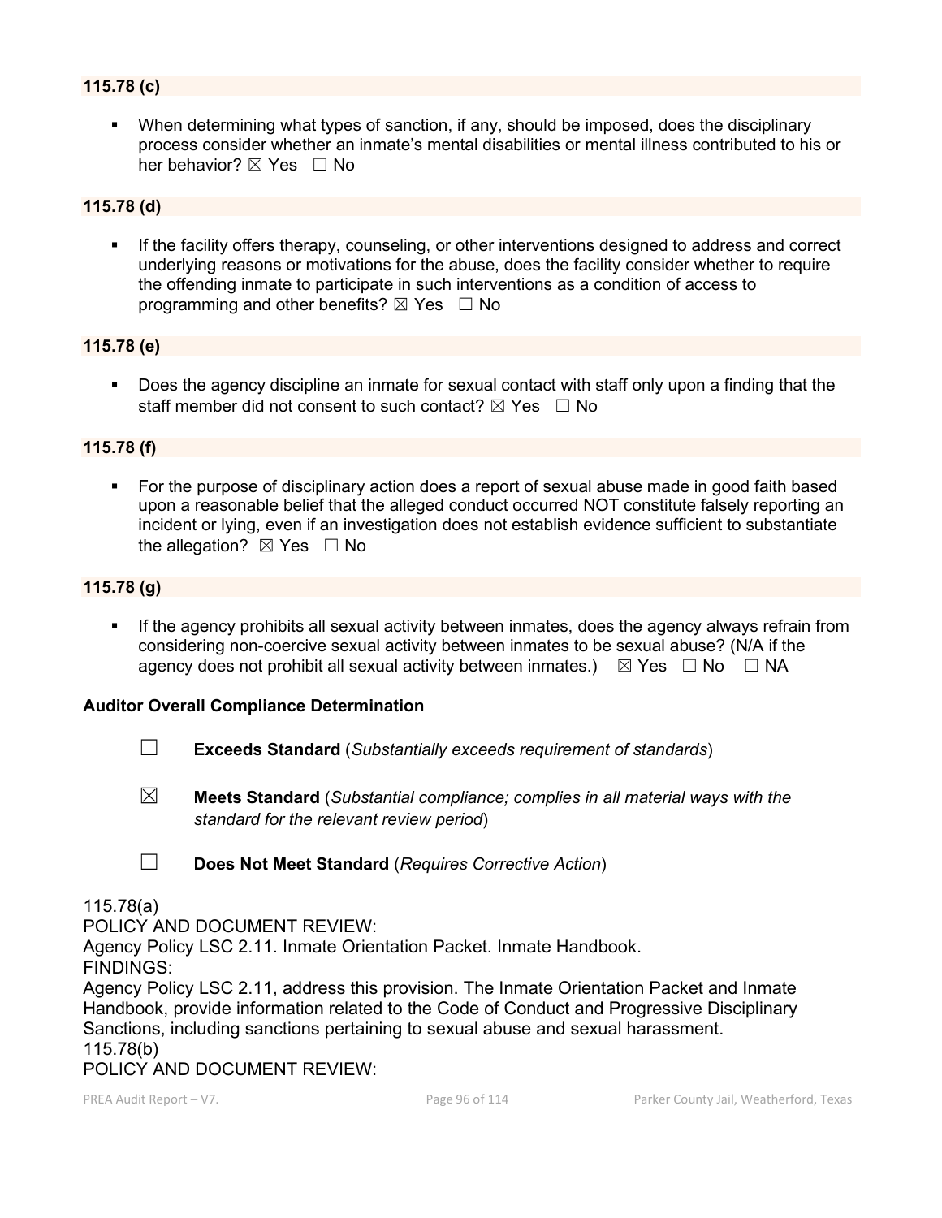**115.78 (c)**

- When determining what types of sanction, if any, should be imposed, does the disciplinary process consider whether an inmate's mental disabilities or mental illness contributed to his or her behavior? ☒ Yes ☐ No

**115.78 (d)**

- If the facility offers therapy, counseling, or other interventions designed to address and correct underlying reasons or motivations for the abuse, does the facility consider whether to require the offending inmate to participate in such interventions as a condition of access to programming and other benefits? ☒ Yes ☐ No

**115.78 (e)**

- Does the agency discipline an inmate for sexual contact with staff only upon a finding that the staff member did not consent to such contact? ☒ Yes ☐ No

**115.78 (f)**

- For the purpose of disciplinary action does a report of sexual abuse made in good faith based upon a reasonable belief that the alleged conduct occurred NOT constitute falsely reporting an incident or lying, even if an investigation does not establish evidence sufficient to substantiate the allegation? ☒ Yes ☐ No

**115.78 (g)**

- If the agency prohibits all sexual activity between inmates, does the agency always refrain from considering non-coercive sexual activity between inmates to be sexual abuse? (N/A if the agency does not prohibit all sexual activity between inmates.) ☒ Yes ☐ No ☐ NA

**Auditor Overall Compliance Determination**

☐ **Exceeds Standard** (*Substantially exceeds requirement of standards*)

☒ **Meets Standard** (*Substantial compliance; complies in all material ways with the standard for the relevant review period*)

☐ **Does Not Meet Standard** (*Requires Corrective Action*)

115.78(a)
POLICY AND DOCUMENT REVIEW:
Agency Policy LSC 2.11. Inmate Orientation Packet. Inmate Handbook.
FINDINGS:
Agency Policy LSC 2.11, address this provision. The Inmate Orientation Packet and Inmate Handbook, provide information related to the Code of Conduct and Progressive Disciplinary Sanctions, including sanctions pertaining to sexual abuse and sexual harassment.
115.78(b)
POLICY AND DOCUMENT REVIEW: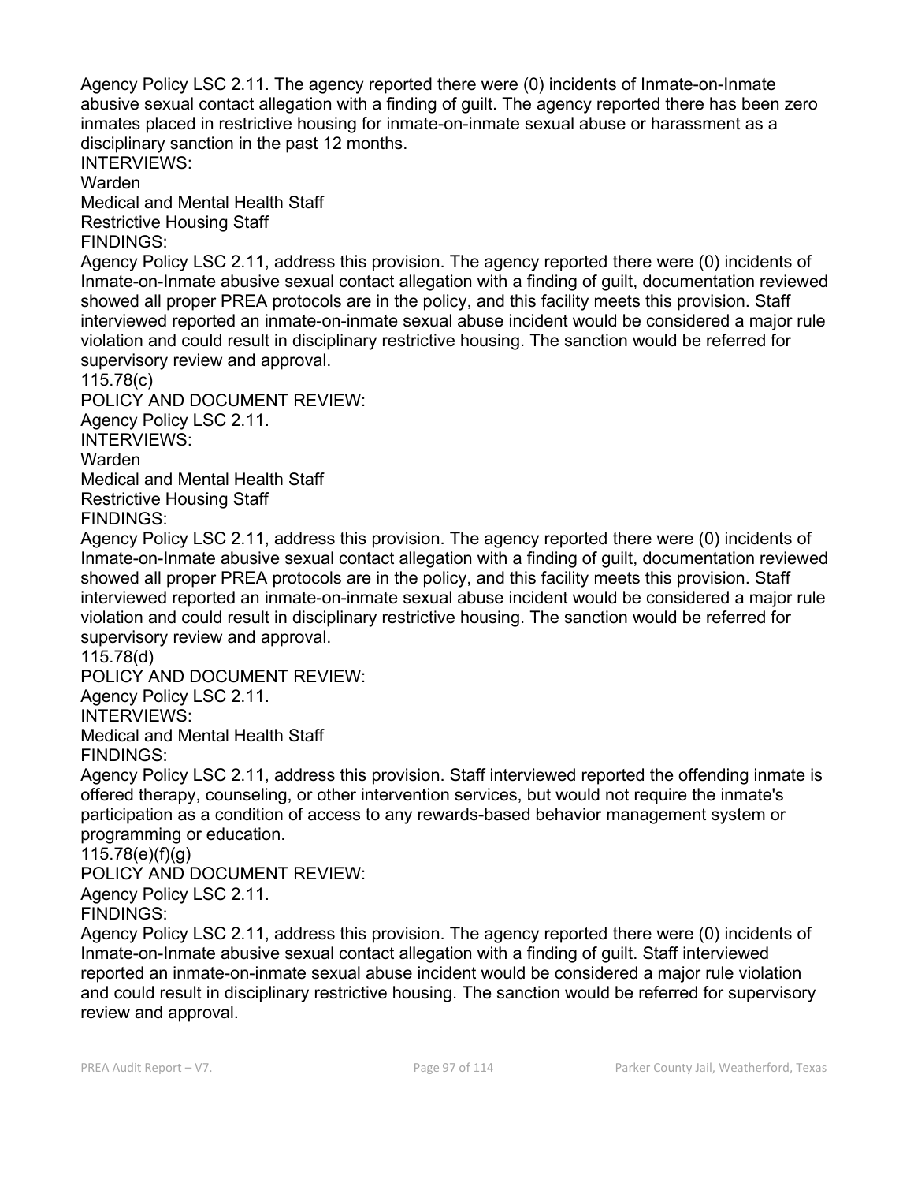Agency Policy LSC 2.11. The agency reported there were (0) incidents of Inmate-on-Inmate abusive sexual contact allegation with a finding of guilt. The agency reported there has been zero inmates placed in restrictive housing for inmate-on-inmate sexual abuse or harassment as a disciplinary sanction in the past 12 months.

INTERVIEWS:

Warden

Medical and Mental Health Staff

Restrictive Housing Staff

FINDINGS:

Agency Policy LSC 2.11, address this provision. The agency reported there were (0) incidents of Inmate-on-Inmate abusive sexual contact allegation with a finding of guilt, documentation reviewed showed all proper PREA protocols are in the policy, and this facility meets this provision. Staff interviewed reported an inmate-on-inmate sexual abuse incident would be considered a major rule violation and could result in disciplinary restrictive housing. The sanction would be referred for supervisory review and approval.

115.78(c)

POLICY AND DOCUMENT REVIEW:

Agency Policy LSC 2.11.

INTERVIEWS:

Warden

Medical and Mental Health Staff

Restrictive Housing Staff

FINDINGS:

Agency Policy LSC 2.11, address this provision. The agency reported there were (0) incidents of Inmate-on-Inmate abusive sexual contact allegation with a finding of guilt, documentation reviewed showed all proper PREA protocols are in the policy, and this facility meets this provision. Staff interviewed reported an inmate-on-inmate sexual abuse incident would be considered a major rule violation and could result in disciplinary restrictive housing. The sanction would be referred for supervisory review and approval.

115.78(d)

POLICY AND DOCUMENT REVIEW:

Agency Policy LSC 2.11.

INTERVIEWS:

Medical and Mental Health Staff

FINDINGS:

Agency Policy LSC 2.11, address this provision. Staff interviewed reported the offending inmate is offered therapy, counseling, or other intervention services, but would not require the inmate's participation as a condition of access to any rewards-based behavior management system or programming or education.

115.78(e)(f)(g)

POLICY AND DOCUMENT REVIEW:

Agency Policy LSC 2.11.

FINDINGS:

Agency Policy LSC 2.11, address this provision. The agency reported there were (0) incidents of Inmate-on-Inmate abusive sexual contact allegation with a finding of guilt. Staff interviewed reported an inmate-on-inmate sexual abuse incident would be considered a major rule violation and could result in disciplinary restrictive housing. The sanction would be referred for supervisory review and approval.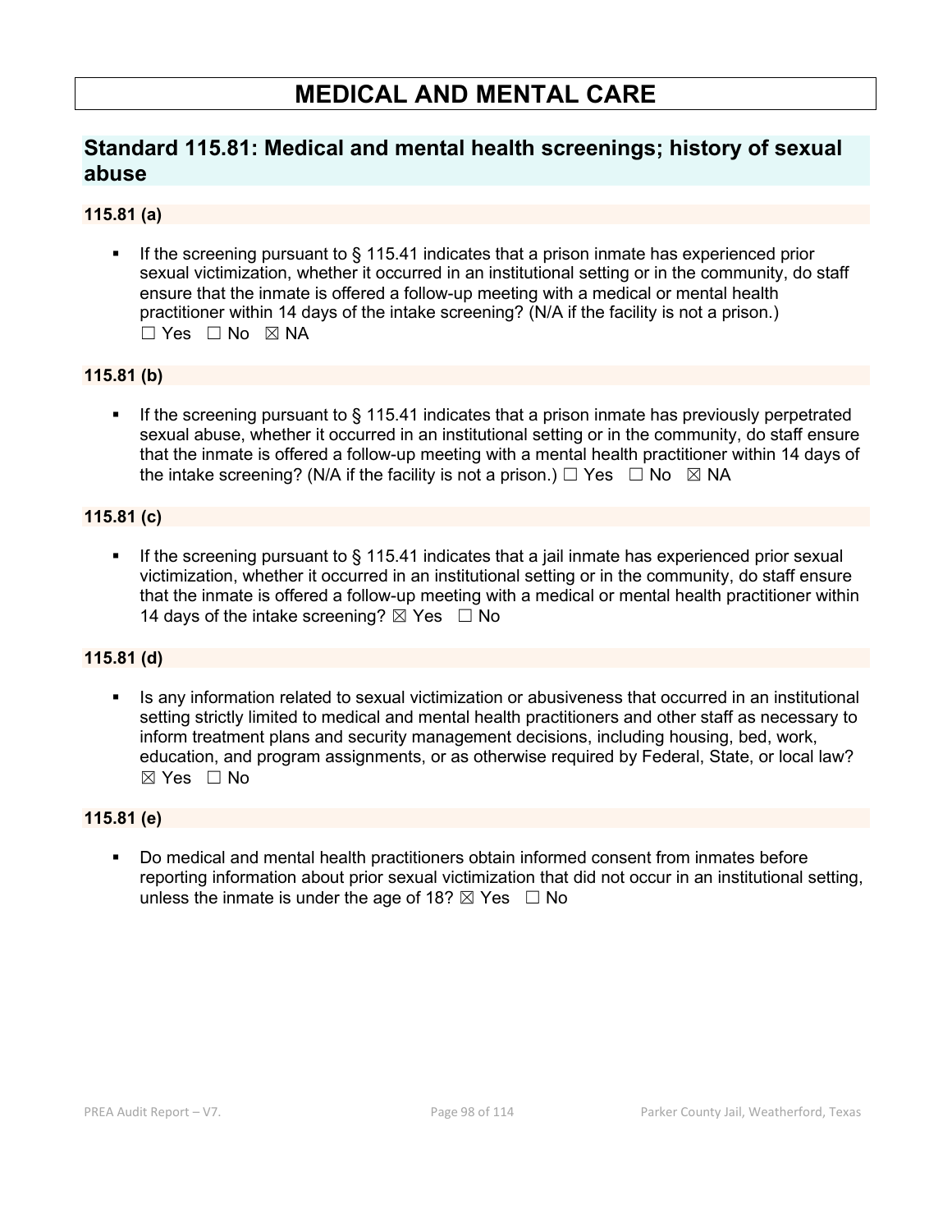# MEDICAL AND MENTAL CARE

## Standard 115.81: Medical and mental health screenings; history of sexual abuse

### 115.81 (a)

- If the screening pursuant to § 115.41 indicates that a prison inmate has experienced prior sexual victimization, whether it occurred in an institutional setting or in the community, do staff ensure that the inmate is offered a follow-up meeting with a medical or mental health practitioner within 14 days of the intake screening? (N/A if the facility is not a prison.) ☐ Yes ☐ No ☒ NA

### 115.81 (b)

- If the screening pursuant to § 115.41 indicates that a prison inmate has previously perpetrated sexual abuse, whether it occurred in an institutional setting or in the community, do staff ensure that the inmate is offered a follow-up meeting with a mental health practitioner within 14 days of the intake screening? (N/A if the facility is not a prison.) ☐ Yes ☐ No ☒ NA

### 115.81 (c)

- If the screening pursuant to § 115.41 indicates that a jail inmate has experienced prior sexual victimization, whether it occurred in an institutional setting or in the community, do staff ensure that the inmate is offered a follow-up meeting with a medical or mental health practitioner within 14 days of the intake screening? ☒ Yes ☐ No

### 115.81 (d)

- Is any information related to sexual victimization or abusiveness that occurred in an institutional setting strictly limited to medical and mental health practitioners and other staff as necessary to inform treatment plans and security management decisions, including housing, bed, work, education, and program assignments, or as otherwise required by Federal, State, or local law? ☒ Yes ☐ No

### 115.81 (e)

- Do medical and mental health practitioners obtain informed consent from inmates before reporting information about prior sexual victimization that did not occur in an institutional setting, unless the inmate is under the age of 18? ☒ Yes ☐ No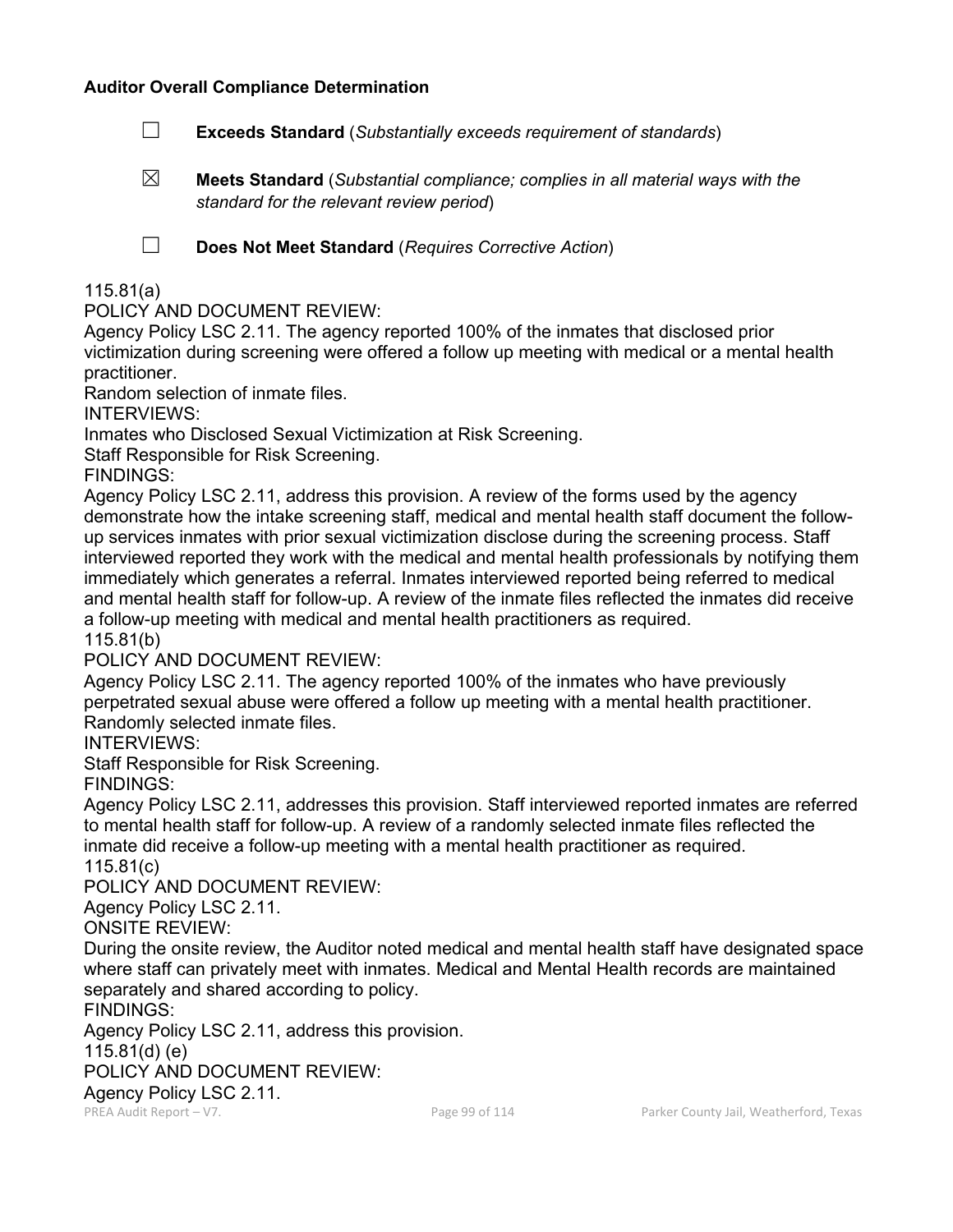**Auditor Overall Compliance Determination**

☐ **Exceeds Standard** (*Substantially exceeds requirement of standards*)

☒ **Meets Standard** (*Substantial compliance; complies in all material ways with the standard for the relevant review period*)

☐ **Does Not Meet Standard** (*Requires Corrective Action*)

115.81(a)
POLICY AND DOCUMENT REVIEW:
Agency Policy LSC 2.11. The agency reported 100% of the inmates that disclosed prior victimization during screening were offered a follow up meeting with medical or a mental health practitioner.
Random selection of inmate files.
INTERVIEWS:
Inmates who Disclosed Sexual Victimization at Risk Screening.
Staff Responsible for Risk Screening.
FINDINGS:
Agency Policy LSC 2.11, address this provision. A review of the forms used by the agency demonstrate how the intake screening staff, medical and mental health staff document the follow-up services inmates with prior sexual victimization disclose during the screening process. Staff interviewed reported they work with the medical and mental health professionals by notifying them immediately which generates a referral. Inmates interviewed reported being referred to medical and mental health staff for follow-up. A review of the inmate files reflected the inmates did receive a follow-up meeting with medical and mental health practitioners as required.
115.81(b)
POLICY AND DOCUMENT REVIEW:
Agency Policy LSC 2.11. The agency reported 100% of the inmates who have previously perpetrated sexual abuse were offered a follow up meeting with a mental health practitioner.
Randomly selected inmate files.
INTERVIEWS:
Staff Responsible for Risk Screening.
FINDINGS:
Agency Policy LSC 2.11, addresses this provision. Staff interviewed reported inmates are referred to mental health staff for follow-up. A review of a randomly selected inmate files reflected the inmate did receive a follow-up meeting with a mental health practitioner as required.
115.81(c)
POLICY AND DOCUMENT REVIEW:
Agency Policy LSC 2.11.
ONSITE REVIEW:
During the onsite review, the Auditor noted medical and mental health staff have designated space where staff can privately meet with inmates. Medical and Mental Health records are maintained separately and shared according to policy.
FINDINGS:
Agency Policy LSC 2.11, address this provision.
115.81(d) (e)
POLICY AND DOCUMENT REVIEW:
Agency Policy LSC 2.11.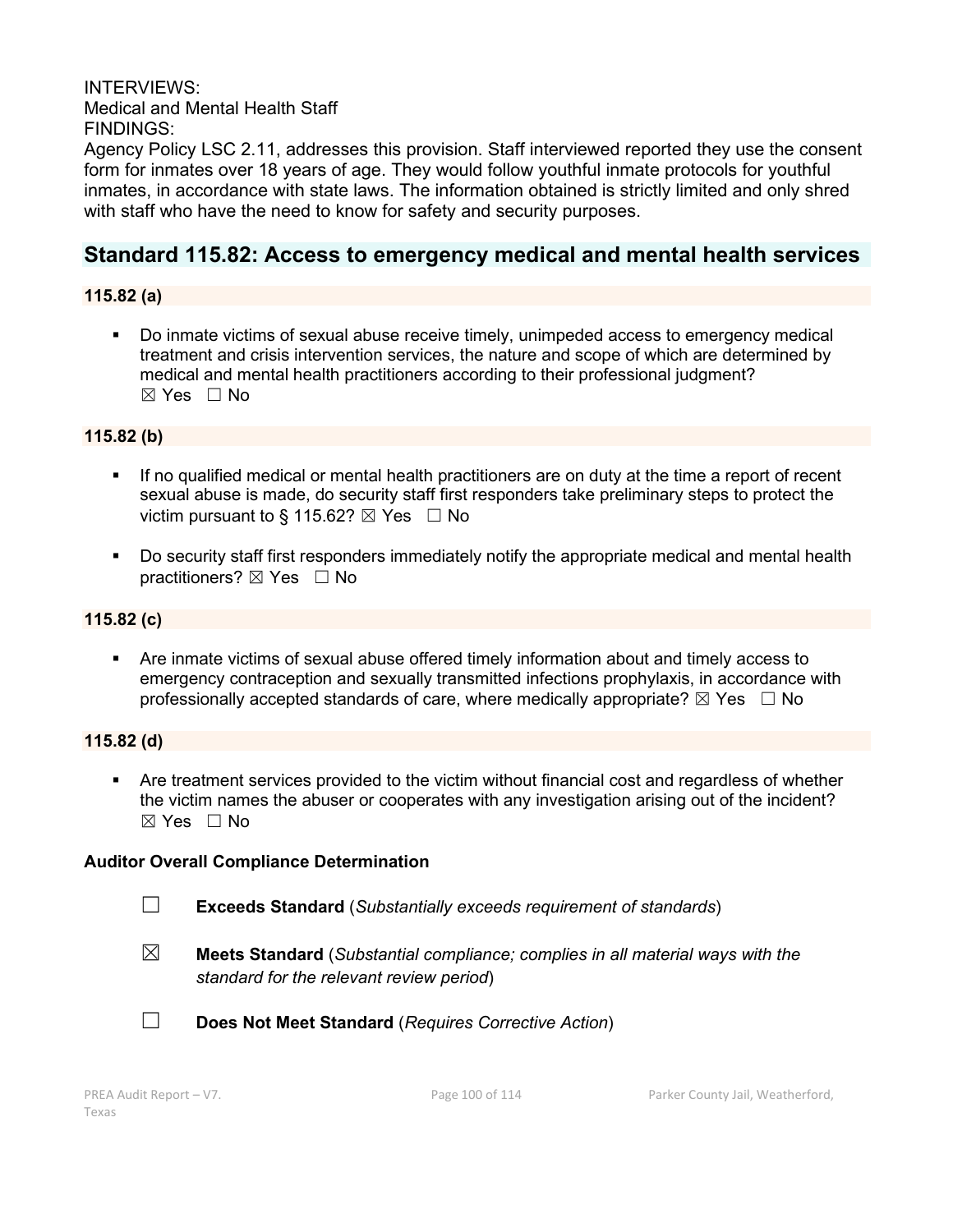INTERVIEWS:
Medical and Mental Health Staff
FINDINGS:
Agency Policy LSC 2.11, addresses this provision. Staff interviewed reported they use the consent form for inmates over 18 years of age. They would follow youthful inmate protocols for youthful inmates, in accordance with state laws. The information obtained is strictly limited and only shred with staff who have the need to know for safety and security purposes.

## Standard 115.82: Access to emergency medical and mental health services

**115.82 (a)**

- Do inmate victims of sexual abuse receive timely, unimpeded access to emergency medical treatment and crisis intervention services, the nature and scope of which are determined by medical and mental health practitioners according to their professional judgment? ☒ Yes ☐ No

**115.82 (b)**

- If no qualified medical or mental health practitioners are on duty at the time a report of recent sexual abuse is made, do security staff first responders take preliminary steps to protect the victim pursuant to § 115.62? ☒ Yes ☐ No
- Do security staff first responders immediately notify the appropriate medical and mental health practitioners? ☒ Yes ☐ No

**115.82 (c)**

- Are inmate victims of sexual abuse offered timely information about and timely access to emergency contraception and sexually transmitted infections prophylaxis, in accordance with professionally accepted standards of care, where medically appropriate? ☒ Yes ☐ No

**115.82 (d)**

- Are treatment services provided to the victim without financial cost and regardless of whether the victim names the abuser or cooperates with any investigation arising out of the incident? ☒ Yes ☐ No

**Auditor Overall Compliance Determination**

☐ **Exceeds Standard** (*Substantially exceeds requirement of standards*)

☒ **Meets Standard** (*Substantial compliance; complies in all material ways with the standard for the relevant review period*)

☐ **Does Not Meet Standard** (*Requires Corrective Action*)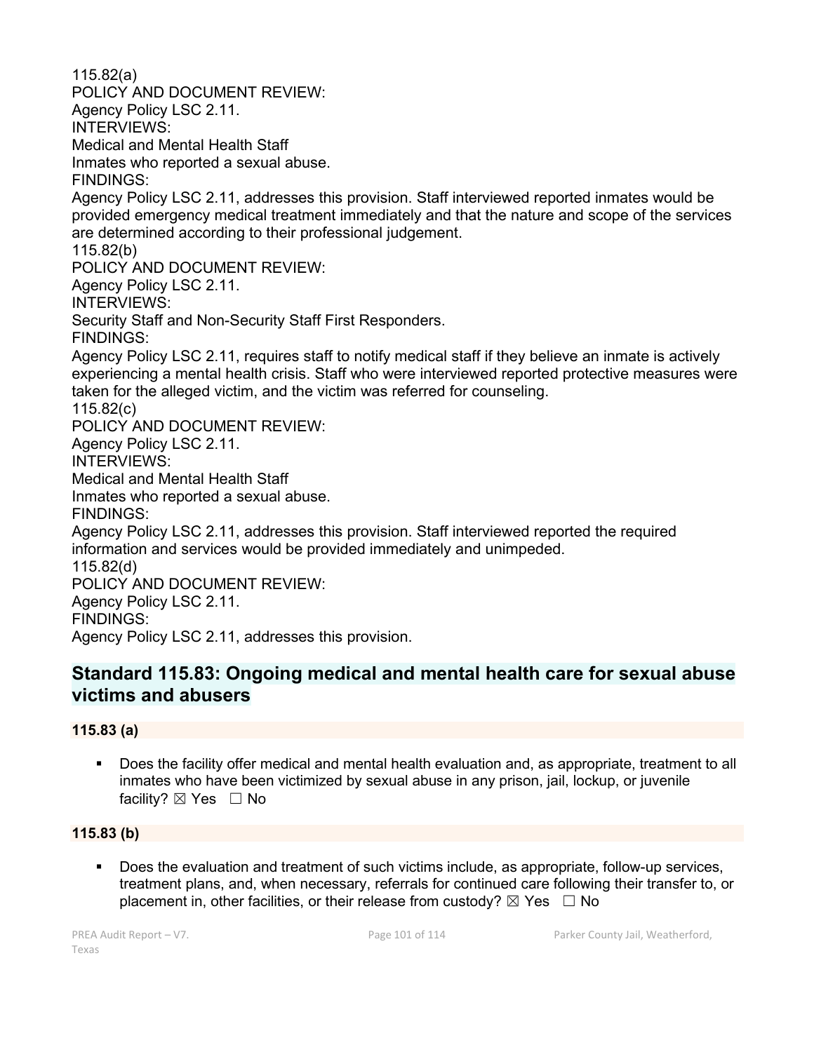115.82(a)
POLICY AND DOCUMENT REVIEW:
Agency Policy LSC 2.11.
INTERVIEWS:
Medical and Mental Health Staff
Inmates who reported a sexual abuse.
FINDINGS:
Agency Policy LSC 2.11, addresses this provision. Staff interviewed reported inmates would be provided emergency medical treatment immediately and that the nature and scope of the services are determined according to their professional judgement.
115.82(b)
POLICY AND DOCUMENT REVIEW:
Agency Policy LSC 2.11.
INTERVIEWS:
Security Staff and Non-Security Staff First Responders.
FINDINGS:
Agency Policy LSC 2.11, requires staff to notify medical staff if they believe an inmate is actively experiencing a mental health crisis. Staff who were interviewed reported protective measures were taken for the alleged victim, and the victim was referred for counseling.
115.82(c)
POLICY AND DOCUMENT REVIEW:
Agency Policy LSC 2.11.
INTERVIEWS:
Medical and Mental Health Staff
Inmates who reported a sexual abuse.
FINDINGS:
Agency Policy LSC 2.11, addresses this provision. Staff interviewed reported the required information and services would be provided immediately and unimpeded.
115.82(d)
POLICY AND DOCUMENT REVIEW:
Agency Policy LSC 2.11.
FINDINGS:
Agency Policy LSC 2.11, addresses this provision.

## Standard 115.83: Ongoing medical and mental health care for sexual abuse victims and abusers

### 115.83 (a)

- Does the facility offer medical and mental health evaluation and, as appropriate, treatment to all inmates who have been victimized by sexual abuse in any prison, jail, lockup, or juvenile facility? ☒ Yes ☐ No

### 115.83 (b)

- Does the evaluation and treatment of such victims include, as appropriate, follow-up services, treatment plans, and, when necessary, referrals for continued care following their transfer to, or placement in, other facilities, or their release from custody? ☒ Yes ☐ No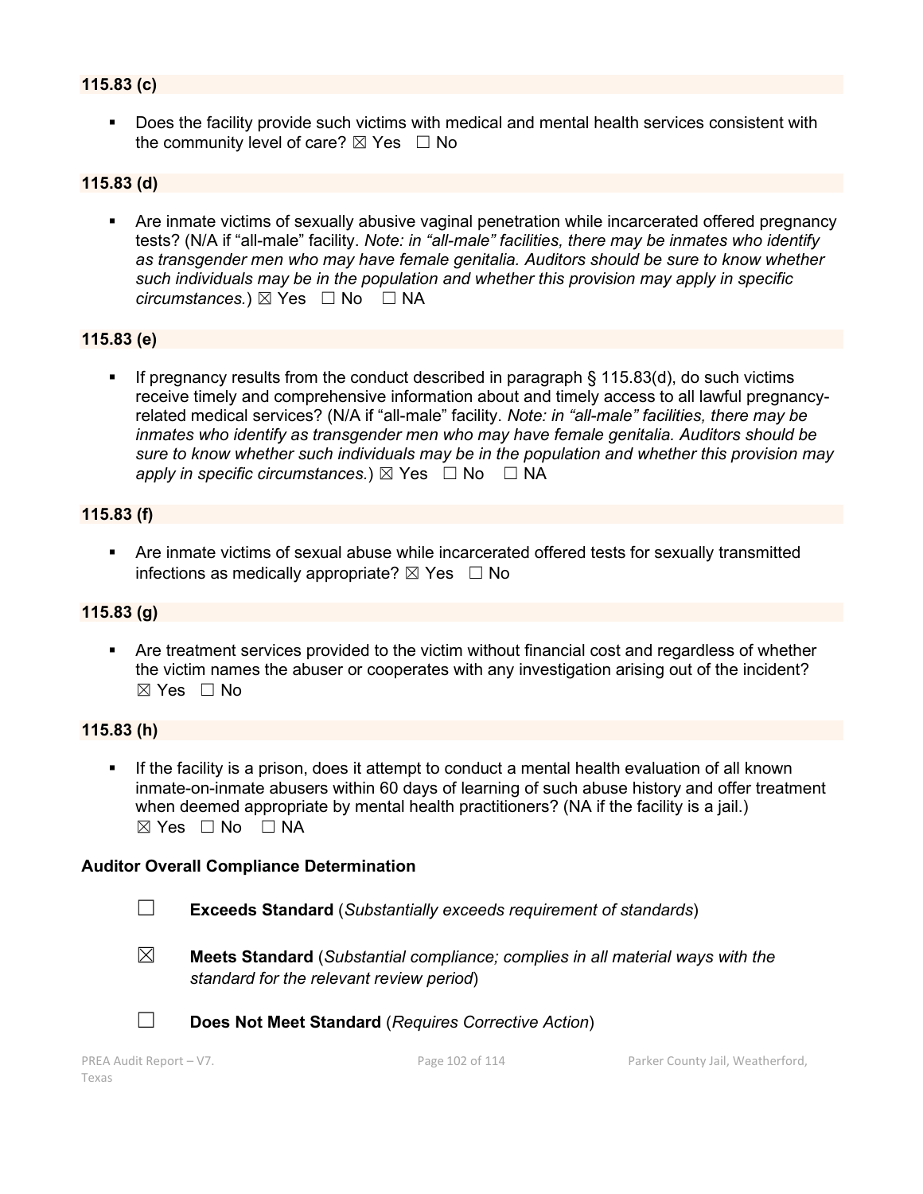**115.83 (c)**

- Does the facility provide such victims with medical and mental health services consistent with the community level of care? ☒ Yes ☐ No

**115.83 (d)**

- Are inmate victims of sexually abusive vaginal penetration while incarcerated offered pregnancy tests? (N/A if "all-male" facility. *Note: in "all-male" facilities, there may be inmates who identify as transgender men who may have female genitalia. Auditors should be sure to know whether such individuals may be in the population and whether this provision may apply in specific circumstances.*) ☒ Yes ☐ No ☐ NA

**115.83 (e)**

- If pregnancy results from the conduct described in paragraph § 115.83(d), do such victims receive timely and comprehensive information about and timely access to all lawful pregnancy-related medical services? (N/A if "all-male" facility. *Note: in "all-male" facilities, there may be inmates who identify as transgender men who may have female genitalia. Auditors should be sure to know whether such individuals may be in the population and whether this provision may apply in specific circumstances.*) ☒ Yes ☐ No ☐ NA

**115.83 (f)**

- Are inmate victims of sexual abuse while incarcerated offered tests for sexually transmitted infections as medically appropriate? ☒ Yes ☐ No

**115.83 (g)**

- Are treatment services provided to the victim without financial cost and regardless of whether the victim names the abuser or cooperates with any investigation arising out of the incident? ☒ Yes ☐ No

**115.83 (h)**

- If the facility is a prison, does it attempt to conduct a mental health evaluation of all known inmate-on-inmate abusers within 60 days of learning of such abuse history and offer treatment when deemed appropriate by mental health practitioners? (NA if the facility is a jail.) ☒ Yes ☐ No ☐ NA

**Auditor Overall Compliance Determination**

☐ **Exceeds Standard** (*Substantially exceeds requirement of standards*)

☒ **Meets Standard** (*Substantial compliance; complies in all material ways with the standard for the relevant review period*)

☐ **Does Not Meet Standard** (*Requires Corrective Action*)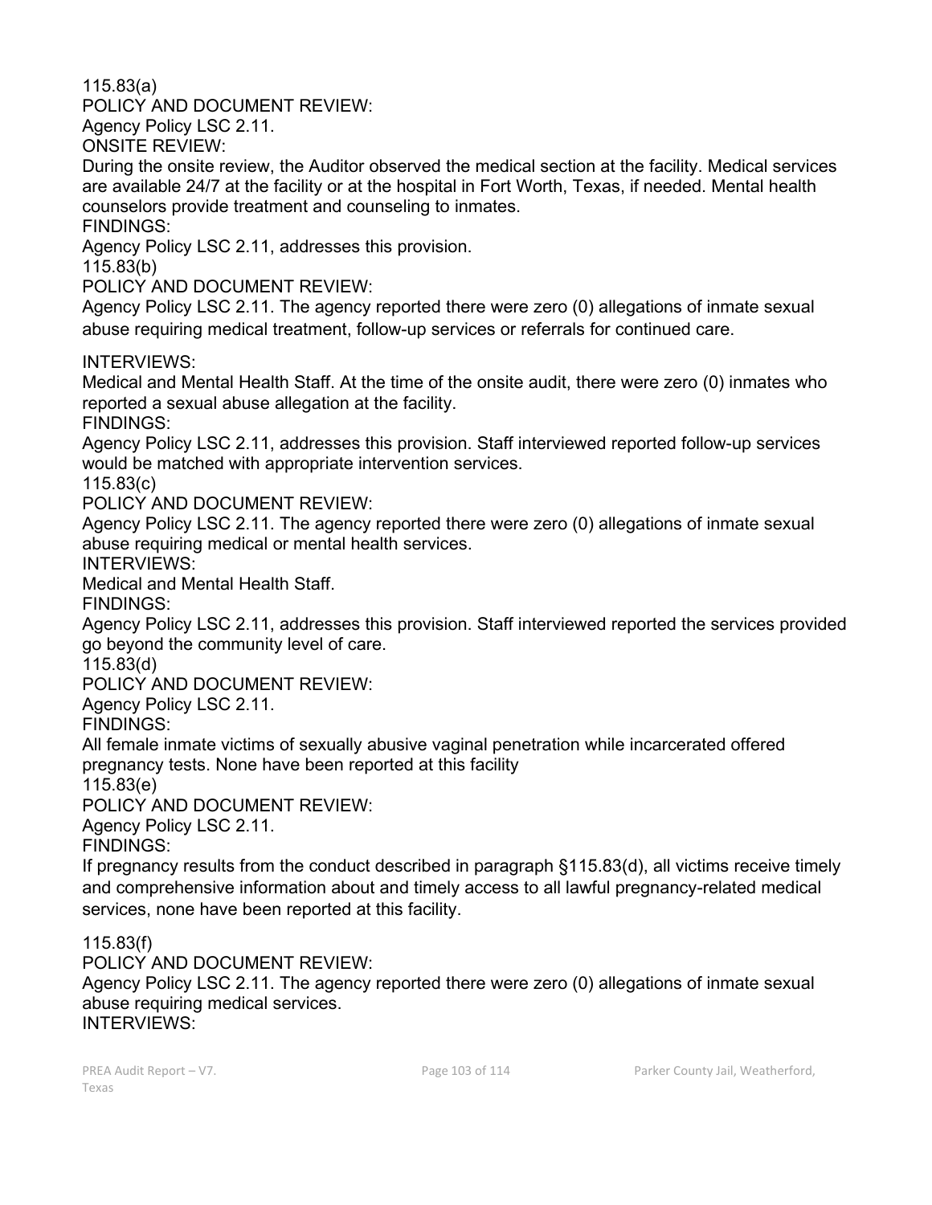115.83(a)

POLICY AND DOCUMENT REVIEW:

Agency Policy LSC 2.11.

ONSITE REVIEW:

During the onsite review, the Auditor observed the medical section at the facility. Medical services are available 24/7 at the facility or at the hospital in Fort Worth, Texas, if needed. Mental health counselors provide treatment and counseling to inmates.

FINDINGS:

Agency Policy LSC 2.11, addresses this provision.

115.83(b)

POLICY AND DOCUMENT REVIEW:

Agency Policy LSC 2.11. The agency reported there were zero (0) allegations of inmate sexual abuse requiring medical treatment, follow-up services or referrals for continued care.

INTERVIEWS:

Medical and Mental Health Staff. At the time of the onsite audit, there were zero (0) inmates who reported a sexual abuse allegation at the facility.

FINDINGS:

Agency Policy LSC 2.11, addresses this provision. Staff interviewed reported follow-up services would be matched with appropriate intervention services.

115.83(c)

POLICY AND DOCUMENT REVIEW:

Agency Policy LSC 2.11. The agency reported there were zero (0) allegations of inmate sexual abuse requiring medical or mental health services.

INTERVIEWS:

Medical and Mental Health Staff.

FINDINGS:

Agency Policy LSC 2.11, addresses this provision. Staff interviewed reported the services provided go beyond the community level of care.

115.83(d)

POLICY AND DOCUMENT REVIEW:

Agency Policy LSC 2.11.

FINDINGS:

All female inmate victims of sexually abusive vaginal penetration while incarcerated offered pregnancy tests. None have been reported at this facility

115.83(e)

POLICY AND DOCUMENT REVIEW:

Agency Policy LSC 2.11.

FINDINGS:

If pregnancy results from the conduct described in paragraph §115.83(d), all victims receive timely and comprehensive information about and timely access to all lawful pregnancy-related medical services, none have been reported at this facility.

115.83(f)

POLICY AND DOCUMENT REVIEW:

Agency Policy LSC 2.11. The agency reported there were zero (0) allegations of inmate sexual abuse requiring medical services.

INTERVIEWS: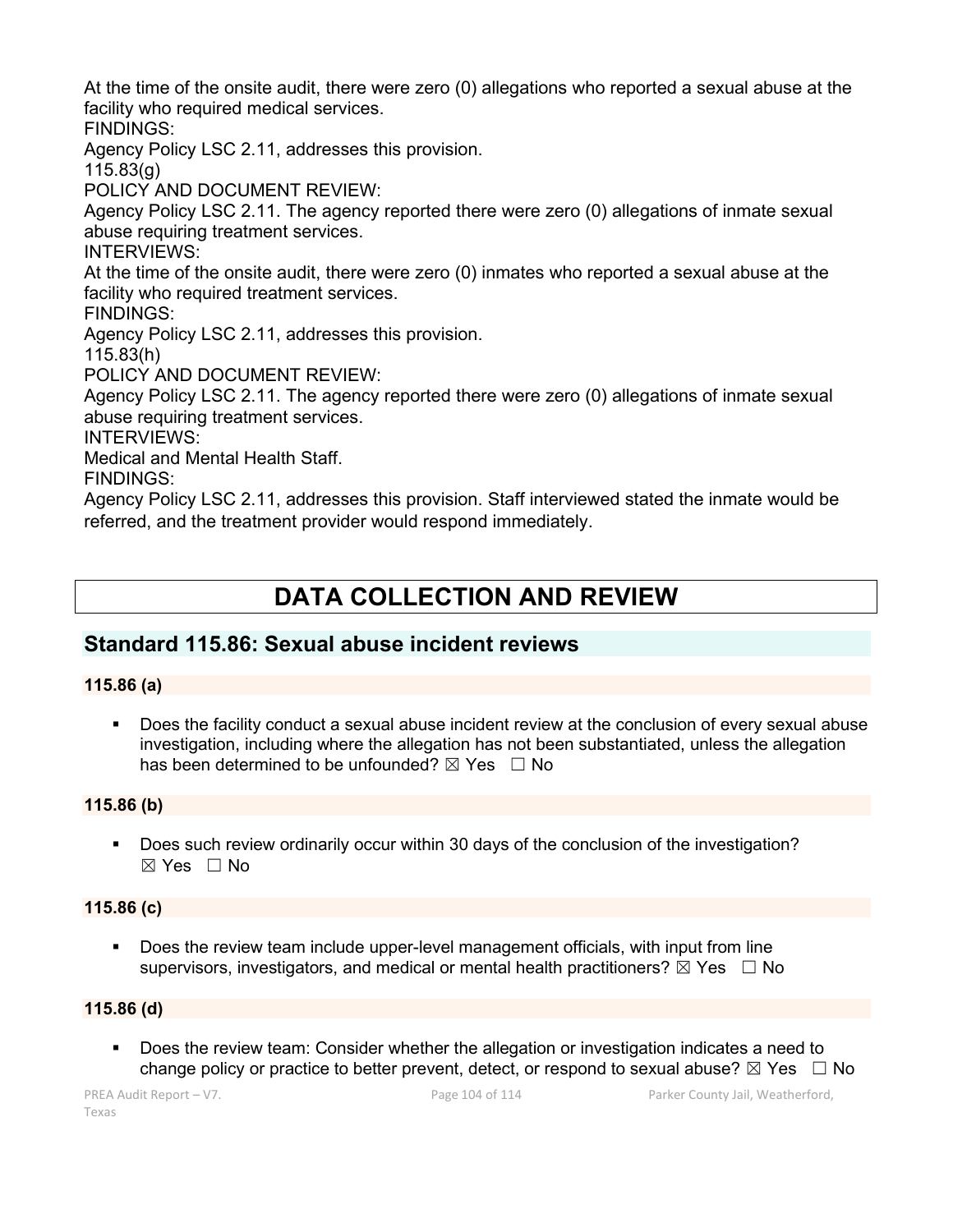At the time of the onsite audit, there were zero (0) allegations who reported a sexual abuse at the facility who required medical services.

FINDINGS:

Agency Policy LSC 2.11, addresses this provision.

115.83(g)

POLICY AND DOCUMENT REVIEW:

Agency Policy LSC 2.11. The agency reported there were zero (0) allegations of inmate sexual abuse requiring treatment services.

INTERVIEWS:

At the time of the onsite audit, there were zero (0) inmates who reported a sexual abuse at the facility who required treatment services.

FINDINGS:

Agency Policy LSC 2.11, addresses this provision.

115.83(h)

POLICY AND DOCUMENT REVIEW:

Agency Policy LSC 2.11. The agency reported there were zero (0) allegations of inmate sexual abuse requiring treatment services.

INTERVIEWS:

Medical and Mental Health Staff.

FINDINGS:

Agency Policy LSC 2.11, addresses this provision. Staff interviewed stated the inmate would be referred, and the treatment provider would respond immediately.

# DATA COLLECTION AND REVIEW

## Standard 115.86: Sexual abuse incident reviews

### 115.86 (a)

- Does the facility conduct a sexual abuse incident review at the conclusion of every sexual abuse investigation, including where the allegation has not been substantiated, unless the allegation has been determined to be unfounded? ☒ Yes ☐ No

### 115.86 (b)

- Does such review ordinarily occur within 30 days of the conclusion of the investigation? ☒ Yes ☐ No

### 115.86 (c)

- Does the review team include upper-level management officials, with input from line supervisors, investigators, and medical or mental health practitioners? ☒ Yes ☐ No

### 115.86 (d)

- Does the review team: Consider whether the allegation or investigation indicates a need to change policy or practice to better prevent, detect, or respond to sexual abuse? ☒ Yes ☐ No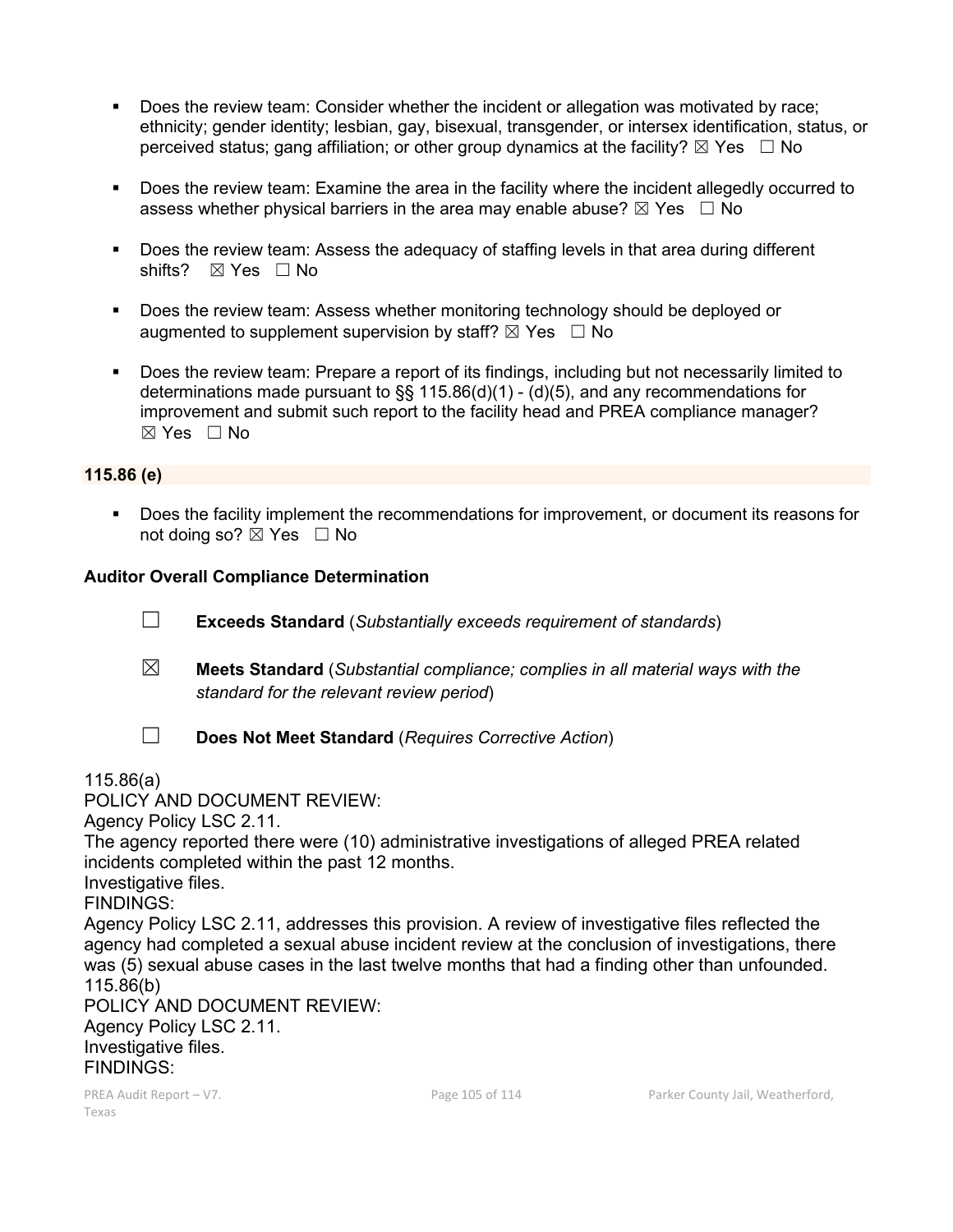- Does the review team: Consider whether the incident or allegation was motivated by race; ethnicity; gender identity; lesbian, gay, bisexual, transgender, or intersex identification, status, or perceived status; gang affiliation; or other group dynamics at the facility? ☒ Yes ☐ No

- Does the review team: Examine the area in the facility where the incident allegedly occurred to assess whether physical barriers in the area may enable abuse? ☒ Yes ☐ No

- Does the review team: Assess the adequacy of staffing levels in that area during different shifts? ☒ Yes ☐ No

- Does the review team: Assess whether monitoring technology should be deployed or augmented to supplement supervision by staff? ☒ Yes ☐ No

- Does the review team: Prepare a report of its findings, including but not necessarily limited to determinations made pursuant to §§ 115.86(d)(1) - (d)(5), and any recommendations for improvement and submit such report to the facility head and PREA compliance manager? ☒ Yes ☐ No

**115.86 (e)**

- Does the facility implement the recommendations for improvement, or document its reasons for not doing so? ☒ Yes ☐ No

**Auditor Overall Compliance Determination**

☐ **Exceeds Standard** (*Substantially exceeds requirement of standards*)

☒ **Meets Standard** (*Substantial compliance; complies in all material ways with the standard for the relevant review period*)

☐ **Does Not Meet Standard** (*Requires Corrective Action*)

115.86(a)
POLICY AND DOCUMENT REVIEW:
Agency Policy LSC 2.11.
The agency reported there were (10) administrative investigations of alleged PREA related incidents completed within the past 12 months.
Investigative files.
FINDINGS:
Agency Policy LSC 2.11, addresses this provision. A review of investigative files reflected the agency had completed a sexual abuse incident review at the conclusion of investigations, there was (5) sexual abuse cases in the last twelve months that had a finding other than unfounded.
115.86(b)
POLICY AND DOCUMENT REVIEW:
Agency Policy LSC 2.11.
Investigative files.
FINDINGS: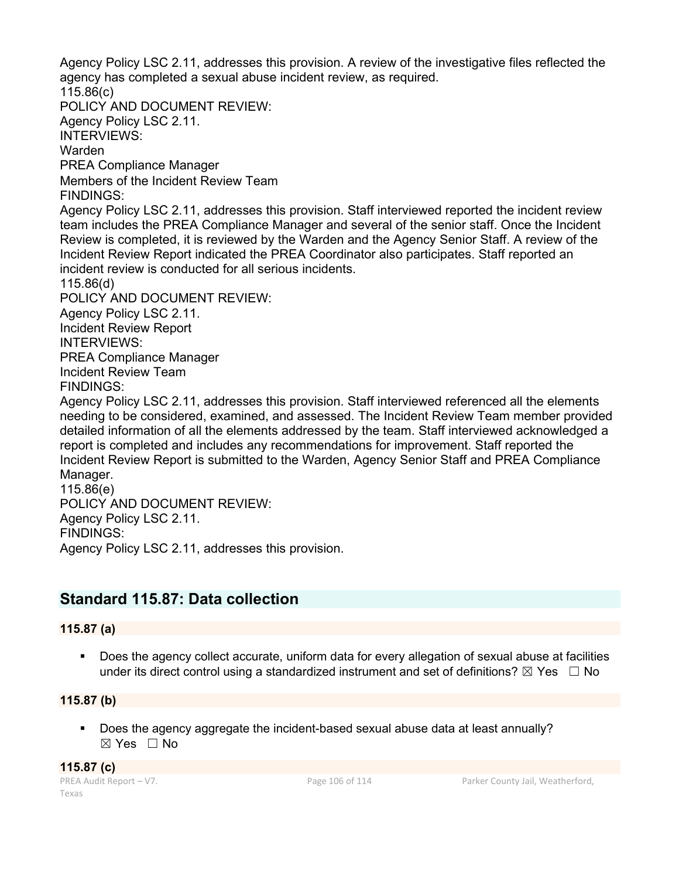Agency Policy LSC 2.11, addresses this provision. A review of the investigative files reflected the agency has completed a sexual abuse incident review, as required.

115.86(c)

POLICY AND DOCUMENT REVIEW:

Agency Policy LSC 2.11.

INTERVIEWS:

Warden

PREA Compliance Manager

Members of the Incident Review Team

FINDINGS:

Agency Policy LSC 2.11, addresses this provision. Staff interviewed reported the incident review team includes the PREA Compliance Manager and several of the senior staff. Once the Incident Review is completed, it is reviewed by the Warden and the Agency Senior Staff. A review of the Incident Review Report indicated the PREA Coordinator also participates. Staff reported an incident review is conducted for all serious incidents.

115.86(d)

POLICY AND DOCUMENT REVIEW:

Agency Policy LSC 2.11.

Incident Review Report

INTERVIEWS:

PREA Compliance Manager

Incident Review Team

FINDINGS:

Agency Policy LSC 2.11, addresses this provision. Staff interviewed referenced all the elements needing to be considered, examined, and assessed. The Incident Review Team member provided detailed information of all the elements addressed by the team. Staff interviewed acknowledged a report is completed and includes any recommendations for improvement. Staff reported the Incident Review Report is submitted to the Warden, Agency Senior Staff and PREA Compliance Manager.

115.86(e)

POLICY AND DOCUMENT REVIEW:

Agency Policy LSC 2.11.

FINDINGS:

Agency Policy LSC 2.11, addresses this provision.

## Standard 115.87: Data collection

### 115.87 (a)

- Does the agency collect accurate, uniform data for every allegation of sexual abuse at facilities under its direct control using a standardized instrument and set of definitions? ☒ Yes ☐ No

### 115.87 (b)

- Does the agency aggregate the incident-based sexual abuse data at least annually? ☒ Yes ☐ No

### 115.87 (c)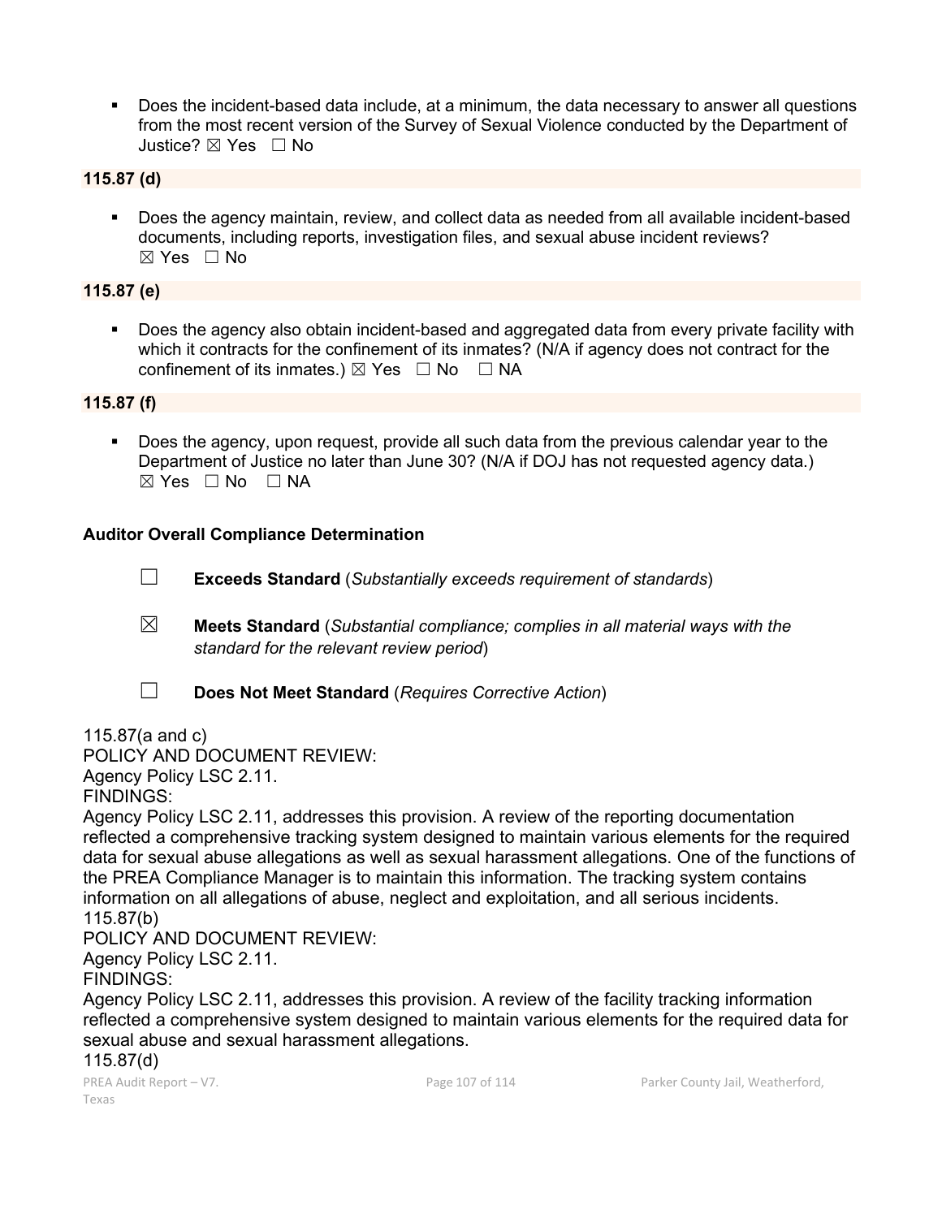- Does the incident-based data include, at a minimum, the data necessary to answer all questions from the most recent version of the Survey of Sexual Violence conducted by the Department of Justice? ☒ Yes ☐ No

**115.87 (d)**

- Does the agency maintain, review, and collect data as needed from all available incident-based documents, including reports, investigation files, and sexual abuse incident reviews? ☒ Yes ☐ No

**115.87 (e)**

- Does the agency also obtain incident-based and aggregated data from every private facility with which it contracts for the confinement of its inmates? (N/A if agency does not contract for the confinement of its inmates.) ☒ Yes ☐ No ☐ NA

**115.87 (f)**

- Does the agency, upon request, provide all such data from the previous calendar year to the Department of Justice no later than June 30? (N/A if DOJ has not requested agency data.) ☒ Yes ☐ No ☐ NA

**Auditor Overall Compliance Determination**

☐ **Exceeds Standard** (*Substantially exceeds requirement of standards*)

☒ **Meets Standard** (*Substantial compliance; complies in all material ways with the standard for the relevant review period*)

☐ **Does Not Meet Standard** (*Requires Corrective Action*)

115.87(a and c)
POLICY AND DOCUMENT REVIEW:
Agency Policy LSC 2.11.
FINDINGS:
Agency Policy LSC 2.11, addresses this provision. A review of the reporting documentation reflected a comprehensive tracking system designed to maintain various elements for the required data for sexual abuse allegations as well as sexual harassment allegations. One of the functions of the PREA Compliance Manager is to maintain this information. The tracking system contains information on all allegations of abuse, neglect and exploitation, and all serious incidents.
115.87(b)
POLICY AND DOCUMENT REVIEW:
Agency Policy LSC 2.11.
FINDINGS:
Agency Policy LSC 2.11, addresses this provision. A review of the facility tracking information reflected a comprehensive system designed to maintain various elements for the required data for sexual abuse and sexual harassment allegations.
115.87(d)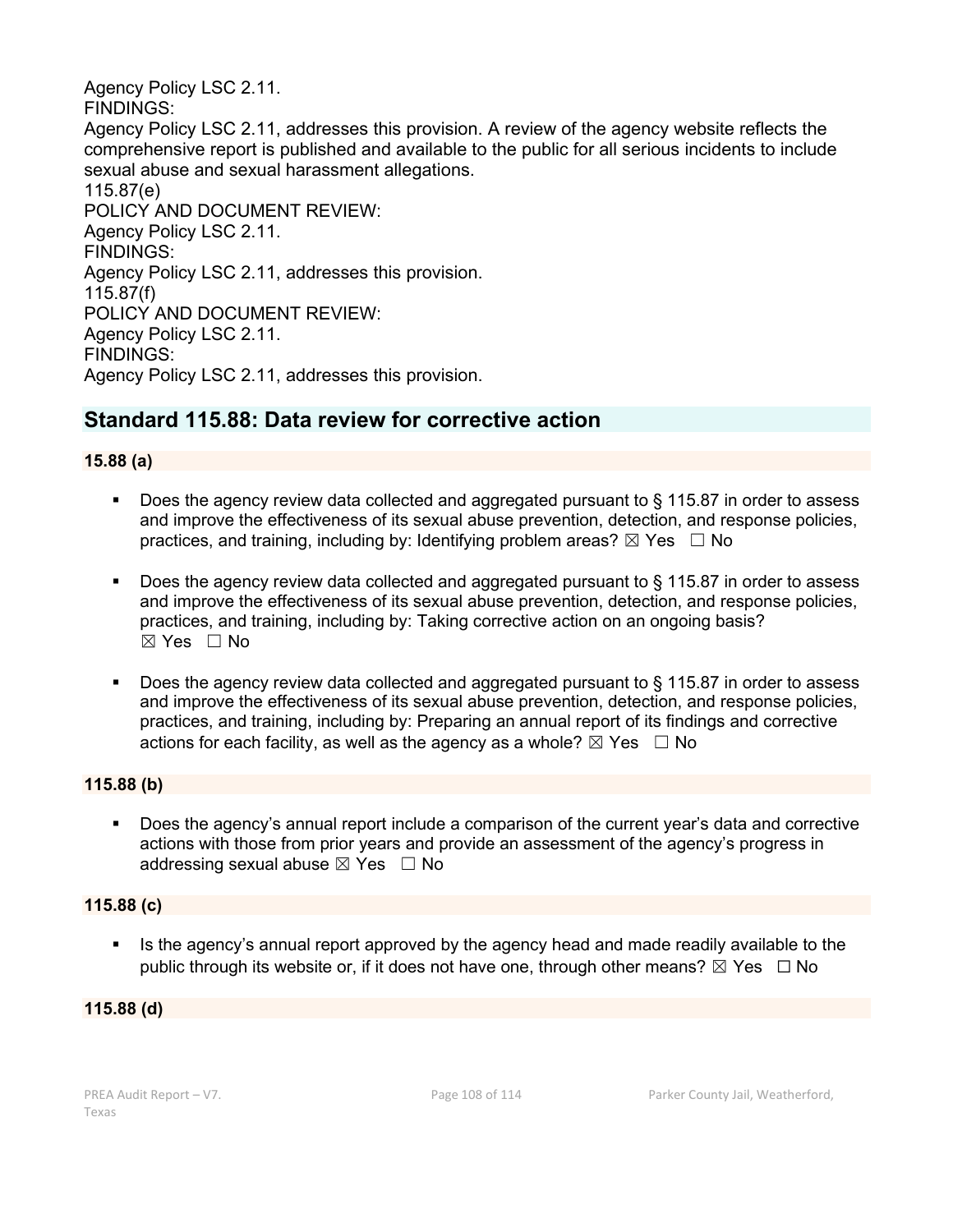Agency Policy LSC 2.11.
FINDINGS:
Agency Policy LSC 2.11, addresses this provision. A review of the agency website reflects the comprehensive report is published and available to the public for all serious incidents to include sexual abuse and sexual harassment allegations.
115.87(e)
POLICY AND DOCUMENT REVIEW:
Agency Policy LSC 2.11.
FINDINGS:
Agency Policy LSC 2.11, addresses this provision.
115.87(f)
POLICY AND DOCUMENT REVIEW:
Agency Policy LSC 2.11.
FINDINGS:
Agency Policy LSC 2.11, addresses this provision.

## Standard 115.88: Data review for corrective action

**15.88 (a)**

- Does the agency review data collected and aggregated pursuant to § 115.87 in order to assess and improve the effectiveness of its sexual abuse prevention, detection, and response policies, practices, and training, including by: Identifying problem areas? ☒ Yes ☐ No
- Does the agency review data collected and aggregated pursuant to § 115.87 in order to assess and improve the effectiveness of its sexual abuse prevention, detection, and response policies, practices, and training, including by: Taking corrective action on an ongoing basis? ☒ Yes ☐ No
- Does the agency review data collected and aggregated pursuant to § 115.87 in order to assess and improve the effectiveness of its sexual abuse prevention, detection, and response policies, practices, and training, including by: Preparing an annual report of its findings and corrective actions for each facility, as well as the agency as a whole? ☒ Yes ☐ No

**115.88 (b)**

- Does the agency's annual report include a comparison of the current year's data and corrective actions with those from prior years and provide an assessment of the agency's progress in addressing sexual abuse ☒ Yes ☐ No

**115.88 (c)**

- Is the agency's annual report approved by the agency head and made readily available to the public through its website or, if it does not have one, through other means? ☒ Yes ☐ No

**115.88 (d)**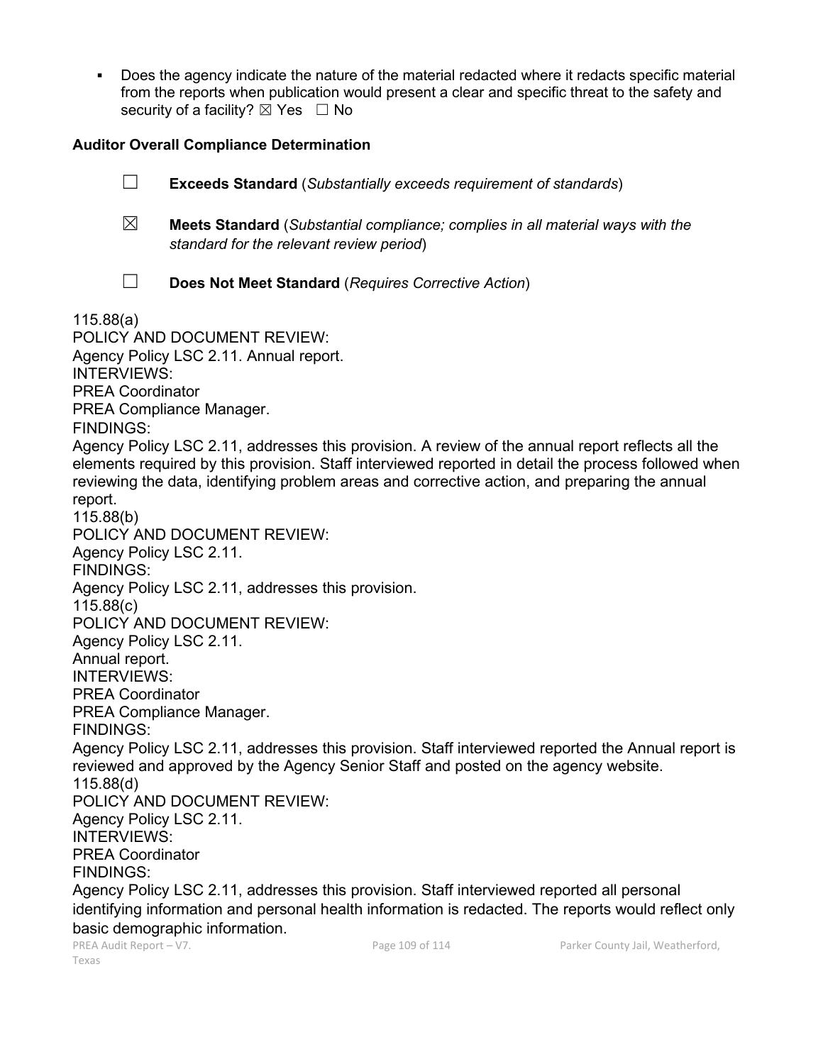- Does the agency indicate the nature of the material redacted where it redacts specific material from the reports when publication would present a clear and specific threat to the safety and security of a facility? ☒ Yes ☐ No

**Auditor Overall Compliance Determination**

☐ **Exceeds Standard** (*Substantially exceeds requirement of standards*)

☒ **Meets Standard** (*Substantial compliance; complies in all material ways with the standard for the relevant review period*)

☐ **Does Not Meet Standard** (*Requires Corrective Action*)

115.88(a)
POLICY AND DOCUMENT REVIEW:
Agency Policy LSC 2.11. Annual report.
INTERVIEWS:
PREA Coordinator
PREA Compliance Manager.
FINDINGS:
Agency Policy LSC 2.11, addresses this provision. A review of the annual report reflects all the elements required by this provision. Staff interviewed reported in detail the process followed when reviewing the data, identifying problem areas and corrective action, and preparing the annual report.
115.88(b)
POLICY AND DOCUMENT REVIEW:
Agency Policy LSC 2.11.
FINDINGS:
Agency Policy LSC 2.11, addresses this provision.
115.88(c)
POLICY AND DOCUMENT REVIEW:
Agency Policy LSC 2.11.
Annual report.
INTERVIEWS:
PREA Coordinator
PREA Compliance Manager.
FINDINGS:
Agency Policy LSC 2.11, addresses this provision. Staff interviewed reported the Annual report is reviewed and approved by the Agency Senior Staff and posted on the agency website.
115.88(d)
POLICY AND DOCUMENT REVIEW:
Agency Policy LSC 2.11.
INTERVIEWS:
PREA Coordinator
FINDINGS:
Agency Policy LSC 2.11, addresses this provision. Staff interviewed reported all personal identifying information and personal health information is redacted. The reports would reflect only basic demographic information.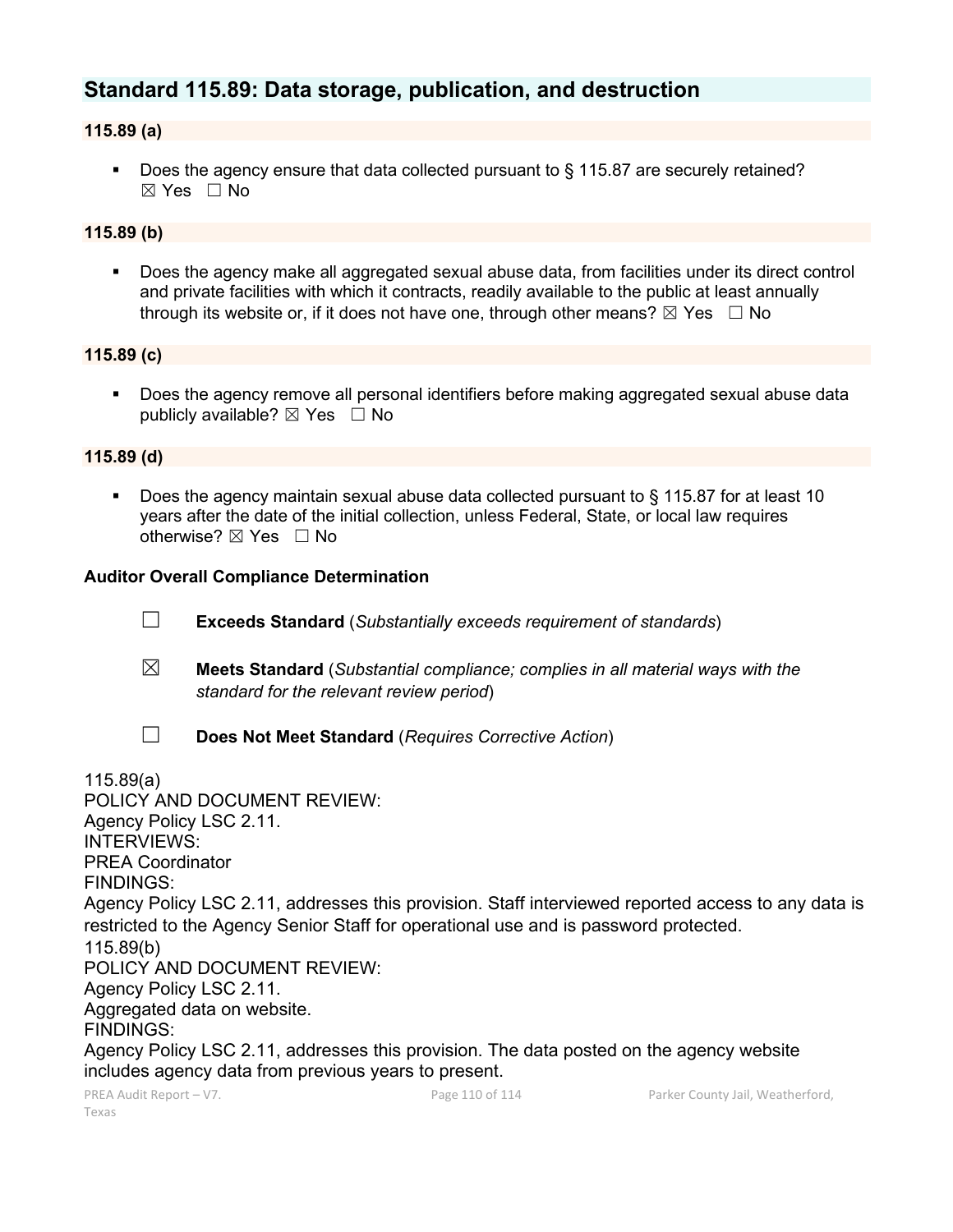## Standard 115.89: Data storage, publication, and destruction

### 115.89 (a)

- Does the agency ensure that data collected pursuant to § 115.87 are securely retained? ☒ Yes ☐ No

### 115.89 (b)

- Does the agency make all aggregated sexual abuse data, from facilities under its direct control and private facilities with which it contracts, readily available to the public at least annually through its website or, if it does not have one, through other means? ☒ Yes ☐ No

### 115.89 (c)

- Does the agency remove all personal identifiers before making aggregated sexual abuse data publicly available? ☒ Yes ☐ No

### 115.89 (d)

- Does the agency maintain sexual abuse data collected pursuant to § 115.87 for at least 10 years after the date of the initial collection, unless Federal, State, or local law requires otherwise? ☒ Yes ☐ No

**Auditor Overall Compliance Determination**

☐ **Exceeds Standard** (*Substantially exceeds requirement of standards*)

☒ **Meets Standard** (*Substantial compliance; complies in all material ways with the standard for the relevant review period*)

☐ **Does Not Meet Standard** (*Requires Corrective Action*)

115.89(a)
POLICY AND DOCUMENT REVIEW:
Agency Policy LSC 2.11.
INTERVIEWS:
PREA Coordinator
FINDINGS:
Agency Policy LSC 2.11, addresses this provision. Staff interviewed reported access to any data is restricted to the Agency Senior Staff for operational use and is password protected.
115.89(b)
POLICY AND DOCUMENT REVIEW:
Agency Policy LSC 2.11.
Aggregated data on website.
FINDINGS:
Agency Policy LSC 2.11, addresses this provision. The data posted on the agency website includes agency data from previous years to present.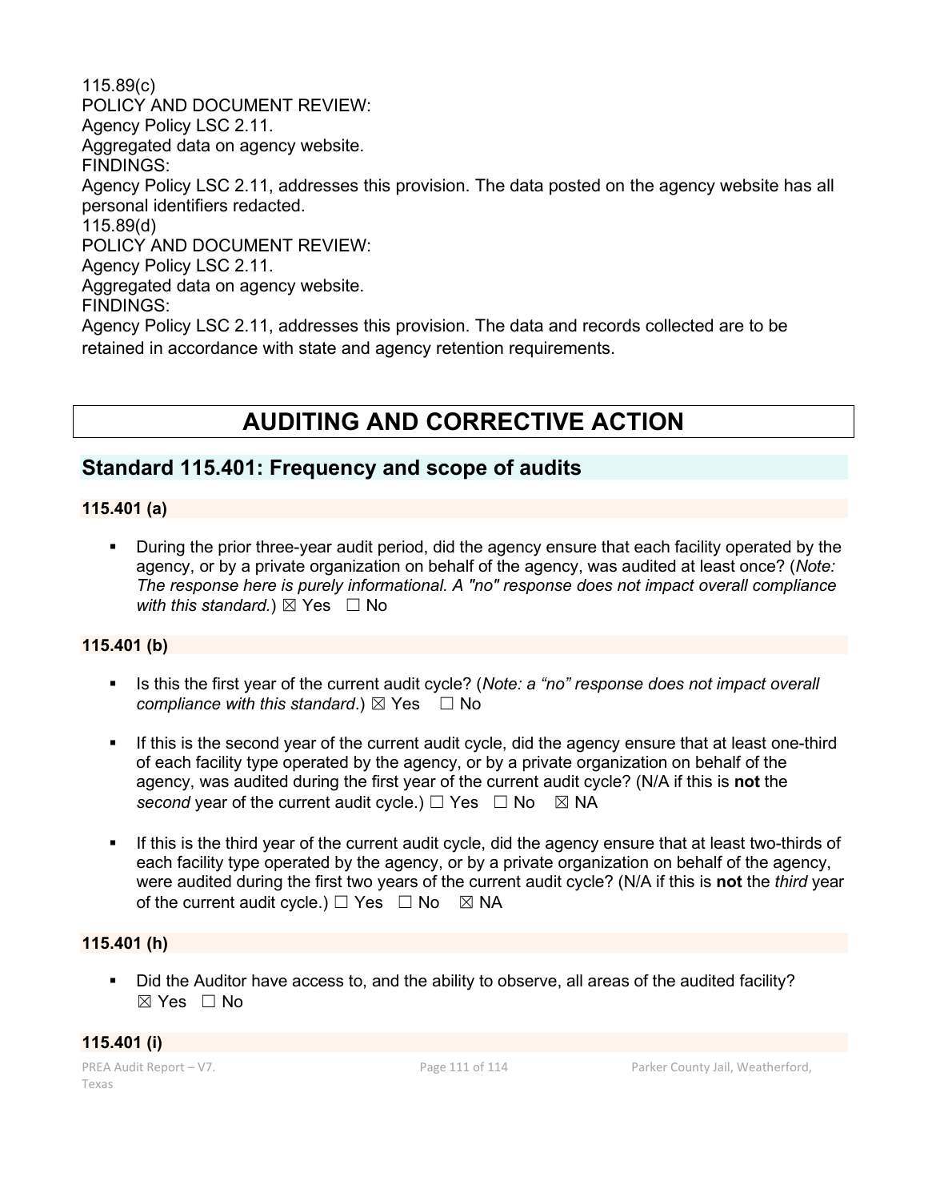115.89(c)
POLICY AND DOCUMENT REVIEW:
Agency Policy LSC 2.11.
Aggregated data on agency website.
FINDINGS:
Agency Policy LSC 2.11, addresses this provision. The data posted on the agency website has all personal identifiers redacted.
115.89(d)
POLICY AND DOCUMENT REVIEW:
Agency Policy LSC 2.11.
Aggregated data on agency website.
FINDINGS:
Agency Policy LSC 2.11, addresses this provision. The data and records collected are to be retained in accordance with state and agency retention requirements.

# AUDITING AND CORRECTIVE ACTION

## Standard 115.401: Frequency and scope of audits

### 115.401 (a)

- During the prior three-year audit period, did the agency ensure that each facility operated by the agency, or by a private organization on behalf of the agency, was audited at least once? (*Note: The response here is purely informational. A "no" response does not impact overall compliance with this standard.*) ☒ Yes ☐ No

### 115.401 (b)

- Is this the first year of the current audit cycle? (*Note: a "no" response does not impact overall compliance with this standard*.) ☒ Yes ☐ No
- If this is the second year of the current audit cycle, did the agency ensure that at least one-third of each facility type operated by the agency, or by a private organization on behalf of the agency, was audited during the first year of the current audit cycle? (N/A if this is **not** the *second* year of the current audit cycle.) ☐ Yes ☐ No ☒ NA
- If this is the third year of the current audit cycle, did the agency ensure that at least two-thirds of each facility type operated by the agency, or by a private organization on behalf of the agency, were audited during the first two years of the current audit cycle? (N/A if this is **not** the *third* year of the current audit cycle.) ☐ Yes ☐ No ☒ NA

### 115.401 (h)

- Did the Auditor have access to, and the ability to observe, all areas of the audited facility? ☒ Yes ☐ No

### 115.401 (i)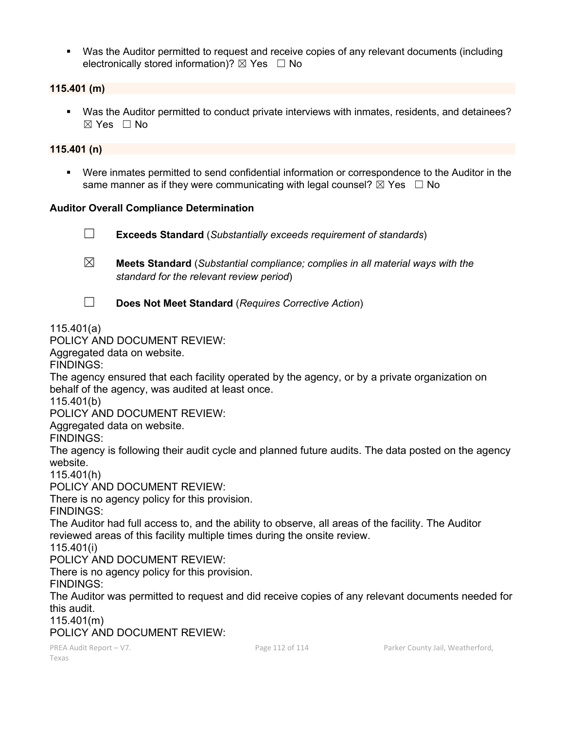- Was the Auditor permitted to request and receive copies of any relevant documents (including electronically stored information)? ☒ Yes ☐ No

**115.401 (m)**

- Was the Auditor permitted to conduct private interviews with inmates, residents, and detainees? ☒ Yes ☐ No

**115.401 (n)**

- Were inmates permitted to send confidential information or correspondence to the Auditor in the same manner as if they were communicating with legal counsel? ☒ Yes ☐ No

**Auditor Overall Compliance Determination**

☐ **Exceeds Standard** (*Substantially exceeds requirement of standards*)

☒ **Meets Standard** (*Substantial compliance; complies in all material ways with the standard for the relevant review period*)

☐ **Does Not Meet Standard** (*Requires Corrective Action*)

115.401(a)
POLICY AND DOCUMENT REVIEW:
Aggregated data on website.
FINDINGS:
The agency ensured that each facility operated by the agency, or by a private organization on behalf of the agency, was audited at least once.
115.401(b)
POLICY AND DOCUMENT REVIEW:
Aggregated data on website.
FINDINGS:
The agency is following their audit cycle and planned future audits. The data posted on the agency website.
115.401(h)
POLICY AND DOCUMENT REVIEW:
There is no agency policy for this provision.
FINDINGS:
The Auditor had full access to, and the ability to observe, all areas of the facility. The Auditor reviewed areas of this facility multiple times during the onsite review.
115.401(i)
POLICY AND DOCUMENT REVIEW:
There is no agency policy for this provision.
FINDINGS:
The Auditor was permitted to request and did receive copies of any relevant documents needed for this audit.
115.401(m)
POLICY AND DOCUMENT REVIEW: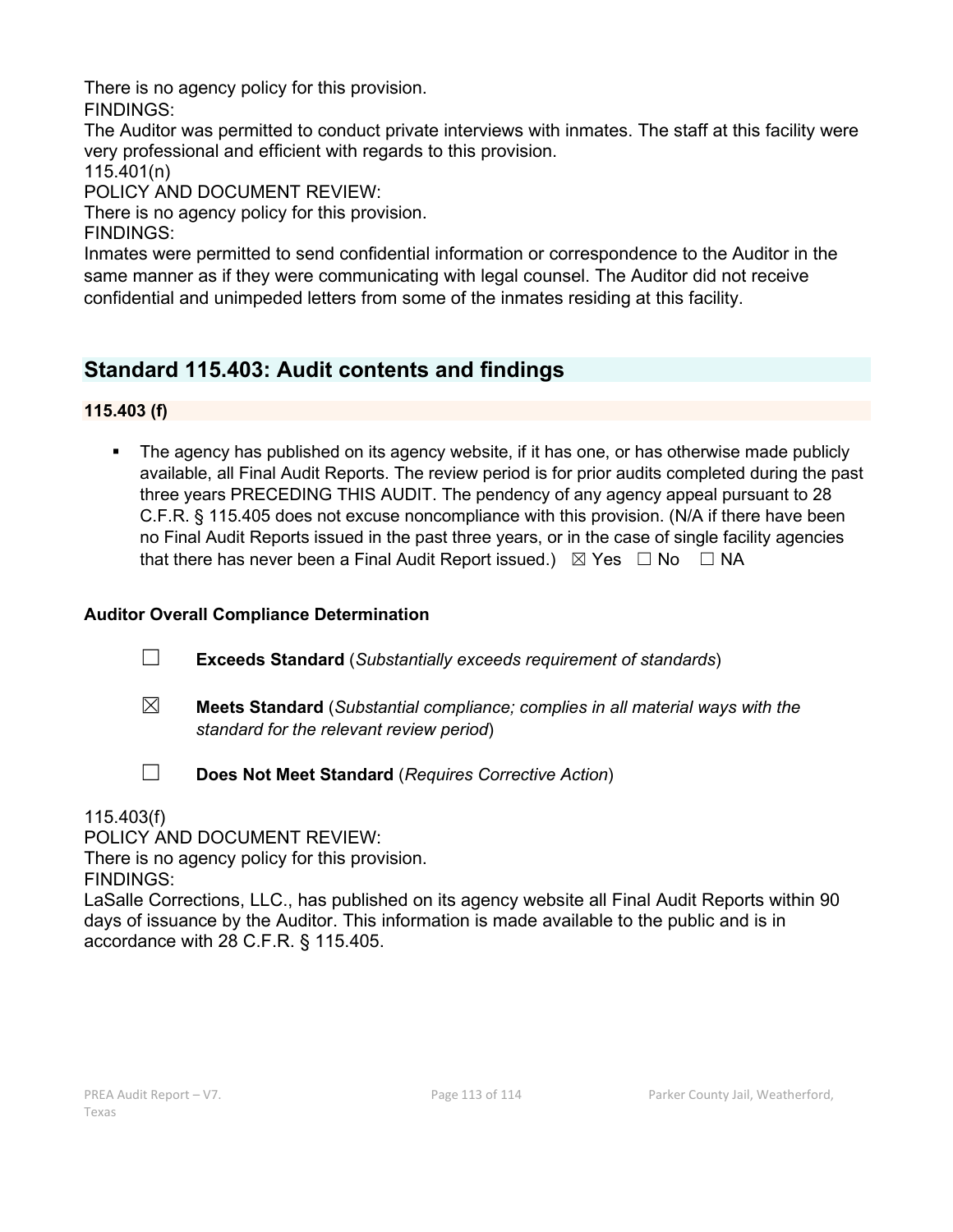There is no agency policy for this provision.
FINDINGS:
The Auditor was permitted to conduct private interviews with inmates. The staff at this facility were very professional and efficient with regards to this provision.
115.401(n)
POLICY AND DOCUMENT REVIEW:
There is no agency policy for this provision.
FINDINGS:
Inmates were permitted to send confidential information or correspondence to the Auditor in the same manner as if they were communicating with legal counsel. The Auditor did not receive confidential and unimpeded letters from some of the inmates residing at this facility.

## Standard 115.403: Audit contents and findings

### 115.403 (f)

- The agency has published on its agency website, if it has one, or has otherwise made publicly available, all Final Audit Reports. The review period is for prior audits completed during the past three years PRECEDING THIS AUDIT. The pendency of any agency appeal pursuant to 28 C.F.R. § 115.405 does not excuse noncompliance with this provision. (N/A if there have been no Final Audit Reports issued in the past three years, or in the case of single facility agencies that there has never been a Final Audit Report issued.) ☒ Yes ☐ No ☐ NA

**Auditor Overall Compliance Determination**

☐ **Exceeds Standard** (*Substantially exceeds requirement of standards*)

☒ **Meets Standard** (*Substantial compliance; complies in all material ways with the standard for the relevant review period*)

☐ **Does Not Meet Standard** (*Requires Corrective Action*)

115.403(f)
POLICY AND DOCUMENT REVIEW:
There is no agency policy for this provision.
FINDINGS:
LaSalle Corrections, LLC., has published on its agency website all Final Audit Reports within 90 days of issuance by the Auditor. This information is made available to the public and is in accordance with 28 C.F.R. § 115.405.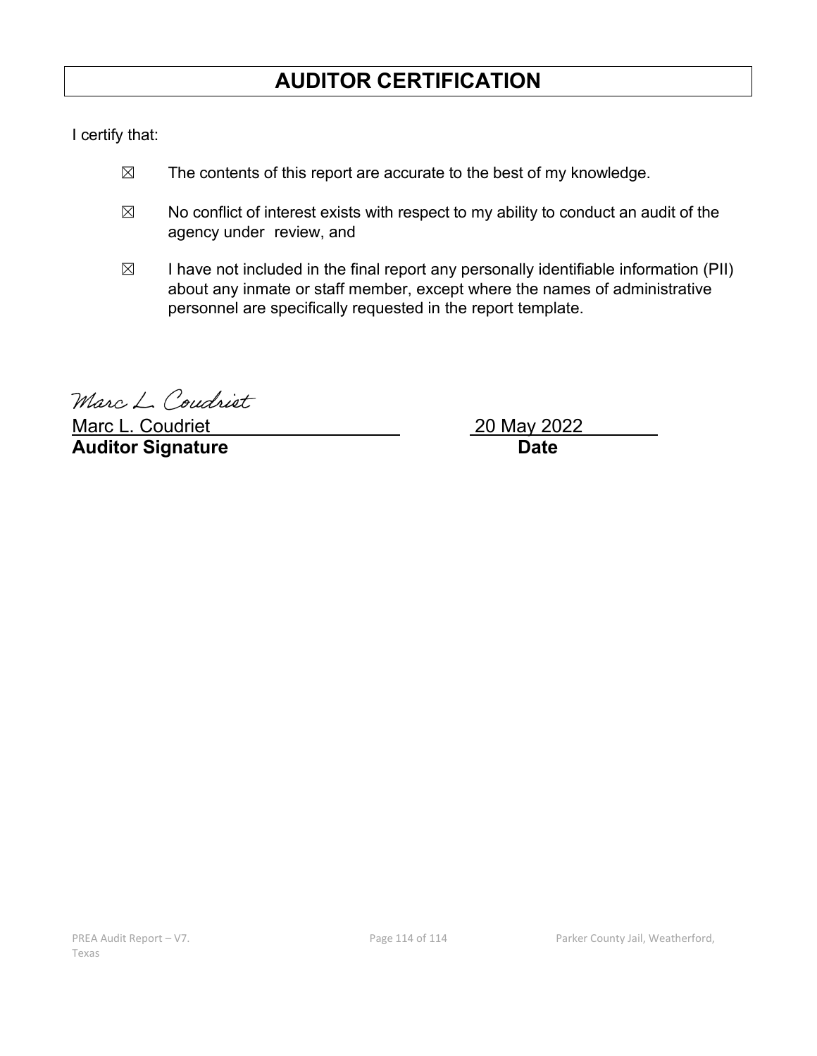# AUDITOR CERTIFICATION

I certify that:

☒ The contents of this report are accurate to the best of my knowledge.

☒ No conflict of interest exists with respect to my ability to conduct an audit of the agency under review, and

☒ I have not included in the final report any personally identifiable information (PII) about any inmate or staff member, except where the names of administrative personnel are specifically requested in the report template.

*Marc L. Coudriet*

Marc L. Coudriet — 20 May 2022

**Auditor Signature** — **Date**